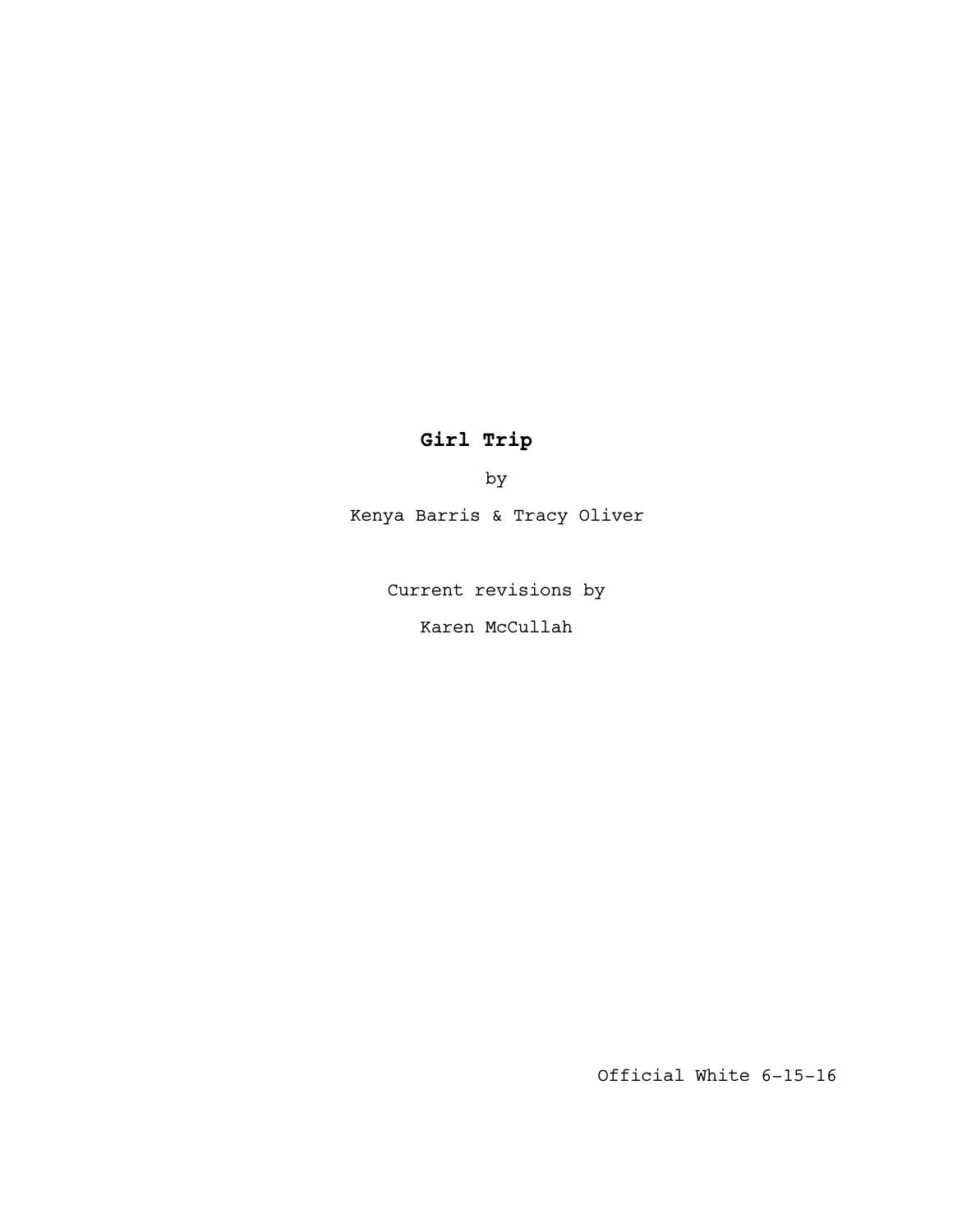# Girl Trip

by

Kenya Barris & Tracy Oliver

Current revisions by

Karen McCullah

Official White 6-15-16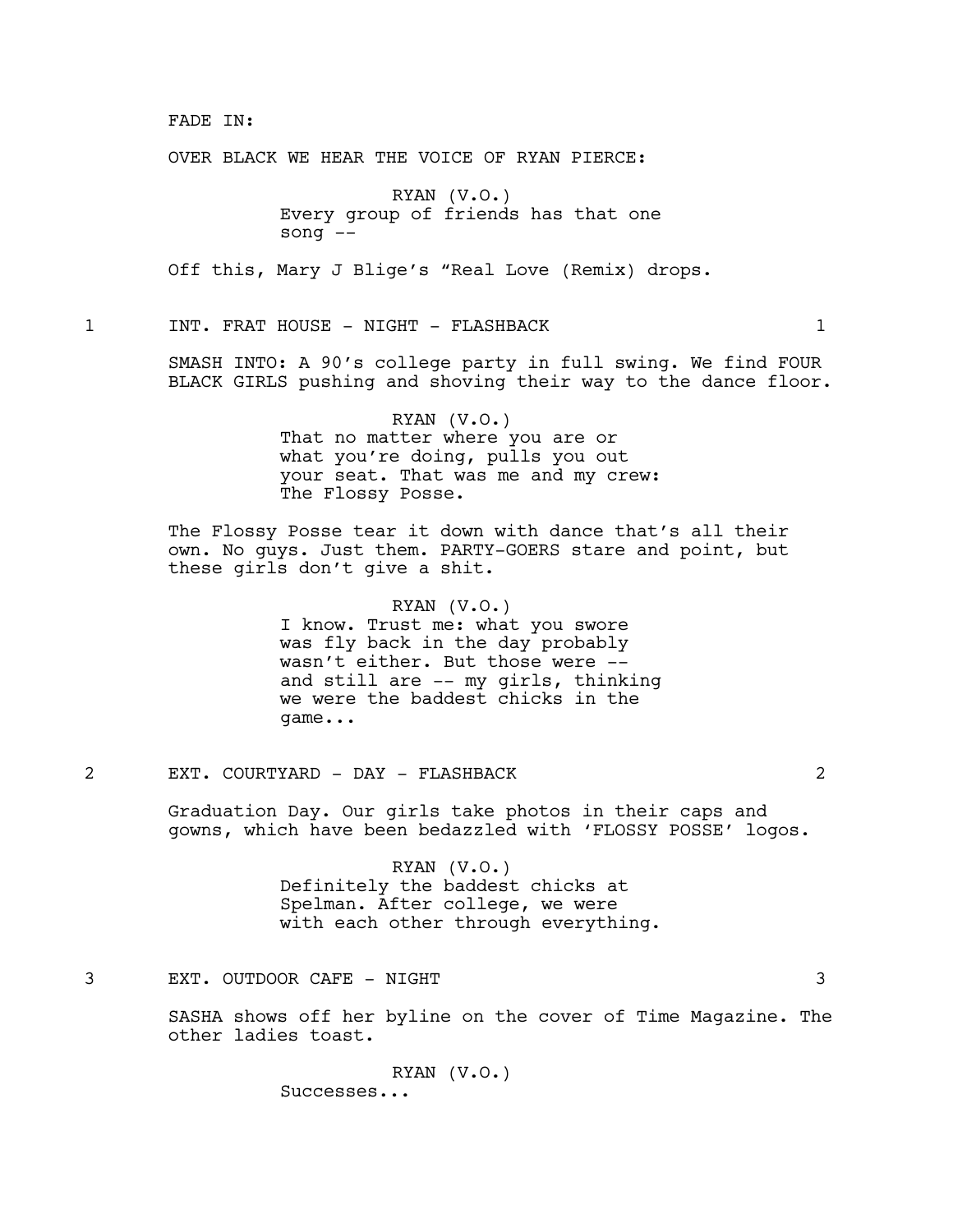FADE IN:

OVER BLACK WE HEAR THE VOICE OF RYAN PIERCE:

RYAN (V.O.)
Every group of friends has that one song --

Off this, Mary J Blige's "Real Love (Remix) drops.

1 INT. FRAT HOUSE - NIGHT - FLASHBACK 1

SMASH INTO: A 90's college party in full swing. We find FOUR BLACK GIRLS pushing and shoving their way to the dance floor.

RYAN (V.O.)
That no matter where you are or what you're doing, pulls you out your seat. That was me and my crew: The Flossy Posse.

The Flossy Posse tear it down with dance that's all their own. No guys. Just them. PARTY-GOERS stare and point, but these girls don't give a shit.

RYAN (V.O.)
I know. Trust me: what you swore was fly back in the day probably wasn't either. But those were -- and still are -- my girls, thinking we were the baddest chicks in the game...

2 EXT. COURTYARD - DAY - FLASHBACK 2

Graduation Day. Our girls take photos in their caps and gowns, which have been bedazzled with 'FLOSSY POSSE' logos.

RYAN (V.O.)
Definitely the baddest chicks at Spelman. After college, we were with each other through everything.

3 EXT. OUTDOOR CAFE - NIGHT 3

SASHA shows off her byline on the cover of Time Magazine. The other ladies toast.

RYAN (V.O.)
Successes...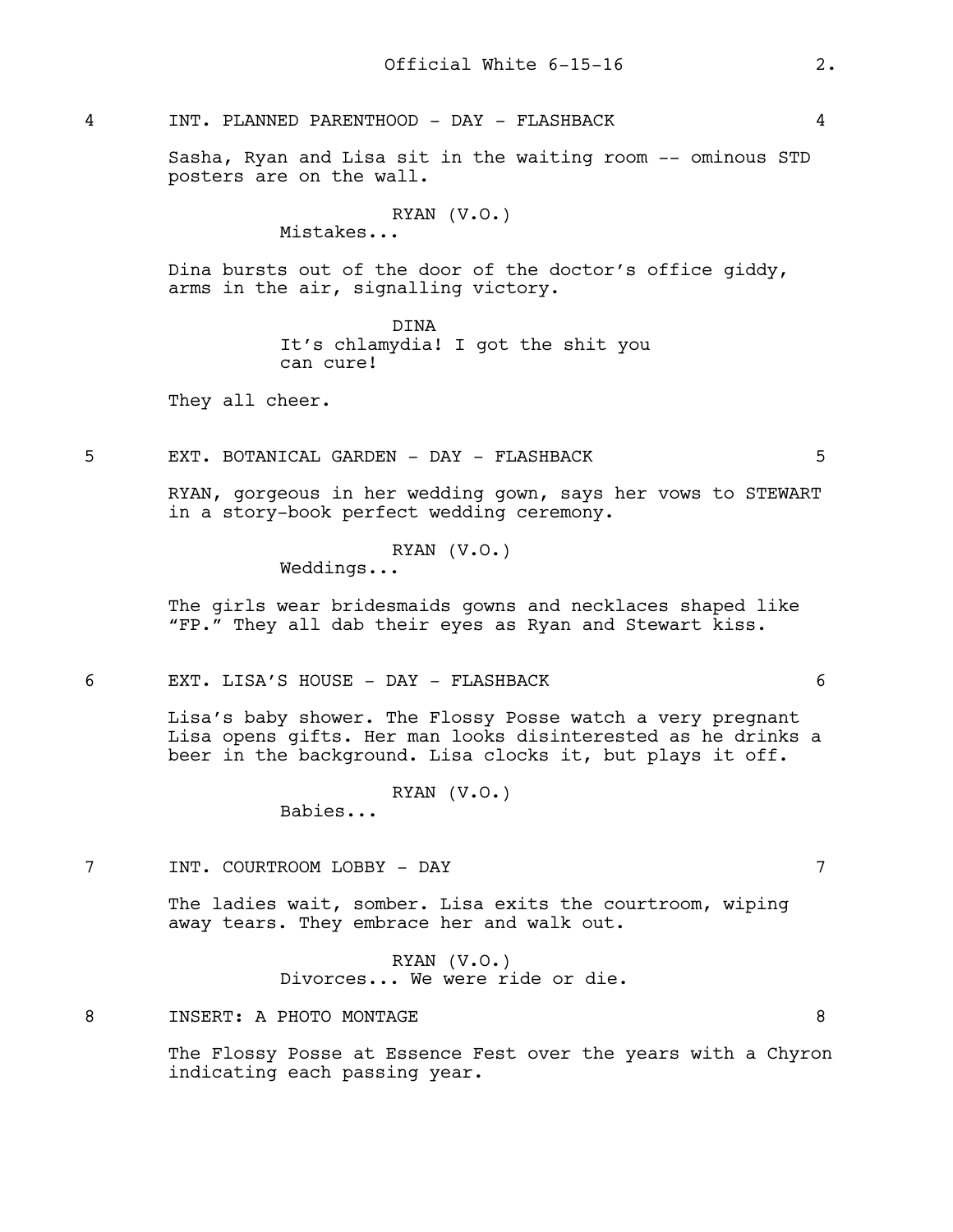4 INT. PLANNED PARENTHOOD - DAY - FLASHBACK 4

Sasha, Ryan and Lisa sit in the waiting room -- ominous STD posters are on the wall.

RYAN (V.O.)
Mistakes...

Dina bursts out of the door of the doctor's office giddy, arms in the air, signalling victory.

DINA
It's chlamydia! I got the shit you can cure!

They all cheer.

5 EXT. BOTANICAL GARDEN - DAY - FLASHBACK 5

RYAN, gorgeous in her wedding gown, says her vows to STEWART in a story-book perfect wedding ceremony.

RYAN (V.O.)
Weddings...

The girls wear bridesmaids gowns and necklaces shaped like "FP." They all dab their eyes as Ryan and Stewart kiss.

6 EXT. LISA'S HOUSE - DAY - FLASHBACK 6

Lisa's baby shower. The Flossy Posse watch a very pregnant Lisa opens gifts. Her man looks disinterested as he drinks a beer in the background. Lisa clocks it, but plays it off.

RYAN (V.O.)
Babies...

7 INT. COURTROOM LOBBY - DAY 7

The ladies wait, somber. Lisa exits the courtroom, wiping away tears. They embrace her and walk out.

RYAN (V.O.)
Divorces... We were ride or die.

8 INSERT: A PHOTO MONTAGE 8

The Flossy Posse at Essence Fest over the years with a Chyron indicating each passing year.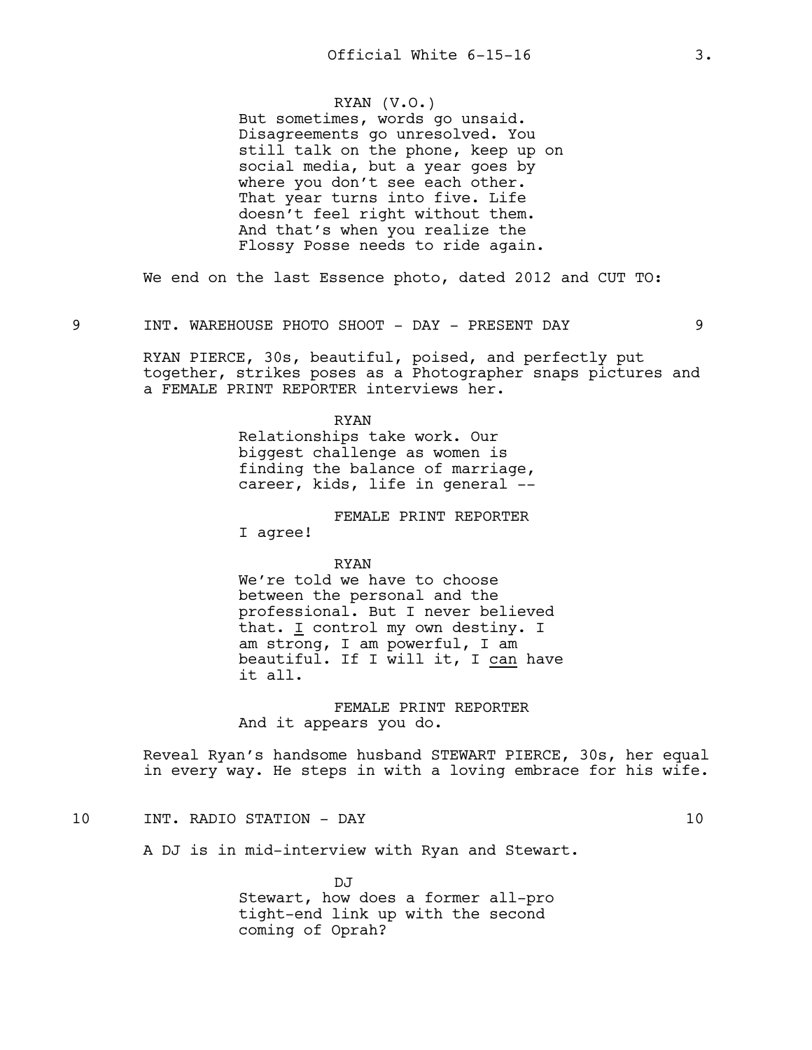RYAN (V.O.)
But sometimes, words go unsaid. Disagreements go unresolved. You still talk on the phone, keep up on social media, but a year goes by where you don't see each other. That year turns into five. Life doesn't feel right without them. And that's when you realize the Flossy Posse needs to ride again.

We end on the last Essence photo, dated 2012 and CUT TO:

## 9 INT. WAREHOUSE PHOTO SHOOT - DAY - PRESENT DAY 9

RYAN PIERCE, 30s, beautiful, poised, and perfectly put together, strikes poses as a Photographer snaps pictures and a FEMALE PRINT REPORTER interviews her.

RYAN
Relationships take work. Our biggest challenge as women is finding the balance of marriage, career, kids, life in general --

FEMALE PRINT REPORTER
I agree!

RYAN
We're told we have to choose between the personal and the professional. But I never believed that. <u>I</u> control my own destiny. I am strong, I am powerful, I am beautiful. If I will it, I <u>can</u> have it all.

FEMALE PRINT REPORTER
And it appears you do.

Reveal Ryan's handsome husband STEWART PIERCE, 30s, her equal in every way. He steps in with a loving embrace for his wife.

## 10 INT. RADIO STATION - DAY 10

A DJ is in mid-interview with Ryan and Stewart.

DJ
Stewart, how does a former all-pro tight-end link up with the second coming of Oprah?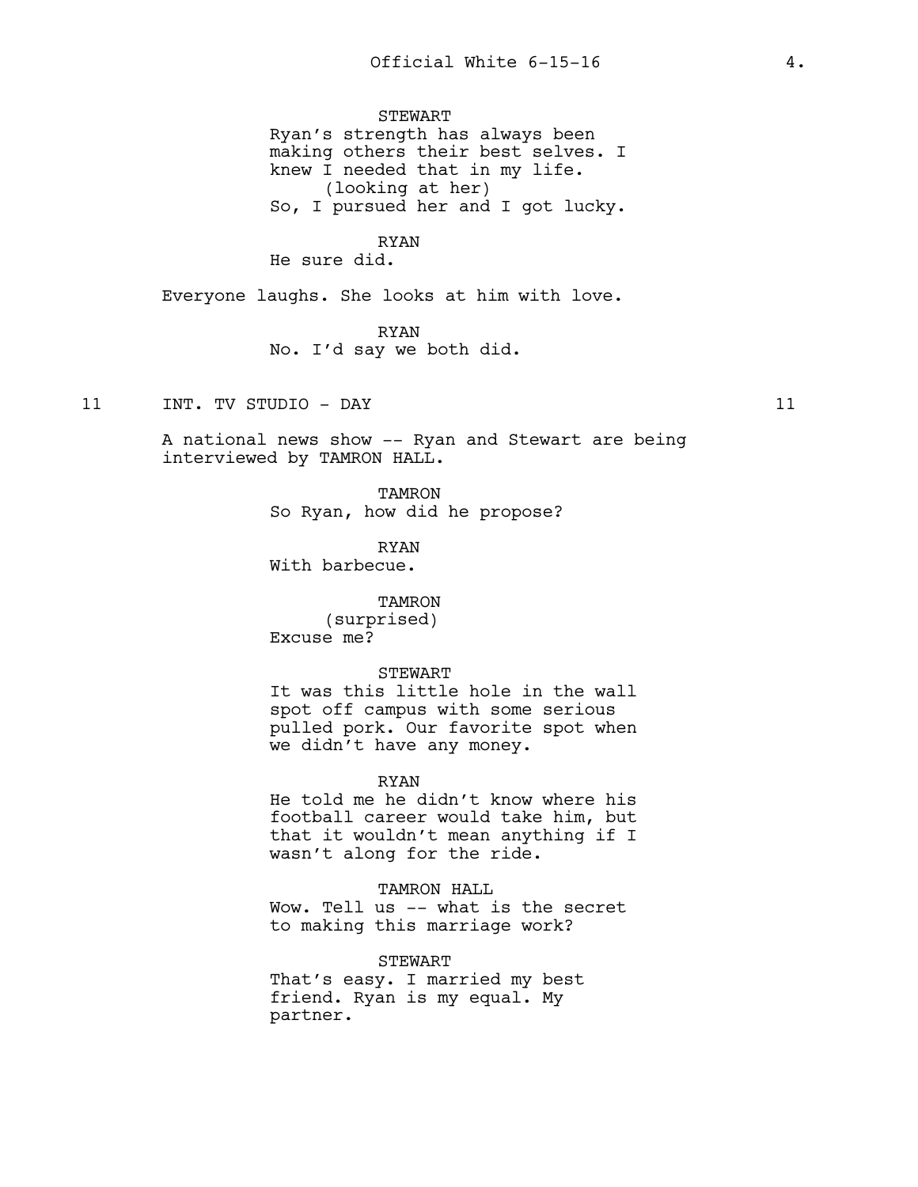STEWART
Ryan's strength has always been making others their best selves. I knew I needed that in my life.
(looking at her)
So, I pursued her and I got lucky.

RYAN
He sure did.

Everyone laughs. She looks at him with love.

RYAN
No. I'd say we both did.

11 INT. TV STUDIO - DAY 11

A national news show -- Ryan and Stewart are being interviewed by TAMRON HALL.

TAMRON
So Ryan, how did he propose?

RYAN
With barbecue.

TAMRON
(surprised)
Excuse me?

STEWART
It was this little hole in the wall spot off campus with some serious pulled pork. Our favorite spot when we didn't have any money.

RYAN
He told me he didn't know where his football career would take him, but that it wouldn't mean anything if I wasn't along for the ride.

TAMRON HALL
Wow. Tell us -- what is the secret to making this marriage work?

STEWART
That's easy. I married my best friend. Ryan is my equal. My partner.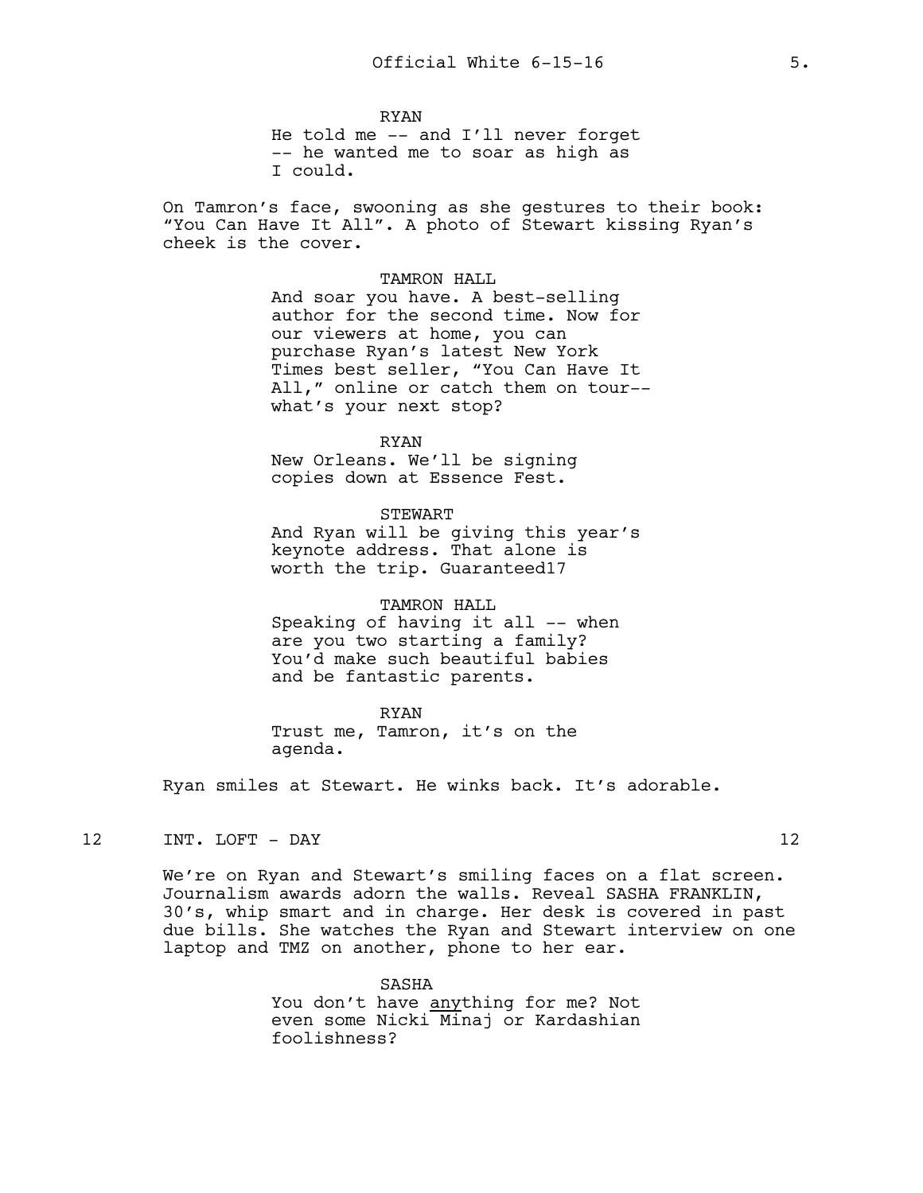RYAN
He told me -- and I'll never forget -- he wanted me to soar as high as I could.

On Tamron's face, swooning as she gestures to their book: "You Can Have It All". A photo of Stewart kissing Ryan's cheek is the cover.

TAMRON HALL
And soar you have. A best-selling author for the second time. Now for our viewers at home, you can purchase Ryan's latest New York Times best seller, "You Can Have It All," online or catch them on tour-- what's your next stop?

RYAN
New Orleans. We'll be signing copies down at Essence Fest.

STEWART
And Ryan will be giving this year's keynote address. That alone is worth the trip. Guaranteed17

TAMRON HALL
Speaking of having it all -- when are you two starting a family? You'd make such beautiful babies and be fantastic parents.

RYAN
Trust me, Tamron, it's on the agenda.

Ryan smiles at Stewart. He winks back. It's adorable.

12 INT. LOFT - DAY 12

We're on Ryan and Stewart's smiling faces on a flat screen. Journalism awards adorn the walls. Reveal SASHA FRANKLIN, 30's, whip smart and in charge. Her desk is covered in past due bills. She watches the Ryan and Stewart interview on one laptop and TMZ on another, phone to her ear.

SASHA
You don't have <u>any</u>thing for me? Not even some Nicki Minaj or Kardashian foolishness?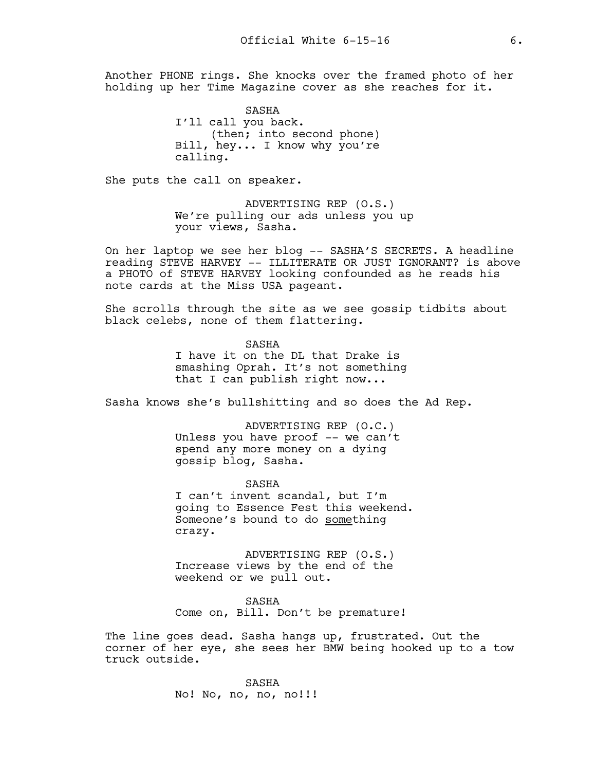Another PHONE rings. She knocks over the framed photo of her holding up her Time Magazine cover as she reaches for it.

SASHA
I'll call you back.
(then; into second phone)
Bill, hey... I know why you're calling.

She puts the call on speaker.

ADVERTISING REP (O.S.)
We're pulling our ads unless you up your views, Sasha.

On her laptop we see her blog -- SASHA'S SECRETS. A headline reading STEVE HARVEY -- ILLITERATE OR JUST IGNORANT? is above a PHOTO of STEVE HARVEY looking confounded as he reads his note cards at the Miss USA pageant.

She scrolls through the site as we see gossip tidbits about black celebs, none of them flattering.

SASHA
I have it on the DL that Drake is smashing Oprah. It's not something that I can publish right now...

Sasha knows she's bullshitting and so does the Ad Rep.

ADVERTISING REP (O.C.)
Unless you have proof -- we can't spend any more money on a dying gossip blog, Sasha.

SASHA
I can't invent scandal, but I'm going to Essence Fest this weekend. Someone's bound to do <u>some</u>thing crazy.

ADVERTISING REP (O.S.)
Increase views by the end of the weekend or we pull out.

SASHA
Come on, Bill. Don't be premature!

The line goes dead. Sasha hangs up, frustrated. Out the corner of her eye, she sees her BMW being hooked up to a tow truck outside.

SASHA
No! No, no, no, no!!!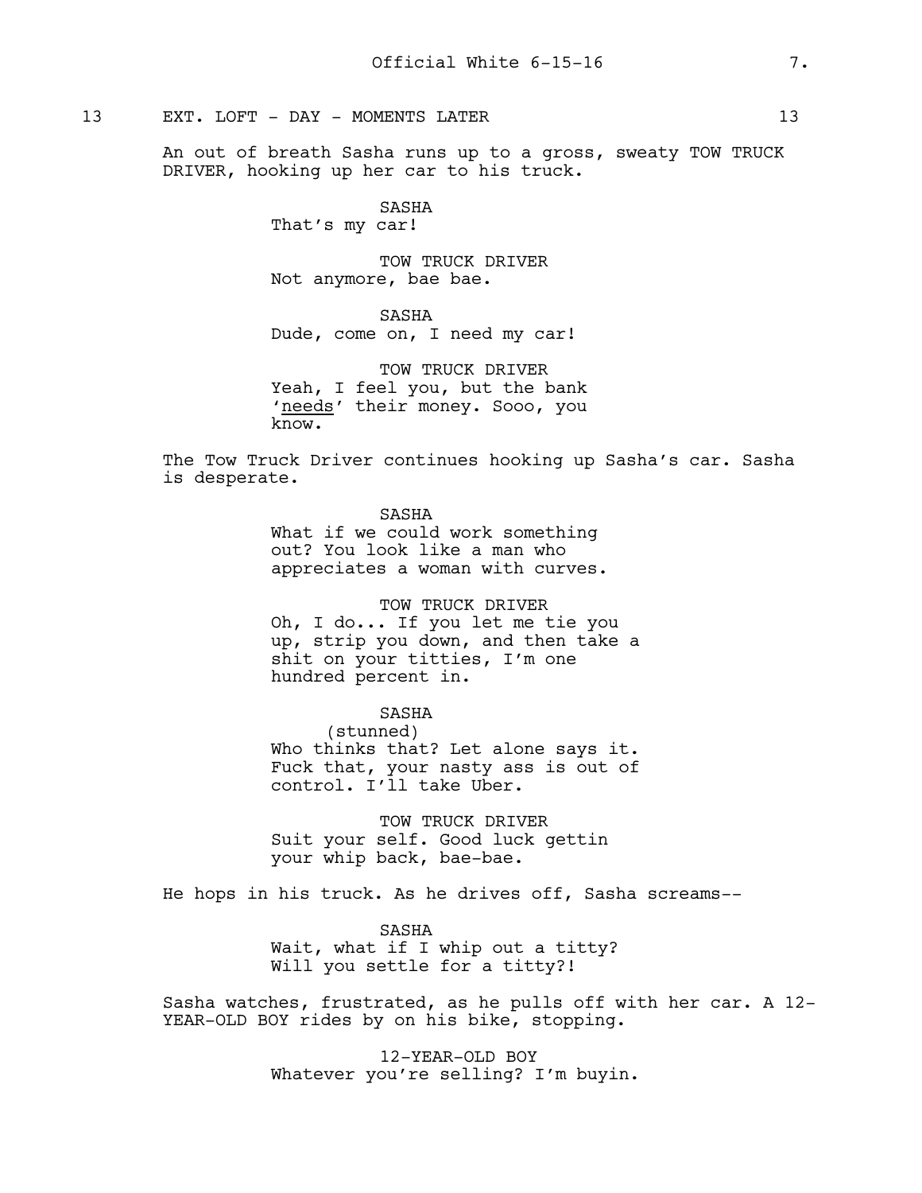13 EXT. LOFT - DAY - MOMENTS LATER 13

An out of breath Sasha runs up to a gross, sweaty TOW TRUCK DRIVER, hooking up her car to his truck.

SASHA
That's my car!

TOW TRUCK DRIVER
Not anymore, bae bae.

SASHA
Dude, come on, I need my car!

TOW TRUCK DRIVER
Yeah, I feel you, but the bank '<u>needs</u>' their money. Sooo, you know.

The Tow Truck Driver continues hooking up Sasha's car. Sasha is desperate.

SASHA
What if we could work something out? You look like a man who appreciates a woman with curves.

TOW TRUCK DRIVER
Oh, I do... If you let me tie you up, strip you down, and then take a shit on your titties, I'm one hundred percent in.

SASHA
(stunned)
Who thinks that? Let alone says it. Fuck that, your nasty ass is out of control. I'll take Uber.

TOW TRUCK DRIVER
Suit your self. Good luck gettin your whip back, bae-bae.

He hops in his truck. As he drives off, Sasha screams--

SASHA
Wait, what if I whip out a titty? Will you settle for a titty?!

Sasha watches, frustrated, as he pulls off with her car. A 12-YEAR-OLD BOY rides by on his bike, stopping.

12-YEAR-OLD BOY
Whatever you're selling? I'm buyin.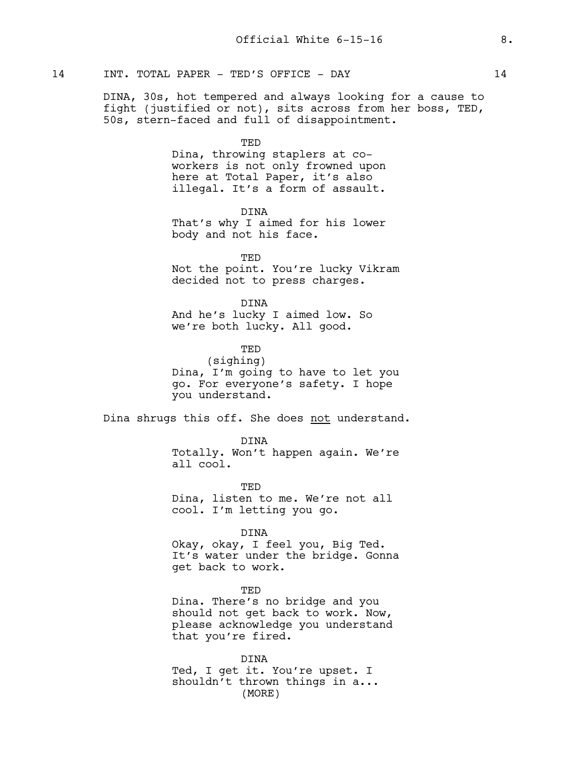14 INT. TOTAL PAPER - TED'S OFFICE - DAY 14

DINA, 30s, hot tempered and always looking for a cause to fight (justified or not), sits across from her boss, TED, 50s, stern-faced and full of disappointment.

TED
Dina, throwing staplers at co-workers is not only frowned upon here at Total Paper, it's also illegal. It's a form of assault.

DINA
That's why I aimed for his lower body and not his face.

TED
Not the point. You're lucky Vikram decided not to press charges.

DINA
And he's lucky I aimed low. So we're both lucky. All good.

TED
(sighing)
Dina, I'm going to have to let you go. For everyone's safety. I hope you understand.

Dina shrugs this off. She does <u>not</u> understand.

DINA
Totally. Won't happen again. We're all cool.

TED
Dina, listen to me. We're not all cool. I'm letting you go.

DINA
Okay, okay, I feel you, Big Ted. It's water under the bridge. Gonna get back to work.

TED
Dina. There's no bridge and you should not get back to work. Now, please acknowledge you understand that you're fired.

DINA
Ted, I get it. You're upset. I shouldn't thrown things in a...
(MORE)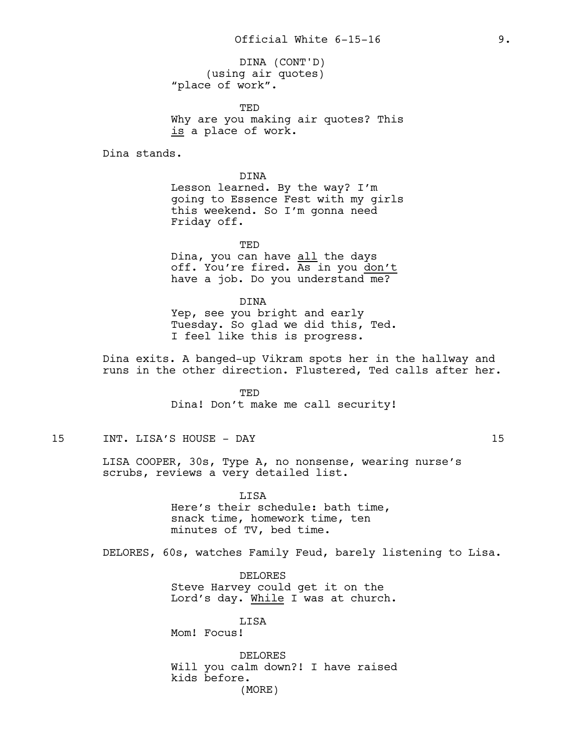DINA (CONT'D)
(using air quotes)
"place of work".

TED
Why are you making air quotes? This _is_ a place of work.

Dina stands.

DINA
Lesson learned. By the way? I'm going to Essence Fest with my girls this weekend. So I'm gonna need Friday off.

TED
Dina, you can have _all_ the days off. You're fired. As in you _don't have a job. Do you understand me?_

DINA
Yep, see you bright and early Tuesday. So glad we did this, Ted. I feel like this is progress.

Dina exits. A banged-up Vikram spots her in the hallway and runs in the other direction. Flustered, Ted calls after her.

TED
Dina! Don't make me call security!

15 INT. LISA'S HOUSE - DAY 15

LISA COOPER, 30s, Type A, no nonsense, wearing nurse's scrubs, reviews a very detailed list.

LISA
Here's their schedule: bath time, snack time, homework time, ten minutes of TV, bed time.

DELORES, 60s, watches Family Feud, barely listening to Lisa.

DELORES
Steve Harvey could get it on the Lord's day. _While_ I was at church.

LISA
Mom! Focus!

DELORES
Will you calm down?! I have raised kids before.
(MORE)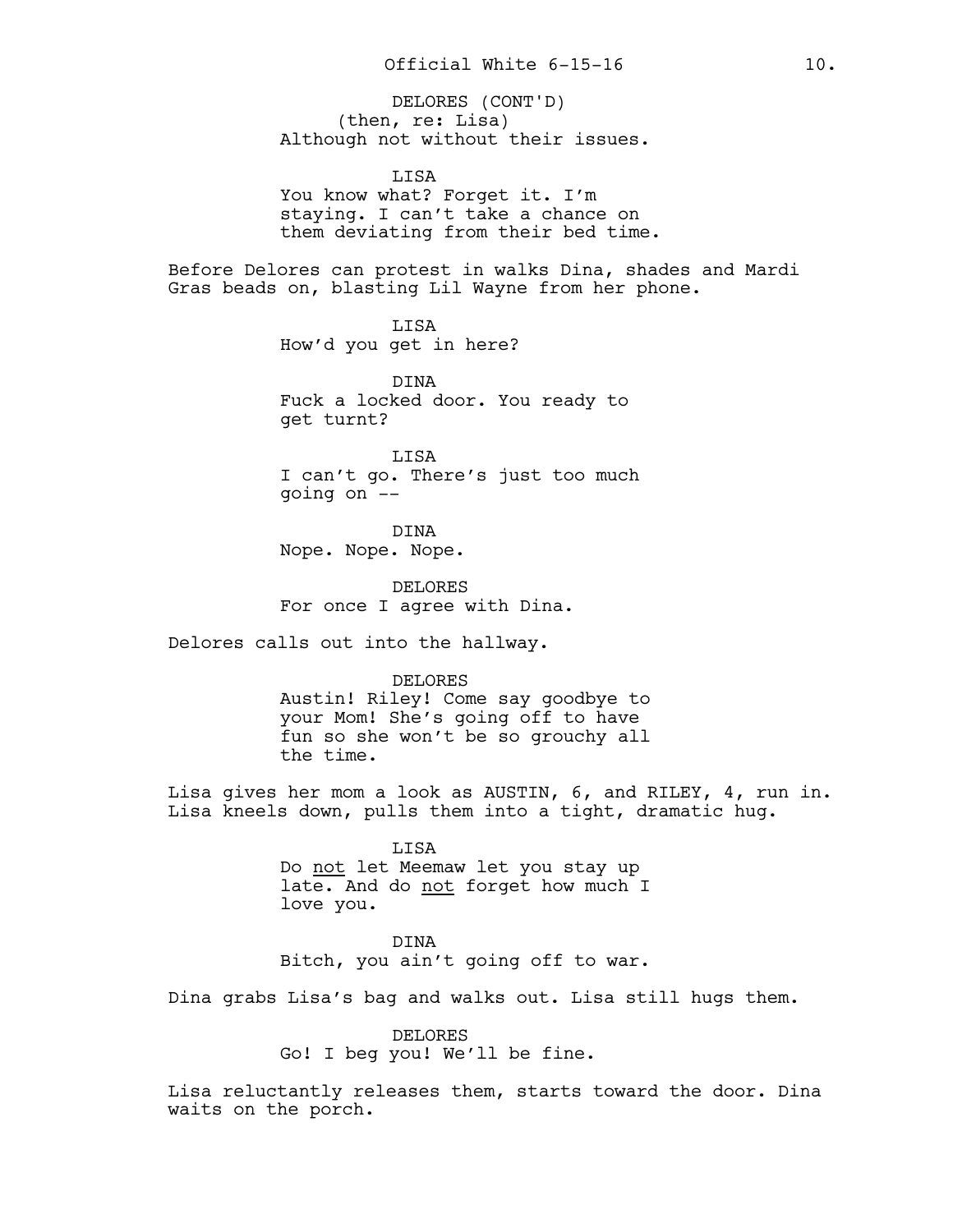DELORES (CONT'D)
(then, re: Lisa)
Although not without their issues.

LISA
You know what? Forget it. I'm staying. I can't take a chance on them deviating from their bed time.

Before Delores can protest in walks Dina, shades and Mardi Gras beads on, blasting Lil Wayne from her phone.

LISA
How'd you get in here?

DINA
Fuck a locked door. You ready to get turnt?

LISA
I can't go. There's just too much going on --

DINA
Nope. Nope. Nope.

DELORES
For once I agree with Dina.

Delores calls out into the hallway.

DELORES
Austin! Riley! Come say goodbye to your Mom! She's going off to have fun so she won't be so grouchy all the time.

Lisa gives her mom a look as AUSTIN, 6, and RILEY, 4, run in. Lisa kneels down, pulls them into a tight, dramatic hug.

LISA
Do <u>not</u> let Meemaw let you stay up late. And do <u>not</u> forget how much I love you.

DINA
Bitch, you ain't going off to war.

Dina grabs Lisa's bag and walks out. Lisa still hugs them.

DELORES
Go! I beg you! We'll be fine.

Lisa reluctantly releases them, starts toward the door. Dina waits on the porch.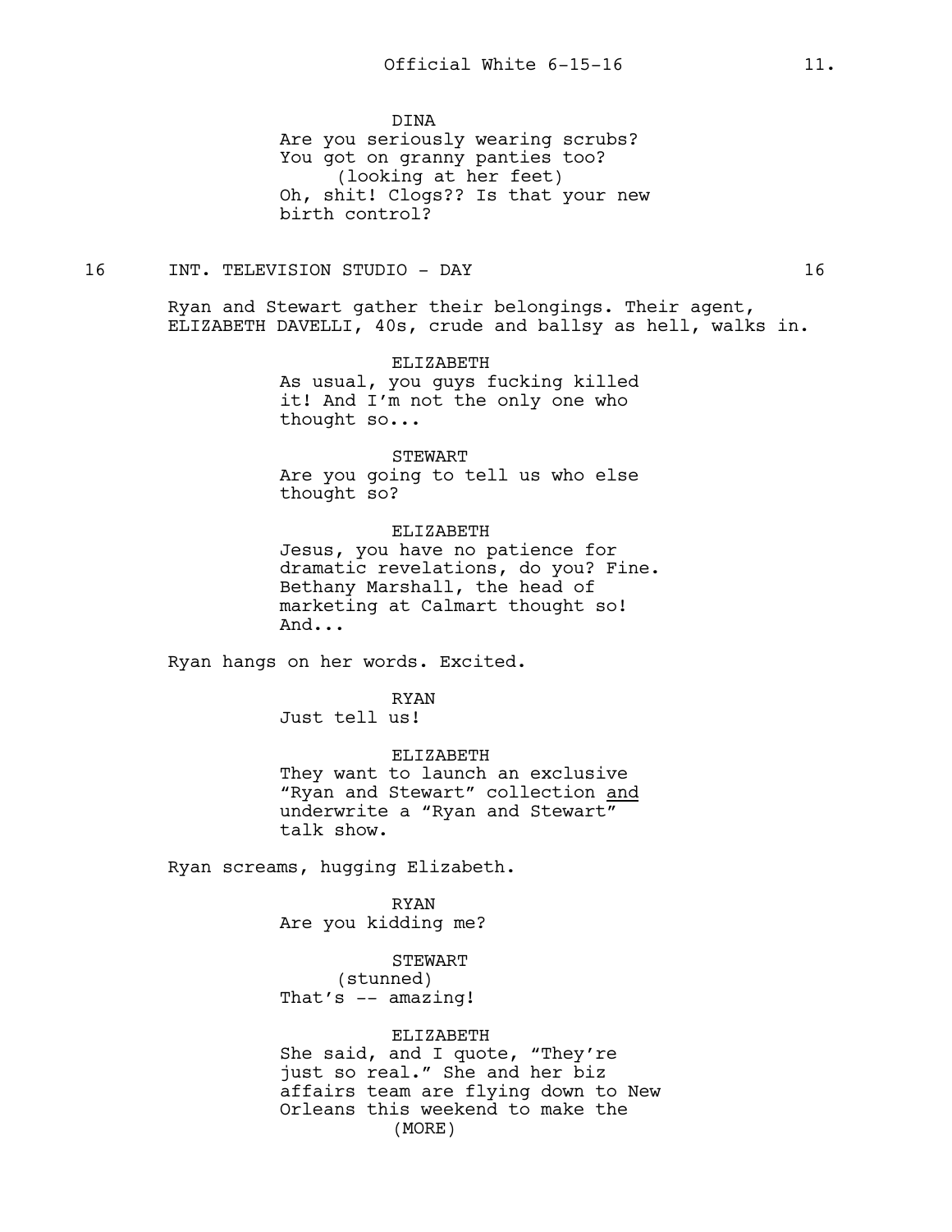DINA
Are you seriously wearing scrubs? You got on granny panties too?
(looking at her feet)
Oh, shit! Clogs?? Is that your new birth control?

16 INT. TELEVISION STUDIO - DAY 16

Ryan and Stewart gather their belongings. Their agent, ELIZABETH DAVELLI, 40s, crude and ballsy as hell, walks in.

ELIZABETH
As usual, you guys fucking killed it! And I'm not the only one who thought so...

STEWART
Are you going to tell us who else thought so?

ELIZABETH
Jesus, you have no patience for dramatic revelations, do you? Fine. Bethany Marshall, the head of marketing at Calmart thought so! And...

Ryan hangs on her words. Excited.

RYAN
Just tell us!

ELIZABETH
They want to launch an exclusive "Ryan and Stewart" collection <u>and</u> underwrite a "Ryan and Stewart" talk show.

Ryan screams, hugging Elizabeth.

RYAN
Are you kidding me?

STEWART
(stunned)
That's -- amazing!

ELIZABETH
She said, and I quote, "They're just so real." She and her biz affairs team are flying down to New Orleans this weekend to make the
(MORE)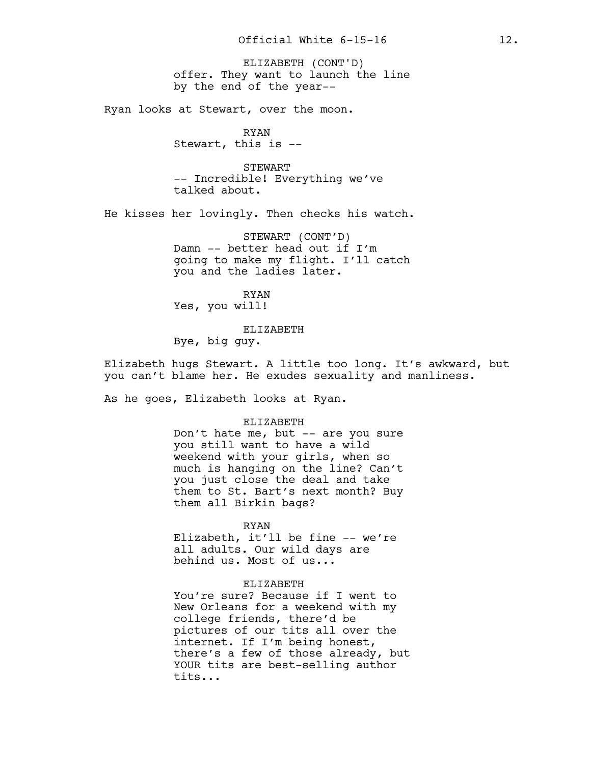ELIZABETH (CONT'D)
offer. They want to launch the line by the end of the year--

Ryan looks at Stewart, over the moon.

RYAN
Stewart, this is --

STEWART
-- Incredible! Everything we've talked about.

He kisses her lovingly. Then checks his watch.

STEWART (CONT'D)
Damn -- better head out if I'm going to make my flight. I'll catch you and the ladies later.

RYAN
Yes, you will!

ELIZABETH
Bye, big guy.

Elizabeth hugs Stewart. A little too long. It's awkward, but you can't blame her. He exudes sexuality and manliness.

As he goes, Elizabeth looks at Ryan.

ELIZABETH
Don't hate me, but -- are you sure you still want to have a wild weekend with your girls, when so much is hanging on the line? Can't you just close the deal and take them to St. Bart's next month? Buy them all Birkin bags?

RYAN
Elizabeth, it'll be fine -- we're all adults. Our wild days are behind us. Most of us...

ELIZABETH
You're sure? Because if I went to New Orleans for a weekend with my college friends, there'd be pictures of our tits all over the internet. If I'm being honest, there's a few of those already, but YOUR tits are best-selling author tits...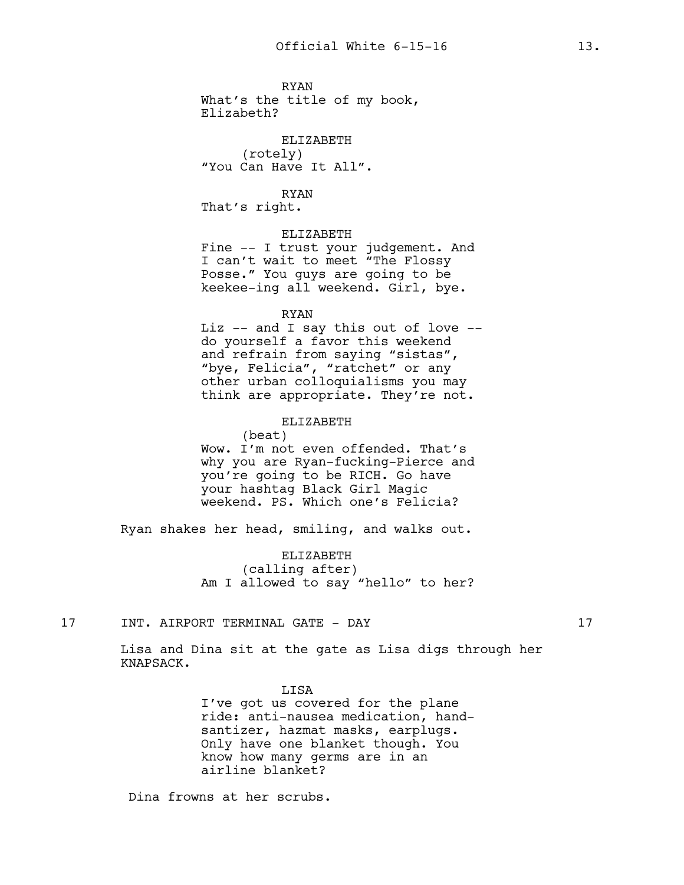RYAN
What's the title of my book, Elizabeth?

ELIZABETH
(rotely)
"You Can Have It All".

RYAN
That's right.

ELIZABETH
Fine -- I trust your judgement. And I can't wait to meet "The Flossy Posse." You guys are going to be keekee-ing all weekend. Girl, bye.

RYAN
Liz -- and I say this out of love -- do yourself a favor this weekend and refrain from saying "sistas", "bye, Felicia", "ratchet" or any other urban colloquialisms you may think are appropriate. They're not.

ELIZABETH
(beat)
Wow. I'm not even offended. That's why you are Ryan-fucking-Pierce and you're going to be RICH. Go have your hashtag Black Girl Magic weekend. PS. Which one's Felicia?

Ryan shakes her head, smiling, and walks out.

ELIZABETH
(calling after)
Am I allowed to say "hello" to her?

17 INT. AIRPORT TERMINAL GATE - DAY 17

Lisa and Dina sit at the gate as Lisa digs through her KNAPSACK.

LISA
I've got us covered for the plane ride: anti-nausea medication, hand-santizer, hazmat masks, earplugs. Only have one blanket though. You know how many germs are in an airline blanket?

Dina frowns at her scrubs.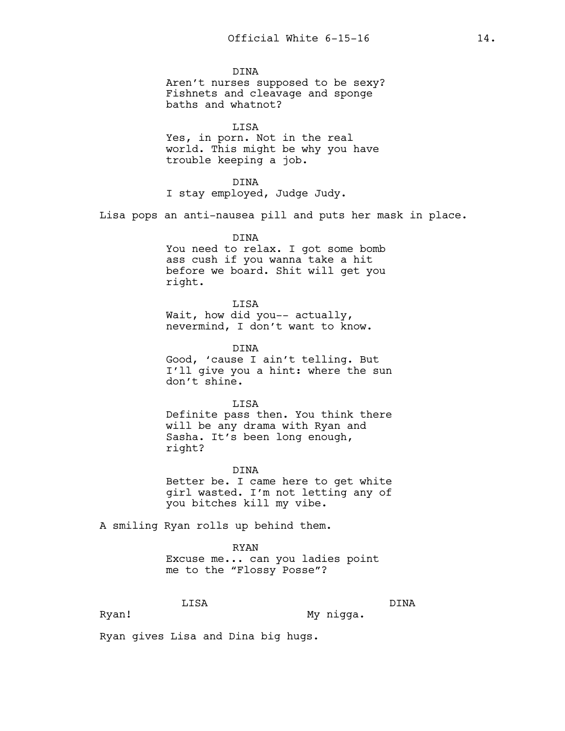DINA
Aren't nurses supposed to be sexy? Fishnets and cleavage and sponge baths and whatnot?

LISA
Yes, in porn. Not in the real world. This might be why you have trouble keeping a job.

DINA
I stay employed, Judge Judy.

Lisa pops an anti-nausea pill and puts her mask in place.

DINA
You need to relax. I got some bomb ass cush if you wanna take a hit before we board. Shit will get you right.

LISA
Wait, how did you-- actually, nevermind, I don't want to know.

DINA
Good, 'cause I ain't telling. But I'll give you a hint: where the sun don't shine.

LISA
Definite pass then. You think there will be any drama with Ryan and Sasha. It's been long enough, right?

DINA
Better be. I came here to get white girl wasted. I'm not letting any of you bitches kill my vibe.

A smiling Ryan rolls up behind them.

RYAN
Excuse me... can you ladies point me to the "Flossy Posse"?

LISA
Ryan!

DINA
My nigga.

Ryan gives Lisa and Dina big hugs.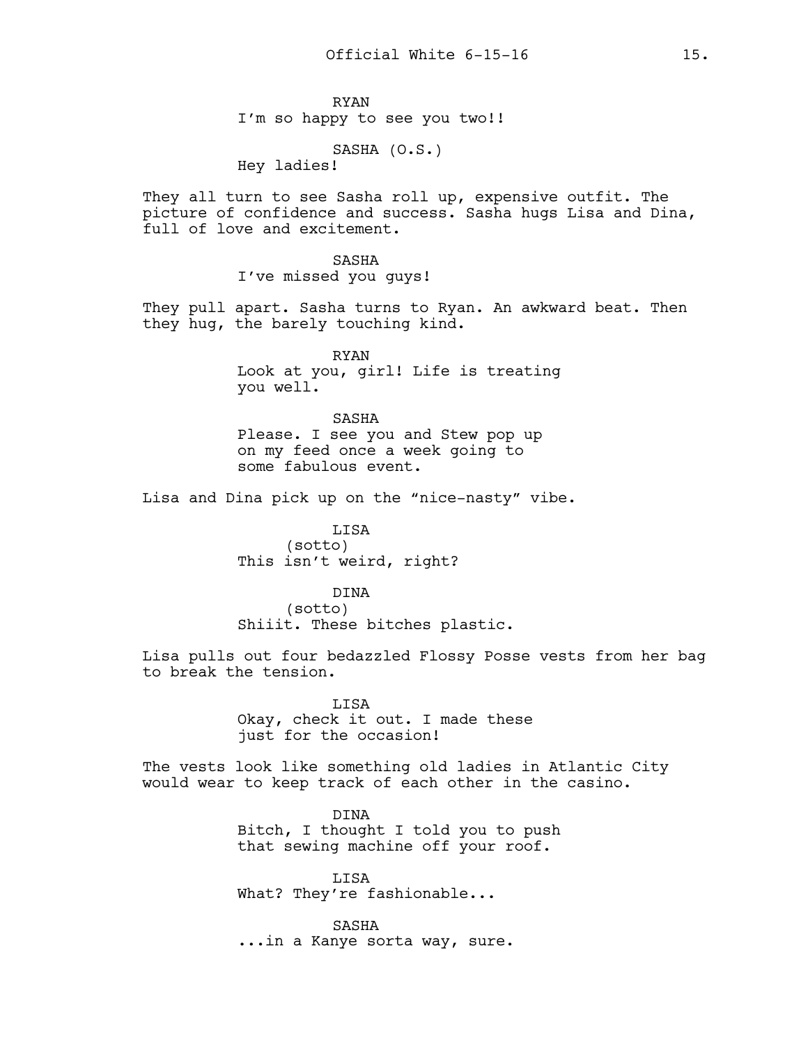RYAN
I'm so happy to see you two!!

SASHA (O.S.)
Hey ladies!

They all turn to see Sasha roll up, expensive outfit. The picture of confidence and success. Sasha hugs Lisa and Dina, full of love and excitement.

SASHA
I've missed you guys!

They pull apart. Sasha turns to Ryan. An awkward beat. Then they hug, the barely touching kind.

RYAN
Look at you, girl! Life is treating you well.

SASHA
Please. I see you and Stew pop up on my feed once a week going to some fabulous event.

Lisa and Dina pick up on the "nice-nasty" vibe.

LISA
(sotto)
This isn't weird, right?

DINA
(sotto)
Shiiit. These bitches plastic.

Lisa pulls out four bedazzled Flossy Posse vests from her bag to break the tension.

LISA
Okay, check it out. I made these just for the occasion!

The vests look like something old ladies in Atlantic City would wear to keep track of each other in the casino.

DINA
Bitch, I thought I told you to push that sewing machine off your roof.

LISA
What? They're fashionable...

SASHA
...in a Kanye sorta way, sure.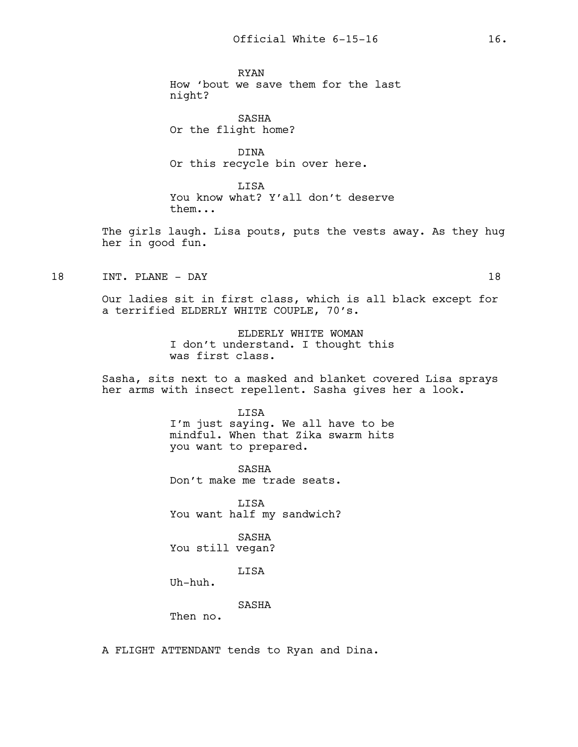RYAN
How 'bout we save them for the last night?

SASHA
Or the flight home?

DINA
Or this recycle bin over here.

LISA
You know what? Y'all don't deserve them...

The girls laugh. Lisa pouts, puts the vests away. As they hug her in good fun.

18 INT. PLANE - DAY 18

Our ladies sit in first class, which is all black except for a terrified ELDERLY WHITE COUPLE, 70's.

ELDERLY WHITE WOMAN
I don't understand. I thought this was first class.

Sasha, sits next to a masked and blanket covered Lisa sprays her arms with insect repellent. Sasha gives her a look.

LISA
I'm just saying. We all have to be mindful. When that Zika swarm hits you want to prepared.

SASHA
Don't make me trade seats.

LISA
You want half my sandwich?

SASHA
You still vegan?

LISA
Uh-huh.

SASHA
Then no.

A FLIGHT ATTENDANT tends to Ryan and Dina.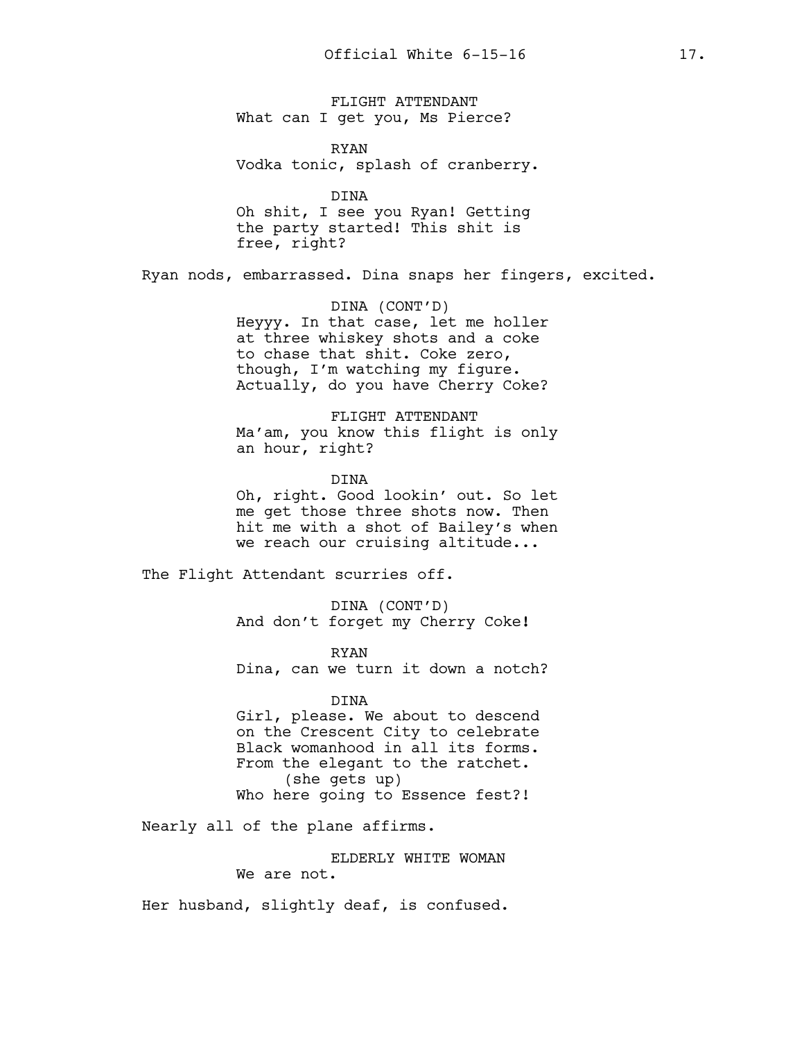FLIGHT ATTENDANT
What can I get you, Ms Pierce?

RYAN
Vodka tonic, splash of cranberry.

DINA
Oh shit, I see you Ryan! Getting the party started! This shit is free, right?

Ryan nods, embarrassed. Dina snaps her fingers, excited.

DINA (CONT'D)
Heyyy. In that case, let me holler at three whiskey shots and a coke to chase that shit. Coke zero, though, I'm watching my figure. Actually, do you have Cherry Coke?

FLIGHT ATTENDANT
Ma'am, you know this flight is only an hour, right?

DINA
Oh, right. Good lookin' out. So let me get those three shots now. Then hit me with a shot of Bailey's when we reach our cruising altitude...

The Flight Attendant scurries off.

DINA (CONT'D)
And don't forget my Cherry Coke!

RYAN
Dina, can we turn it down a notch?

DINA
Girl, please. We about to descend on the Crescent City to celebrate Black womanhood in all its forms. From the elegant to the ratchet.
(she gets up)
Who here going to Essence fest?!

Nearly all of the plane affirms.

ELDERLY WHITE WOMAN
We are not.

Her husband, slightly deaf, is confused.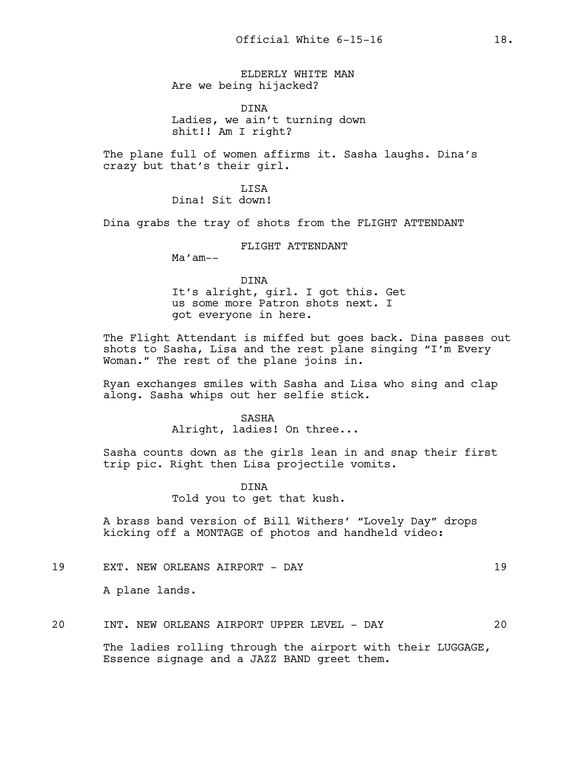ELDERLY WHITE MAN
Are we being hijacked?

DINA
Ladies, we ain't turning down shit!! Am I right?

The plane full of women affirms it. Sasha laughs. Dina's crazy but that's their girl.

LISA
Dina! Sit down!

Dina grabs the tray of shots from the FLIGHT ATTENDANT

FLIGHT ATTENDANT
Ma'am--

DINA
It's alright, girl. I got this. Get us some more Patron shots next. I got everyone in here.

The Flight Attendant is miffed but goes back. Dina passes out shots to Sasha, Lisa and the rest plane singing "I'm Every Woman." The rest of the plane joins in.

Ryan exchanges smiles with Sasha and Lisa who sing and clap along. Sasha whips out her selfie stick.

SASHA
Alright, ladies! On three...

Sasha counts down as the girls lean in and snap their first trip pic. Right then Lisa projectile vomits.

DINA
Told you to get that kush.

A brass band version of Bill Withers' "Lovely Day" drops kicking off a MONTAGE of photos and handheld video:

19 EXT. NEW ORLEANS AIRPORT - DAY 19

A plane lands.

20 INT. NEW ORLEANS AIRPORT UPPER LEVEL - DAY 20

The ladies rolling through the airport with their LUGGAGE, Essence signage and a JAZZ BAND greet them.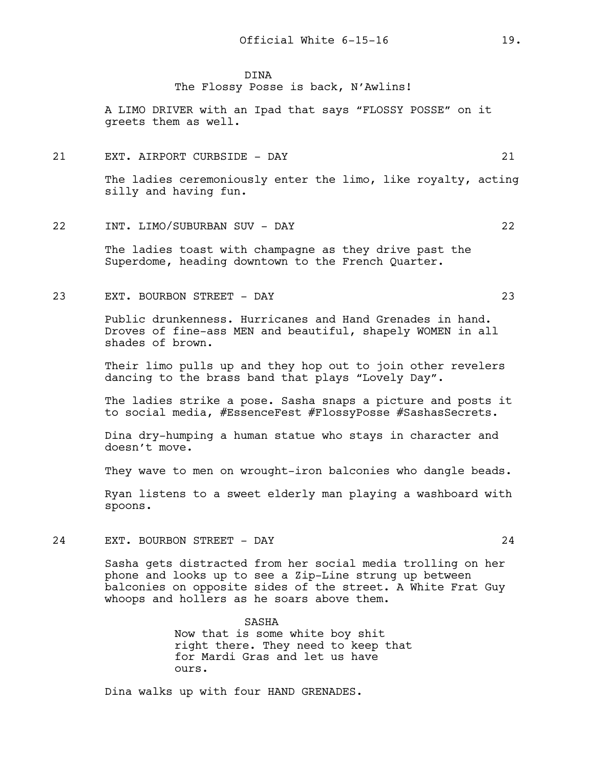DINA
The Flossy Posse is back, N'Awlins!

A LIMO DRIVER with an Ipad that says "FLOSSY POSSE" on it greets them as well.

21 EXT. AIRPORT CURBSIDE - DAY 21

The ladies ceremoniously enter the limo, like royalty, acting silly and having fun.

22 INT. LIMO/SUBURBAN SUV - DAY 22

The ladies toast with champagne as they drive past the Superdome, heading downtown to the French Quarter.

23 EXT. BOURBON STREET - DAY 23

Public drunkenness. Hurricanes and Hand Grenades in hand. Droves of fine-ass MEN and beautiful, shapely WOMEN in all shades of brown.

Their limo pulls up and they hop out to join other revelers dancing to the brass band that plays "Lovely Day".

The ladies strike a pose. Sasha snaps a picture and posts it to social media, #EssenceFest #FlossyPosse #SashasSecrets.

Dina dry-humping a human statue who stays in character and doesn't move.

They wave to men on wrought-iron balconies who dangle beads.

Ryan listens to a sweet elderly man playing a washboard with spoons.

24 EXT. BOURBON STREET - DAY 24

Sasha gets distracted from her social media trolling on her phone and looks up to see a Zip-Line strung up between balconies on opposite sides of the street. A White Frat Guy whoops and hollers as he soars above them.

SASHA
Now that is some white boy shit right there. They need to keep that for Mardi Gras and let us have ours.

Dina walks up with four HAND GRENADES.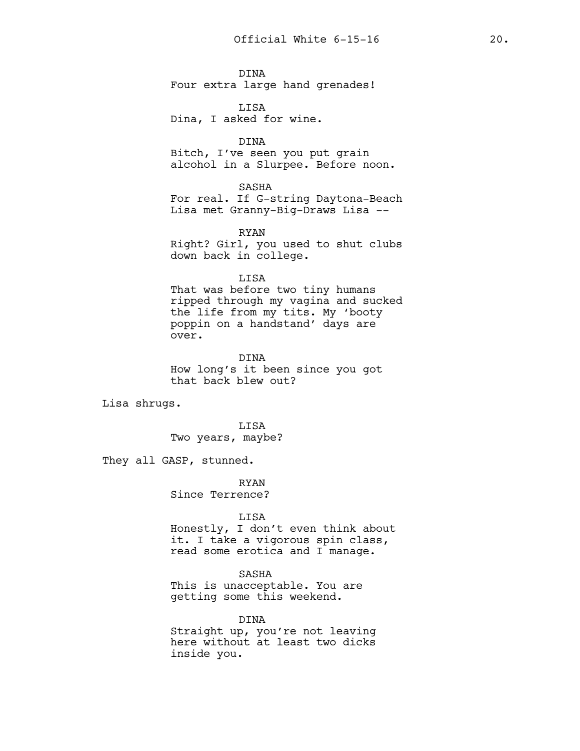DINA
Four extra large hand grenades!

LISA
Dina, I asked for wine.

DINA
Bitch, I've seen you put grain alcohol in a Slurpee. Before noon.

SASHA
For real. If G-string Daytona-Beach Lisa met Granny-Big-Draws Lisa --

RYAN
Right? Girl, you used to shut clubs down back in college.

LISA
That was before two tiny humans ripped through my vagina and sucked the life from my tits. My 'booty poppin on a handstand' days are over.

DINA
How long's it been since you got that back blew out?

Lisa shrugs.

LISA
Two years, maybe?

They all GASP, stunned.

RYAN
Since Terrence?

LISA
Honestly, I don't even think about it. I take a vigorous spin class, read some erotica and I manage.

SASHA
This is unacceptable. You are getting some this weekend.

DINA
Straight up, you're not leaving here without at least two dicks inside you.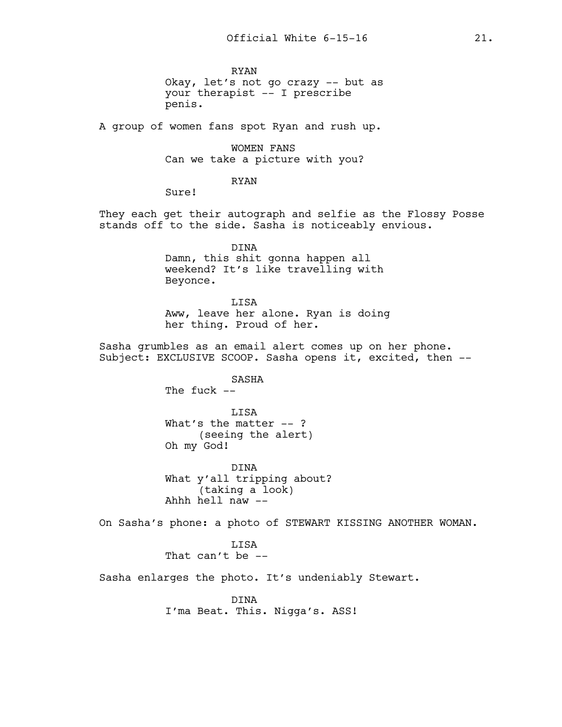RYAN
Okay, let's not go crazy -- but as your therapist -- I prescribe penis.

A group of women fans spot Ryan and rush up.

WOMEN FANS
Can we take a picture with you?

RYAN
Sure!

They each get their autograph and selfie as the Flossy Posse stands off to the side. Sasha is noticeably envious.

DINA
Damn, this shit gonna happen all weekend? It's like travelling with Beyonce.

LISA
Aww, leave her alone. Ryan is doing her thing. Proud of her.

Sasha grumbles as an email alert comes up on her phone. Subject: EXCLUSIVE SCOOP. Sasha opens it, excited, then --

SASHA
The fuck --

LISA
What's the matter -- ?
(seeing the alert)
Oh my God!

DINA
What y'all tripping about?
(taking a look)
Ahhh hell naw --

On Sasha's phone: a photo of STEWART KISSING ANOTHER WOMAN.

LISA
That can't be --

Sasha enlarges the photo. It's undeniably Stewart.

DINA
I'ma Beat. This. Nigga's. ASS!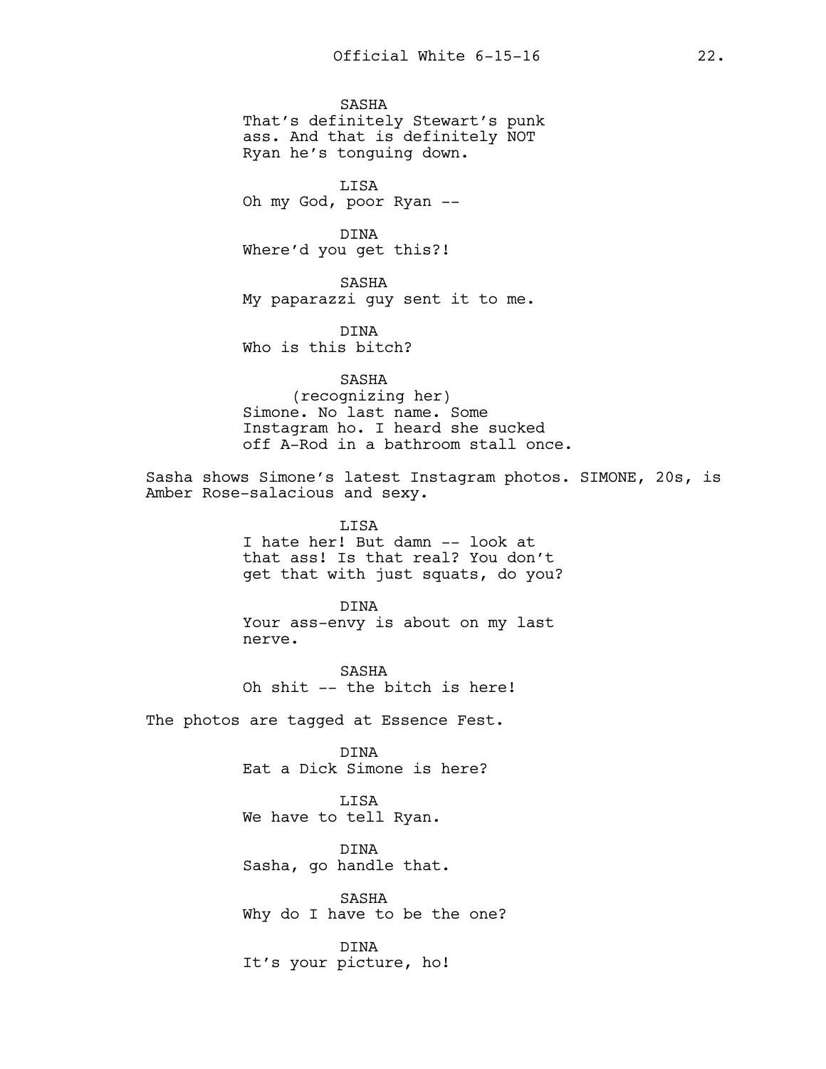SASHA
That's definitely Stewart's punk ass. And that is definitely NOT Ryan he's tonguing down.

LISA
Oh my God, poor Ryan --

DINA
Where'd you get this?!

SASHA
My paparazzi guy sent it to me.

DINA
Who is this bitch?

SASHA
(recognizing her)
Simone. No last name. Some Instagram ho. I heard she sucked off A-Rod in a bathroom stall once.

Sasha shows Simone's latest Instagram photos. SIMONE, 20s, is Amber Rose-salacious and sexy.

LISA
I hate her! But damn -- look at that ass! Is that real? You don't get that with just squats, do you?

DINA
Your ass-envy is about on my last nerve.

SASHA
Oh shit -- the bitch is here!

The photos are tagged at Essence Fest.

DINA
Eat a Dick Simone is here?

LISA
We have to tell Ryan.

DINA
Sasha, go handle that.

SASHA
Why do I have to be the one?

DINA
It's your picture, ho!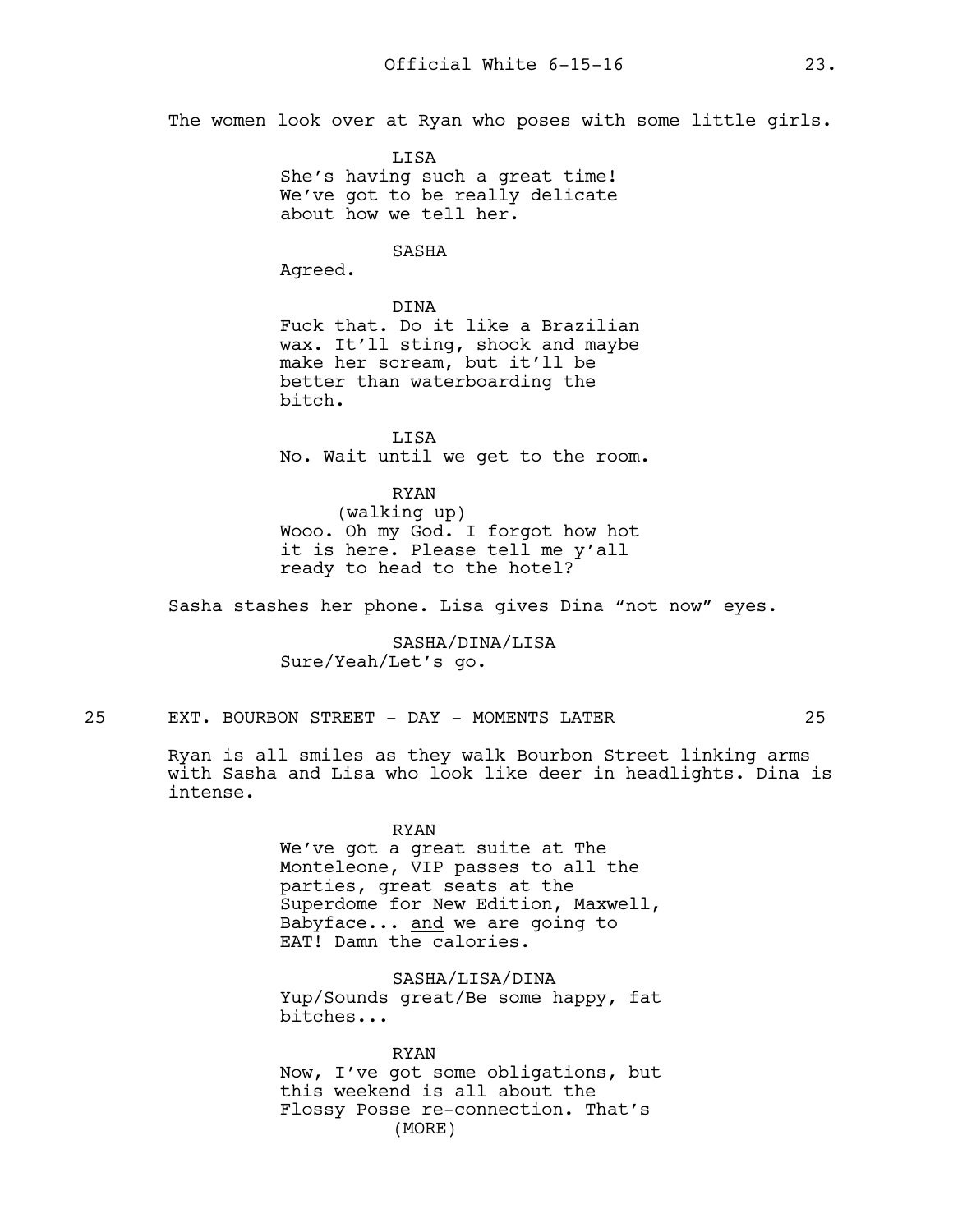The women look over at Ryan who poses with some little girls.

LISA
She's having such a great time! We've got to be really delicate about how we tell her.

SASHA
Agreed.

DINA
Fuck that. Do it like a Brazilian wax. It'll sting, shock and maybe make her scream, but it'll be better than waterboarding the bitch.

LISA
No. Wait until we get to the room.

RYAN
(walking up)
Wooo. Oh my God. I forgot how hot it is here. Please tell me y'all ready to head to the hotel?

Sasha stashes her phone. Lisa gives Dina "not now" eyes.

SASHA/DINA/LISA
Sure/Yeah/Let's go.

25 EXT. BOURBON STREET - DAY - MOMENTS LATER 25

Ryan is all smiles as they walk Bourbon Street linking arms with Sasha and Lisa who look like deer in headlights. Dina is intense.

RYAN
We've got a great suite at The Monteleone, VIP passes to all the parties, great seats at the Superdome for New Edition, Maxwell, Babyface... and we are going to EAT! Damn the calories.

SASHA/LISA/DINA
Yup/Sounds great/Be some happy, fat bitches...

RYAN
Now, I've got some obligations, but this weekend is all about the Flossy Posse re-connection. That's
(MORE)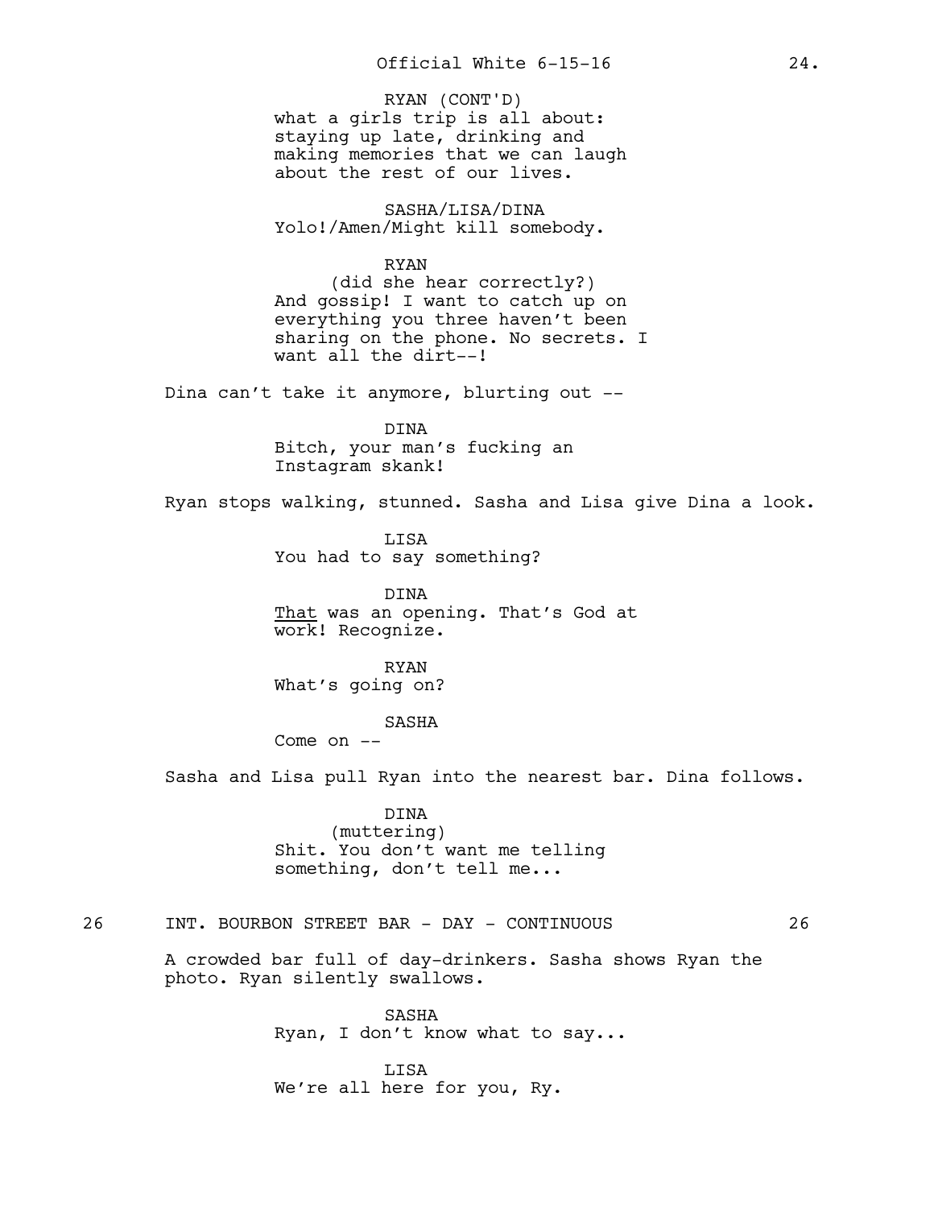RYAN (CONT'D)
what a girls trip is all about: staying up late, drinking and making memories that we can laugh about the rest of our lives.

SASHA/LISA/DINA
Yolo!/Amen/Might kill somebody.

RYAN
(did she hear correctly?)
And gossip! I want to catch up on everything you three haven't been sharing on the phone. No secrets. I want all the dirt--!

Dina can't take it anymore, blurting out --

DINA
Bitch, your man's fucking an Instagram skank!

Ryan stops walking, stunned. Sasha and Lisa give Dina a look.

LISA
You had to say something?

DINA
<u>That</u> was an opening. That's God at work! Recognize.

RYAN
What's going on?

SASHA
Come on --

Sasha and Lisa pull Ryan into the nearest bar. Dina follows.

DINA
(muttering)
Shit. You don't want me telling something, don't tell me...

26 INT. BOURBON STREET BAR - DAY - CONTINUOUS 26

A crowded bar full of day-drinkers. Sasha shows Ryan the photo. Ryan silently swallows.

SASHA
Ryan, I don't know what to say...

LISA
We're all here for you, Ry.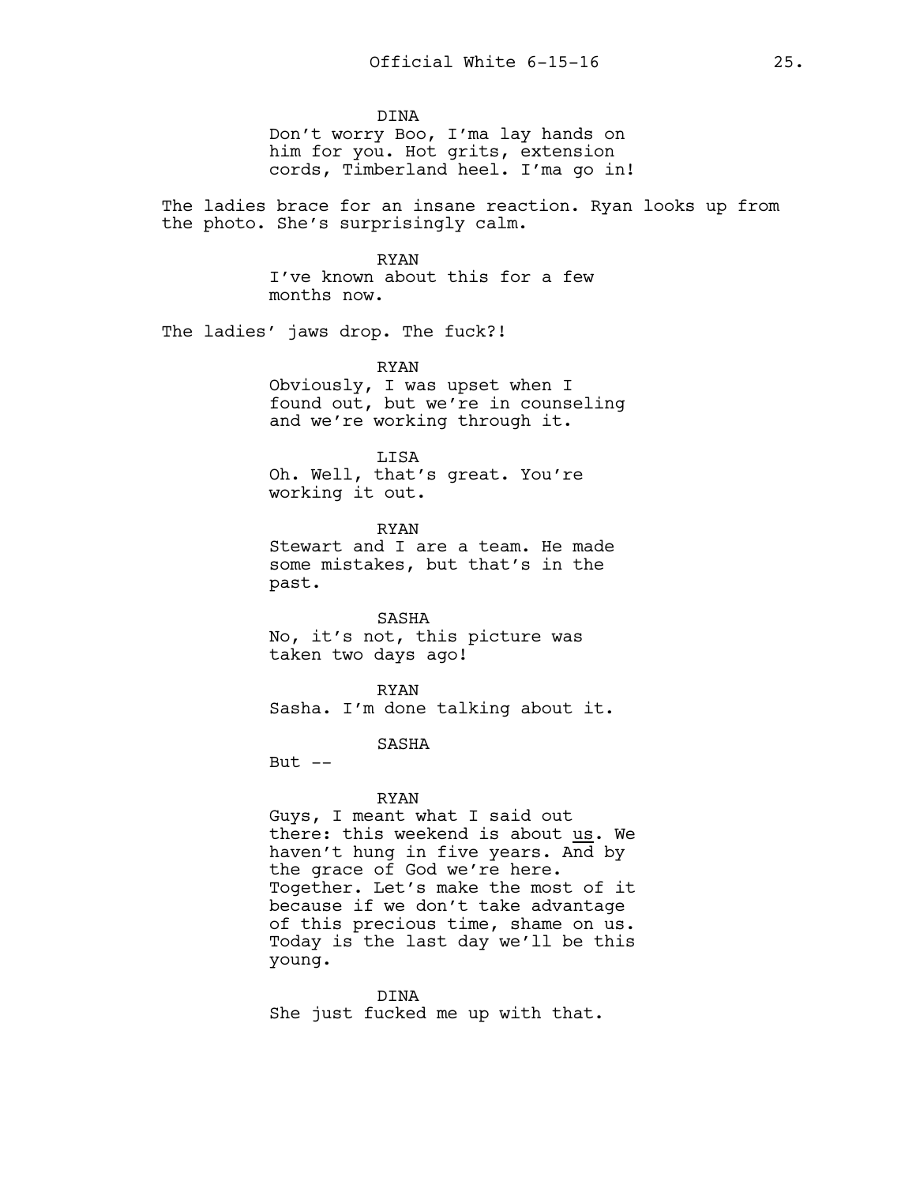DINA

Don't worry Boo, I'ma lay hands on him for you. Hot grits, extension cords, Timberland heel. I'ma go in!

The ladies brace for an insane reaction. Ryan looks up from the photo. She's surprisingly calm.

RYAN

I've known about this for a few months now.

The ladies' jaws drop. The fuck?!

RYAN

Obviously, I was upset when I found out, but we're in counseling and we're working through it.

LISA

Oh. Well, that's great. You're working it out.

RYAN

Stewart and I are a team. He made some mistakes, but that's in the past.

SASHA

No, it's not, this picture was taken two days ago!

RYAN

Sasha. I'm done talking about it.

SASHA

But --

RYAN

Guys, I meant what I said out there: this weekend is about <u>us</u>. We haven't hung in five years. And by the grace of God we're here. Together. Let's make the most of it because if we don't take advantage of this precious time, shame on us. Today is the last day we'll be this young.

DINA

She just fucked me up with that.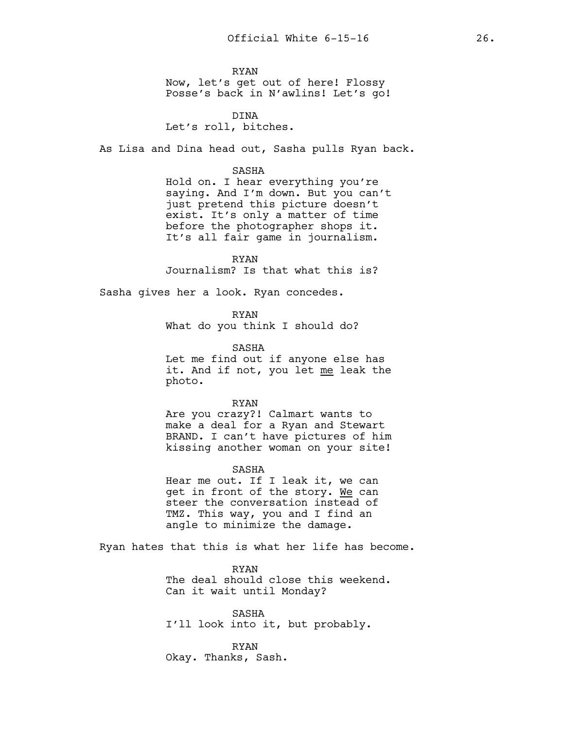RYAN
Now, let's get out of here! Flossy Posse's back in N'awlins! Let's go!

DINA
Let's roll, bitches.

As Lisa and Dina head out, Sasha pulls Ryan back.

SASHA
Hold on. I hear everything you're saying. And I'm down. But you can't just pretend this picture doesn't exist. It's only a matter of time before the photographer shops it. It's all fair game in journalism.

RYAN
Journalism? Is that what this is?

Sasha gives her a look. Ryan concedes.

RYAN
What do you think I should do?

SASHA
Let me find out if anyone else has it. And if not, you let <u>me</u> leak the photo.

RYAN
Are you crazy?! Calmart wants to make a deal for a Ryan and Stewart BRAND. I can't have pictures of him kissing another woman on your site!

SASHA
Hear me out. If I leak it, we can get in front of the story. <u>We</u> can steer the conversation instead of TMZ. This way, you and I find an angle to minimize the damage.

Ryan hates that this is what her life has become.

RYAN
The deal should close this weekend. Can it wait until Monday?

SASHA
I'll look into it, but probably.

RYAN
Okay. Thanks, Sash.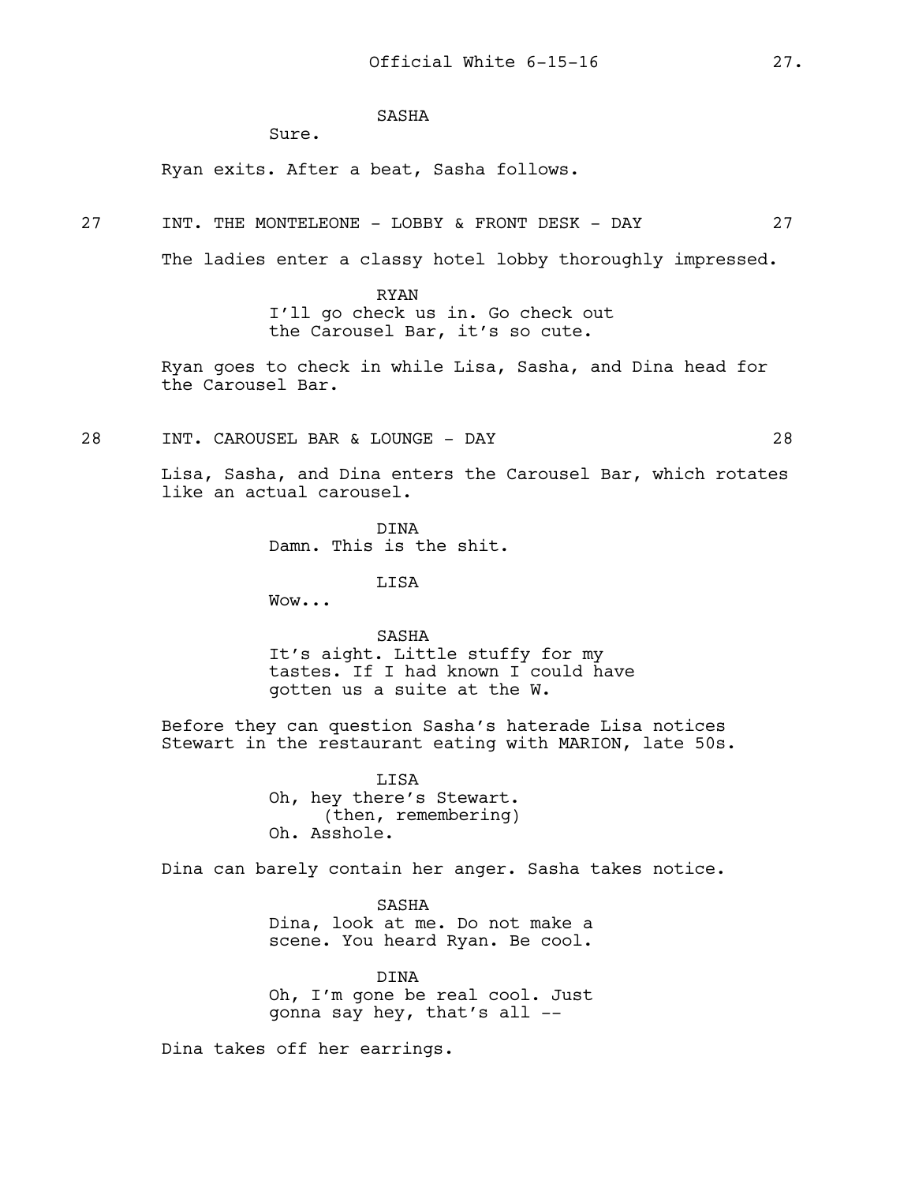SASHA

Sure.

Ryan exits. After a beat, Sasha follows.

27 INT. THE MONTELEONE - LOBBY & FRONT DESK - DAY 27

The ladies enter a classy hotel lobby thoroughly impressed.

RYAN

I'll go check us in. Go check out the Carousel Bar, it's so cute.

Ryan goes to check in while Lisa, Sasha, and Dina head for the Carousel Bar.

28 INT. CAROUSEL BAR & LOUNGE - DAY 28

Lisa, Sasha, and Dina enters the Carousel Bar, which rotates like an actual carousel.

DINA

Damn. This is the shit.

LISA

Wow...

SASHA

It's aight. Little stuffy for my tastes. If I had known I could have gotten us a suite at the W.

Before they can question Sasha's haterade Lisa notices Stewart in the restaurant eating with MARION, late 50s.

LISA

Oh, hey there's Stewart.
(then, remembering)
Oh. Asshole.

Dina can barely contain her anger. Sasha takes notice.

SASHA

Dina, look at me. Do not make a scene. You heard Ryan. Be cool.

DINA

Oh, I'm gone be real cool. Just gonna say hey, that's all --

Dina takes off her earrings.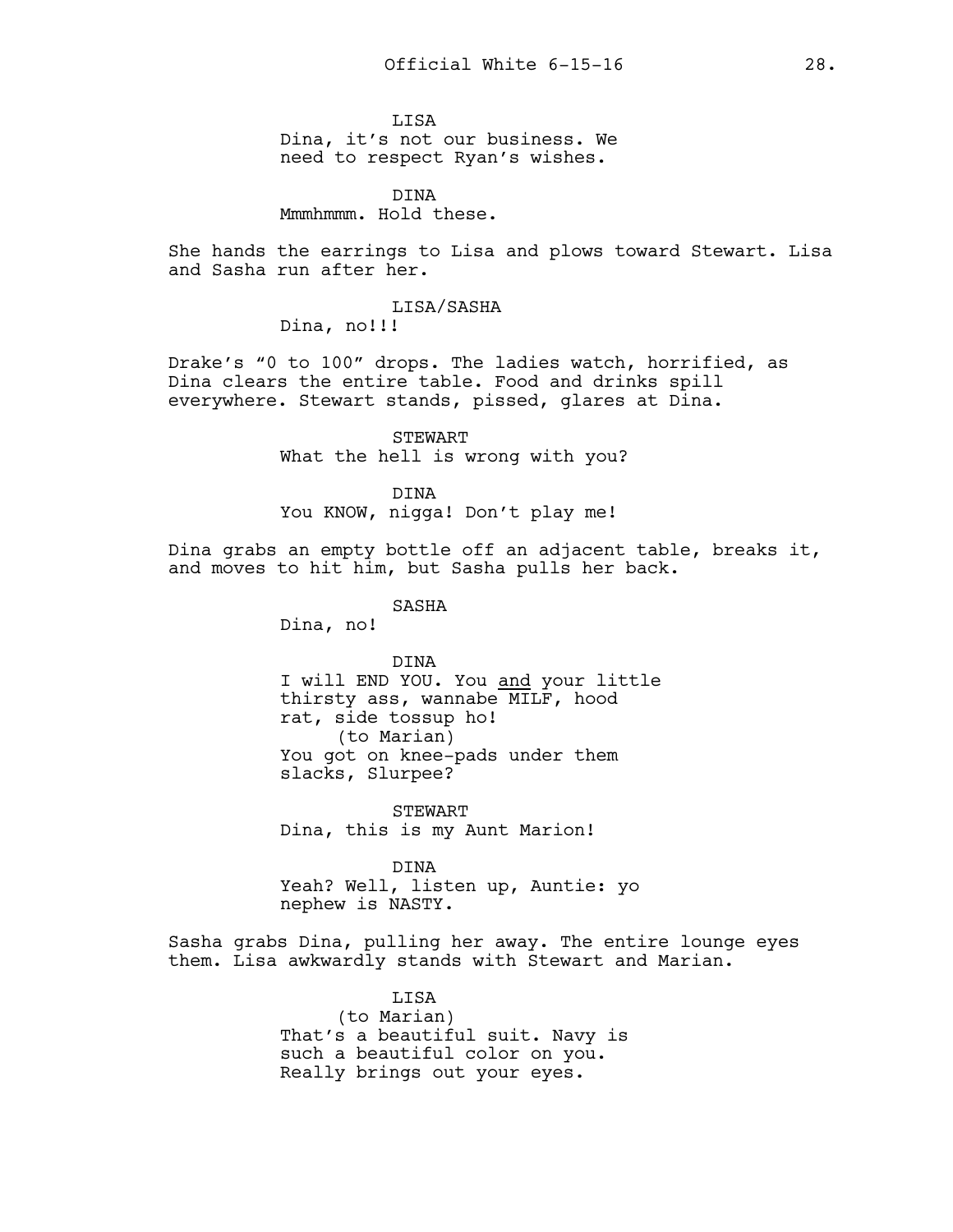LISA
Dina, it's not our business. We need to respect Ryan's wishes.

DINA
Mmmhmmm. Hold these.

She hands the earrings to Lisa and plows toward Stewart. Lisa and Sasha run after her.

LISA/SASHA
Dina, no!!!

Drake's "0 to 100" drops. The ladies watch, horrified, as Dina clears the entire table. Food and drinks spill everywhere. Stewart stands, pissed, glares at Dina.

STEWART
What the hell is wrong with you?

DINA
You KNOW, nigga! Don't play me!

Dina grabs an empty bottle off an adjacent table, breaks it, and moves to hit him, but Sasha pulls her back.

SASHA
Dina, no!

DINA
I will END YOU. You <u>and</u> your little thirsty ass, wannabe MILF, hood rat, side tossup ho!
(to Marian)
You got on knee-pads under them slacks, Slurpee?

STEWART
Dina, this is my Aunt Marion!

DINA
Yeah? Well, listen up, Auntie: yo nephew is NASTY.

Sasha grabs Dina, pulling her away. The entire lounge eyes them. Lisa awkwardly stands with Stewart and Marian.

LISA
(to Marian)
That's a beautiful suit. Navy is such a beautiful color on you. Really brings out your eyes.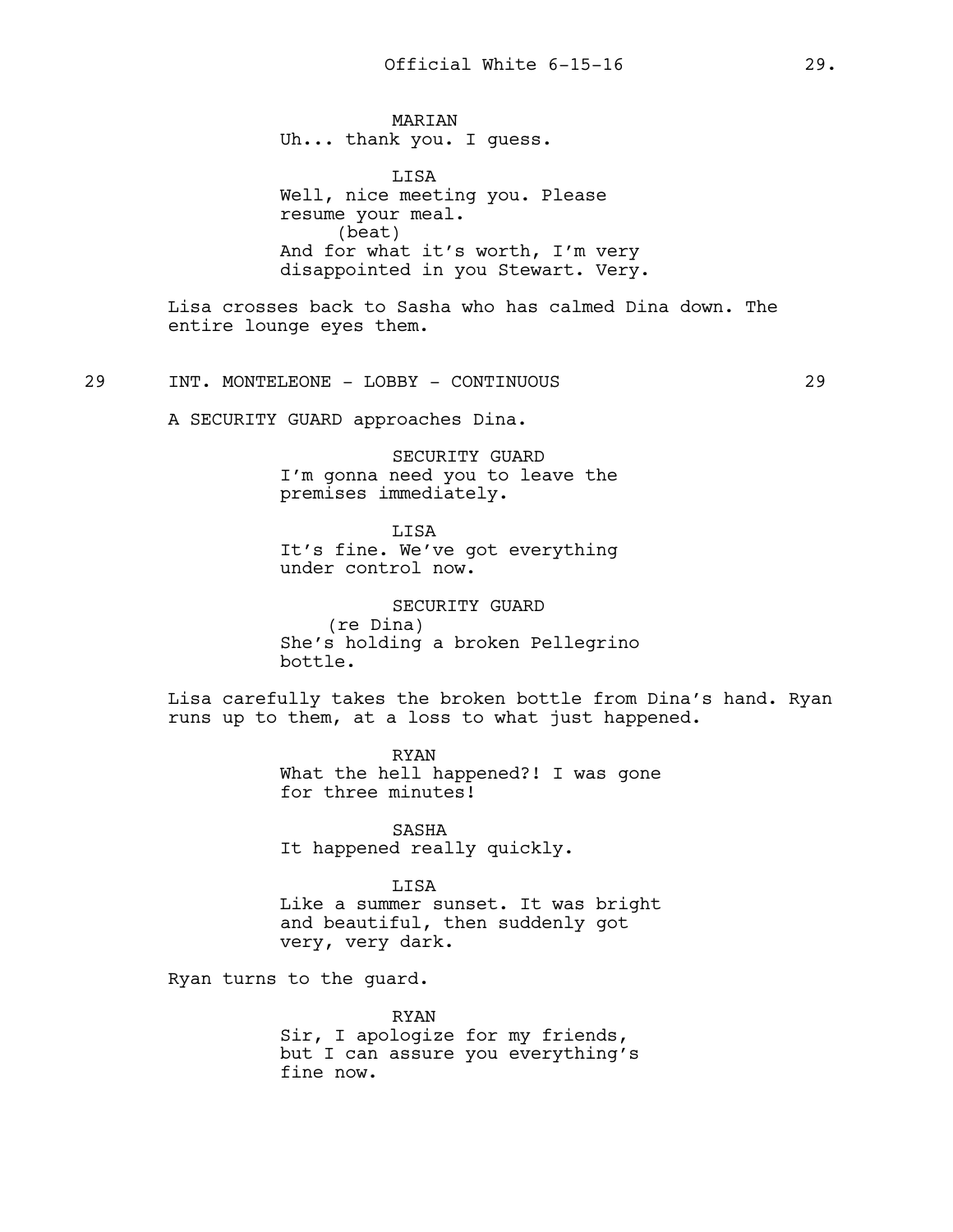MARIAN
Uh... thank you. I guess.

LISA
Well, nice meeting you. Please resume your meal.
(beat)
And for what it's worth, I'm very disappointed in you Stewart. Very.

Lisa crosses back to Sasha who has calmed Dina down. The entire lounge eyes them.

29 INT. MONTELEONE - LOBBY - CONTINUOUS 29

A SECURITY GUARD approaches Dina.

SECURITY GUARD
I'm gonna need you to leave the premises immediately.

LISA
It's fine. We've got everything under control now.

SECURITY GUARD
(re Dina)
She's holding a broken Pellegrino bottle.

Lisa carefully takes the broken bottle from Dina's hand. Ryan runs up to them, at a loss to what just happened.

RYAN
What the hell happened?! I was gone for three minutes!

SASHA
It happened really quickly.

LISA
Like a summer sunset. It was bright and beautiful, then suddenly got very, very dark.

Ryan turns to the guard.

RYAN
Sir, I apologize for my friends, but I can assure you everything's fine now.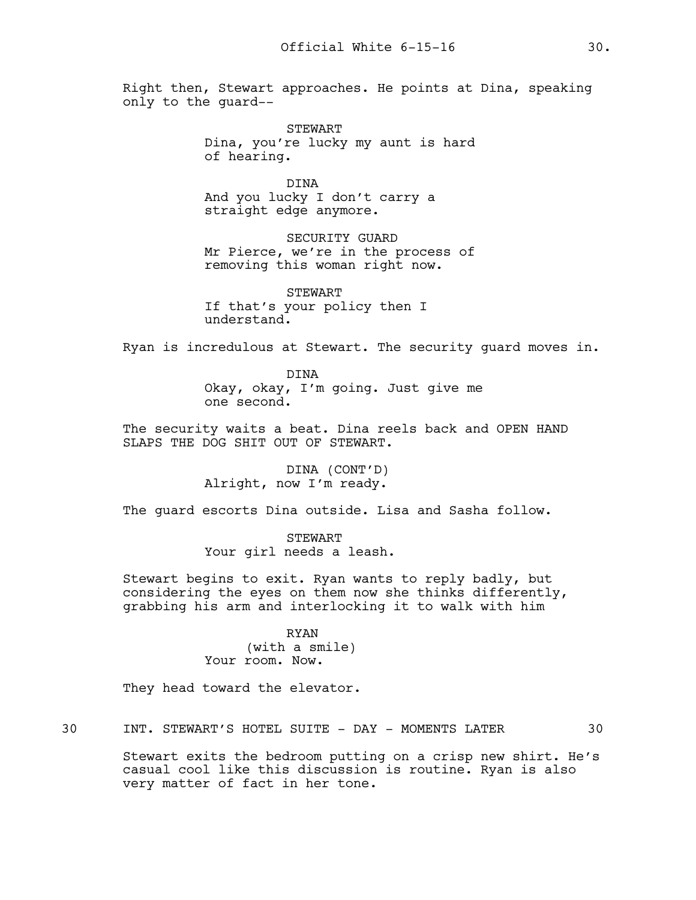Right then, Stewart approaches. He points at Dina, speaking only to the guard--

STEWART
Dina, you're lucky my aunt is hard of hearing.

DINA
And you lucky I don't carry a straight edge anymore.

SECURITY GUARD
Mr Pierce, we're in the process of removing this woman right now.

STEWART
If that's your policy then I understand.

Ryan is incredulous at Stewart. The security guard moves in.

DINA
Okay, okay, I'm going. Just give me one second.

The security waits a beat. Dina reels back and OPEN HAND SLAPS THE DOG SHIT OUT OF STEWART.

DINA (CONT'D)
Alright, now I'm ready.

The guard escorts Dina outside. Lisa and Sasha follow.

STEWART
Your girl needs a leash.

Stewart begins to exit. Ryan wants to reply badly, but considering the eyes on them now she thinks differently, grabbing his arm and interlocking it to walk with him

RYAN
(with a smile)
Your room. Now.

They head toward the elevator.

30 INT. STEWART'S HOTEL SUITE - DAY - MOMENTS LATER 30

Stewart exits the bedroom putting on a crisp new shirt. He's casual cool like this discussion is routine. Ryan is also very matter of fact in her tone.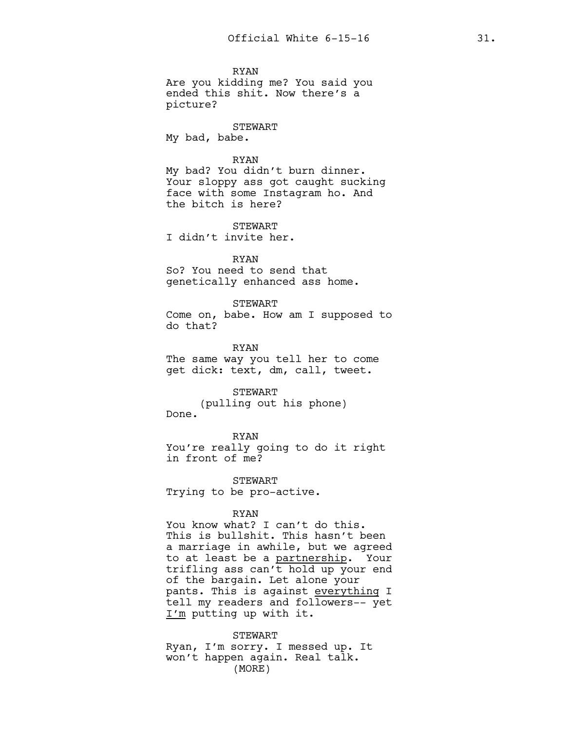RYAN
Are you kidding me? You said you ended this shit. Now there's a picture?

STEWART
My bad, babe.

RYAN
My bad? You didn't burn dinner. Your sloppy ass got caught sucking face with some Instagram ho. And the bitch is here?

STEWART
I didn't invite her.

RYAN
So? You need to send that genetically enhanced ass home.

STEWART
Come on, babe. How am I supposed to do that?

RYAN
The same way you tell her to come get dick: text, dm, call, tweet.

STEWART
(pulling out his phone)
Done.

RYAN
You're really going to do it right in front of me?

STEWART
Trying to be pro-active.

RYAN
You know what? I can't do this. This is bullshit. This hasn't been a marriage in awhile, but we agreed to at least be a <u>partnership</u>. Your trifling ass can't hold up your end of the bargain. Let alone your pants. This is against <u>everything</u> I tell my readers and followers-- yet <u>I'm</u> putting up with it.

STEWART
Ryan, I'm sorry. I messed up. It won't happen again. Real talk.
(MORE)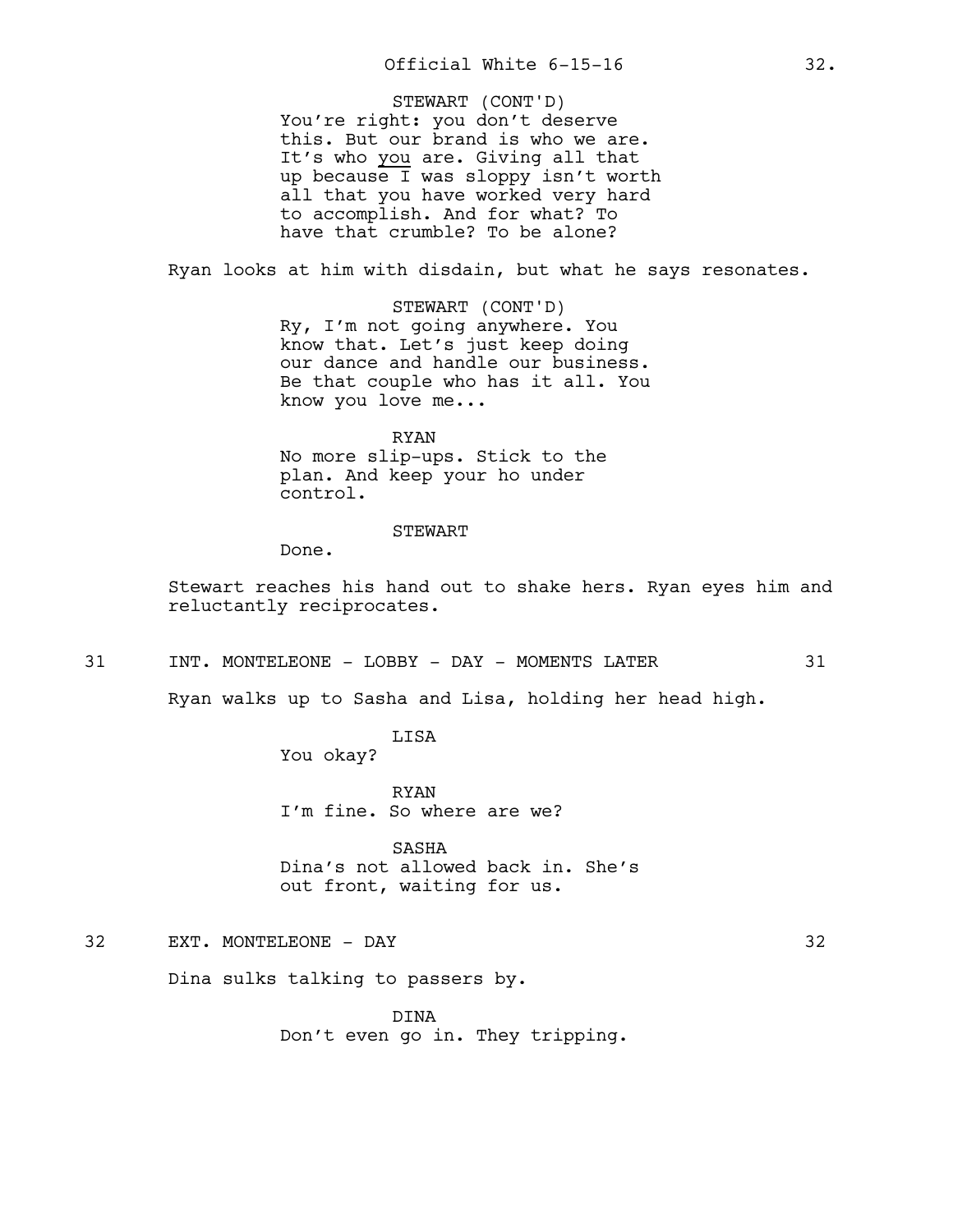STEWART (CONT'D)
You're right: you don't deserve this. But our brand is who we are. It's who you are. Giving all that up because I was sloppy isn't worth all that you have worked very hard to accomplish. And for what? To have that crumble? To be alone?

Ryan looks at him with disdain, but what he says resonates.

STEWART (CONT'D)
Ry, I'm not going anywhere. You know that. Let's just keep doing our dance and handle our business. Be that couple who has it all. You know you love me...

RYAN
No more slip-ups. Stick to the plan. And keep your ho under control.

STEWART
Done.

Stewart reaches his hand out to shake hers. Ryan eyes him and reluctantly reciprocates.

31 INT. MONTELEONE - LOBBY - DAY - MOMENTS LATER 31

Ryan walks up to Sasha and Lisa, holding her head high.

LISA
You okay?

RYAN
I'm fine. So where are we?

SASHA
Dina's not allowed back in. She's out front, waiting for us.

32 EXT. MONTELEONE - DAY 32

Dina sulks talking to passers by.

DINA
Don't even go in. They tripping.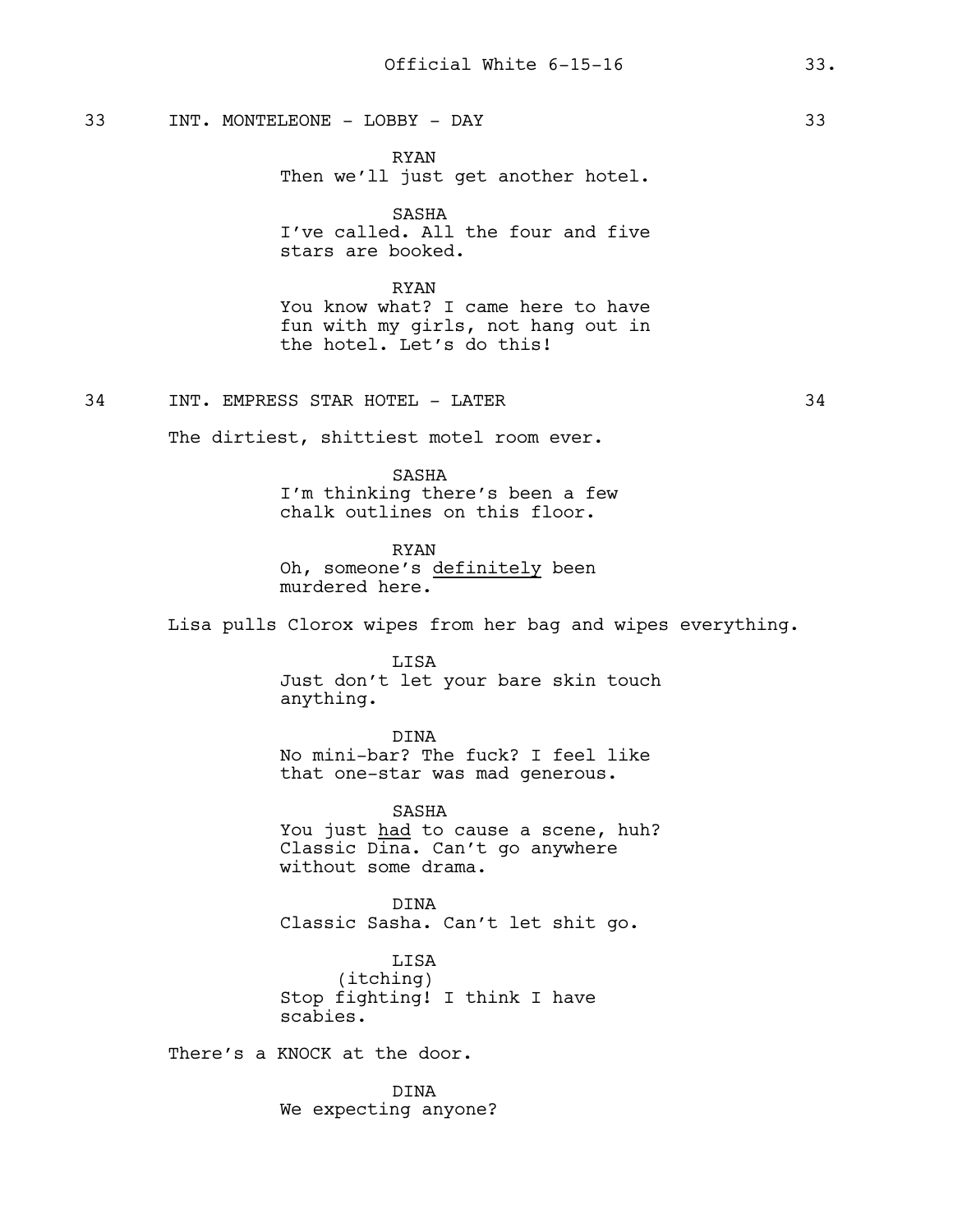33 INT. MONTELEONE - LOBBY - DAY 33

RYAN
Then we'll just get another hotel.

SASHA
I've called. All the four and five stars are booked.

RYAN
You know what? I came here to have fun with my girls, not hang out in the hotel. Let's do this!

34 INT. EMPRESS STAR HOTEL - LATER 34

The dirtiest, shittiest motel room ever.

SASHA
I'm thinking there's been a few chalk outlines on this floor.

RYAN
Oh, someone's <u>definitely</u> been murdered here.

Lisa pulls Clorox wipes from her bag and wipes everything.

LISA
Just don't let your bare skin touch anything.

DINA
No mini-bar? The fuck? I feel like that one-star was mad generous.

SASHA
You just <u>had</u> to cause a scene, huh? Classic Dina. Can't go anywhere without some drama.

DINA
Classic Sasha. Can't let shit go.

LISA
(itching)
Stop fighting! I think I have scabies.

There's a KNOCK at the door.

DINA
We expecting anyone?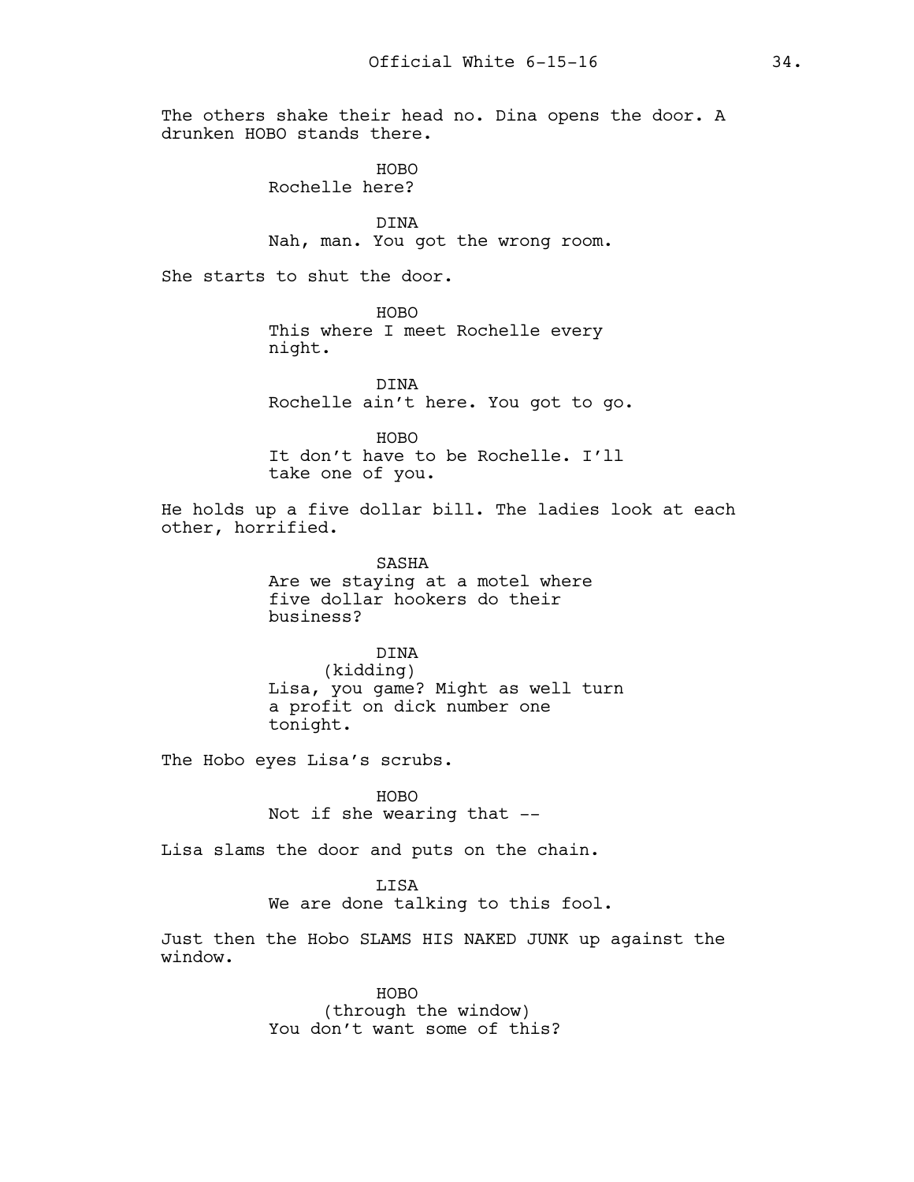The others shake their head no. Dina opens the door. A drunken HOBO stands there.

HOBO
Rochelle here?

DINA
Nah, man. You got the wrong room.

She starts to shut the door.

HOBO
This where I meet Rochelle every night.

DINA
Rochelle ain't here. You got to go.

HOBO
It don't have to be Rochelle. I'll take one of you.

He holds up a five dollar bill. The ladies look at each other, horrified.

SASHA
Are we staying at a motel where five dollar hookers do their business?

DINA
(kidding)
Lisa, you game? Might as well turn a profit on dick number one tonight.

The Hobo eyes Lisa's scrubs.

HOBO
Not if she wearing that --

Lisa slams the door and puts on the chain.

LISA
We are done talking to this fool.

Just then the Hobo SLAMS HIS NAKED JUNK up against the window.

HOBO
(through the window)
You don't want some of this?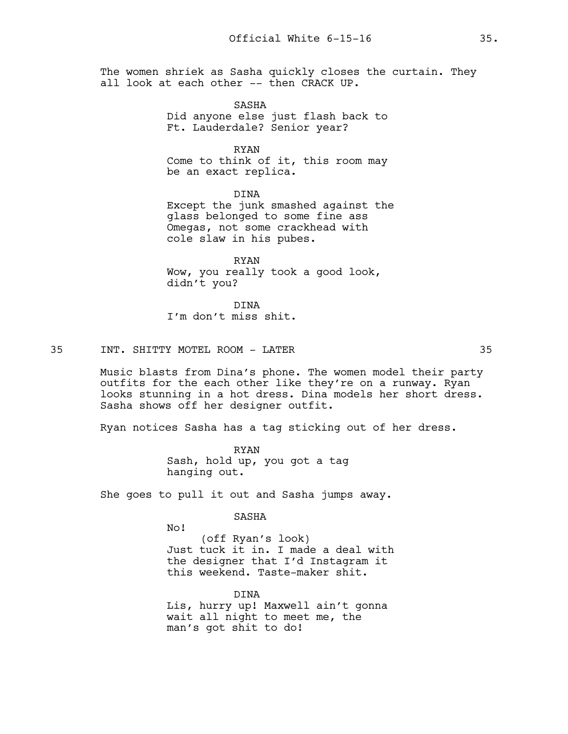The women shriek as Sasha quickly closes the curtain. They all look at each other -- then CRACK UP.

SASHA
Did anyone else just flash back to Ft. Lauderdale? Senior year?

RYAN
Come to think of it, this room may be an exact replica.

DINA
Except the junk smashed against the glass belonged to some fine ass Omegas, not some crackhead with cole slaw in his pubes.

RYAN
Wow, you really took a good look, didn't you?

DINA
I'm don't miss shit.

35 INT. SHITTY MOTEL ROOM - LATER 35

Music blasts from Dina's phone. The women model their party outfits for the each other like they're on a runway. Ryan looks stunning in a hot dress. Dina models her short dress. Sasha shows off her designer outfit.

Ryan notices Sasha has a tag sticking out of her dress.

RYAN
Sash, hold up, you got a tag hanging out.

She goes to pull it out and Sasha jumps away.

SASHA
No!
(off Ryan's look)
Just tuck it in. I made a deal with the designer that I'd Instagram it this weekend. Taste-maker shit.

DINA
Lis, hurry up! Maxwell ain't gonna wait all night to meet me, the man's got shit to do!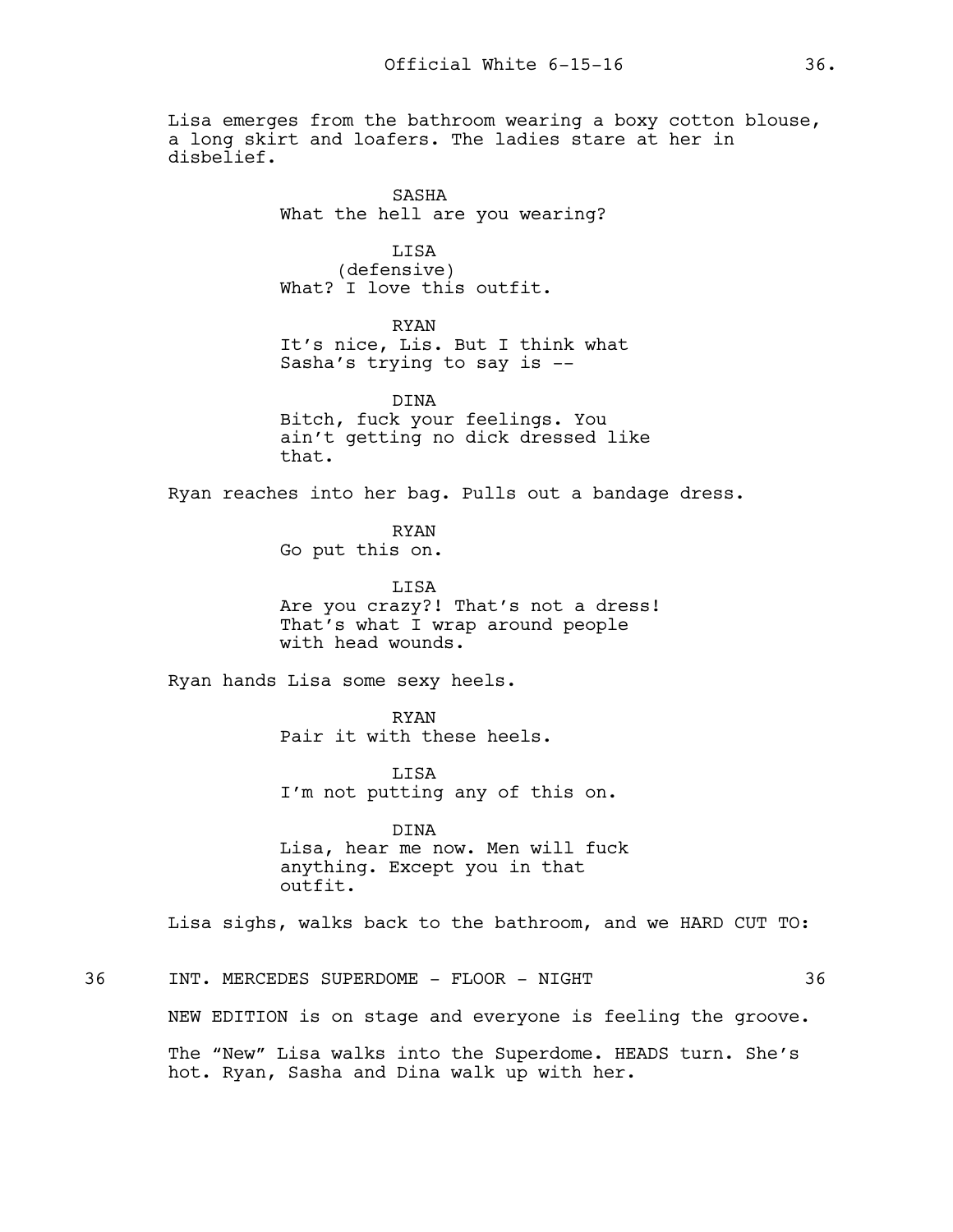Lisa emerges from the bathroom wearing a boxy cotton blouse, a long skirt and loafers. The ladies stare at her in disbelief.

SASHA
What the hell are you wearing?

LISA
(defensive)
What? I love this outfit.

RYAN
It's nice, Lis. But I think what Sasha's trying to say is --

DINA
Bitch, fuck your feelings. You ain't getting no dick dressed like that.

Ryan reaches into her bag. Pulls out a bandage dress.

RYAN
Go put this on.

LISA
Are you crazy?! That's not a dress! That's what I wrap around people with head wounds.

Ryan hands Lisa some sexy heels.

RYAN
Pair it with these heels.

LISA
I'm not putting any of this on.

DINA
Lisa, hear me now. Men will fuck anything. Except you in that outfit.

Lisa sighs, walks back to the bathroom, and we HARD CUT TO:

36 INT. MERCEDES SUPERDOME - FLOOR - NIGHT 36

NEW EDITION is on stage and everyone is feeling the groove.

The "New" Lisa walks into the Superdome. HEADS turn. She's hot. Ryan, Sasha and Dina walk up with her.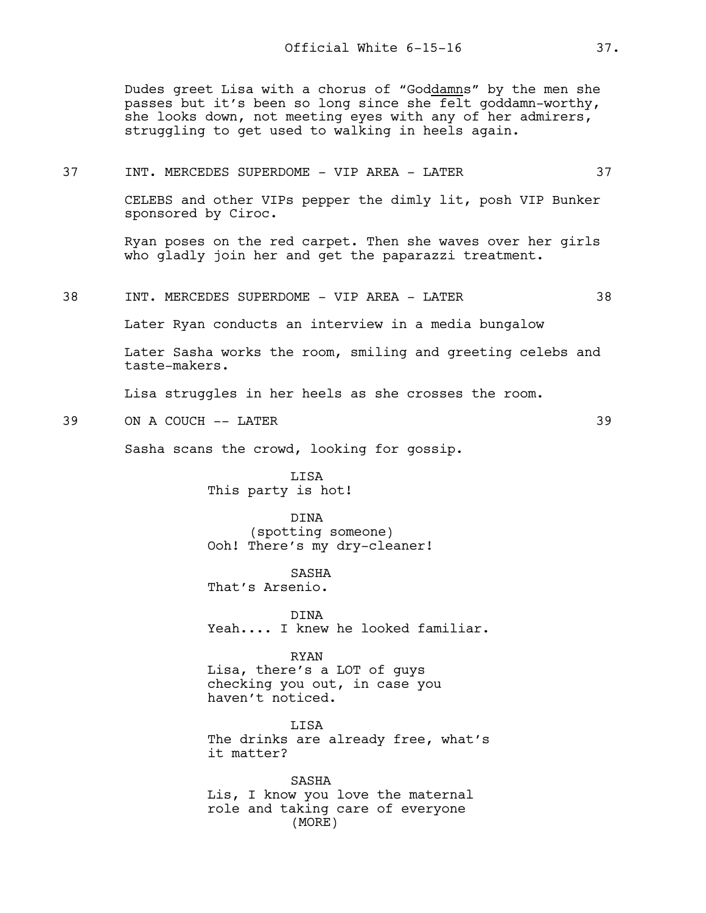Dudes greet Lisa with a chorus of "Goddamns" by the men she passes but it's been so long since she felt goddamn-worthy, she looks down, not meeting eyes with any of her admirers, struggling to get used to walking in heels again.

37 INT. MERCEDES SUPERDOME - VIP AREA - LATER 37

CELEBS and other VIPs pepper the dimly lit, posh VIP Bunker sponsored by Ciroc.

Ryan poses on the red carpet. Then she waves over her girls who gladly join her and get the paparazzi treatment.

38 INT. MERCEDES SUPERDOME - VIP AREA - LATER 38

Later Ryan conducts an interview in a media bungalow

Later Sasha works the room, smiling and greeting celebs and taste-makers.

Lisa struggles in her heels as she crosses the room.

39 ON A COUCH -- LATER 39

Sasha scans the crowd, looking for gossip.

LISA
This party is hot!

DINA
(spotting someone)
Ooh! There's my dry-cleaner!

SASHA
That's Arsenio.

DINA
Yeah.... I knew he looked familiar.

RYAN
Lisa, there's a LOT of guys checking you out, in case you haven't noticed.

LISA
The drinks are already free, what's it matter?

SASHA
Lis, I know you love the maternal role and taking care of everyone
(MORE)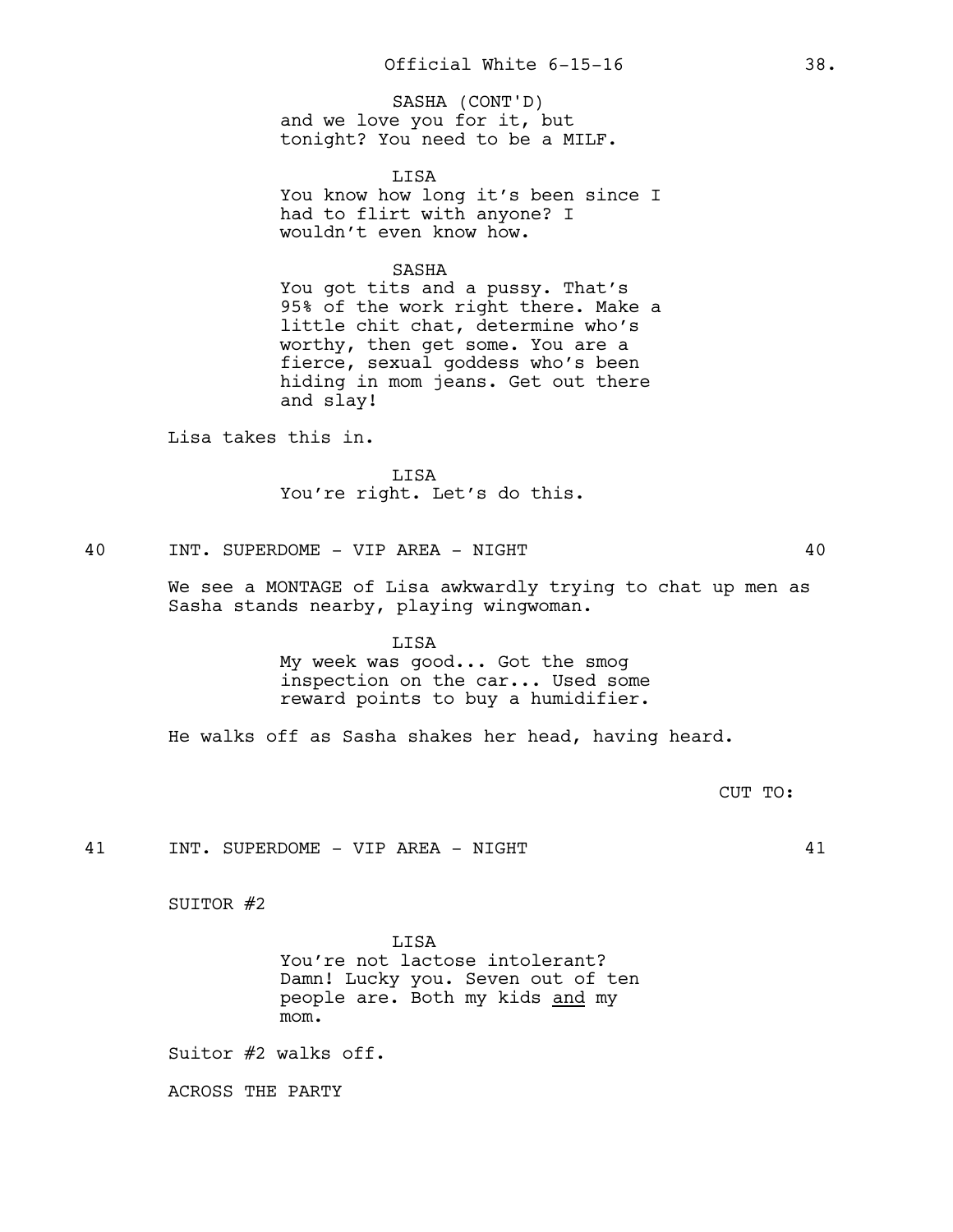SASHA (CONT'D)
and we love you for it, but tonight? You need to be a MILF.

LISA
You know how long it's been since I had to flirt with anyone? I wouldn't even know how.

SASHA
You got tits and a pussy. That's 95% of the work right there. Make a little chit chat, determine who's worthy, then get some. You are a fierce, sexual goddess who's been hiding in mom jeans. Get out there and slay!

Lisa takes this in.

LISA
You're right. Let's do this.

40 INT. SUPERDOME - VIP AREA - NIGHT 40

We see a MONTAGE of Lisa awkwardly trying to chat up men as Sasha stands nearby, playing wingwoman.

LISA
My week was good... Got the smog inspection on the car... Used some reward points to buy a humidifier.

He walks off as Sasha shakes her head, having heard.

CUT TO:

41 INT. SUPERDOME - VIP AREA - NIGHT 41

SUITOR #2

LISA
You're not lactose intolerant? Damn! Lucky you. Seven out of ten people are. Both my kids <u>and</u> my mom.

Suitor #2 walks off.

ACROSS THE PARTY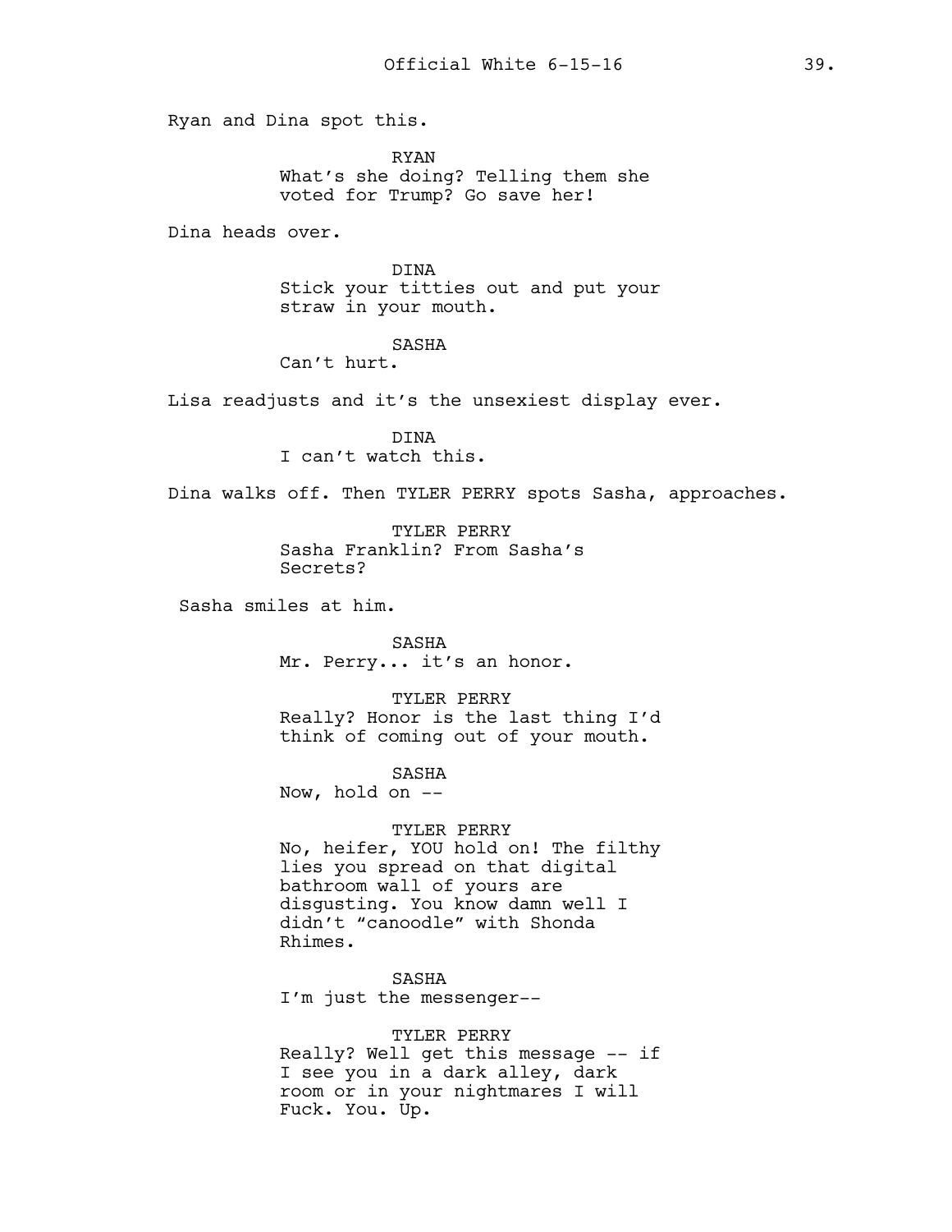Ryan and Dina spot this.

RYAN
What's she doing? Telling them she voted for Trump? Go save her!

Dina heads over.

DINA
Stick your titties out and put your straw in your mouth.

SASHA
Can't hurt.

Lisa readjusts and it's the unsexiest display ever.

DINA
I can't watch this.

Dina walks off. Then TYLER PERRY spots Sasha, approaches.

TYLER PERRY
Sasha Franklin? From Sasha's Secrets?

Sasha smiles at him.

SASHA
Mr. Perry... it's an honor.

TYLER PERRY
Really? Honor is the last thing I'd think of coming out of your mouth.

SASHA
Now, hold on --

TYLER PERRY
No, heifer, YOU hold on! The filthy lies you spread on that digital bathroom wall of yours are disgusting. You know damn well I didn't "canoodle" with Shonda Rhimes.

SASHA
I'm just the messenger--

TYLER PERRY
Really? Well get this message -- if I see you in a dark alley, dark room or in your nightmares I will Fuck. You. Up.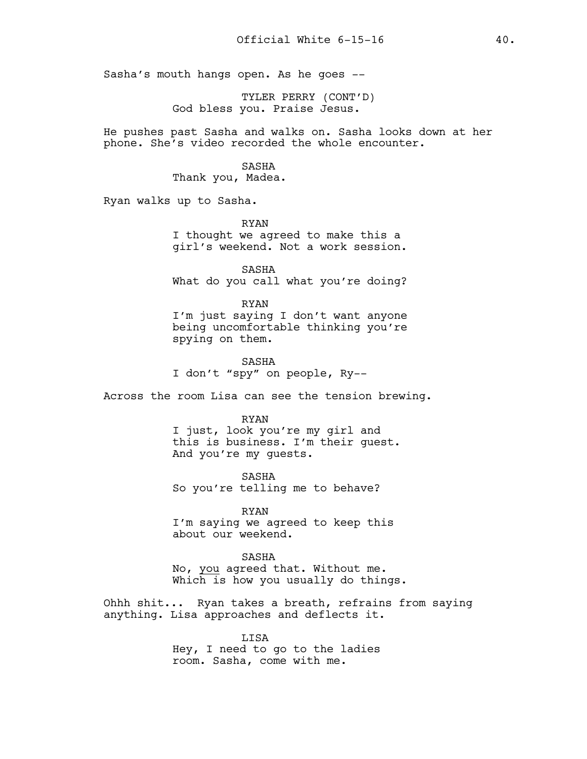Sasha's mouth hangs open. As he goes --

TYLER PERRY (CONT'D)
God bless you. Praise Jesus.

He pushes past Sasha and walks on. Sasha looks down at her phone. She's video recorded the whole encounter.

SASHA
Thank you, Madea.

Ryan walks up to Sasha.

RYAN
I thought we agreed to make this a girl's weekend. Not a work session.

SASHA
What do you call what you're doing?

RYAN
I'm just saying I don't want anyone being uncomfortable thinking you're spying on them.

SASHA
I don't "spy" on people, Ry--

Across the room Lisa can see the tension brewing.

RYAN
I just, look you're my girl and this is business. I'm their guest. And you're my guests.

SASHA
So you're telling me to behave?

RYAN
I'm saying we agreed to keep this about our weekend.

SASHA
No, <u>you</u> agreed that. Without me. Which is how you usually do things.

Ohhh shit... Ryan takes a breath, refrains from saying anything. Lisa approaches and deflects it.

LISA
Hey, I need to go to the ladies room. Sasha, come with me.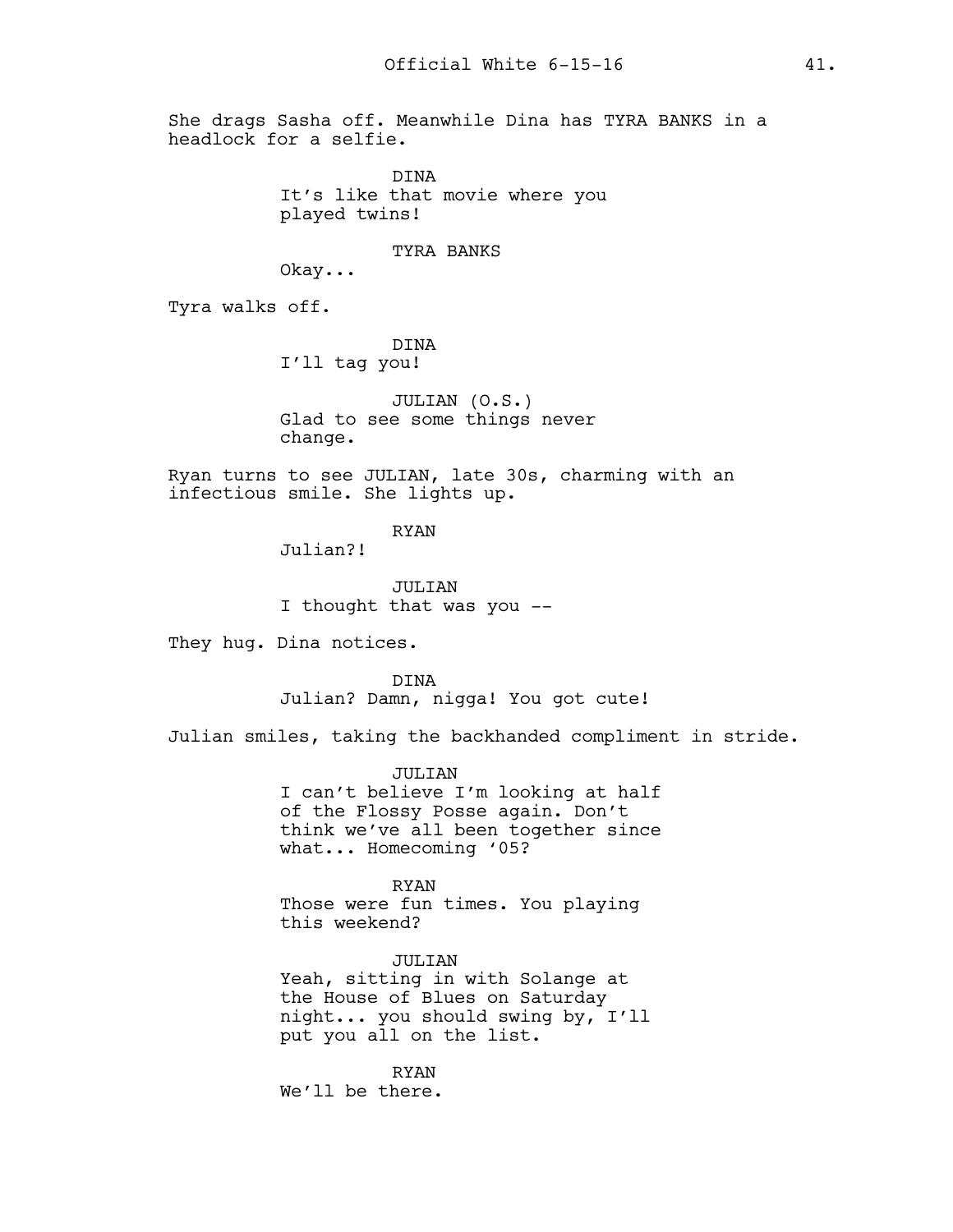She drags Sasha off. Meanwhile Dina has TYRA BANKS in a headlock for a selfie.

DINA
It's like that movie where you played twins!

TYRA BANKS
Okay...

Tyra walks off.

DINA
I'll tag you!

JULIAN (O.S.)
Glad to see some things never change.

Ryan turns to see JULIAN, late 30s, charming with an infectious smile. She lights up.

RYAN
Julian?!

JULIAN
I thought that was you --

They hug. Dina notices.

DINA
Julian? Damn, nigga! You got cute!

Julian smiles, taking the backhanded compliment in stride.

JULIAN
I can't believe I'm looking at half of the Flossy Posse again. Don't think we've all been together since what... Homecoming '05?

RYAN
Those were fun times. You playing this weekend?

JULIAN
Yeah, sitting in with Solange at the House of Blues on Saturday night... you should swing by, I'll put you all on the list.

RYAN
We'll be there.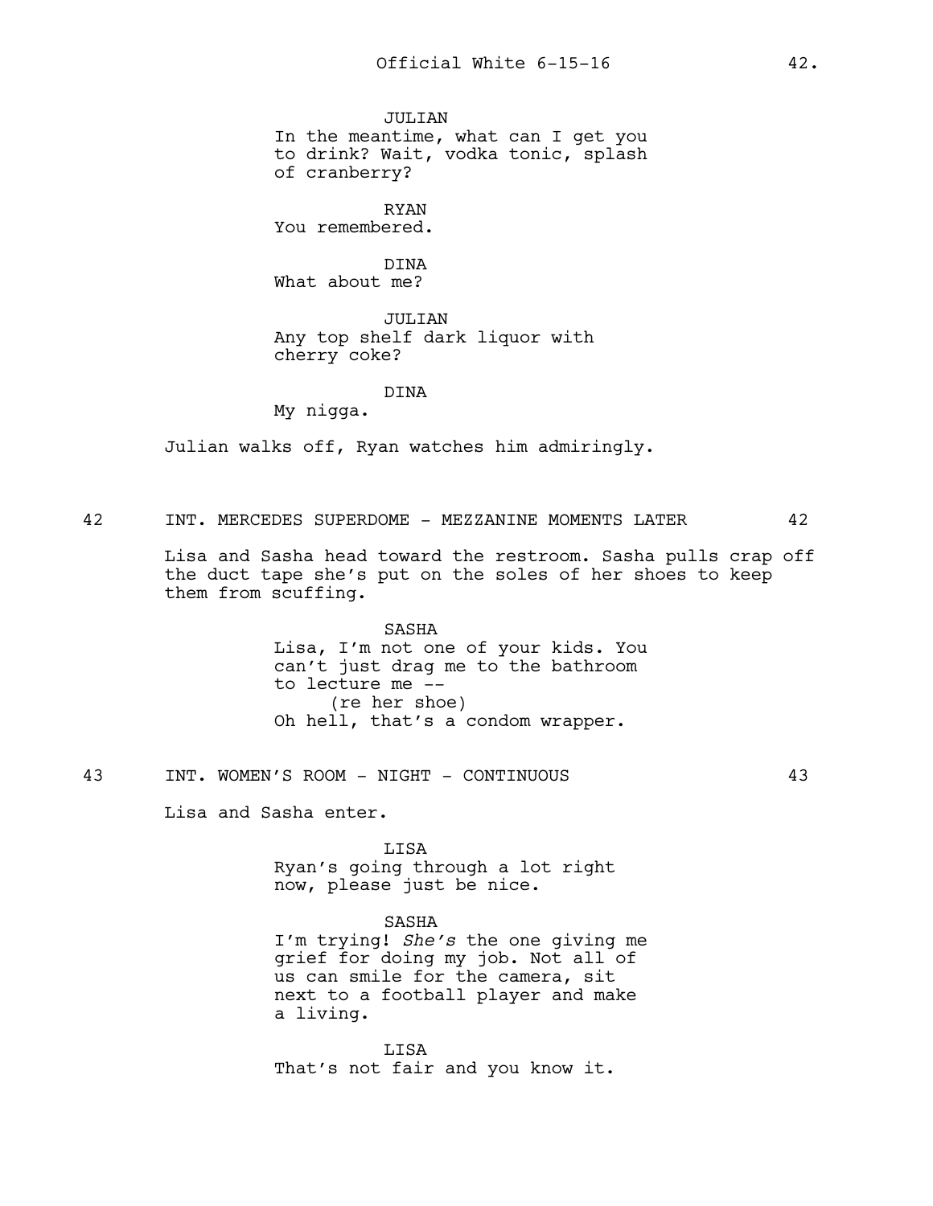JULIAN
In the meantime, what can I get you to drink? Wait, vodka tonic, splash of cranberry?

RYAN
You remembered.

DINA
What about me?

JULIAN
Any top shelf dark liquor with cherry coke?

DINA
My nigga.

Julian walks off, Ryan watches him admiringly.

42 INT. MERCEDES SUPERDOME - MEZZANINE MOMENTS LATER 42

Lisa and Sasha head toward the restroom. Sasha pulls crap off the duct tape she's put on the soles of her shoes to keep them from scuffing.

SASHA
Lisa, I'm not one of your kids. You can't just drag me to the bathroom to lecture me --
(re her shoe)
Oh hell, that's a condom wrapper.

43 INT. WOMEN'S ROOM - NIGHT - CONTINUOUS 43

Lisa and Sasha enter.

LISA
Ryan's going through a lot right now, please just be nice.

SASHA
I'm trying! *She's* the one giving me grief for doing my job. Not all of us can smile for the camera, sit next to a football player and make a living.

LISA
That's not fair and you know it.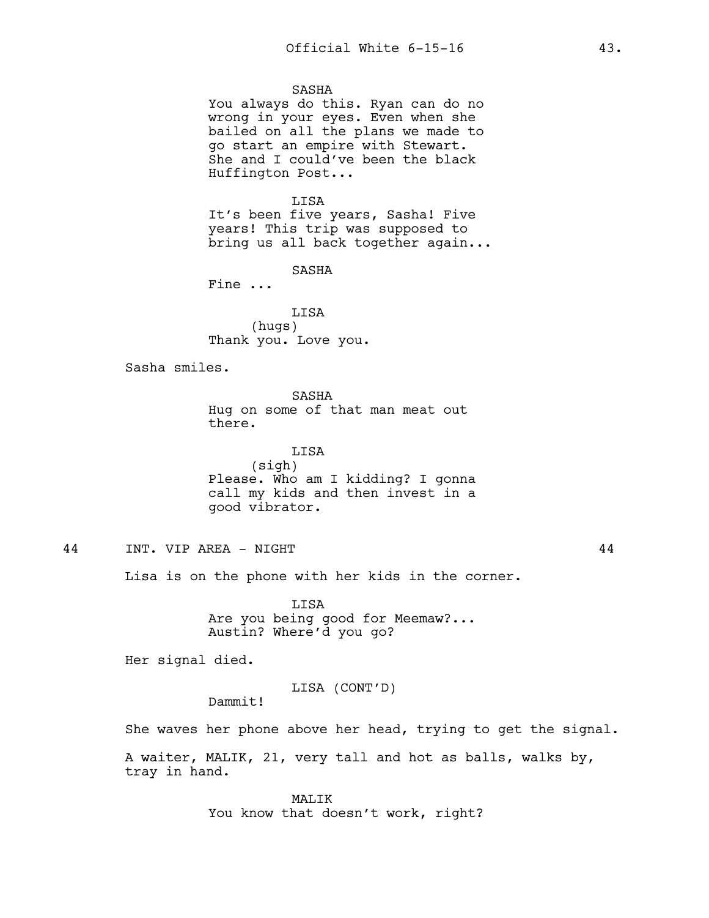SASHA
You always do this. Ryan can do no wrong in your eyes. Even when she bailed on all the plans we made to go start an empire with Stewart. She and I could've been the black Huffington Post...

LISA
It's been five years, Sasha! Five years! This trip was supposed to bring us all back together again...

SASHA
Fine ...

LISA
(hugs)
Thank you. Love you.

Sasha smiles.

SASHA
Hug on some of that man meat out there.

LISA
(sigh)
Please. Who am I kidding? I gonna call my kids and then invest in a good vibrator.

44 INT. VIP AREA - NIGHT 44

Lisa is on the phone with her kids in the corner.

LISA
Are you being good for Meemaw?... Austin? Where'd you go?

Her signal died.

LISA (CONT'D)
Dammit!

She waves her phone above her head, trying to get the signal.

A waiter, MALIK, 21, very tall and hot as balls, walks by, tray in hand.

MALIK
You know that doesn't work, right?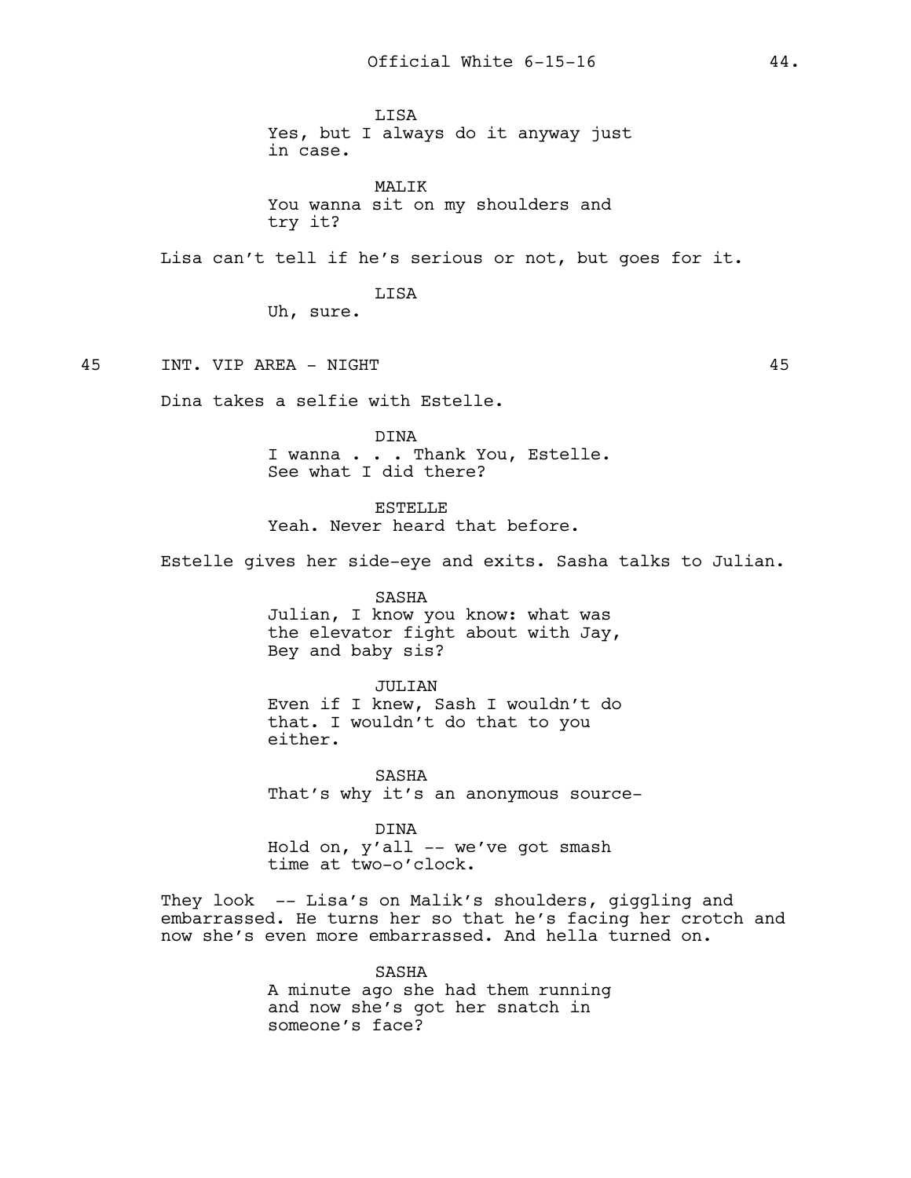LISA
Yes, but I always do it anyway just in case.

MALIK
You wanna sit on my shoulders and try it?

Lisa can't tell if he's serious or not, but goes for it.

LISA
Uh, sure.

45 INT. VIP AREA - NIGHT 45

Dina takes a selfie with Estelle.

DINA
I wanna . . . Thank You, Estelle. See what I did there?

ESTELLE
Yeah. Never heard that before.

Estelle gives her side-eye and exits. Sasha talks to Julian.

SASHA
Julian, I know you know: what was the elevator fight about with Jay, Bey and baby sis?

JULIAN
Even if I knew, Sash I wouldn't do that. I wouldn't do that to you either.

SASHA
That's why it's an anonymous source-

DINA
Hold on, y'all -- we've got smash time at two-o'clock.

They look -- Lisa's on Malik's shoulders, giggling and embarrassed. He turns her so that he's facing her crotch and now she's even more embarrassed. And hella turned on.

SASHA
A minute ago she had them running and now she's got her snatch in someone's face?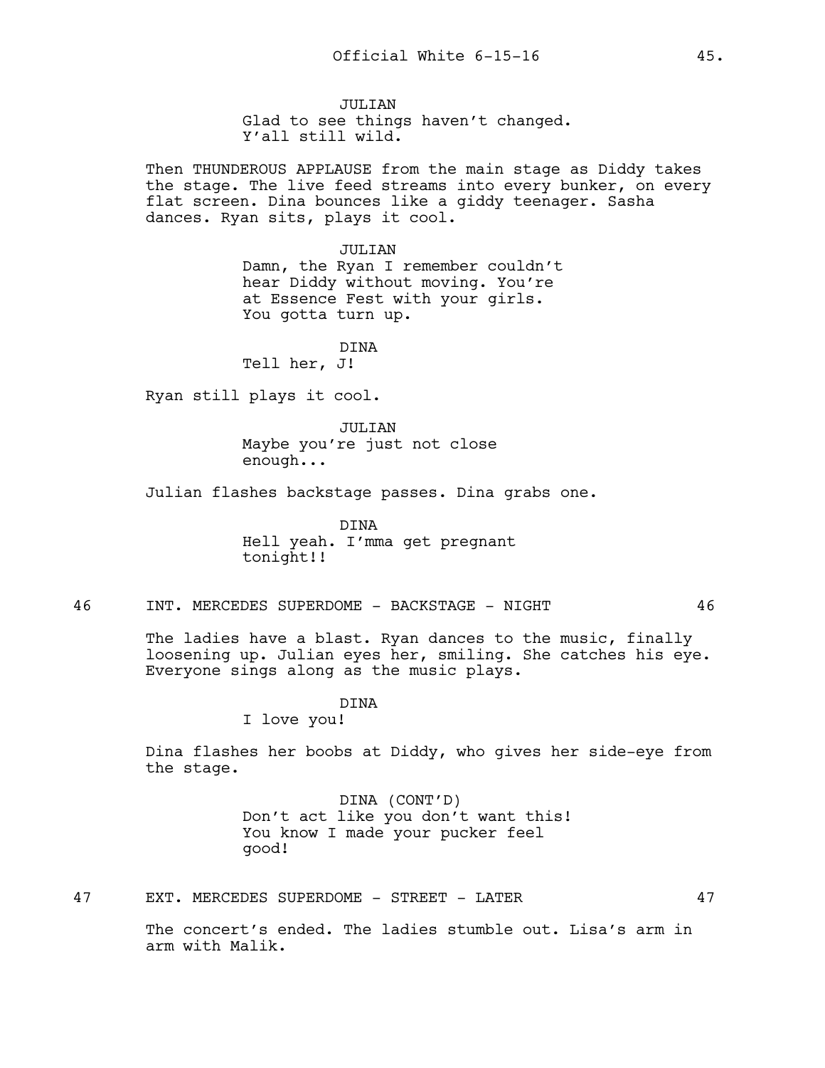JULIAN
Glad to see things haven't changed. Y'all still wild.

Then THUNDEROUS APPLAUSE from the main stage as Diddy takes the stage. The live feed streams into every bunker, on every flat screen. Dina bounces like a giddy teenager. Sasha dances. Ryan sits, plays it cool.

JULIAN
Damn, the Ryan I remember couldn't hear Diddy without moving. You're at Essence Fest with your girls. You gotta turn up.

DINA
Tell her, J!

Ryan still plays it cool.

JULIAN
Maybe you're just not close enough...

Julian flashes backstage passes. Dina grabs one.

DINA
Hell yeah. I'mma get pregnant tonight!!

46 INT. MERCEDES SUPERDOME - BACKSTAGE - NIGHT 46

The ladies have a blast. Ryan dances to the music, finally loosening up. Julian eyes her, smiling. She catches his eye. Everyone sings along as the music plays.

DINA
I love you!

Dina flashes her boobs at Diddy, who gives her side-eye from the stage.

DINA (CONT'D)
Don't act like you don't want this! You know I made your pucker feel good!

47 EXT. MERCEDES SUPERDOME - STREET - LATER 47

The concert's ended. The ladies stumble out. Lisa's arm in arm with Malik.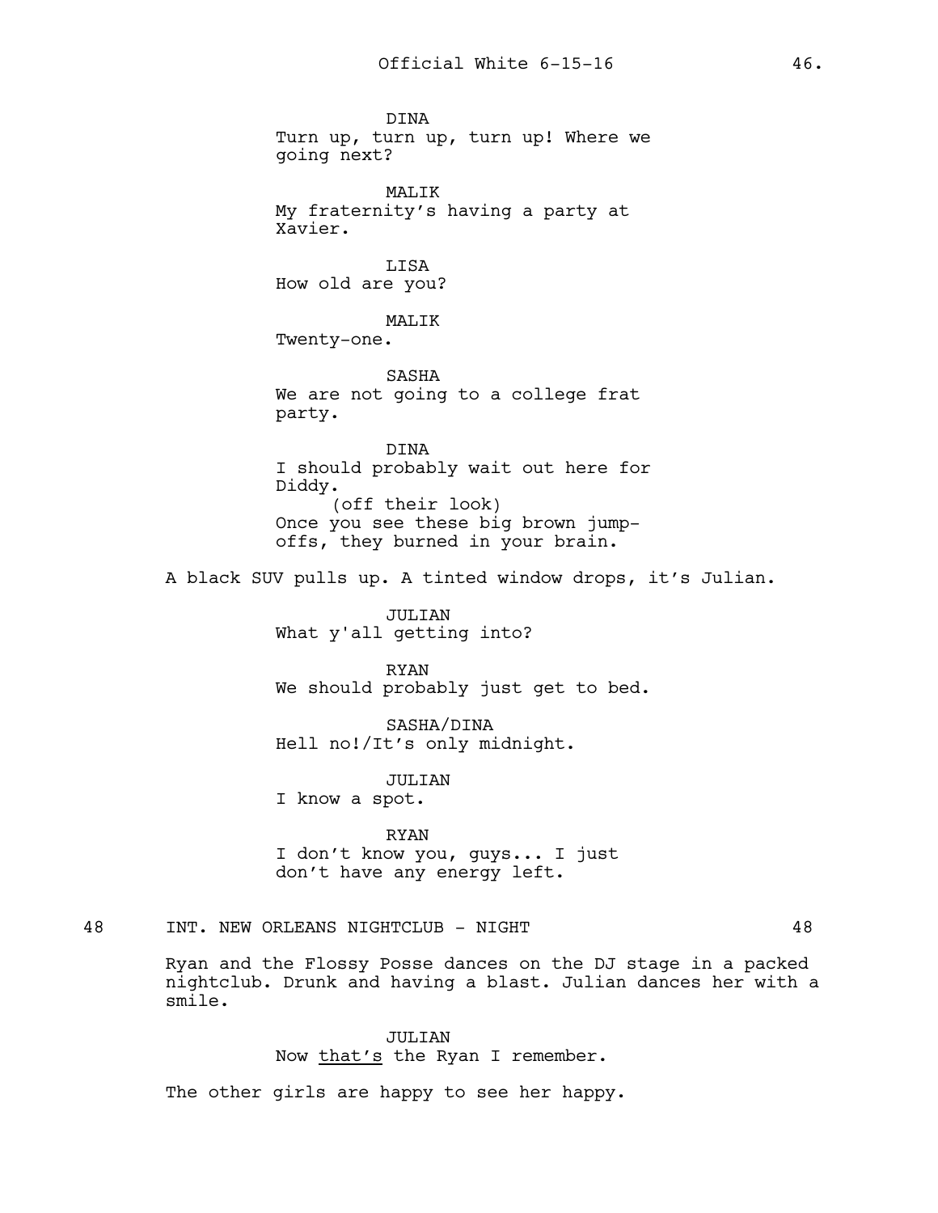DINA
Turn up, turn up, turn up! Where we going next?

MALIK
My fraternity's having a party at Xavier.

LISA
How old are you?

MALIK
Twenty-one.

SASHA
We are not going to a college frat party.

DINA
I should probably wait out here for Diddy.
(off their look)
Once you see these big brown jump-offs, they burned in your brain.

A black SUV pulls up. A tinted window drops, it's Julian.

JULIAN
What y'all getting into?

RYAN
We should probably just get to bed.

SASHA/DINA
Hell no!/It's only midnight.

JULIAN
I know a spot.

RYAN
I don't know you, guys... I just don't have any energy left.

48 INT. NEW ORLEANS NIGHTCLUB - NIGHT 48

Ryan and the Flossy Posse dances on the DJ stage in a packed nightclub. Drunk and having a blast. Julian dances her with a smile.

JULIAN
Now that's the Ryan I remember.

The other girls are happy to see her happy.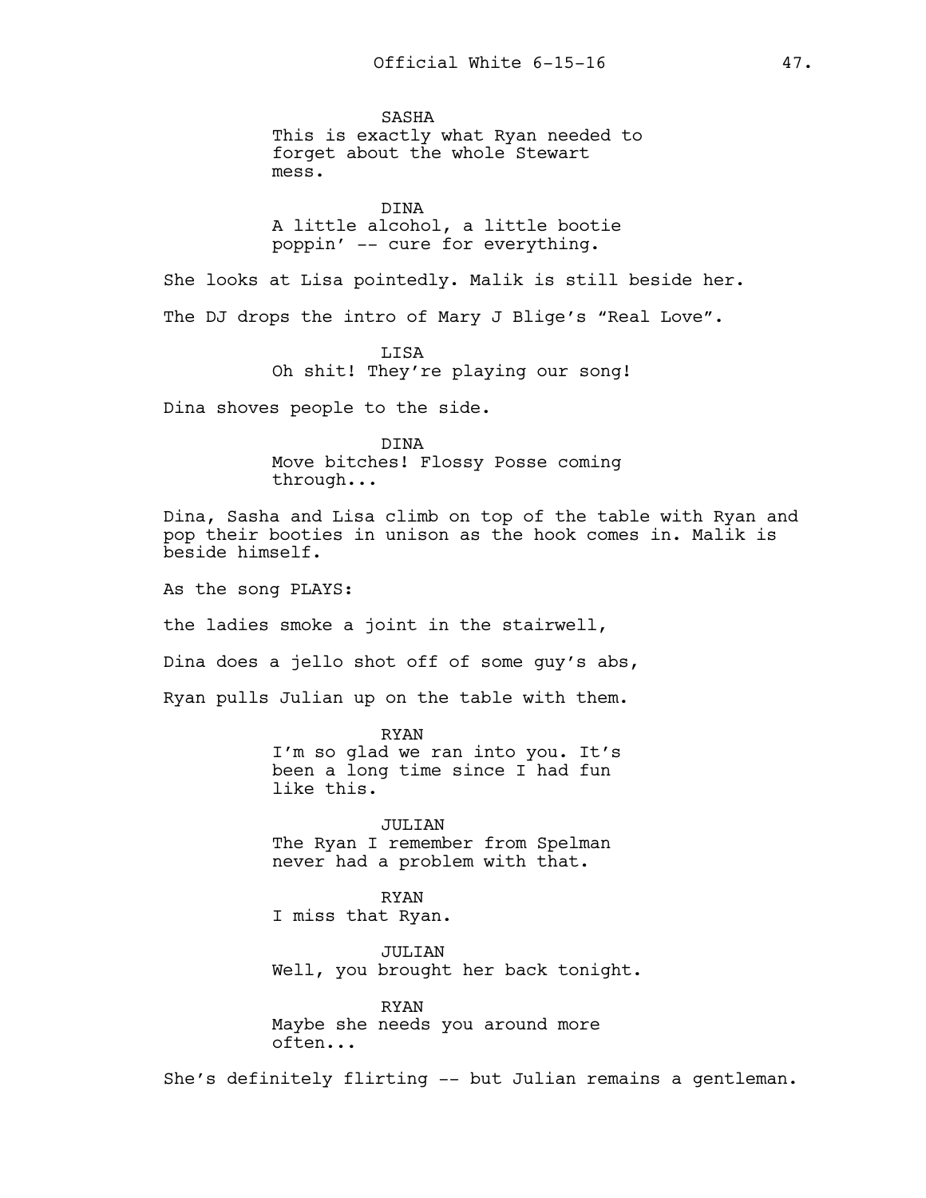SASHA
This is exactly what Ryan needed to forget about the whole Stewart mess.

DINA
A little alcohol, a little bootie poppin' -- cure for everything.

She looks at Lisa pointedly. Malik is still beside her.

The DJ drops the intro of Mary J Blige's "Real Love".

LISA
Oh shit! They're playing our song!

Dina shoves people to the side.

DINA
Move bitches! Flossy Posse coming through...

Dina, Sasha and Lisa climb on top of the table with Ryan and pop their booties in unison as the hook comes in. Malik is beside himself.

As the song PLAYS:

the ladies smoke a joint in the stairwell,

Dina does a jello shot off of some guy's abs,

Ryan pulls Julian up on the table with them.

RYAN
I'm so glad we ran into you. It's been a long time since I had fun like this.

JULIAN
The Ryan I remember from Spelman never had a problem with that.

RYAN
I miss that Ryan.

JULIAN
Well, you brought her back tonight.

RYAN
Maybe she needs you around more often...

She's definitely flirting -- but Julian remains a gentleman.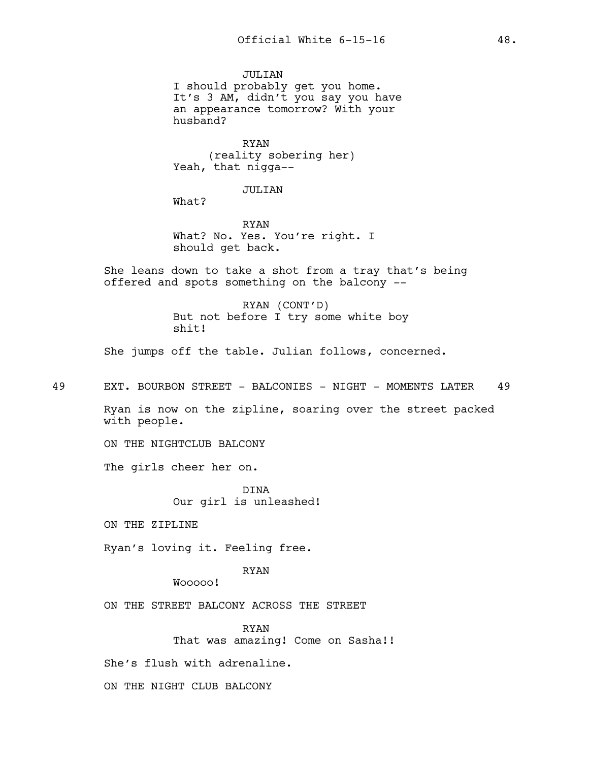JULIAN
I should probably get you home. It's 3 AM, didn't you say you have an appearance tomorrow? With your husband?

RYAN
(reality sobering her)
Yeah, that nigga--

JULIAN
What?

RYAN
What? No. Yes. You're right. I should get back.

She leans down to take a shot from a tray that's being offered and spots something on the balcony --

RYAN (CONT'D)
But not before I try some white boy shit!

She jumps off the table. Julian follows, concerned.

49 EXT. BOURBON STREET - BALCONIES - NIGHT - MOMENTS LATER 49

Ryan is now on the zipline, soaring over the street packed with people.

ON THE NIGHTCLUB BALCONY

The girls cheer her on.

DINA
Our girl is unleashed!

ON THE ZIPLINE

Ryan's loving it. Feeling free.

RYAN
Wooooo!

ON THE STREET BALCONY ACROSS THE STREET

RYAN
That was amazing! Come on Sasha!!

She's flush with adrenaline.

ON THE NIGHT CLUB BALCONY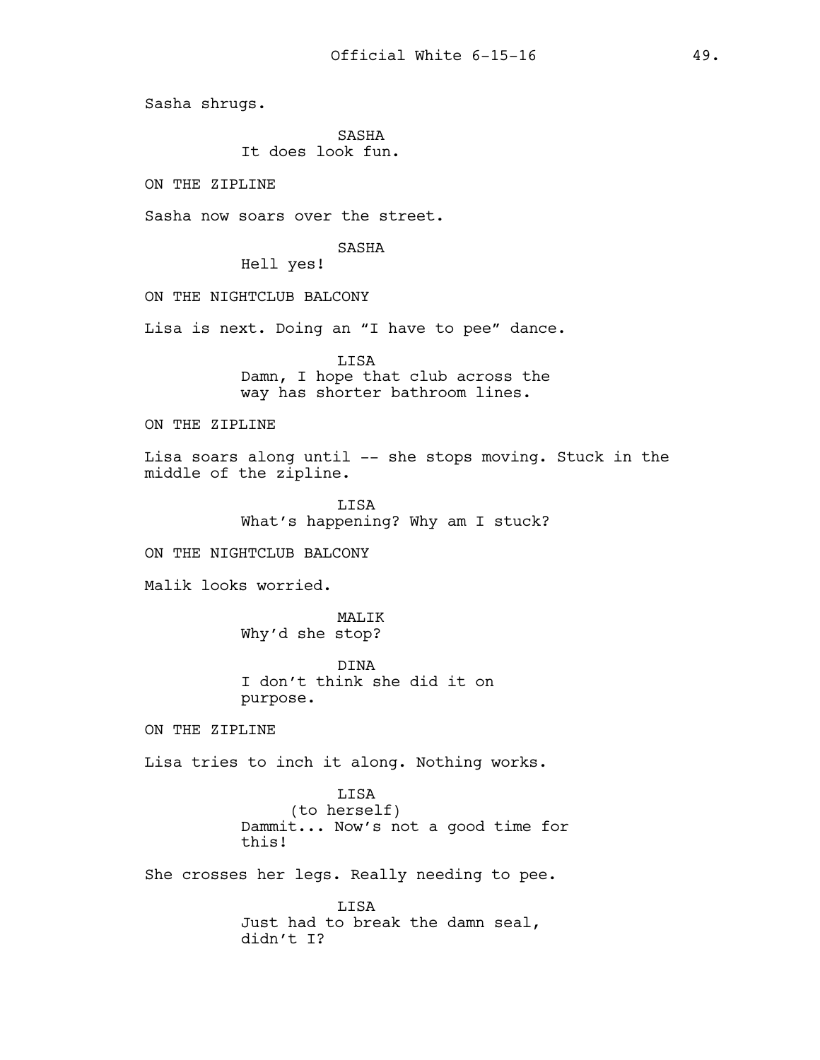Sasha shrugs.

SASHA
It does look fun.

ON THE ZIPLINE

Sasha now soars over the street.

SASHA
Hell yes!

ON THE NIGHTCLUB BALCONY

Lisa is next. Doing an "I have to pee" dance.

LISA
Damn, I hope that club across the way has shorter bathroom lines.

ON THE ZIPLINE

Lisa soars along until -- she stops moving. Stuck in the middle of the zipline.

LISA
What's happening? Why am I stuck?

ON THE NIGHTCLUB BALCONY

Malik looks worried.

MALIK
Why'd she stop?

DINA
I don't think she did it on purpose.

ON THE ZIPLINE

Lisa tries to inch it along. Nothing works.

LISA
(to herself)
Dammit... Now's not a good time for this!

She crosses her legs. Really needing to pee.

LISA
Just had to break the damn seal, didn't I?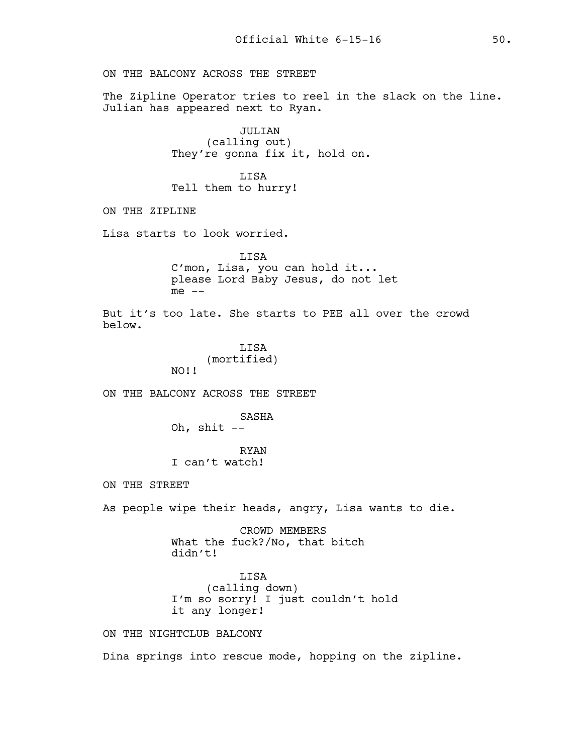ON THE BALCONY ACROSS THE STREET

The Zipline Operator tries to reel in the slack on the line. Julian has appeared next to Ryan.

JULIAN
(calling out)
They're gonna fix it, hold on.

LISA
Tell them to hurry!

ON THE ZIPLINE

Lisa starts to look worried.

LISA
C'mon, Lisa, you can hold it... please Lord Baby Jesus, do not let me --

But it's too late. She starts to PEE all over the crowd below.

LISA
(mortified)
NO!!

ON THE BALCONY ACROSS THE STREET

SASHA
Oh, shit --

RYAN
I can't watch!

ON THE STREET

As people wipe their heads, angry, Lisa wants to die.

CROWD MEMBERS
What the fuck?/No, that bitch didn't!

LISA
(calling down)
I'm so sorry! I just couldn't hold it any longer!

ON THE NIGHTCLUB BALCONY

Dina springs into rescue mode, hopping on the zipline.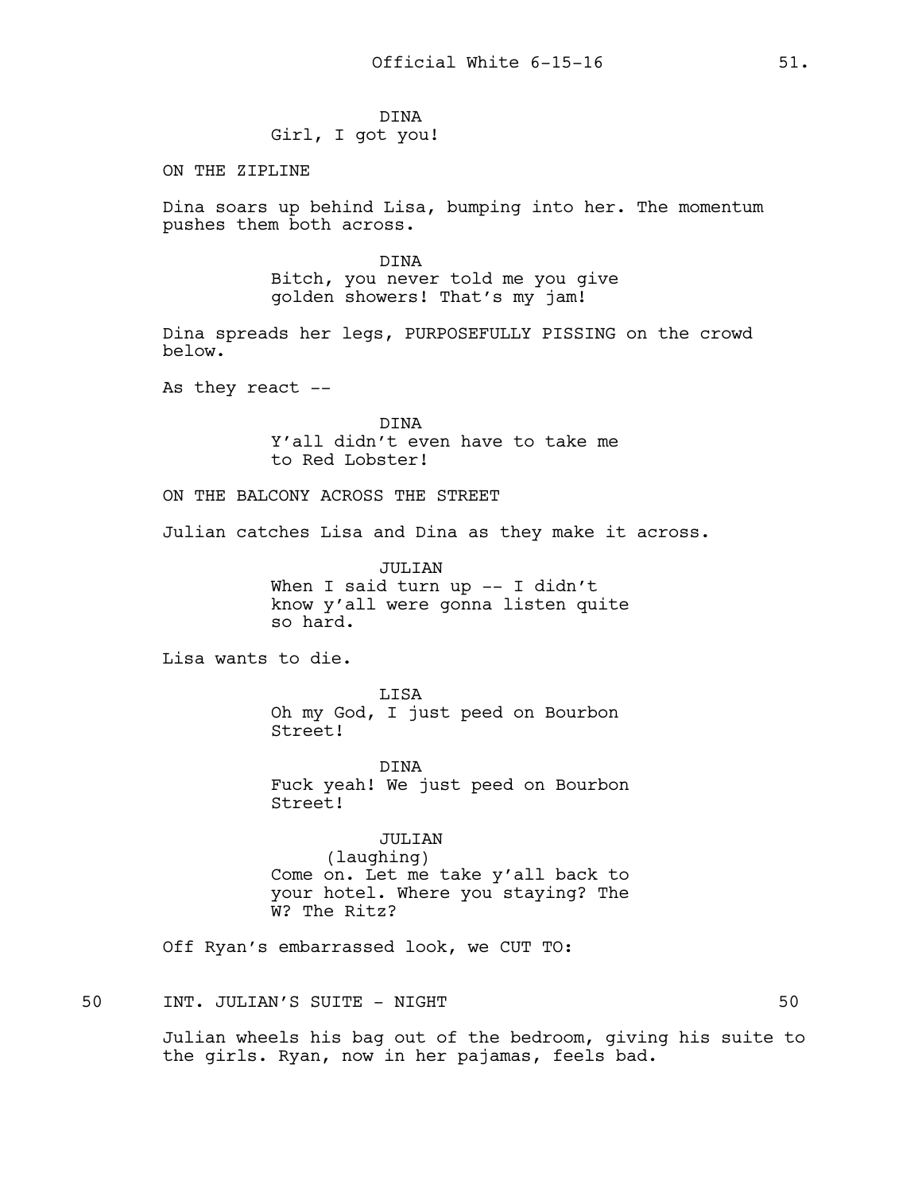DINA
Girl, I got you!

ON THE ZIPLINE

Dina soars up behind Lisa, bumping into her. The momentum pushes them both across.

DINA
Bitch, you never told me you give golden showers! That's my jam!

Dina spreads her legs, PURPOSEFULLY PISSING on the crowd below.

As they react --

DINA
Y'all didn't even have to take me to Red Lobster!

ON THE BALCONY ACROSS THE STREET

Julian catches Lisa and Dina as they make it across.

JULIAN
When I said turn up -- I didn't know y'all were gonna listen quite so hard.

Lisa wants to die.

LISA
Oh my God, I just peed on Bourbon Street!

DINA
Fuck yeah! We just peed on Bourbon Street!

JULIAN
(laughing)
Come on. Let me take y'all back to your hotel. Where you staying? The W? The Ritz?

Off Ryan's embarrassed look, we CUT TO:

50 INT. JULIAN'S SUITE - NIGHT 50

Julian wheels his bag out of the bedroom, giving his suite to the girls. Ryan, now in her pajamas, feels bad.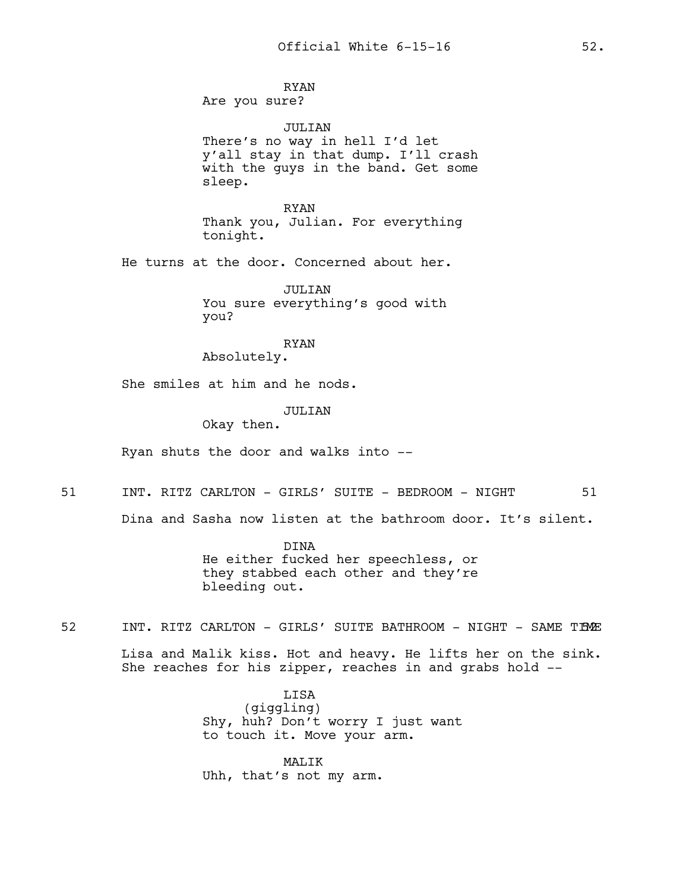RYAN
Are you sure?

JULIAN
There's no way in hell I'd let y'all stay in that dump. I'll crash with the guys in the band. Get some sleep.

RYAN
Thank you, Julian. For everything tonight.

He turns at the door. Concerned about her.

JULIAN
You sure everything's good with you?

RYAN
Absolutely.

She smiles at him and he nods.

JULIAN
Okay then.

Ryan shuts the door and walks into --

51 INT. RITZ CARLTON - GIRLS' SUITE - BEDROOM - NIGHT 51

Dina and Sasha now listen at the bathroom door. It's silent.

DINA
He either fucked her speechless, or they stabbed each other and they're bleeding out.

52 INT. RITZ CARLTON - GIRLS' SUITE BATHROOM - NIGHT - SAME TIME 52

Lisa and Malik kiss. Hot and heavy. He lifts her on the sink. She reaches for his zipper, reaches in and grabs hold --

LISA
(giggling)
Shy, huh? Don't worry I just want to touch it. Move your arm.

MALIK
Uhh, that's not my arm.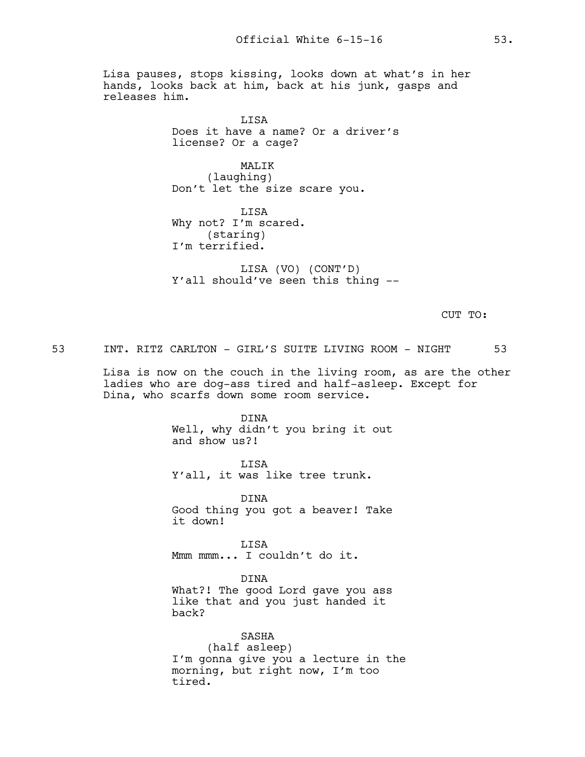Lisa pauses, stops kissing, looks down at what's in her hands, looks back at him, back at his junk, gasps and releases him.

LISA
Does it have a name? Or a driver's license? Or a cage?

MALIK
(laughing)
Don't let the size scare you.

LISA
Why not? I'm scared.
(staring)
I'm terrified.

LISA (VO) (CONT'D)
Y'all should've seen this thing --

CUT TO:

53 INT. RITZ CARLTON - GIRL'S SUITE LIVING ROOM - NIGHT 53

Lisa is now on the couch in the living room, as are the other ladies who are dog-ass tired and half-asleep. Except for Dina, who scarfs down some room service.

DINA
Well, why didn't you bring it out and show us?!

LISA
Y'all, it was like tree trunk.

DINA
Good thing you got a beaver! Take it down!

LISA
Mmm mmm... I couldn't do it.

DINA
What?! The good Lord gave you ass like that and you just handed it back?

SASHA
(half asleep)
I'm gonna give you a lecture in the morning, but right now, I'm too tired.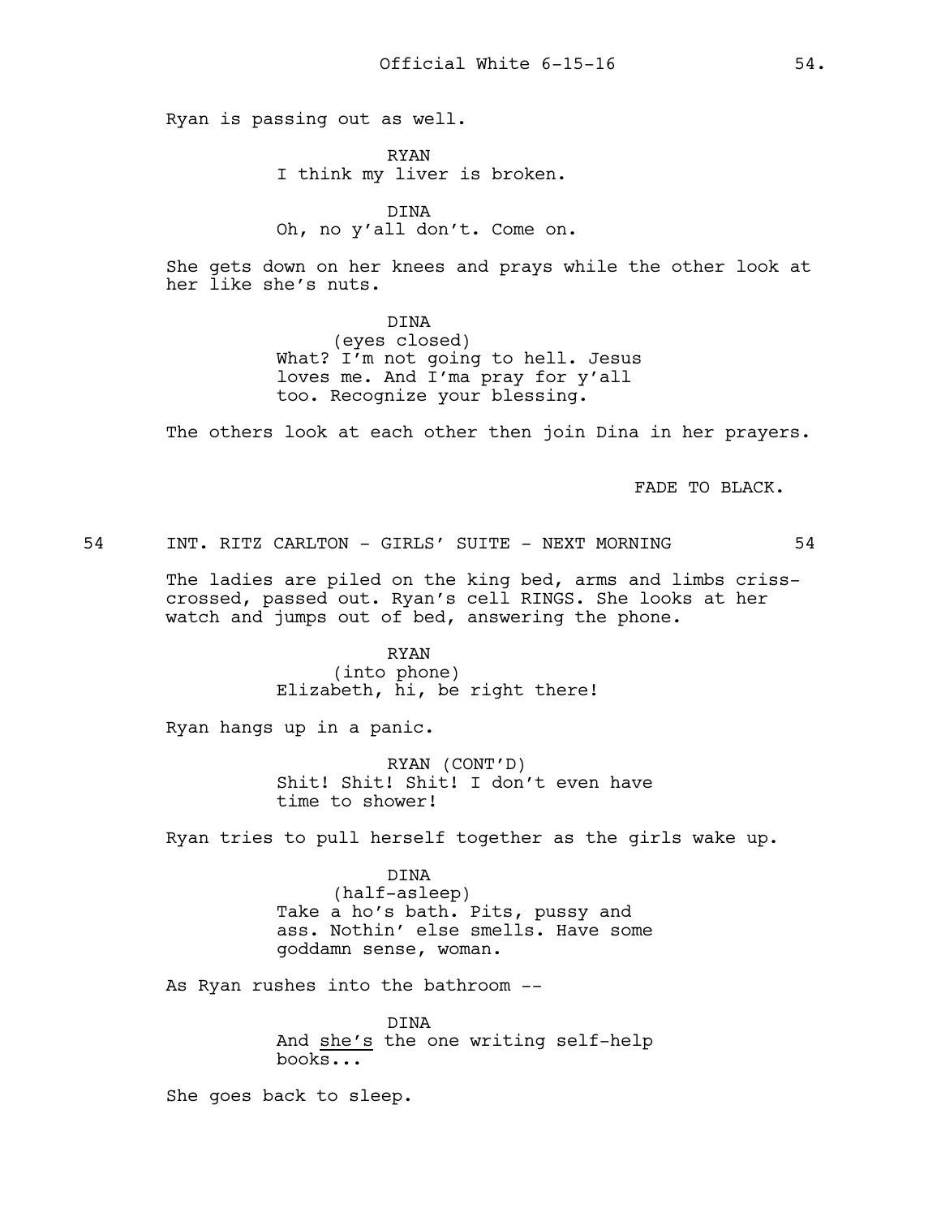Ryan is passing out as well.

RYAN
I think my liver is broken.

DINA
Oh, no y'all don't. Come on.

She gets down on her knees and prays while the other look at her like she's nuts.

DINA
(eyes closed)
What? I'm not going to hell. Jesus loves me. And I'ma pray for y'all too. Recognize your blessing.

The others look at each other then join Dina in her prayers.

FADE TO BLACK.

54 INT. RITZ CARLTON - GIRLS' SUITE - NEXT MORNING 54

The ladies are piled on the king bed, arms and limbs criss-crossed, passed out. Ryan's cell RINGS. She looks at her watch and jumps out of bed, answering the phone.

RYAN
(into phone)
Elizabeth, hi, be right there!

Ryan hangs up in a panic.

RYAN (CONT'D)
Shit! Shit! Shit! I don't even have time to shower!

Ryan tries to pull herself together as the girls wake up.

DINA
(half-asleep)
Take a ho's bath. Pits, pussy and ass. Nothin' else smells. Have some goddamn sense, woman.

As Ryan rushes into the bathroom --

DINA
And she's the one writing self-help books...

She goes back to sleep.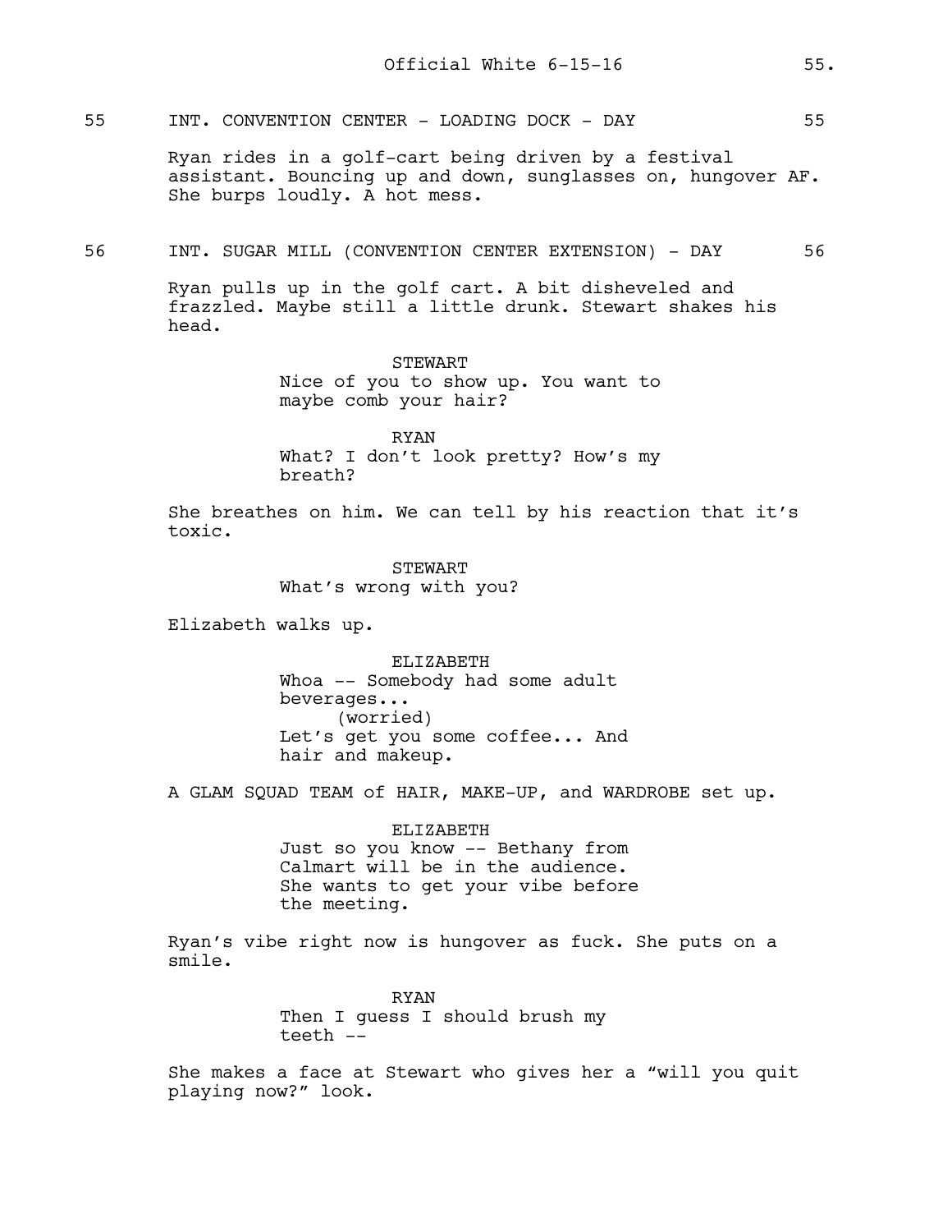55 INT. CONVENTION CENTER - LOADING DOCK - DAY 55

Ryan rides in a golf-cart being driven by a festival assistant. Bouncing up and down, sunglasses on, hungover AF. She burps loudly. A hot mess.

56 INT. SUGAR MILL (CONVENTION CENTER EXTENSION) - DAY 56

Ryan pulls up in the golf cart. A bit disheveled and frazzled. Maybe still a little drunk. Stewart shakes his head.

STEWART
Nice of you to show up. You want to maybe comb your hair?

RYAN
What? I don't look pretty? How's my breath?

She breathes on him. We can tell by his reaction that it's toxic.

STEWART
What's wrong with you?

Elizabeth walks up.

ELIZABETH
Whoa -- Somebody had some adult beverages...
(worried)
Let's get you some coffee... And hair and makeup.

A GLAM SQUAD TEAM of HAIR, MAKE-UP, and WARDROBE set up.

ELIZABETH
Just so you know -- Bethany from Calmart will be in the audience. She wants to get your vibe before the meeting.

Ryan's vibe right now is hungover as fuck. She puts on a smile.

RYAN
Then I guess I should brush my teeth --

She makes a face at Stewart who gives her a "will you quit playing now?" look.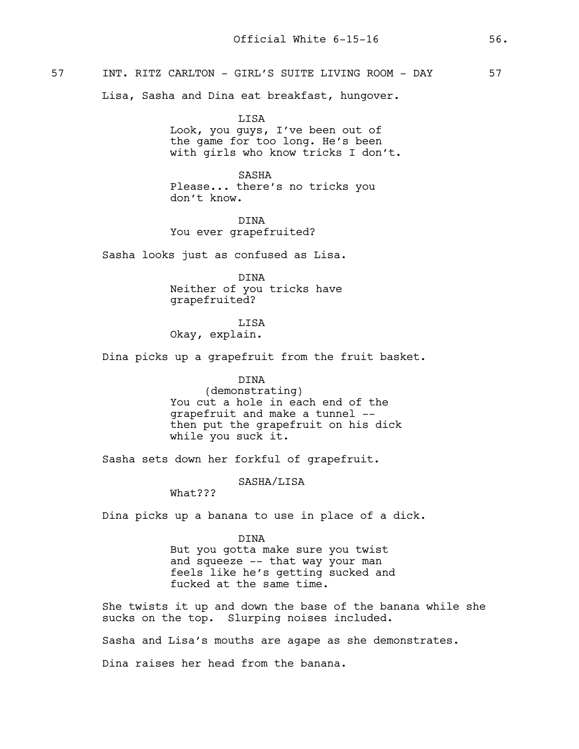57 INT. RITZ CARLTON - GIRL'S SUITE LIVING ROOM - DAY 57

Lisa, Sasha and Dina eat breakfast, hungover.

LISA
Look, you guys, I've been out of the game for too long. He's been with girls who know tricks I don't.

SASHA
Please... there's no tricks you don't know.

DINA
You ever grapefruited?

Sasha looks just as confused as Lisa.

DINA
Neither of you tricks have grapefruited?

LISA
Okay, explain.

Dina picks up a grapefruit from the fruit basket.

DINA
(demonstrating)
You cut a hole in each end of the grapefruit and make a tunnel -- then put the grapefruit on his dick while you suck it.

Sasha sets down her forkful of grapefruit.

SASHA/LISA
What???

Dina picks up a banana to use in place of a dick.

DINA
But you gotta make sure you twist and squeeze -- that way your man feels like he's getting sucked and fucked at the same time.

She twists it up and down the base of the banana while she sucks on the top. Slurping noises included.

Sasha and Lisa's mouths are agape as she demonstrates.

Dina raises her head from the banana.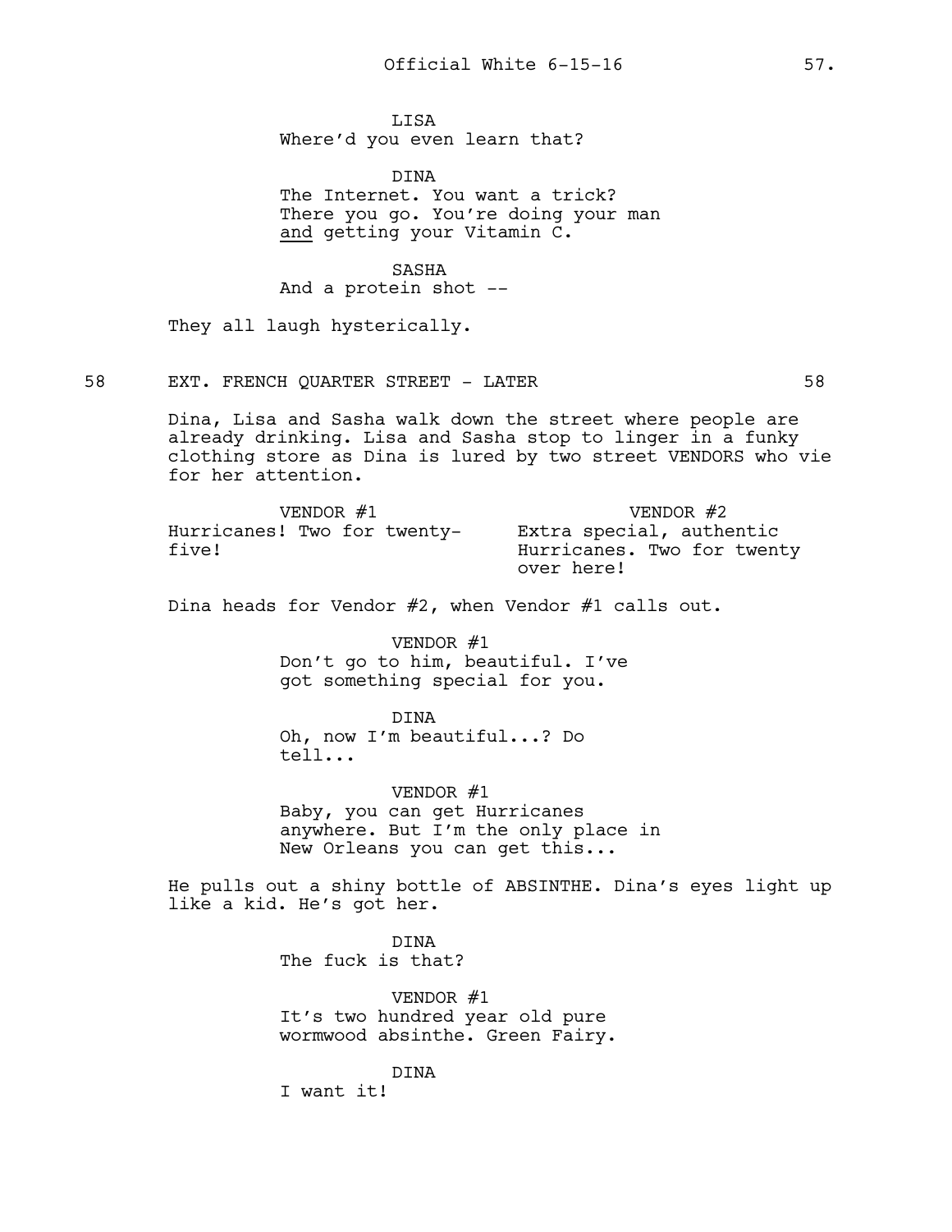LISA
Where'd you even learn that?

DINA
The Internet. You want a trick? There you go. You're doing your man <u>and</u> getting your Vitamin C.

SASHA
And a protein shot --

They all laugh hysterically.

58 EXT. FRENCH QUARTER STREET - LATER 58

Dina, Lisa and Sasha walk down the street where people are already drinking. Lisa and Sasha stop to linger in a funky clothing store as Dina is lured by two street VENDORS who vie for her attention.

VENDOR #1
Hurricanes! Two for twenty-five!

VENDOR #2
Extra special, authentic Hurricanes. Two for twenty over here!

Dina heads for Vendor #2, when Vendor #1 calls out.

VENDOR #1
Don't go to him, beautiful. I've got something special for you.

DINA
Oh, now I'm beautiful...? Do tell...

VENDOR #1
Baby, you can get Hurricanes anywhere. But I'm the only place in New Orleans you can get this...

He pulls out a shiny bottle of ABSINTHE. Dina's eyes light up like a kid. He's got her.

DINA
The fuck is that?

VENDOR #1
It's two hundred year old pure wormwood absinthe. Green Fairy.

DINA
I want it!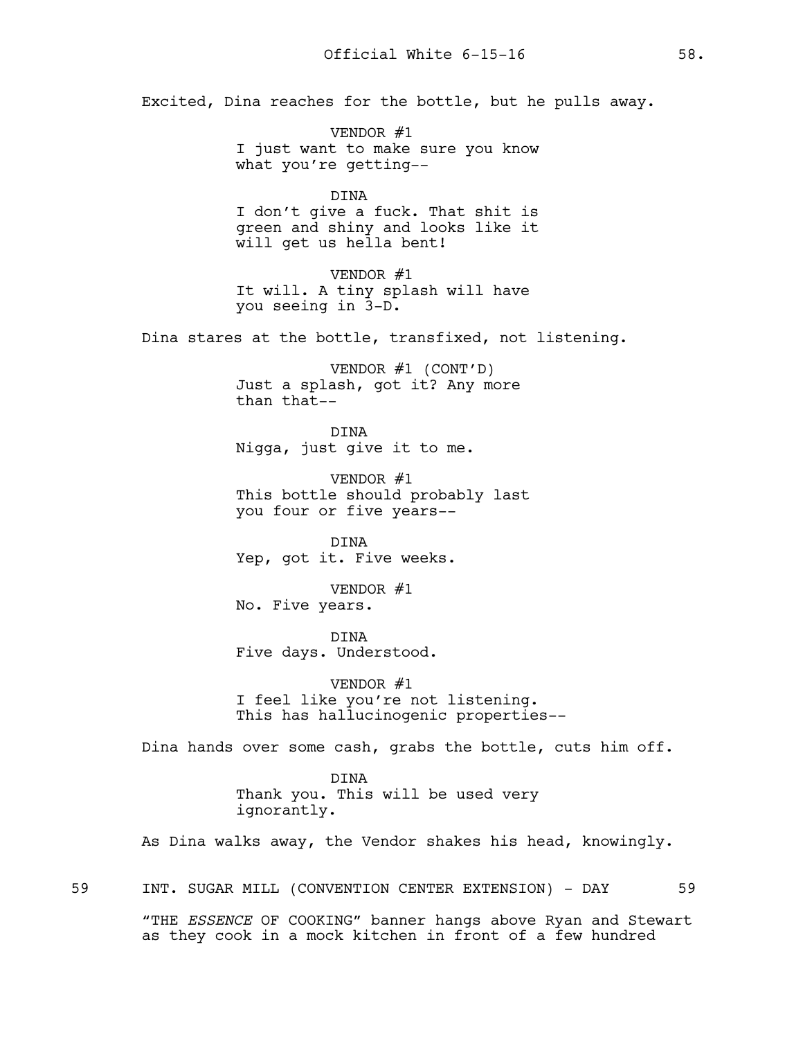Excited, Dina reaches for the bottle, but he pulls away.

VENDOR #1
I just want to make sure you know what you're getting--

DINA
I don't give a fuck. That shit is green and shiny and looks like it will get us hella bent!

VENDOR #1
It will. A tiny splash will have you seeing in 3-D.

Dina stares at the bottle, transfixed, not listening.

VENDOR #1 (CONT'D)
Just a splash, got it? Any more than that--

DINA
Nigga, just give it to me.

VENDOR #1
This bottle should probably last you four or five years--

DINA
Yep, got it. Five weeks.

VENDOR #1
No. Five years.

DINA
Five days. Understood.

VENDOR #1
I feel like you're not listening. This has hallucinogenic properties--

Dina hands over some cash, grabs the bottle, cuts him off.

DINA
Thank you. This will be used very ignorantly.

As Dina walks away, the Vendor shakes his head, knowingly.

59 INT. SUGAR MILL (CONVENTION CENTER EXTENSION) - DAY 59

"THE *ESSENCE* OF COOKING" banner hangs above Ryan and Stewart as they cook in a mock kitchen in front of a few hundred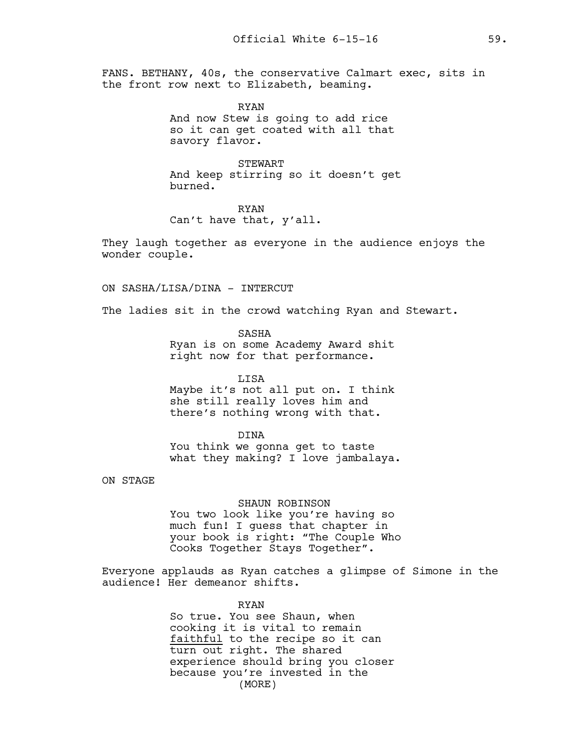FANS. BETHANY, 40s, the conservative Calmart exec, sits in the front row next to Elizabeth, beaming.

RYAN
And now Stew is going to add rice so it can get coated with all that savory flavor.

STEWART
And keep stirring so it doesn't get burned.

RYAN
Can't have that, y'all.

They laugh together as everyone in the audience enjoys the wonder couple.

ON SASHA/LISA/DINA - INTERCUT

The ladies sit in the crowd watching Ryan and Stewart.

SASHA
Ryan is on some Academy Award shit right now for that performance.

LISA
Maybe it's not all put on. I think she still really loves him and there's nothing wrong with that.

DINA
You think we gonna get to taste what they making? I love jambalaya.

ON STAGE

SHAUN ROBINSON
You two look like you're having so much fun! I guess that chapter in your book is right: "The Couple Who Cooks Together Stays Together".

Everyone applauds as Ryan catches a glimpse of Simone in the audience! Her demeanor shifts.

RYAN
So true. You see Shaun, when cooking it is vital to remain <u>faithful</u> to the recipe so it can turn out right. The shared experience should bring you closer because you're invested in the
(MORE)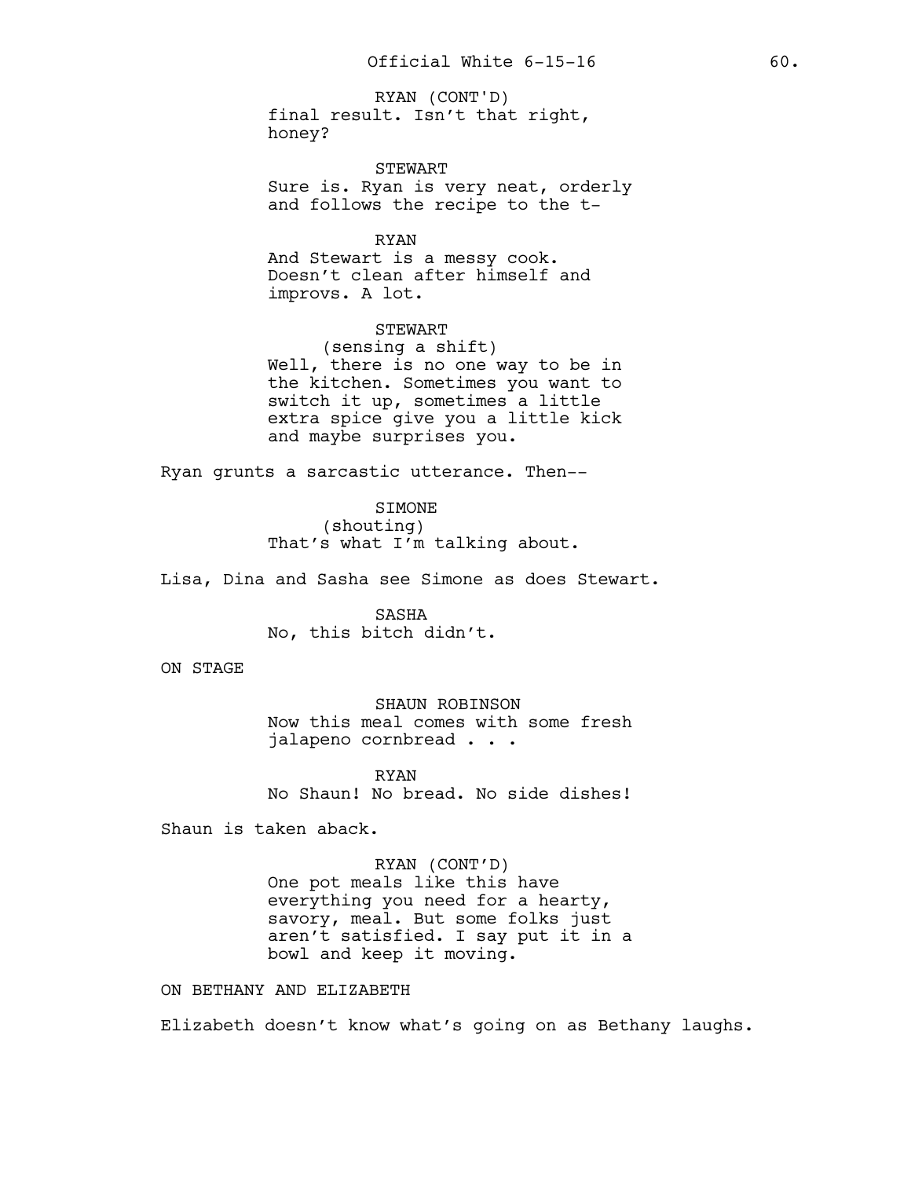RYAN (CONT'D)
final result. Isn't that right, honey?

STEWART
Sure is. Ryan is very neat, orderly and follows the recipe to the t-

RYAN
And Stewart is a messy cook. Doesn't clean after himself and improvs. A lot.

STEWART
(sensing a shift)
Well, there is no one way to be in the kitchen. Sometimes you want to switch it up, sometimes a little extra spice give you a little kick and maybe surprises you.

Ryan grunts a sarcastic utterance. Then--

SIMONE
(shouting)
That's what I'm talking about.

Lisa, Dina and Sasha see Simone as does Stewart.

SASHA
No, this bitch didn't.

ON STAGE

SHAUN ROBINSON
Now this meal comes with some fresh jalapeno cornbread . . .

RYAN
No Shaun! No bread. No side dishes!

Shaun is taken aback.

RYAN (CONT'D)
One pot meals like this have everything you need for a hearty, savory, meal. But some folks just aren't satisfied. I say put it in a bowl and keep it moving.

ON BETHANY AND ELIZABETH

Elizabeth doesn't know what's going on as Bethany laughs.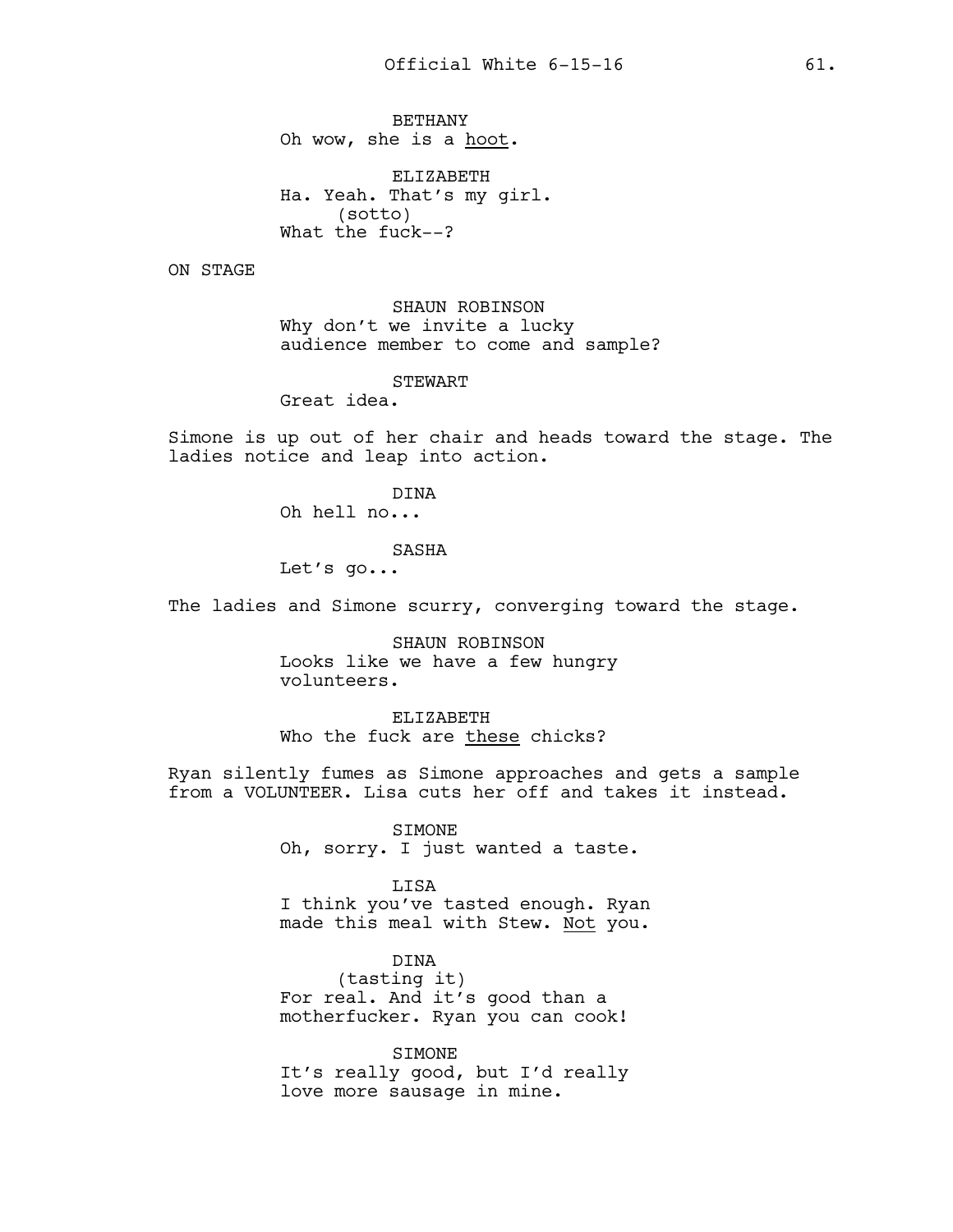BETHANY
Oh wow, she is a <u>hoot</u>.

ELIZABETH
Ha. Yeah. That's my girl.
(sotto)
What the fuck--?

ON STAGE

SHAUN ROBINSON
Why don't we invite a lucky audience member to come and sample?

STEWART
Great idea.

Simone is up out of her chair and heads toward the stage. The ladies notice and leap into action.

DINA
Oh hell no...

SASHA
Let's go...

The ladies and Simone scurry, converging toward the stage.

SHAUN ROBINSON
Looks like we have a few hungry volunteers.

ELIZABETH
Who the fuck are <u>these</u> chicks?

Ryan silently fumes as Simone approaches and gets a sample from a VOLUNTEER. Lisa cuts her off and takes it instead.

SIMONE
Oh, sorry. I just wanted a taste.

LISA
I think you've tasted enough. Ryan made this meal with Stew. <u>Not</u> you.

DINA
(tasting it)
For real. And it's good than a motherfucker. Ryan you can cook!

SIMONE
It's really good, but I'd really love more sausage in mine.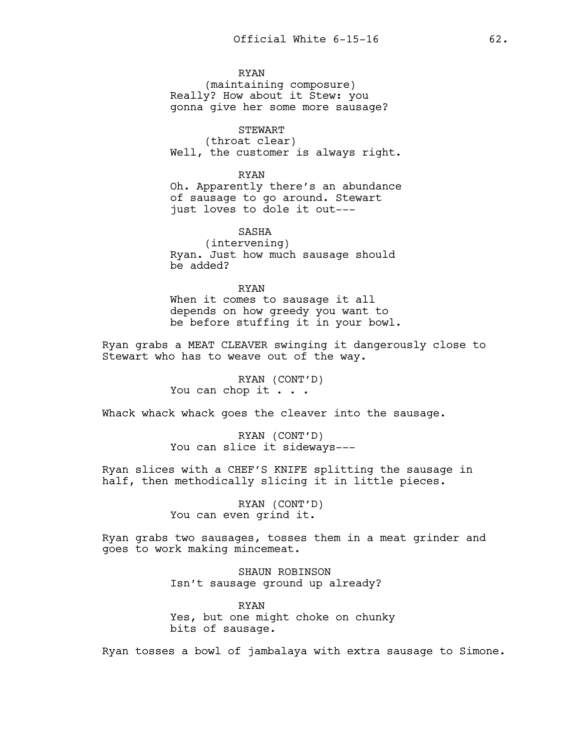RYAN
(maintaining composure)
Really? How about it Stew: you gonna give her some more sausage?

STEWART
(throat clear)
Well, the customer is always right.

RYAN
Oh. Apparently there's an abundance of sausage to go around. Stewart just loves to dole it out---

SASHA
(intervening)
Ryan. Just how much sausage should be added?

RYAN
When it comes to sausage it all depends on how greedy you want to be before stuffing it in your bowl.

Ryan grabs a MEAT CLEAVER swinging it dangerously close to Stewart who has to weave out of the way.

RYAN (CONT'D)
You can chop it . . .

Whack whack whack goes the cleaver into the sausage.

RYAN (CONT'D)
You can slice it sideways---

Ryan slices with a CHEF'S KNIFE splitting the sausage in half, then methodically slicing it in little pieces.

RYAN (CONT'D)
You can even grind it.

Ryan grabs two sausages, tosses them in a meat grinder and goes to work making mincemeat.

SHAUN ROBINSON
Isn't sausage ground up already?

RYAN
Yes, but one might choke on chunky bits of sausage.

Ryan tosses a bowl of jambalaya with extra sausage to Simone.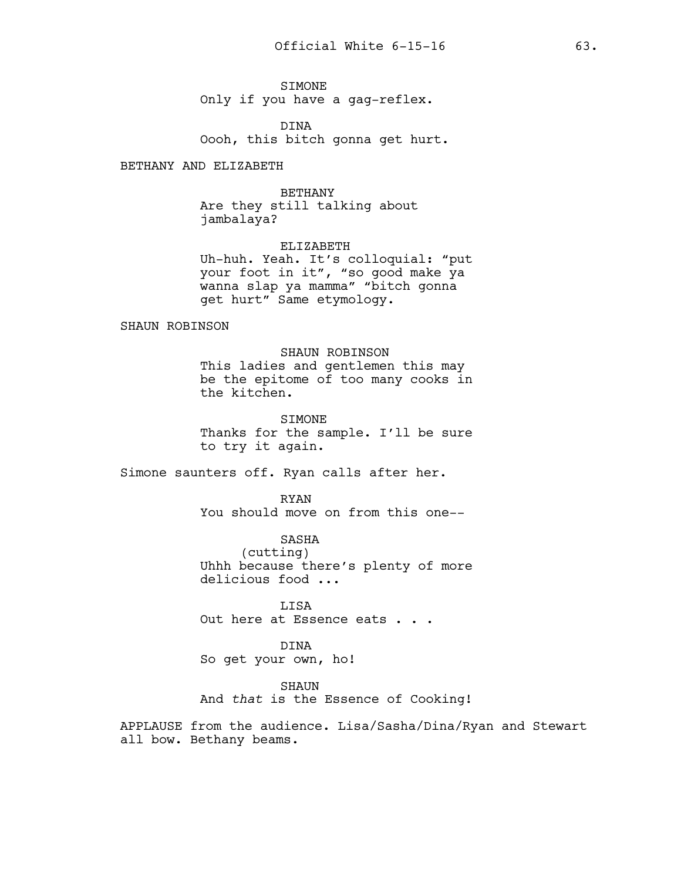SIMONE
Only if you have a gag-reflex.

DINA
Oooh, this bitch gonna get hurt.

BETHANY AND ELIZABETH

BETHANY
Are they still talking about jambalaya?

ELIZABETH
Uh-huh. Yeah. It's colloquial: "put your foot in it", "so good make ya wanna slap ya mamma" "bitch gonna get hurt" Same etymology.

SHAUN ROBINSON

SHAUN ROBINSON
This ladies and gentlemen this may be the epitome of too many cooks in the kitchen.

SIMONE
Thanks for the sample. I'll be sure to try it again.

Simone saunters off. Ryan calls after her.

RYAN
You should move on from this one--

SASHA
(cutting)
Uhhh because there's plenty of more delicious food ...

LISA
Out here at Essence eats . . .

DINA
So get your own, ho!

SHAUN
And *that* is the Essence of Cooking!

APPLAUSE from the audience. Lisa/Sasha/Dina/Ryan and Stewart all bow. Bethany beams.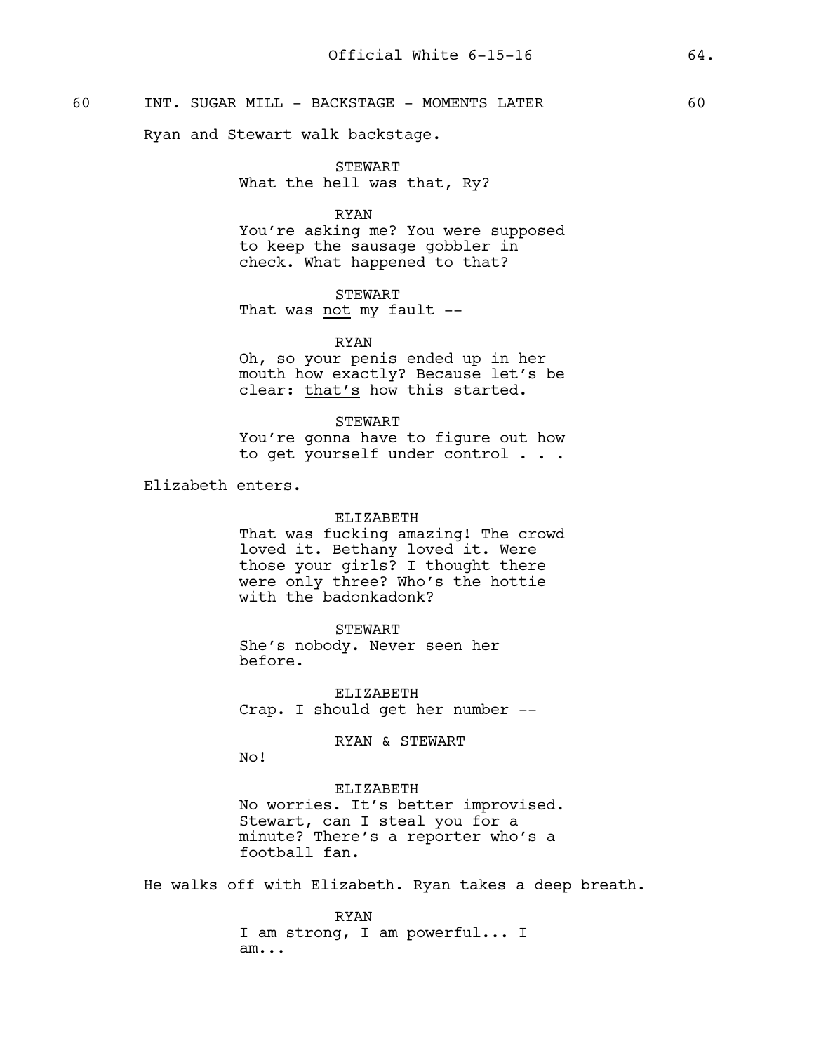60 INT. SUGAR MILL - BACKSTAGE - MOMENTS LATER 60

Ryan and Stewart walk backstage.

STEWART
What the hell was that, Ry?

RYAN
You're asking me? You were supposed to keep the sausage gobbler in check. What happened to that?

STEWART
That was <u>not</u> my fault --

RYAN
Oh, so your penis ended up in her mouth how exactly? Because let's be clear: <u>that's</u> how this started.

STEWART
You're gonna have to figure out how to get yourself under control . . .

Elizabeth enters.

ELIZABETH
That was fucking amazing! The crowd loved it. Bethany loved it. Were those your girls? I thought there were only three? Who's the hottie with the badonkadonk?

STEWART
She's nobody. Never seen her before.

ELIZABETH
Crap. I should get her number --

RYAN & STEWART
No!

ELIZABETH
No worries. It's better improvised. Stewart, can I steal you for a minute? There's a reporter who's a football fan.

He walks off with Elizabeth. Ryan takes a deep breath.

RYAN
I am strong, I am powerful... I am...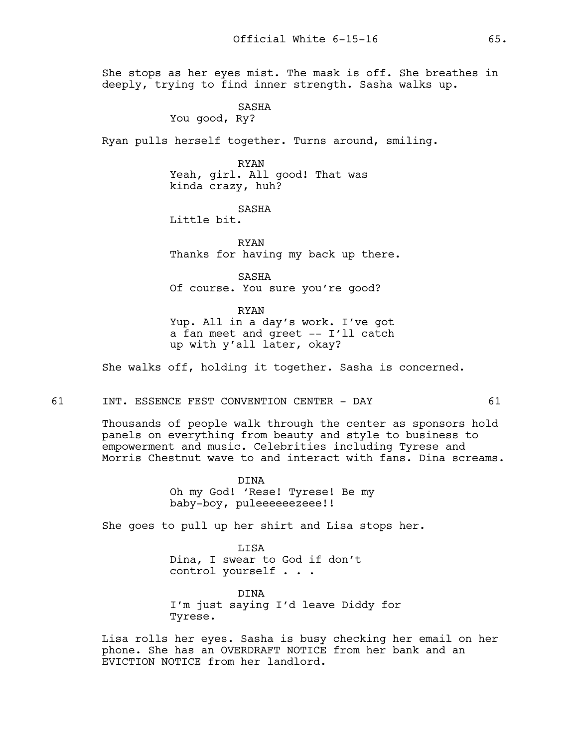She stops as her eyes mist. The mask is off. She breathes in deeply, trying to find inner strength. Sasha walks up.

SASHA
You good, Ry?

Ryan pulls herself together. Turns around, smiling.

RYAN
Yeah, girl. All good! That was kinda crazy, huh?

SASHA
Little bit.

RYAN
Thanks for having my back up there.

SASHA
Of course. You sure you're good?

RYAN
Yup. All in a day's work. I've got a fan meet and greet -- I'll catch up with y'all later, okay?

She walks off, holding it together. Sasha is concerned.

61 INT. ESSENCE FEST CONVENTION CENTER - DAY 61

Thousands of people walk through the center as sponsors hold panels on everything from beauty and style to business to empowerment and music. Celebrities including Tyrese and Morris Chestnut wave to and interact with fans. Dina screams.

DINA
Oh my God! 'Rese! Tyrese! Be my baby-boy, puleeeeeezeee!!

She goes to pull up her shirt and Lisa stops her.

LISA
Dina, I swear to God if don't control yourself . . .

DINA
I'm just saying I'd leave Diddy for Tyrese.

Lisa rolls her eyes. Sasha is busy checking her email on her phone. She has an OVERDRAFT NOTICE from her bank and an EVICTION NOTICE from her landlord.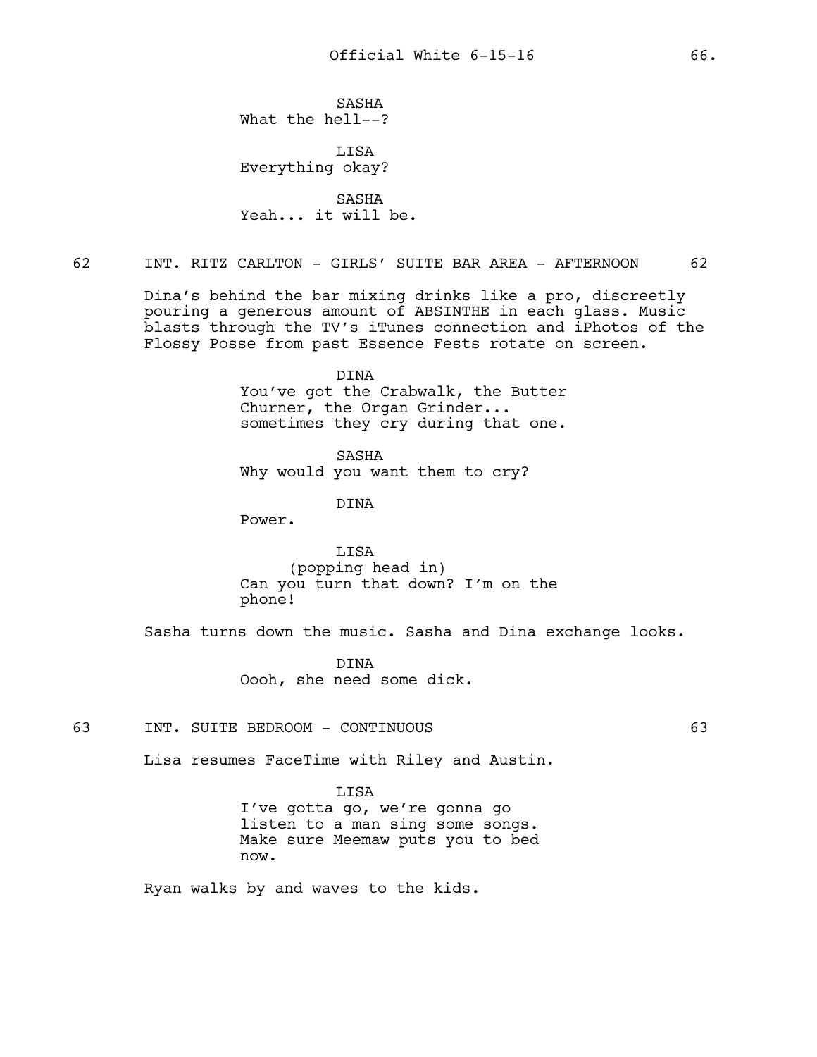SASHA
What the hell--?

LISA
Everything okay?

SASHA
Yeah... it will be.

62 INT. RITZ CARLTON - GIRLS' SUITE BAR AREA - AFTERNOON 62

Dina's behind the bar mixing drinks like a pro, discreetly pouring a generous amount of ABSINTHE in each glass. Music blasts through the TV's iTunes connection and iPhotos of the Flossy Posse from past Essence Fests rotate on screen.

DINA
You've got the Crabwalk, the Butter Churner, the Organ Grinder... sometimes they cry during that one.

SASHA
Why would you want them to cry?

DINA
Power.

LISA
(popping head in)
Can you turn that down? I'm on the phone!

Sasha turns down the music. Sasha and Dina exchange looks.

DINA
Oooh, she need some dick.

63 INT. SUITE BEDROOM - CONTINUOUS 63

Lisa resumes FaceTime with Riley and Austin.

LISA
I've gotta go, we're gonna go listen to a man sing some songs. Make sure Meemaw puts you to bed now.

Ryan walks by and waves to the kids.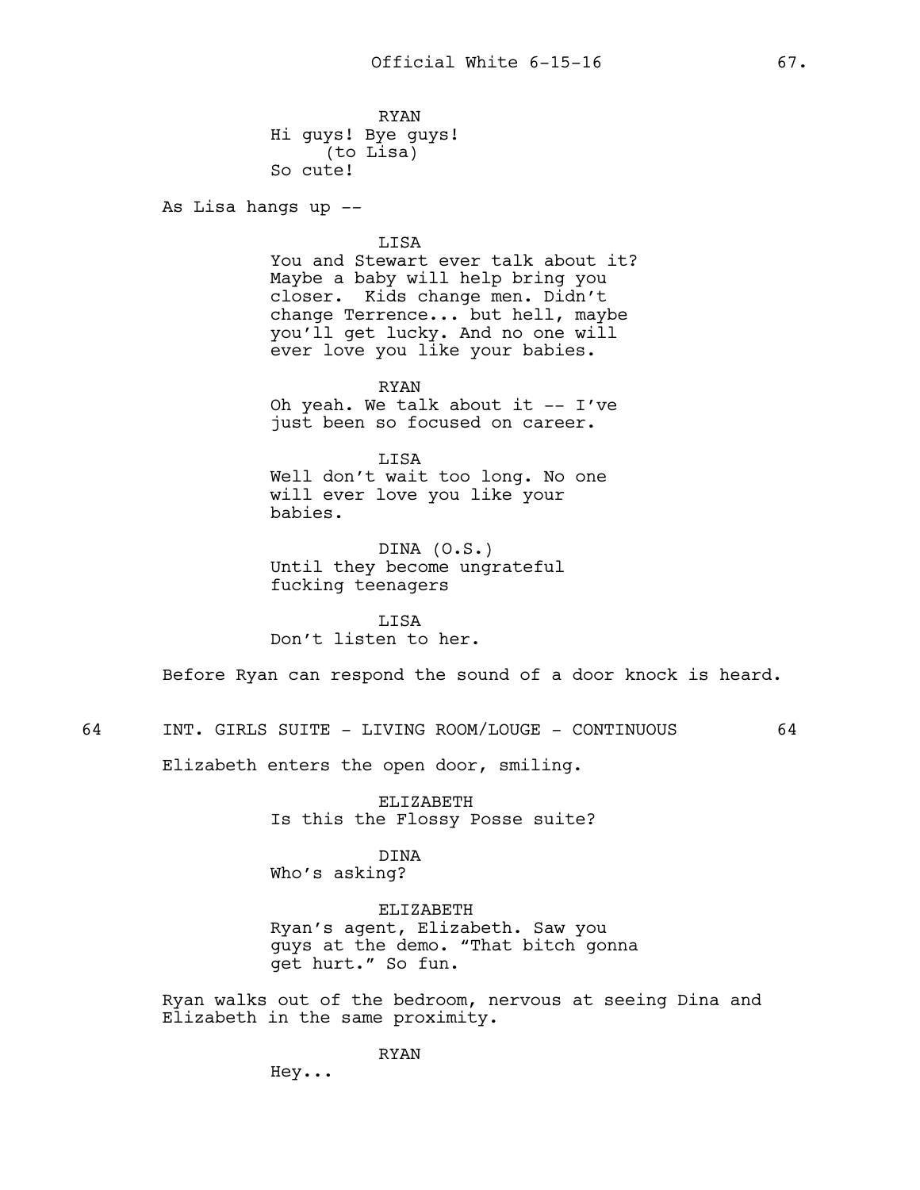RYAN
Hi guys! Bye guys!
(to Lisa)
So cute!

As Lisa hangs up --

LISA
You and Stewart ever talk about it? Maybe a baby will help bring you closer. Kids change men. Didn't change Terrence... but hell, maybe you'll get lucky. And no one will ever love you like your babies.

RYAN
Oh yeah. We talk about it -- I've just been so focused on career.

LISA
Well don't wait too long. No one will ever love you like your babies.

DINA (O.S.)
Until they become ungrateful fucking teenagers

LISA
Don't listen to her.

Before Ryan can respond the sound of a door knock is heard.

64 INT. GIRLS SUITE - LIVING ROOM/LOUGE - CONTINUOUS 64

Elizabeth enters the open door, smiling.

ELIZABETH
Is this the Flossy Posse suite?

DINA
Who's asking?

ELIZABETH
Ryan's agent, Elizabeth. Saw you guys at the demo. "That bitch gonna get hurt." So fun.

Ryan walks out of the bedroom, nervous at seeing Dina and Elizabeth in the same proximity.

RYAN
Hey...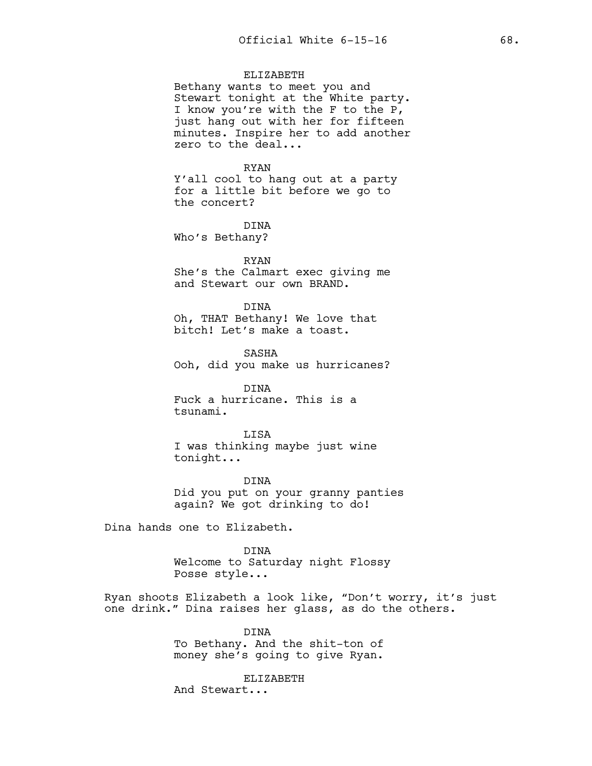ELIZABETH
Bethany wants to meet you and Stewart tonight at the White party. I know you're with the F to the P, just hang out with her for fifteen minutes. Inspire her to add another zero to the deal...

RYAN
Y'all cool to hang out at a party for a little bit before we go to the concert?

DINA
Who's Bethany?

RYAN
She's the Calmart exec giving me and Stewart our own BRAND.

DINA
Oh, THAT Bethany! We love that bitch! Let's make a toast.

SASHA
Ooh, did you make us hurricanes?

DINA
Fuck a hurricane. This is a tsunami.

LISA
I was thinking maybe just wine tonight...

DINA
Did you put on your granny panties again? We got drinking to do!

Dina hands one to Elizabeth.

DINA
Welcome to Saturday night Flossy Posse style...

Ryan shoots Elizabeth a look like, "Don't worry, it's just one drink." Dina raises her glass, as do the others.

DINA
To Bethany. And the shit-ton of money she's going to give Ryan.

ELIZABETH
And Stewart...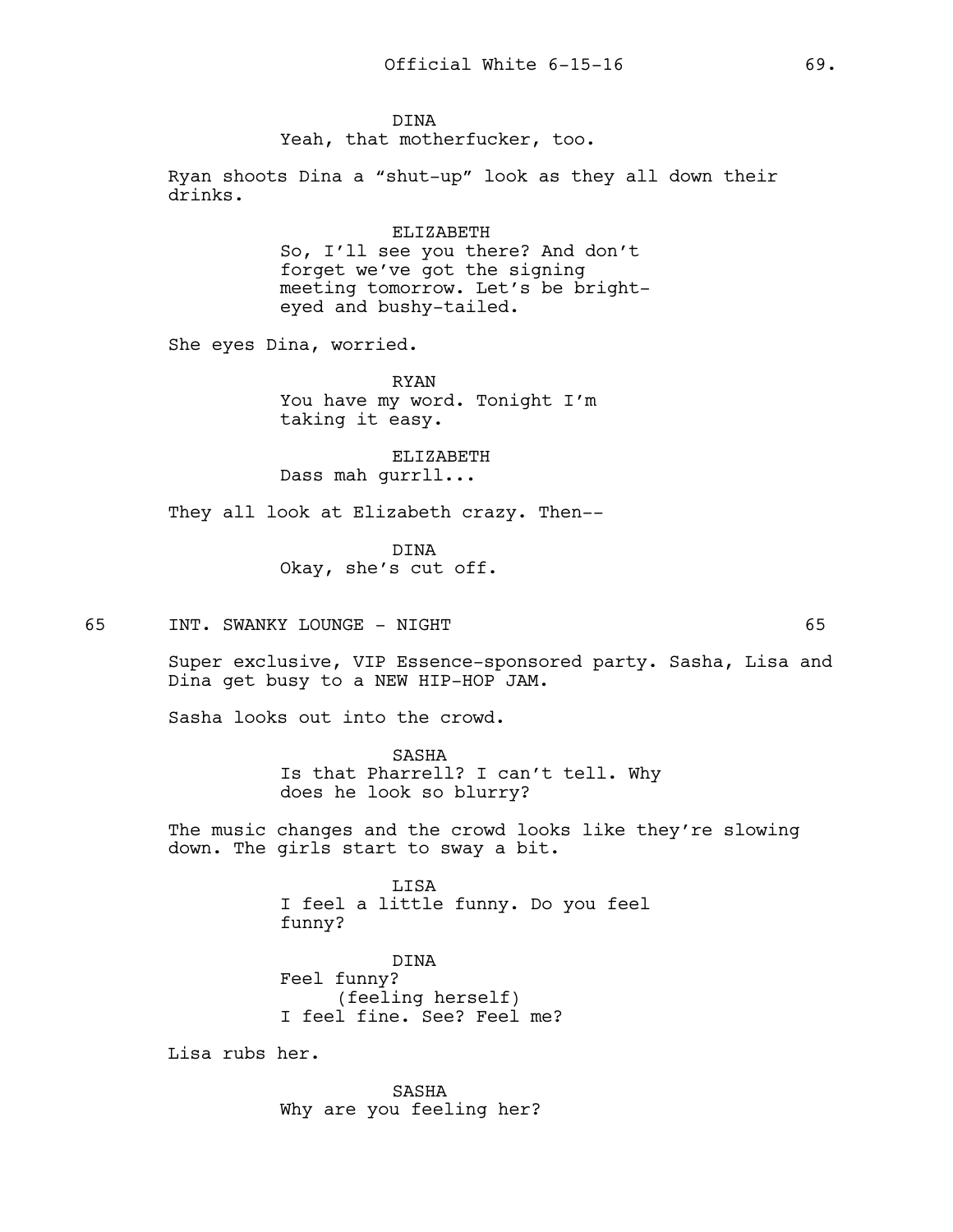DINA
Yeah, that motherfucker, too.

Ryan shoots Dina a "shut-up" look as they all down their drinks.

ELIZABETH
So, I'll see you there? And don't forget we've got the signing meeting tomorrow. Let's be bright-eyed and bushy-tailed.

She eyes Dina, worried.

RYAN
You have my word. Tonight I'm taking it easy.

ELIZABETH
Dass mah gurrll...

They all look at Elizabeth crazy. Then--

DINA
Okay, she's cut off.

65 INT. SWANKY LOUNGE - NIGHT 65

Super exclusive, VIP Essence-sponsored party. Sasha, Lisa and Dina get busy to a NEW HIP-HOP JAM.

Sasha looks out into the crowd.

SASHA
Is that Pharrell? I can't tell. Why does he look so blurry?

The music changes and the crowd looks like they're slowing down. The girls start to sway a bit.

LISA
I feel a little funny. Do you feel funny?

DINA
Feel funny?
(feeling herself)
I feel fine. See? Feel me?

Lisa rubs her.

SASHA
Why are you feeling her?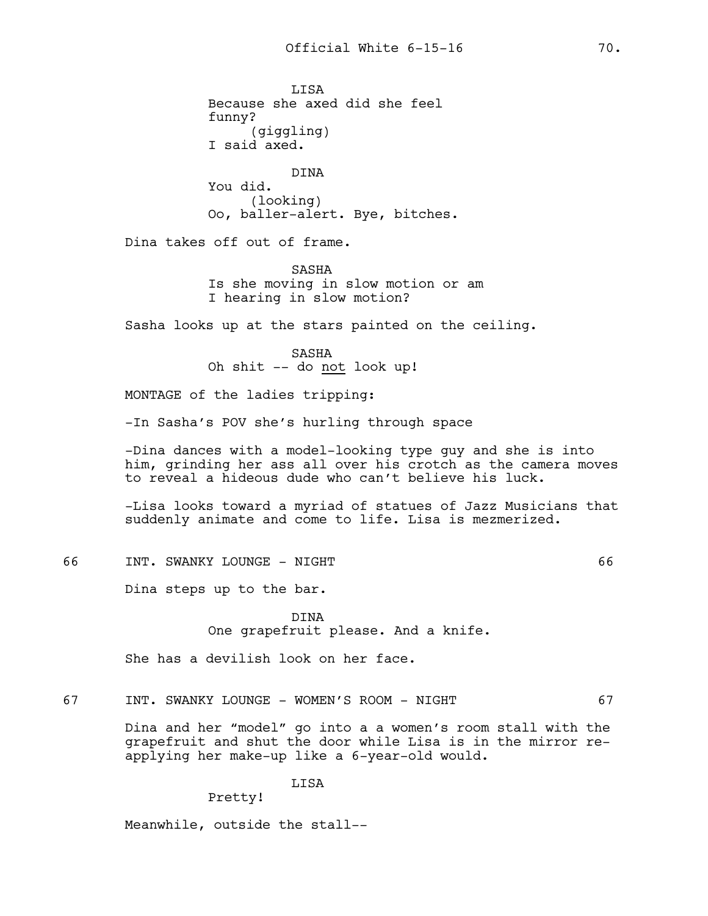LISA
Because she axed did she feel funny?
(giggling)
I said axed.

DINA
You did.
(looking)
Oo, baller-alert. Bye, bitches.

Dina takes off out of frame.

SASHA
Is she moving in slow motion or am I hearing in slow motion?

Sasha looks up at the stars painted on the ceiling.

SASHA
Oh shit -- do _not_ look up!

MONTAGE of the ladies tripping:

-In Sasha's POV she's hurling through space

-Dina dances with a model-looking type guy and she is into him, grinding her ass all over his crotch as the camera moves to reveal a hideous dude who can't believe his luck.

-Lisa looks toward a myriad of statues of Jazz Musicians that suddenly animate and come to life. Lisa is mezmerized.

66 INT. SWANKY LOUNGE - NIGHT 66

Dina steps up to the bar.

DINA
One grapefruit please. And a knife.

She has a devilish look on her face.

67 INT. SWANKY LOUNGE - WOMEN'S ROOM - NIGHT 67

Dina and her "model" go into a a women's room stall with the grapefruit and shut the door while Lisa is in the mirror re-applying her make-up like a 6-year-old would.

LISA
Pretty!

Meanwhile, outside the stall--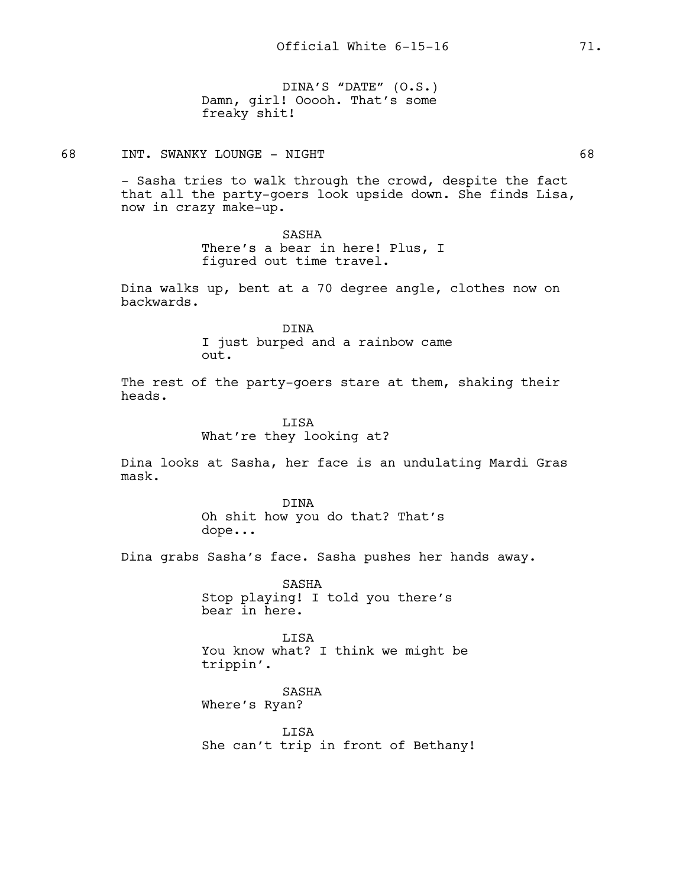DINA'S "DATE" (O.S.)
Damn, girl! Ooooh. That's some freaky shit!

68 INT. SWANKY LOUNGE - NIGHT 68

- Sasha tries to walk through the crowd, despite the fact that all the party-goers look upside down. She finds Lisa, now in crazy make-up.

SASHA
There's a bear in here! Plus, I figured out time travel.

Dina walks up, bent at a 70 degree angle, clothes now on backwards.

DINA
I just burped and a rainbow came out.

The rest of the party-goers stare at them, shaking their heads.

LISA
What're they looking at?

Dina looks at Sasha, her face is an undulating Mardi Gras mask.

DINA
Oh shit how you do that? That's dope...

Dina grabs Sasha's face. Sasha pushes her hands away.

SASHA
Stop playing! I told you there's bear in here.

LISA
You know what? I think we might be trippin'.

SASHA
Where's Ryan?

LISA
She can't trip in front of Bethany!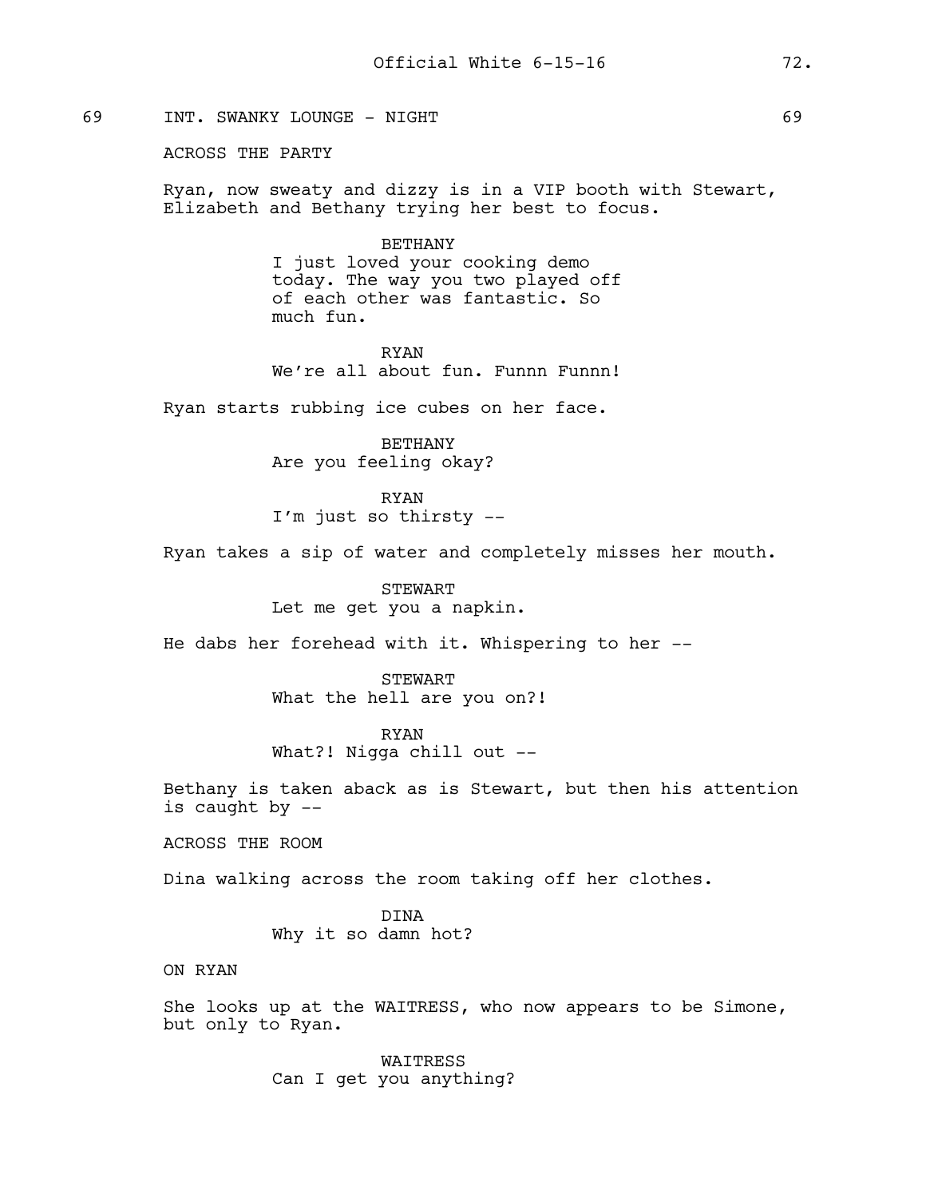69 INT. SWANKY LOUNGE - NIGHT 69

ACROSS THE PARTY

Ryan, now sweaty and dizzy is in a VIP booth with Stewart, Elizabeth and Bethany trying her best to focus.

BETHANY
I just loved your cooking demo today. The way you two played off of each other was fantastic. So much fun.

RYAN
We're all about fun. Funnn Funnn!

Ryan starts rubbing ice cubes on her face.

BETHANY
Are you feeling okay?

RYAN
I'm just so thirsty --

Ryan takes a sip of water and completely misses her mouth.

STEWART
Let me get you a napkin.

He dabs her forehead with it. Whispering to her --

STEWART
What the hell are you on?!

RYAN
What?! Nigga chill out --

Bethany is taken aback as is Stewart, but then his attention is caught by --

ACROSS THE ROOM

Dina walking across the room taking off her clothes.

DINA
Why it so damn hot?

ON RYAN

She looks up at the WAITRESS, who now appears to be Simone, but only to Ryan.

WAITRESS
Can I get you anything?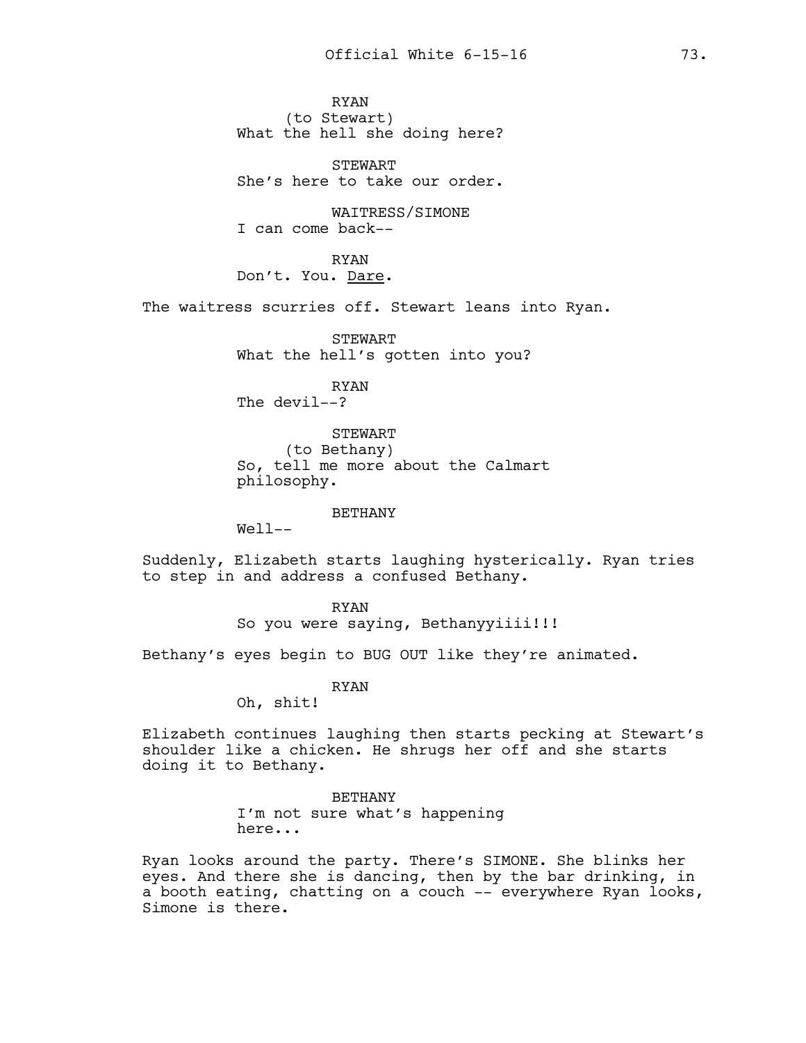RYAN
(to Stewart)
What the hell she doing here?

STEWART
She's here to take our order.

WAITRESS/SIMONE
I can come back--

RYAN
Don't. You. Dare.

The waitress scurries off. Stewart leans into Ryan.

STEWART
What the hell's gotten into you?

RYAN
The devil--?

STEWART
(to Bethany)
So, tell me more about the Calmart philosophy.

BETHANY
Well--

Suddenly, Elizabeth starts laughing hysterically. Ryan tries to step in and address a confused Bethany.

RYAN
So you were saying, Bethanyyiiii!!!

Bethany's eyes begin to BUG OUT like they're animated.

RYAN
Oh, shit!

Elizabeth continues laughing then starts pecking at Stewart's shoulder like a chicken. He shrugs her off and she starts doing it to Bethany.

BETHANY
I'm not sure what's happening here...

Ryan looks around the party. There's SIMONE. She blinks her eyes. And there she is dancing, then by the bar drinking, in a booth eating, chatting on a couch -- everywhere Ryan looks, Simone is there.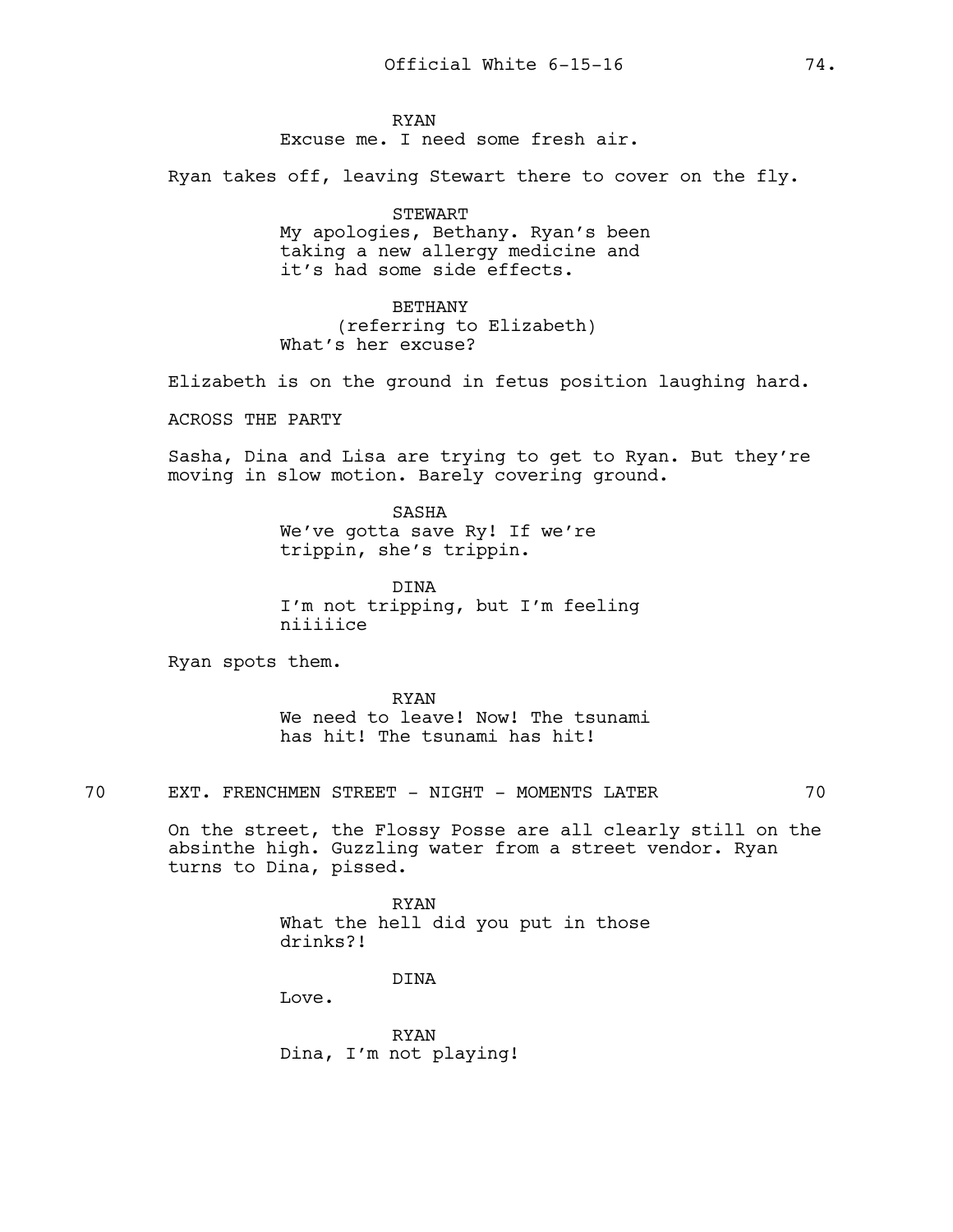RYAN
Excuse me. I need some fresh air.

Ryan takes off, leaving Stewart there to cover on the fly.

STEWART
My apologies, Bethany. Ryan's been taking a new allergy medicine and it's had some side effects.

BETHANY
(referring to Elizabeth)
What's her excuse?

Elizabeth is on the ground in fetus position laughing hard.

ACROSS THE PARTY

Sasha, Dina and Lisa are trying to get to Ryan. But they're moving in slow motion. Barely covering ground.

SASHA
We've gotta save Ry! If we're trippin, she's trippin.

DINA
I'm not tripping, but I'm feeling niiiiice

Ryan spots them.

RYAN
We need to leave! Now! The tsunami has hit! The tsunami has hit!

70 EXT. FRENCHMEN STREET - NIGHT - MOMENTS LATER 70

On the street, the Flossy Posse are all clearly still on the absinthe high. Guzzling water from a street vendor. Ryan turns to Dina, pissed.

RYAN
What the hell did you put in those drinks?!

DINA
Love.

RYAN
Dina, I'm not playing!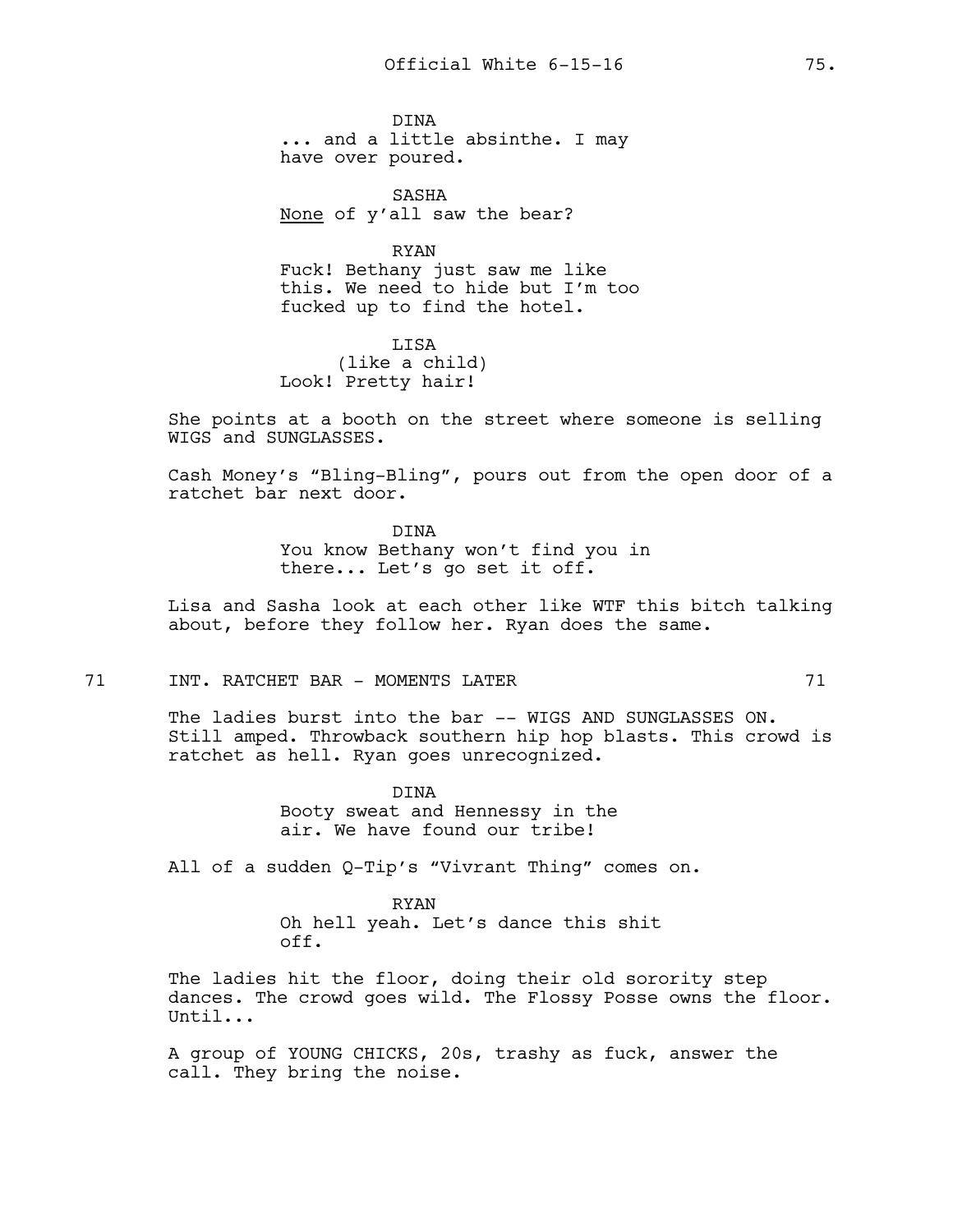DINA
... and a little absinthe. I may have over poured.

SASHA
<u>None</u> of y'all saw the bear?

RYAN
Fuck! Bethany just saw me like this. We need to hide but I'm too fucked up to find the hotel.

LISA
(like a child)
Look! Pretty hair!

She points at a booth on the street where someone is selling WIGS and SUNGLASSES.

Cash Money's "Bling-Bling", pours out from the open door of a ratchet bar next door.

DINA
You know Bethany won't find you in there... Let's go set it off.

Lisa and Sasha look at each other like WTF this bitch talking about, before they follow her. Ryan does the same.

71 INT. RATCHET BAR - MOMENTS LATER 71

The ladies burst into the bar -- WIGS AND SUNGLASSES ON. Still amped. Throwback southern hip hop blasts. This crowd is ratchet as hell. Ryan goes unrecognized.

DINA
Booty sweat and Hennessy in the air. We have found our tribe!

All of a sudden Q-Tip's "Vivrant Thing" comes on.

RYAN
Oh hell yeah. Let's dance this shit off.

The ladies hit the floor, doing their old sorority step dances. The crowd goes wild. The Flossy Posse owns the floor. Until...

A group of YOUNG CHICKS, 20s, trashy as fuck, answer the call. They bring the noise.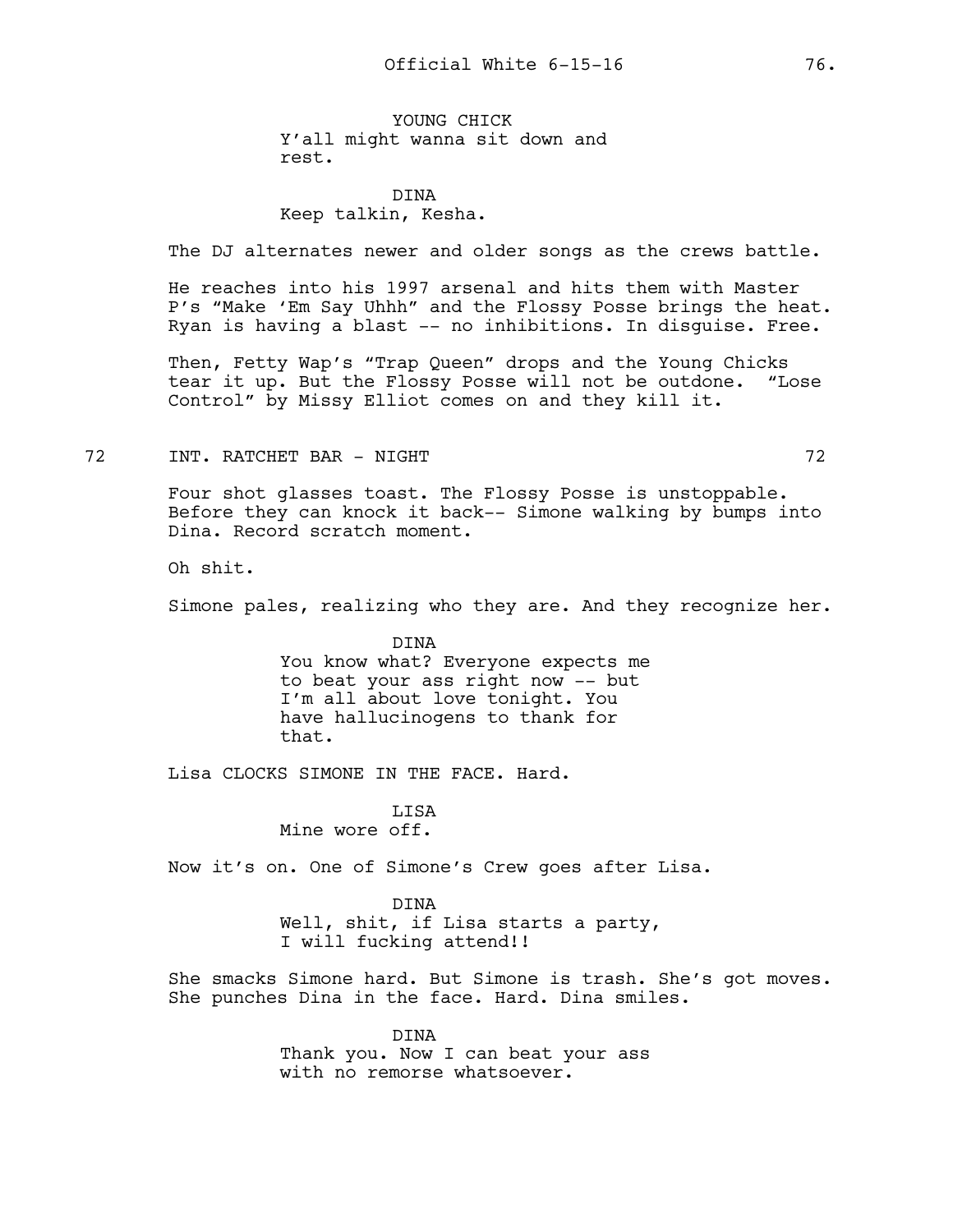YOUNG CHICK
Y'all might wanna sit down and rest.

DINA
Keep talkin, Kesha.

The DJ alternates newer and older songs as the crews battle.

He reaches into his 1997 arsenal and hits them with Master P's "Make 'Em Say Uhhh" and the Flossy Posse brings the heat. Ryan is having a blast -- no inhibitions. In disguise. Free.

Then, Fetty Wap's "Trap Queen" drops and the Young Chicks tear it up. But the Flossy Posse will not be outdone. "Lose Control" by Missy Elliot comes on and they kill it.

72 INT. RATCHET BAR - NIGHT 72

Four shot glasses toast. The Flossy Posse is unstoppable. Before they can knock it back-- Simone walking by bumps into Dina. Record scratch moment.

Oh shit.

Simone pales, realizing who they are. And they recognize her.

DINA
You know what? Everyone expects me to beat your ass right now -- but I'm all about love tonight. You have hallucinogens to thank for that.

Lisa CLOCKS SIMONE IN THE FACE. Hard.

LISA
Mine wore off.

Now it's on. One of Simone's Crew goes after Lisa.

DINA
Well, shit, if Lisa starts a party, I will fucking attend!!

She smacks Simone hard. But Simone is trash. She's got moves. She punches Dina in the face. Hard. Dina smiles.

DINA
Thank you. Now I can beat your ass with no remorse whatsoever.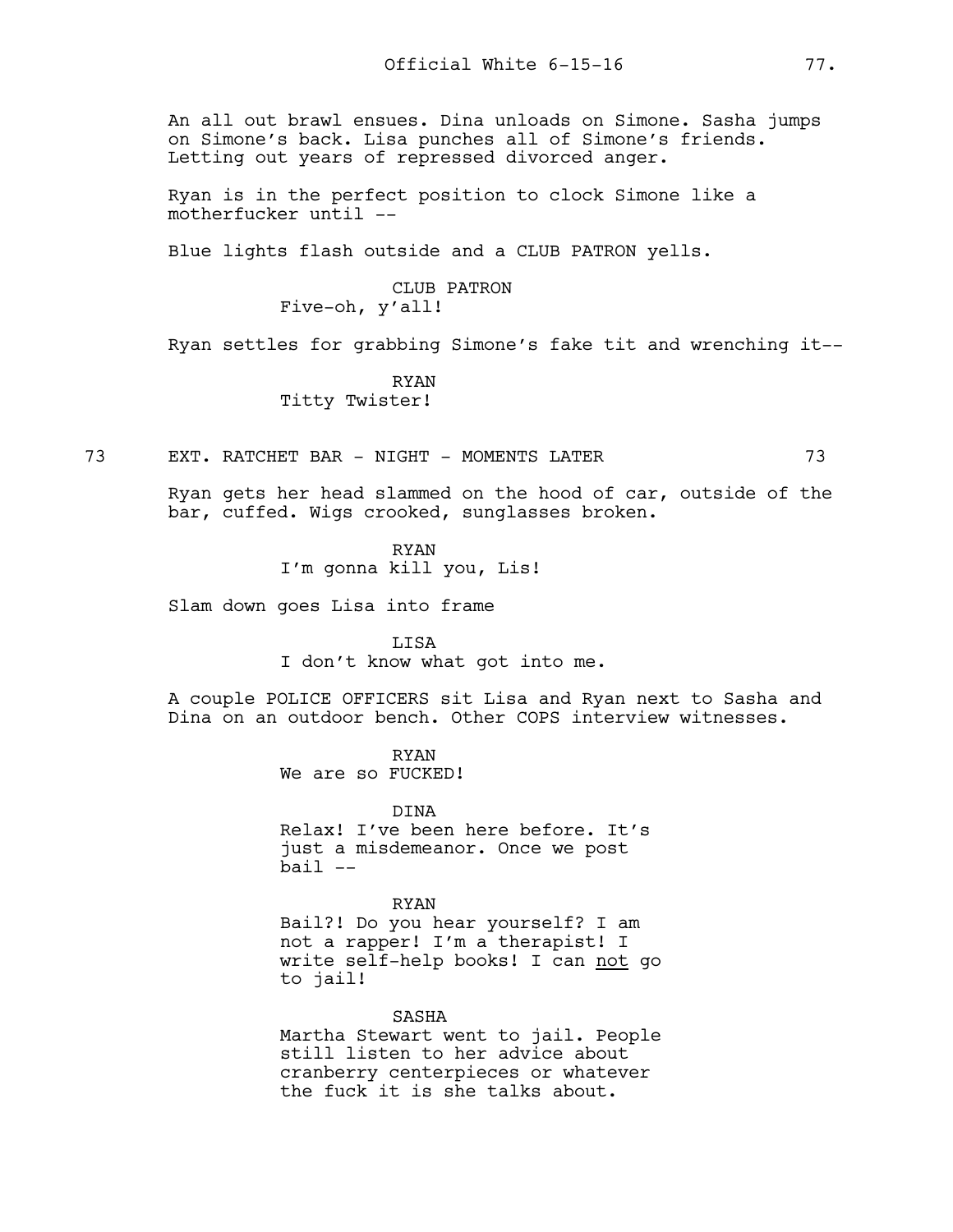An all out brawl ensues. Dina unloads on Simone. Sasha jumps on Simone's back. Lisa punches all of Simone's friends. Letting out years of repressed divorced anger.

Ryan is in the perfect position to clock Simone like a motherfucker until --

Blue lights flash outside and a CLUB PATRON yells.

CLUB PATRON
Five-oh, y'all!

Ryan settles for grabbing Simone's fake tit and wrenching it--

RYAN
Titty Twister!

73 EXT. RATCHET BAR - NIGHT - MOMENTS LATER 73

Ryan gets her head slammed on the hood of car, outside of the bar, cuffed. Wigs crooked, sunglasses broken.

RYAN
I'm gonna kill you, Lis!

Slam down goes Lisa into frame

LISA
I don't know what got into me.

A couple POLICE OFFICERS sit Lisa and Ryan next to Sasha and Dina on an outdoor bench. Other COPS interview witnesses.

RYAN
We are so FUCKED!

DINA
Relax! I've been here before. It's just a misdemeanor. Once we post bail --

RYAN
Bail?! Do you hear yourself? I am not a rapper! I'm a therapist! I write self-help books! I can <u>not</u> go to jail!

SASHA
Martha Stewart went to jail. People still listen to her advice about cranberry centerpieces or whatever the fuck it is she talks about.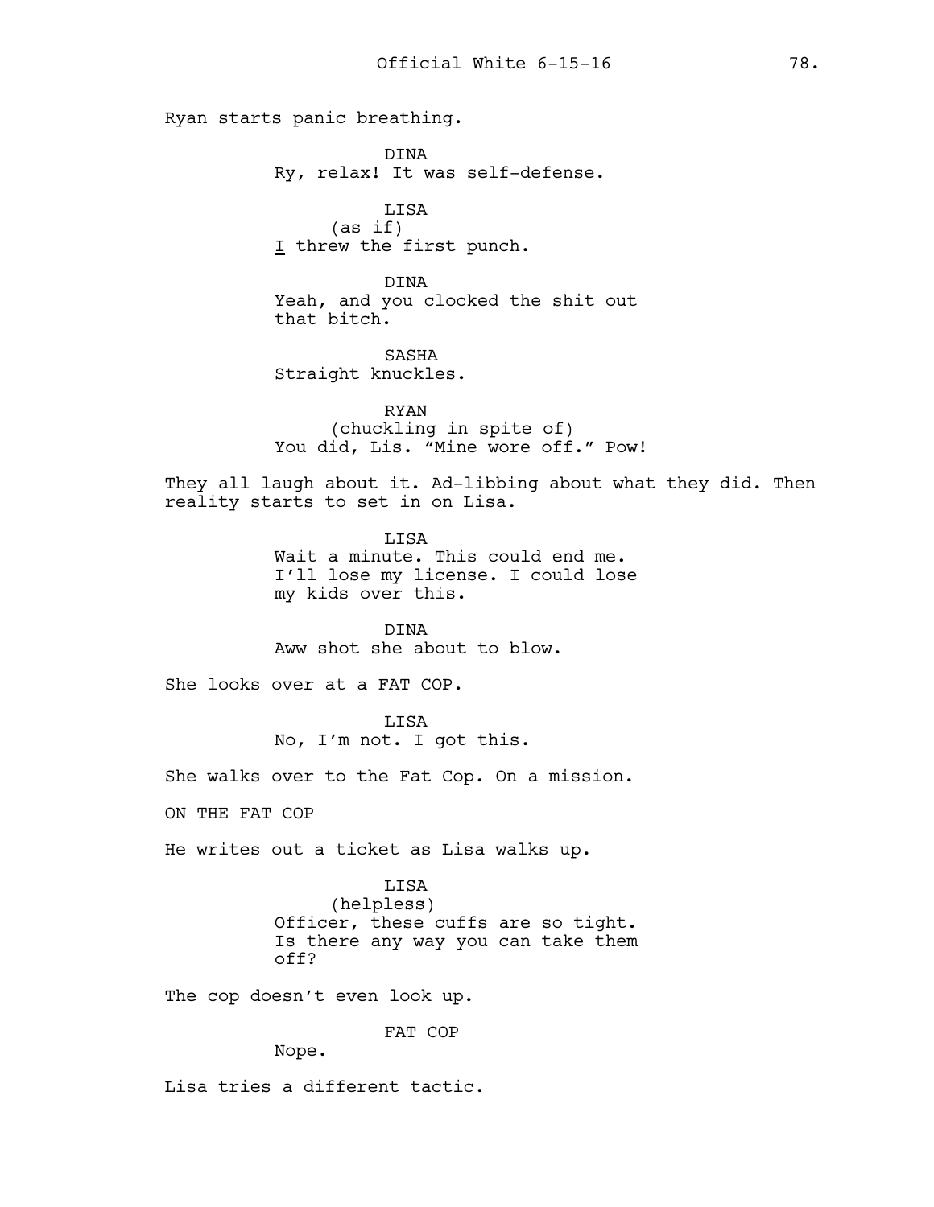Ryan starts panic breathing.

DINA
Ry, relax! It was self-defense.

LISA
(as if)
_I_ threw the first punch.

DINA
Yeah, and you clocked the shit out that bitch.

SASHA
Straight knuckles.

RYAN
(chuckling in spite of)
You did, Lis. "Mine wore off." Pow!

They all laugh about it. Ad-libbing about what they did. Then reality starts to set in on Lisa.

LISA
Wait a minute. This could end me. I'll lose my license. I could lose my kids over this.

DINA
Aww shot she about to blow.

She looks over at a FAT COP.

LISA
No, I'm not. I got this.

She walks over to the Fat Cop. On a mission.

ON THE FAT COP

He writes out a ticket as Lisa walks up.

LISA
(helpless)
Officer, these cuffs are so tight. Is there any way you can take them off?

The cop doesn't even look up.

FAT COP
Nope.

Lisa tries a different tactic.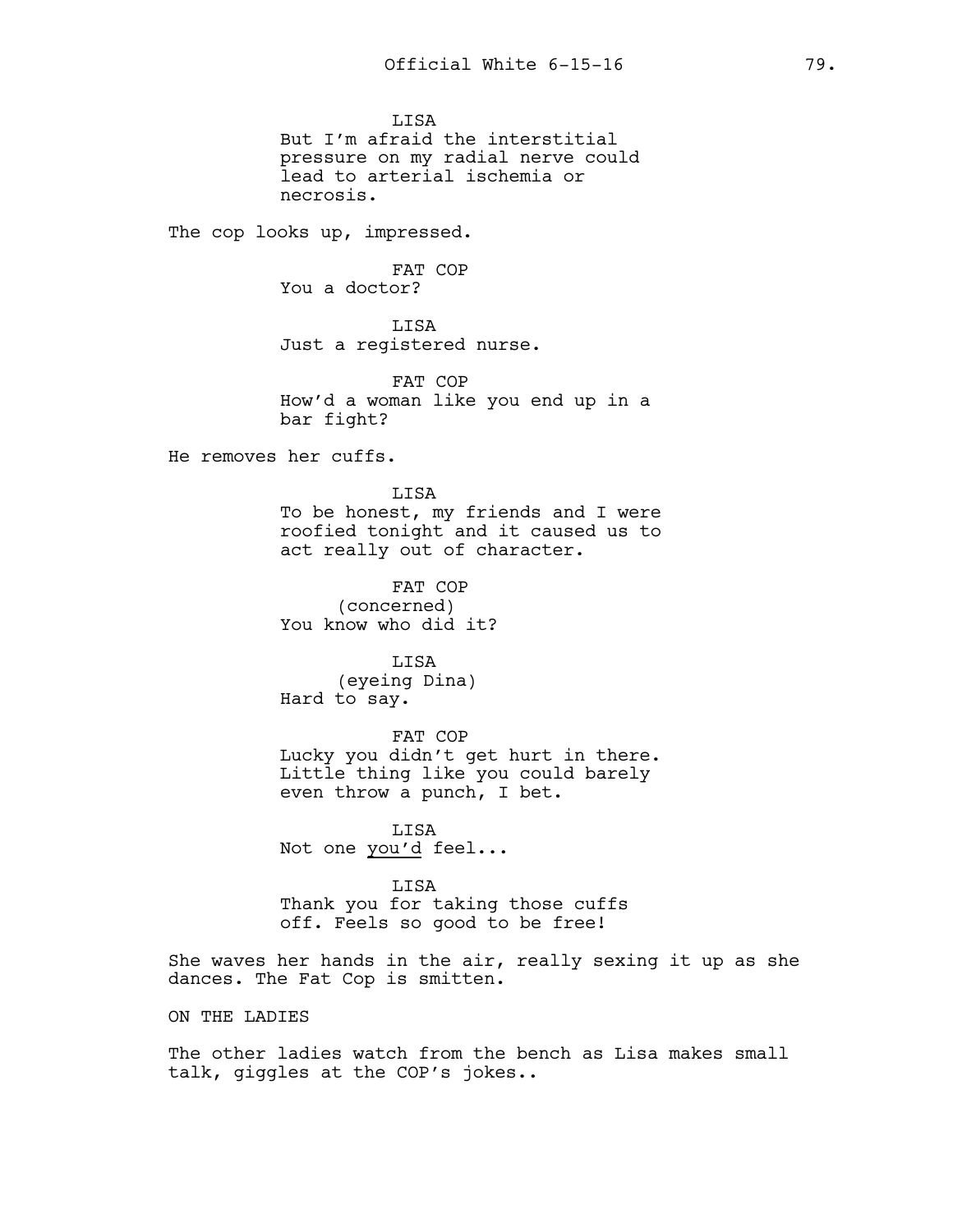LISA
But I'm afraid the interstitial pressure on my radial nerve could lead to arterial ischemia or necrosis.

The cop looks up, impressed.

FAT COP
You a doctor?

LISA
Just a registered nurse.

FAT COP
How'd a woman like you end up in a bar fight?

He removes her cuffs.

LISA
To be honest, my friends and I were roofied tonight and it caused us to act really out of character.

FAT COP
(concerned)
You know who did it?

LISA
(eyeing Dina)
Hard to say.

FAT COP
Lucky you didn't get hurt in there. Little thing like you could barely even throw a punch, I bet.

LISA
Not one <u>you'd</u> feel...

LISA
Thank you for taking those cuffs off. Feels so good to be free!

She waves her hands in the air, really sexing it up as she dances. The Fat Cop is smitten.

ON THE LADIES

The other ladies watch from the bench as Lisa makes small talk, giggles at the COP's jokes..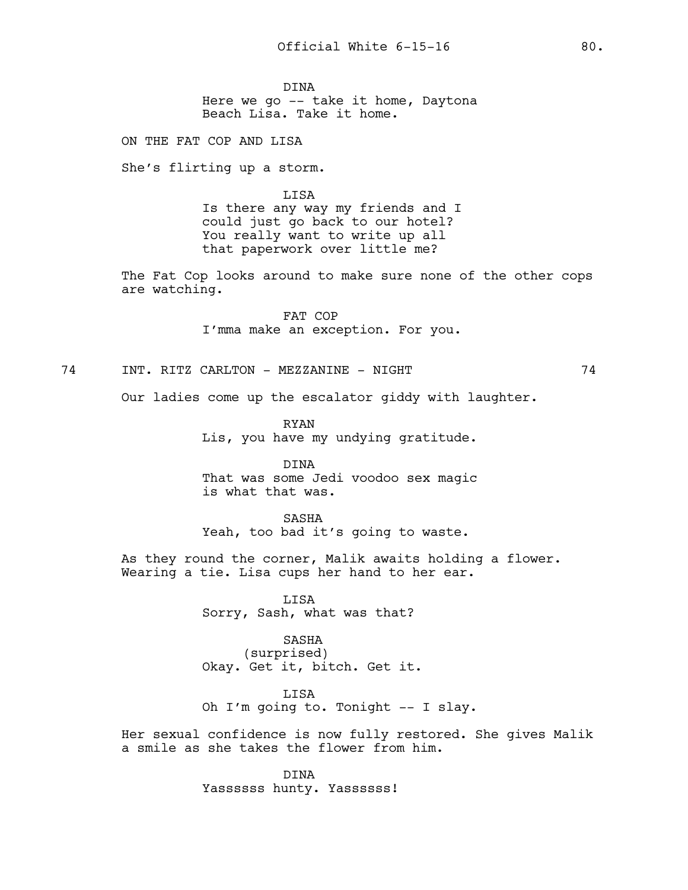DINA
Here we go -- take it home, Daytona Beach Lisa. Take it home.

ON THE FAT COP AND LISA

She's flirting up a storm.

LISA
Is there any way my friends and I could just go back to our hotel? You really want to write up all that paperwork over little me?

The Fat Cop looks around to make sure none of the other cops are watching.

FAT COP
I'mma make an exception. For you.

74 INT. RITZ CARLTON - MEZZANINE - NIGHT 74

Our ladies come up the escalator giddy with laughter.

RYAN
Lis, you have my undying gratitude.

DINA
That was some Jedi voodoo sex magic is what that was.

SASHA
Yeah, too bad it's going to waste.

As they round the corner, Malik awaits holding a flower. Wearing a tie. Lisa cups her hand to her ear.

LISA
Sorry, Sash, what was that?

SASHA
(surprised)
Okay. Get it, bitch. Get it.

LISA
Oh I'm going to. Tonight -- I slay.

Her sexual confidence is now fully restored. She gives Malik a smile as she takes the flower from him.

DINA
Yassssss hunty. Yassssss!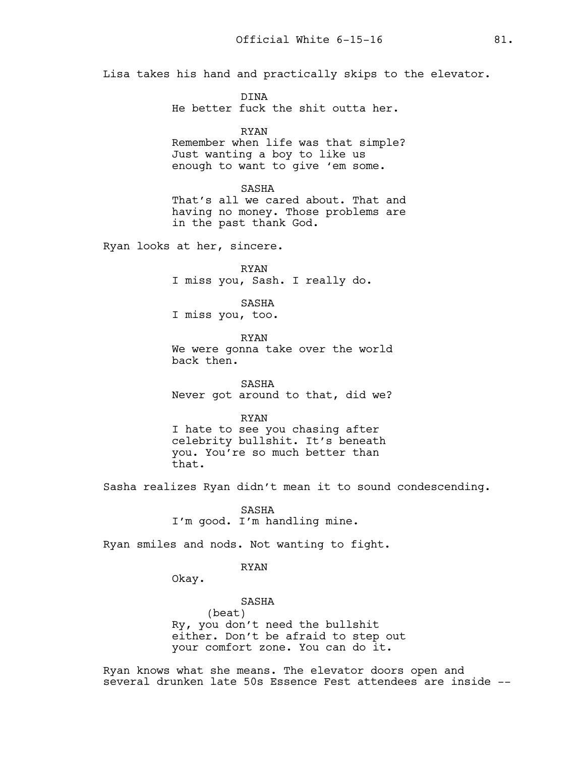Lisa takes his hand and practically skips to the elevator.

DINA
He better fuck the shit outta her.

RYAN
Remember when life was that simple? Just wanting a boy to like us enough to want to give 'em some.

SASHA
That's all we cared about. That and having no money. Those problems are in the past thank God.

Ryan looks at her, sincere.

RYAN
I miss you, Sash. I really do.

SASHA
I miss you, too.

RYAN
We were gonna take over the world back then.

SASHA
Never got around to that, did we?

RYAN
I hate to see you chasing after celebrity bullshit. It's beneath you. You're so much better than that.

Sasha realizes Ryan didn't mean it to sound condescending.

SASHA
I'm good. I'm handling mine.

Ryan smiles and nods. Not wanting to fight.

RYAN
Okay.

SASHA
(beat)
Ry, you don't need the bullshit either. Don't be afraid to step out your comfort zone. You can do it.

Ryan knows what she means. The elevator doors open and several drunken late 50s Essence Fest attendees are inside --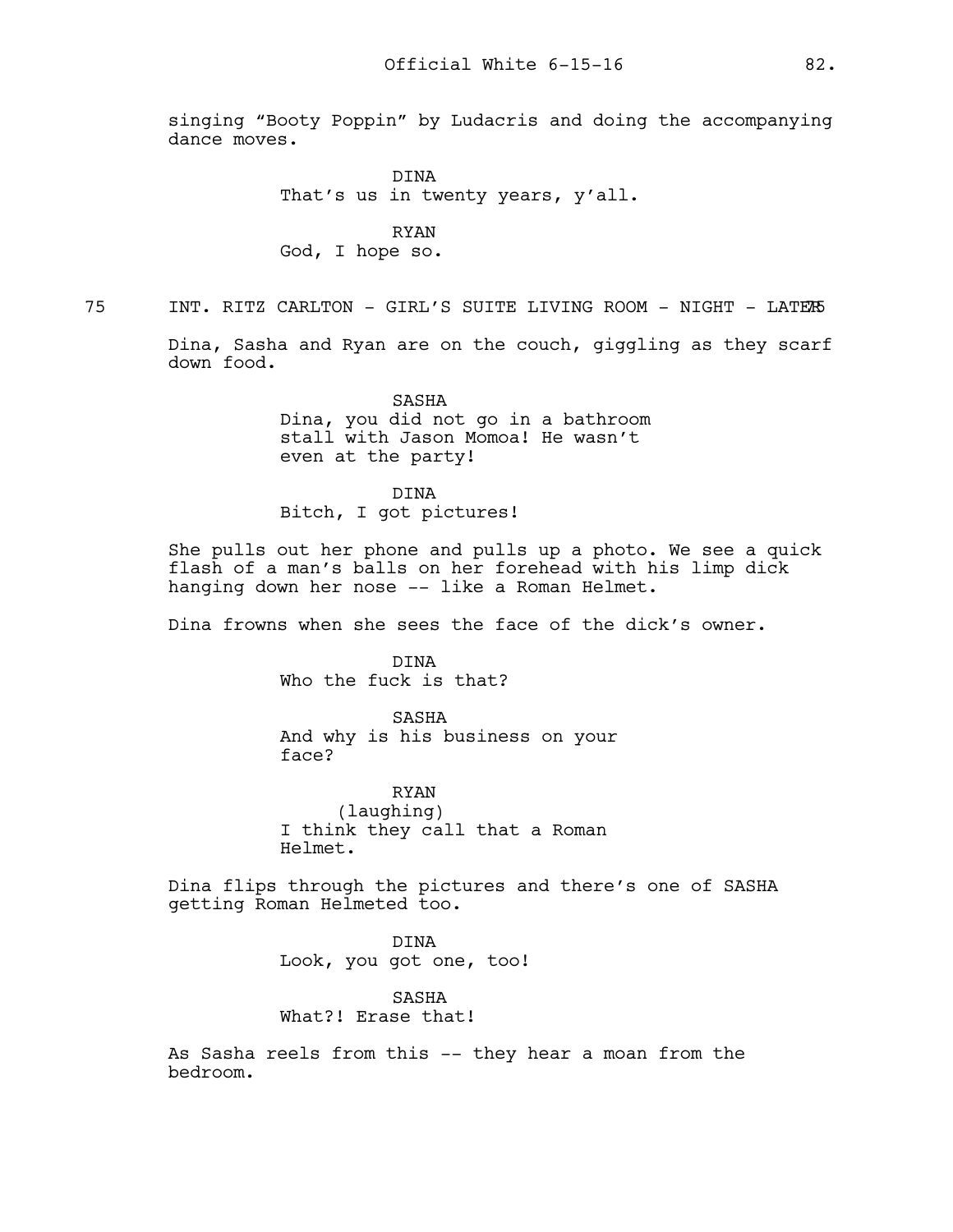singing "Booty Poppin" by Ludacris and doing the accompanying dance moves.

DINA
That's us in twenty years, y'all.

RYAN
God, I hope so.

75 INT. RITZ CARLTON - GIRL'S SUITE LIVING ROOM - NIGHT - LATER 75

Dina, Sasha and Ryan are on the couch, giggling as they scarf down food.

SASHA
Dina, you did not go in a bathroom stall with Jason Momoa! He wasn't even at the party!

DINA
Bitch, I got pictures!

She pulls out her phone and pulls up a photo. We see a quick flash of a man's balls on her forehead with his limp dick hanging down her nose -- like a Roman Helmet.

Dina frowns when she sees the face of the dick's owner.

DINA
Who the fuck is that?

SASHA
And why is his business on your face?

RYAN
(laughing)
I think they call that a Roman Helmet.

Dina flips through the pictures and there's one of SASHA getting Roman Helmeted too.

DINA
Look, you got one, too!

SASHA
What?! Erase that!

As Sasha reels from this -- they hear a moan from the bedroom.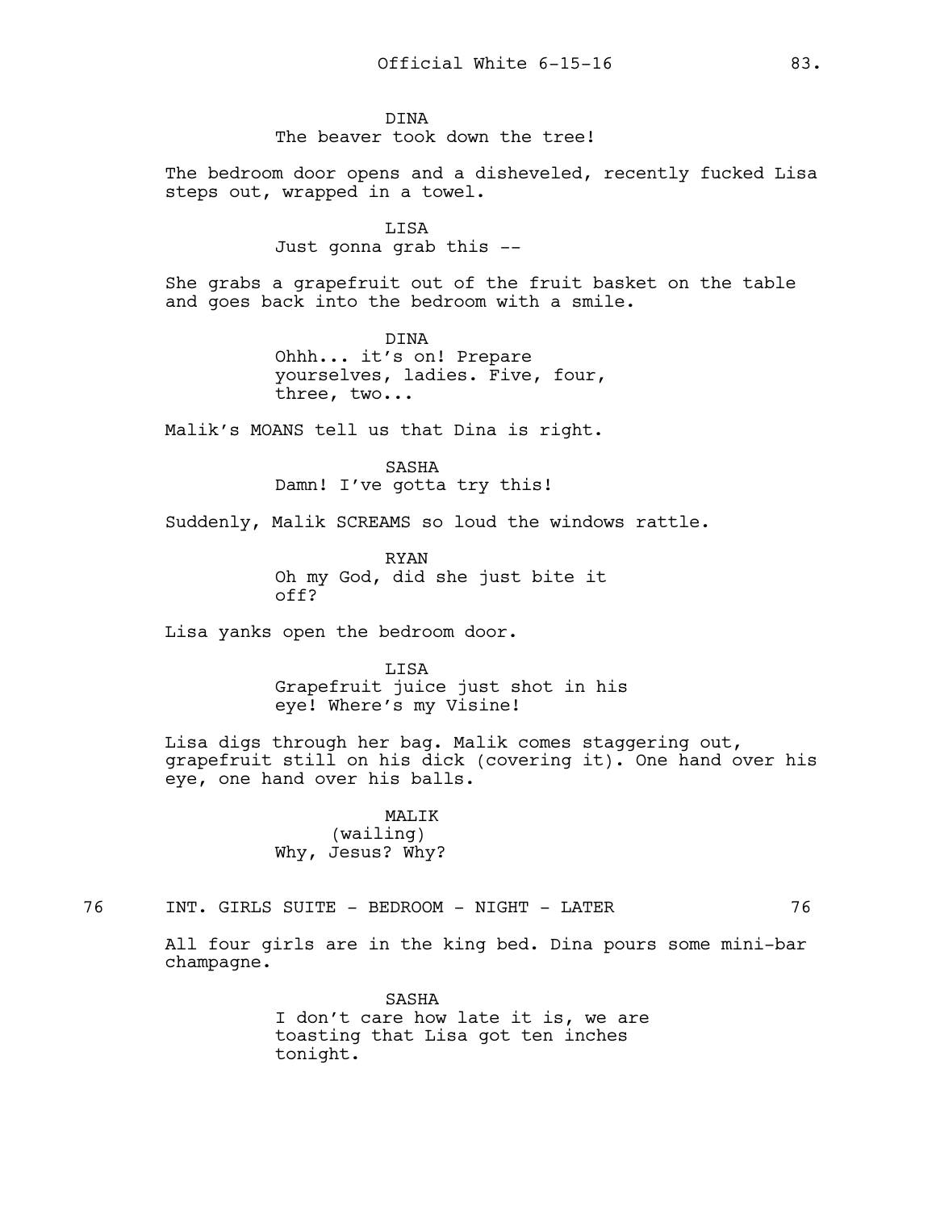DINA
The beaver took down the tree!

The bedroom door opens and a disheveled, recently fucked Lisa steps out, wrapped in a towel.

LISA
Just gonna grab this --

She grabs a grapefruit out of the fruit basket on the table and goes back into the bedroom with a smile.

DINA
Ohhh... it's on! Prepare yourselves, ladies. Five, four, three, two...

Malik's MOANS tell us that Dina is right.

SASHA
Damn! I've gotta try this!

Suddenly, Malik SCREAMS so loud the windows rattle.

RYAN
Oh my God, did she just bite it off?

Lisa yanks open the bedroom door.

LISA
Grapefruit juice just shot in his eye! Where's my Visine!

Lisa digs through her bag. Malik comes staggering out, grapefruit still on his dick (covering it). One hand over his eye, one hand over his balls.

MALIK
(wailing)
Why, Jesus? Why?

76 INT. GIRLS SUITE - BEDROOM - NIGHT - LATER 76

All four girls are in the king bed. Dina pours some mini-bar champagne.

SASHA
I don't care how late it is, we are toasting that Lisa got ten inches tonight.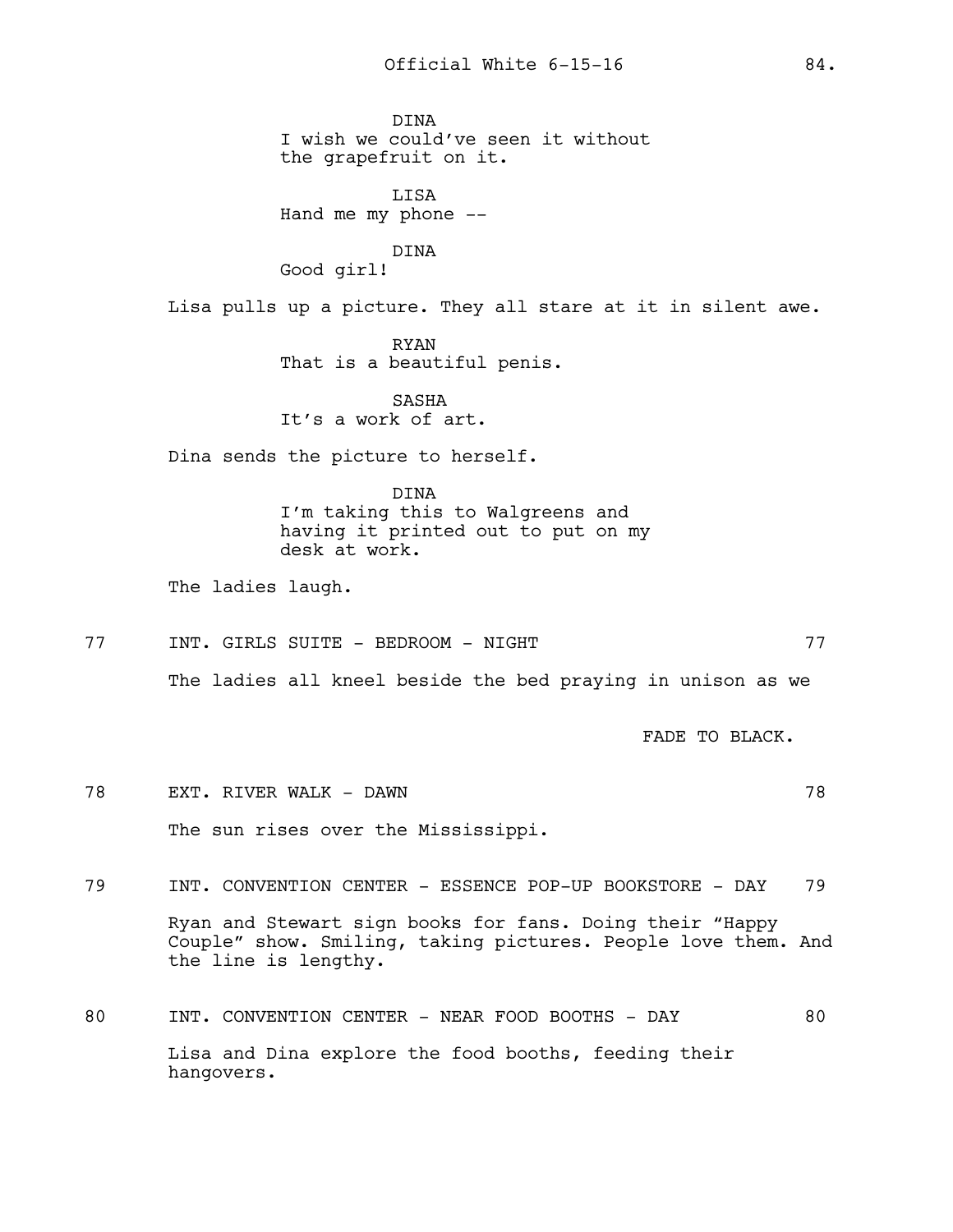DINA
I wish we could've seen it without the grapefruit on it.

LISA
Hand me my phone --

DINA
Good girl!

Lisa pulls up a picture. They all stare at it in silent awe.

RYAN
That is a beautiful penis.

SASHA
It's a work of art.

Dina sends the picture to herself.

DINA
I'm taking this to Walgreens and having it printed out to put on my desk at work.

The ladies laugh.

77 INT. GIRLS SUITE - BEDROOM - NIGHT 77

The ladies all kneel beside the bed praying in unison as we

FADE TO BLACK.

78 EXT. RIVER WALK - DAWN 78

The sun rises over the Mississippi.

79 INT. CONVENTION CENTER - ESSENCE POP-UP BOOKSTORE - DAY 79

Ryan and Stewart sign books for fans. Doing their "Happy Couple" show. Smiling, taking pictures. People love them. And the line is lengthy.

80 INT. CONVENTION CENTER - NEAR FOOD BOOTHS - DAY 80

Lisa and Dina explore the food booths, feeding their hangovers.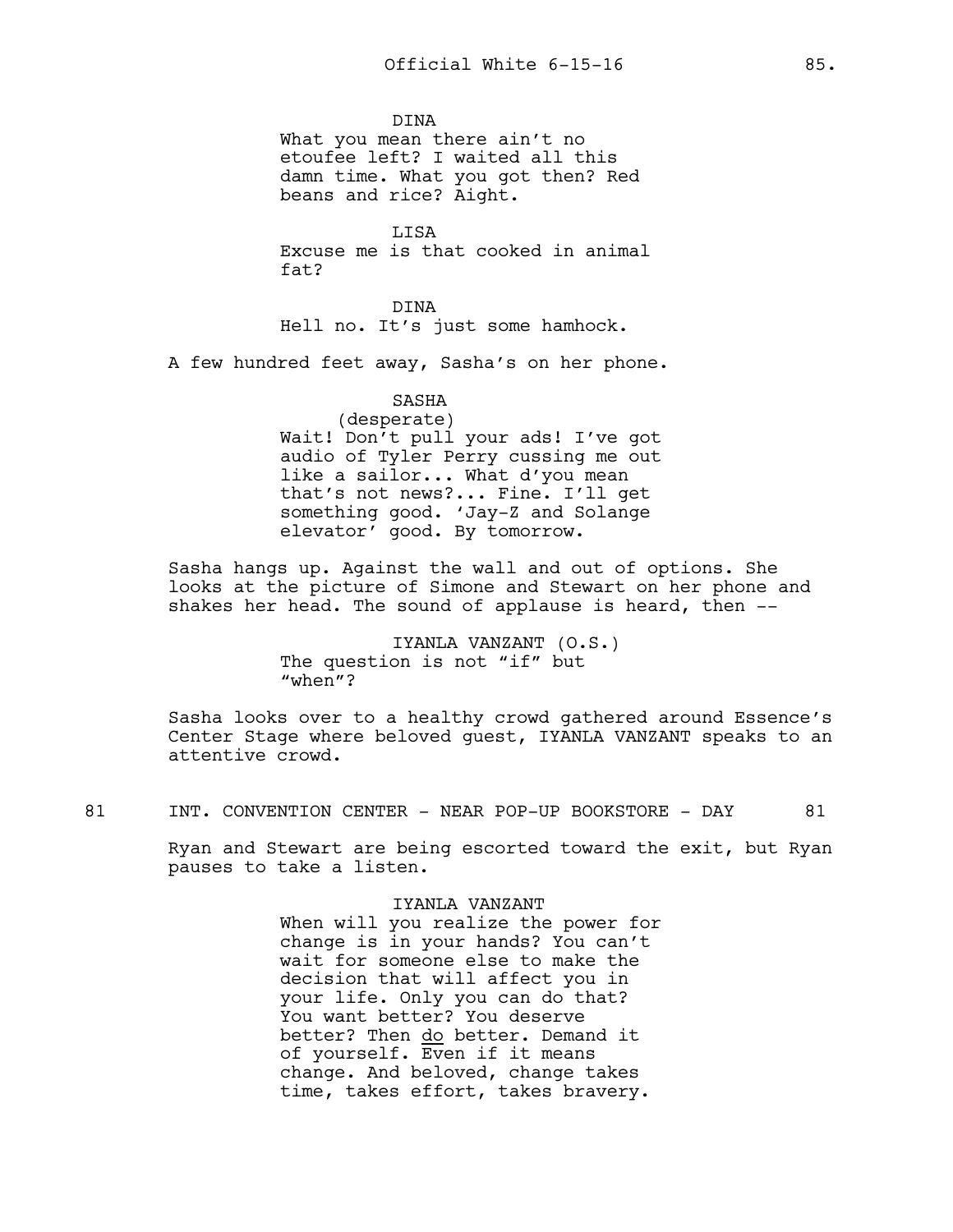DINA
What you mean there ain't no etoufee left? I waited all this damn time. What you got then? Red beans and rice? Aight.

LISA
Excuse me is that cooked in animal fat?

DINA
Hell no. It's just some hamhock.

A few hundred feet away, Sasha's on her phone.

SASHA
(desperate)
Wait! Don't pull your ads! I've got audio of Tyler Perry cussing me out like a sailor... What d'you mean that's not news?... Fine. I'll get something good. 'Jay-Z and Solange elevator' good. By tomorrow.

Sasha hangs up. Against the wall and out of options. She looks at the picture of Simone and Stewart on her phone and shakes her head. The sound of applause is heard, then --

IYANLA VANZANT (O.S.)
The question is not "if" but "when"?

Sasha looks over to a healthy crowd gathered around Essence's Center Stage where beloved guest, IYANLA VANZANT speaks to an attentive crowd.

81 INT. CONVENTION CENTER - NEAR POP-UP BOOKSTORE - DAY 81

Ryan and Stewart are being escorted toward the exit, but Ryan pauses to take a listen.

IYANLA VANZANT
When will you realize the power for change is in your hands? You can't wait for someone else to make the decision that will affect you in your life. Only you can do that? You want better? You deserve better? Then <u>do</u> better. Demand it of yourself. Even if it means change. And beloved, change takes time, takes effort, takes bravery.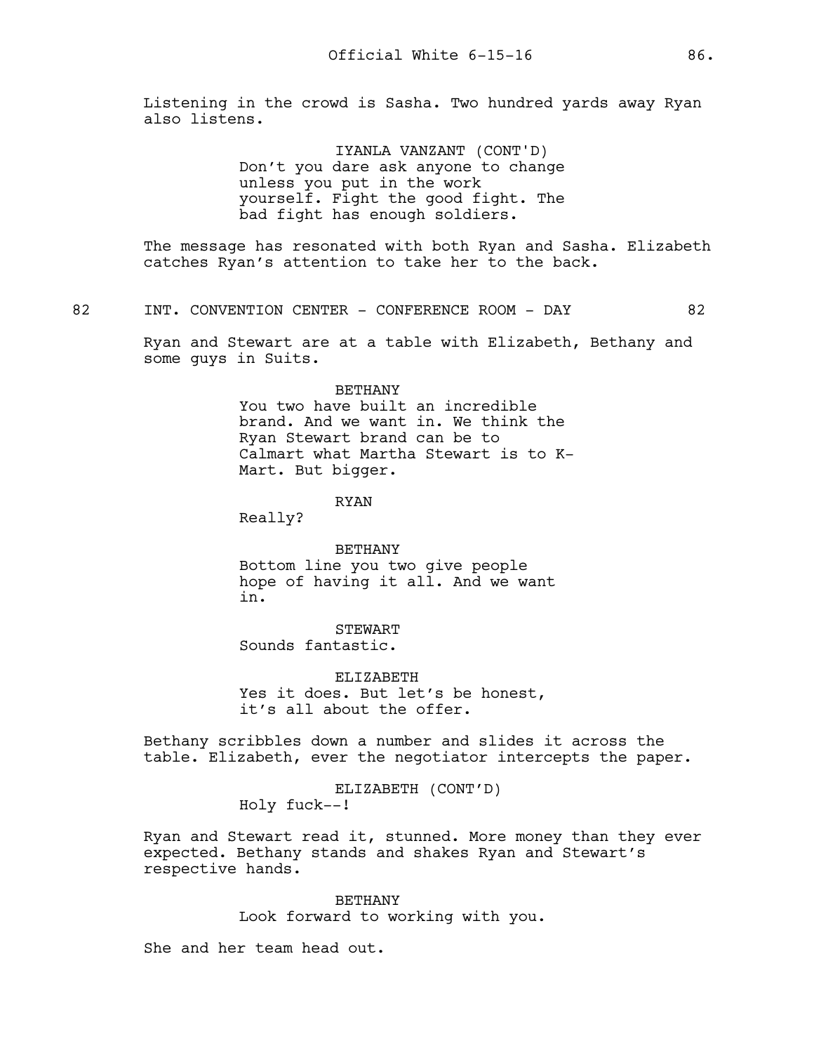Listening in the crowd is Sasha. Two hundred yards away Ryan also listens.

IYANLA VANZANT (CONT'D)
Don't you dare ask anyone to change unless you put in the work yourself. Fight the good fight. The bad fight has enough soldiers.

The message has resonated with both Ryan and Sasha. Elizabeth catches Ryan's attention to take her to the back.

82 INT. CONVENTION CENTER - CONFERENCE ROOM - DAY 82

Ryan and Stewart are at a table with Elizabeth, Bethany and some guys in Suits.

BETHANY
You two have built an incredible brand. And we want in. We think the Ryan Stewart brand can be to Calmart what Martha Stewart is to K-Mart. But bigger.

RYAN
Really?

BETHANY
Bottom line you two give people hope of having it all. And we want in.

STEWART
Sounds fantastic.

ELIZABETH
Yes it does. But let's be honest, it's all about the offer.

Bethany scribbles down a number and slides it across the table. Elizabeth, ever the negotiator intercepts the paper.

ELIZABETH (CONT'D)
Holy fuck--!

Ryan and Stewart read it, stunned. More money than they ever expected. Bethany stands and shakes Ryan and Stewart's respective hands.

BETHANY
Look forward to working with you.

She and her team head out.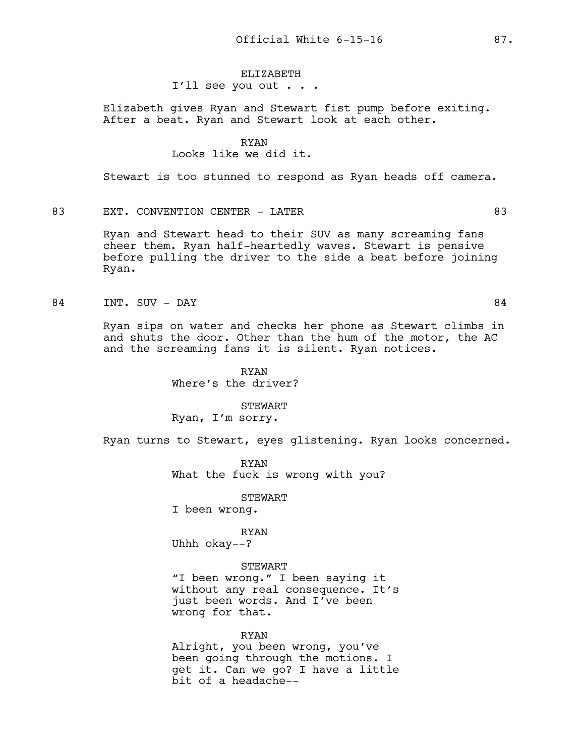ELIZABETH
I'll see you out . . .

Elizabeth gives Ryan and Stewart fist pump before exiting. After a beat. Ryan and Stewart look at each other.

RYAN
Looks like we did it.

Stewart is too stunned to respond as Ryan heads off camera.

83 EXT. CONVENTION CENTER - LATER 83

Ryan and Stewart head to their SUV as many screaming fans cheer them. Ryan half-heartedly waves. Stewart is pensive before pulling the driver to the side a beat before joining Ryan.

84 INT. SUV - DAY 84

Ryan sips on water and checks her phone as Stewart climbs in and shuts the door. Other than the hum of the motor, the AC and the screaming fans it is silent. Ryan notices.

RYAN
Where's the driver?

STEWART
Ryan, I'm sorry.

Ryan turns to Stewart, eyes glistening. Ryan looks concerned.

RYAN
What the fuck is wrong with you?

STEWART
I been wrong.

RYAN
Uhhh okay--?

STEWART
"I been wrong." I been saying it without any real consequence. It's just been words. And I've been wrong for that.

RYAN
Alright, you been wrong, you've been going through the motions. I get it. Can we go? I have a little bit of a headache--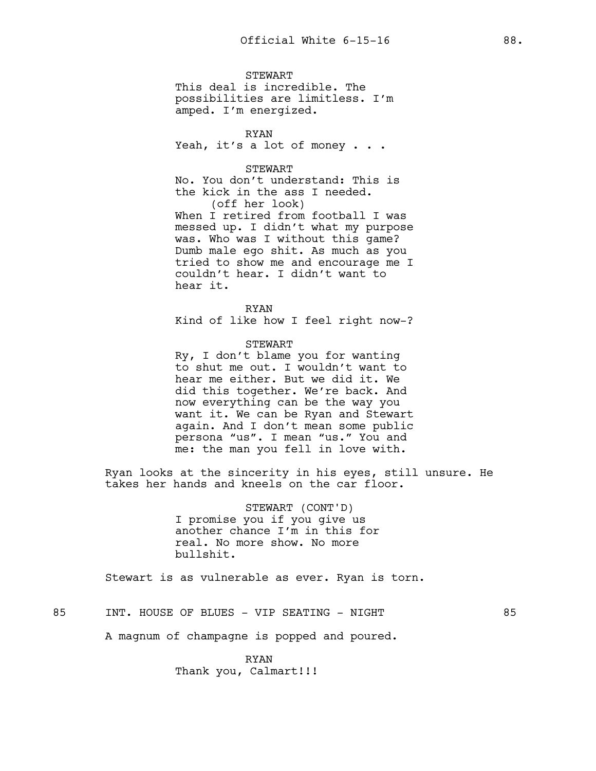STEWART
This deal is incredible. The possibilities are limitless. I'm amped. I'm energized.

RYAN
Yeah, it's a lot of money . . .

STEWART
No. You don't understand: This is the kick in the ass I needed.
(off her look)
When I retired from football I was messed up. I didn't what my purpose was. Who was I without this game? Dumb male ego shit. As much as you tried to show me and encourage me I couldn't hear. I didn't want to hear it.

RYAN
Kind of like how I feel right now-?

STEWART
Ry, I don't blame you for wanting to shut me out. I wouldn't want to hear me either. But we did it. We did this together. We're back. And now everything can be the way you want it. We can be Ryan and Stewart again. And I don't mean some public persona "us". I mean "us." You and me: the man you fell in love with.

Ryan looks at the sincerity in his eyes, still unsure. He takes her hands and kneels on the car floor.

STEWART (CONT'D)
I promise you if you give us another chance I'm in this for real. No more show. No more bullshit.

Stewart is as vulnerable as ever. Ryan is torn.

85 INT. HOUSE OF BLUES - VIP SEATING - NIGHT 85

A magnum of champagne is popped and poured.

RYAN
Thank you, Calmart!!!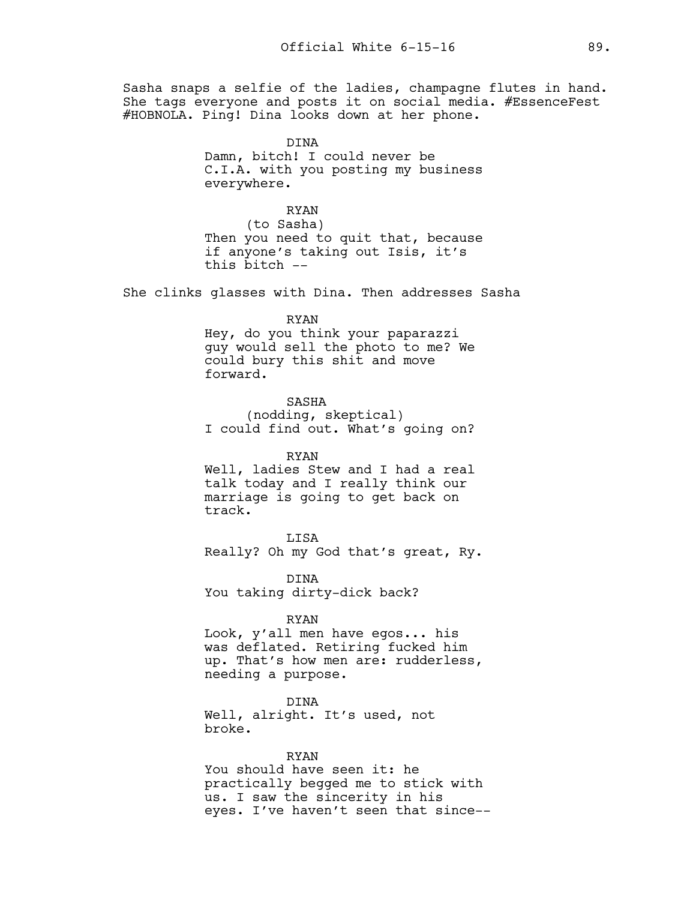Sasha snaps a selfie of the ladies, champagne flutes in hand. She tags everyone and posts it on social media. #EssenceFest #HOBNOLA. Ping! Dina looks down at her phone.

DINA
Damn, bitch! I could never be C.I.A. with you posting my business everywhere.

RYAN
(to Sasha)
Then you need to quit that, because if anyone's taking out Isis, it's this bitch --

She clinks glasses with Dina. Then addresses Sasha

RYAN
Hey, do you think your paparazzi guy would sell the photo to me? We could bury this shit and move forward.

SASHA
(nodding, skeptical)
I could find out. What's going on?

RYAN
Well, ladies Stew and I had a real talk today and I really think our marriage is going to get back on track.

LISA
Really? Oh my God that's great, Ry.

DINA
You taking dirty-dick back?

RYAN
Look, y'all men have egos... his was deflated. Retiring fucked him up. That's how men are: rudderless, needing a purpose.

DINA
Well, alright. It's used, not broke.

RYAN
You should have seen it: he practically begged me to stick with us. I saw the sincerity in his eyes. I've haven't seen that since--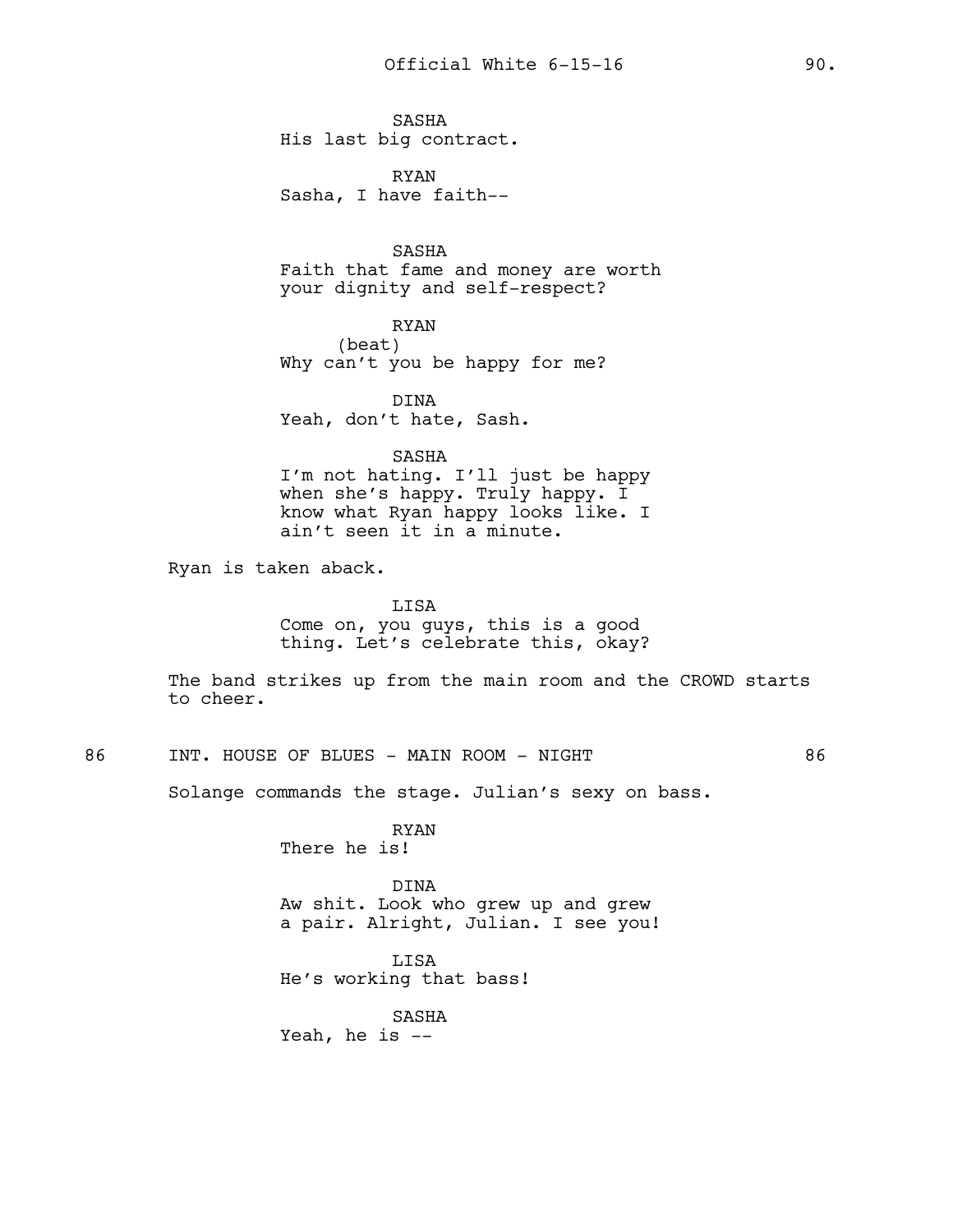SASHA
His last big contract.

RYAN
Sasha, I have faith--

SASHA
Faith that fame and money are worth your dignity and self-respect?

RYAN
(beat)
Why can't you be happy for me?

DINA
Yeah, don't hate, Sash.

SASHA
I'm not hating. I'll just be happy when she's happy. Truly happy. I know what Ryan happy looks like. I ain't seen it in a minute.

Ryan is taken aback.

LISA
Come on, you guys, this is a good thing. Let's celebrate this, okay?

The band strikes up from the main room and the CROWD starts to cheer.

86 INT. HOUSE OF BLUES - MAIN ROOM - NIGHT 86

Solange commands the stage. Julian's sexy on bass.

RYAN
There he is!

DINA
Aw shit. Look who grew up and grew a pair. Alright, Julian. I see you!

LISA
He's working that bass!

SASHA
Yeah, he is --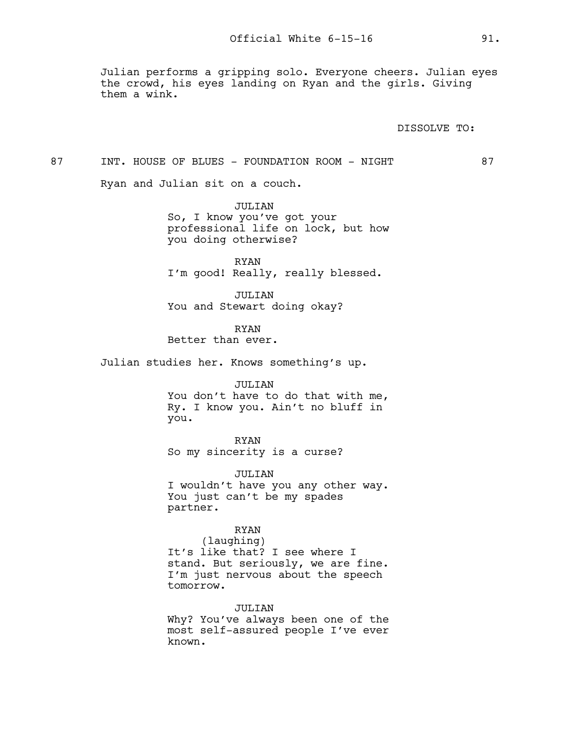Julian performs a gripping solo. Everyone cheers. Julian eyes the crowd, his eyes landing on Ryan and the girls. Giving them a wink.

DISSOLVE TO:

87 INT. HOUSE OF BLUES - FOUNDATION ROOM - NIGHT 87

Ryan and Julian sit on a couch.

JULIAN
So, I know you've got your professional life on lock, but how you doing otherwise?

RYAN
I'm good! Really, really blessed.

JULIAN
You and Stewart doing okay?

RYAN
Better than ever.

Julian studies her. Knows something's up.

JULIAN
You don't have to do that with me, Ry. I know you. Ain't no bluff in you.

RYAN
So my sincerity is a curse?

JULIAN
I wouldn't have you any other way. You just can't be my spades partner.

RYAN
(laughing)
It's like that? I see where I stand. But seriously, we are fine. I'm just nervous about the speech tomorrow.

JULIAN
Why? You've always been one of the most self-assured people I've ever known.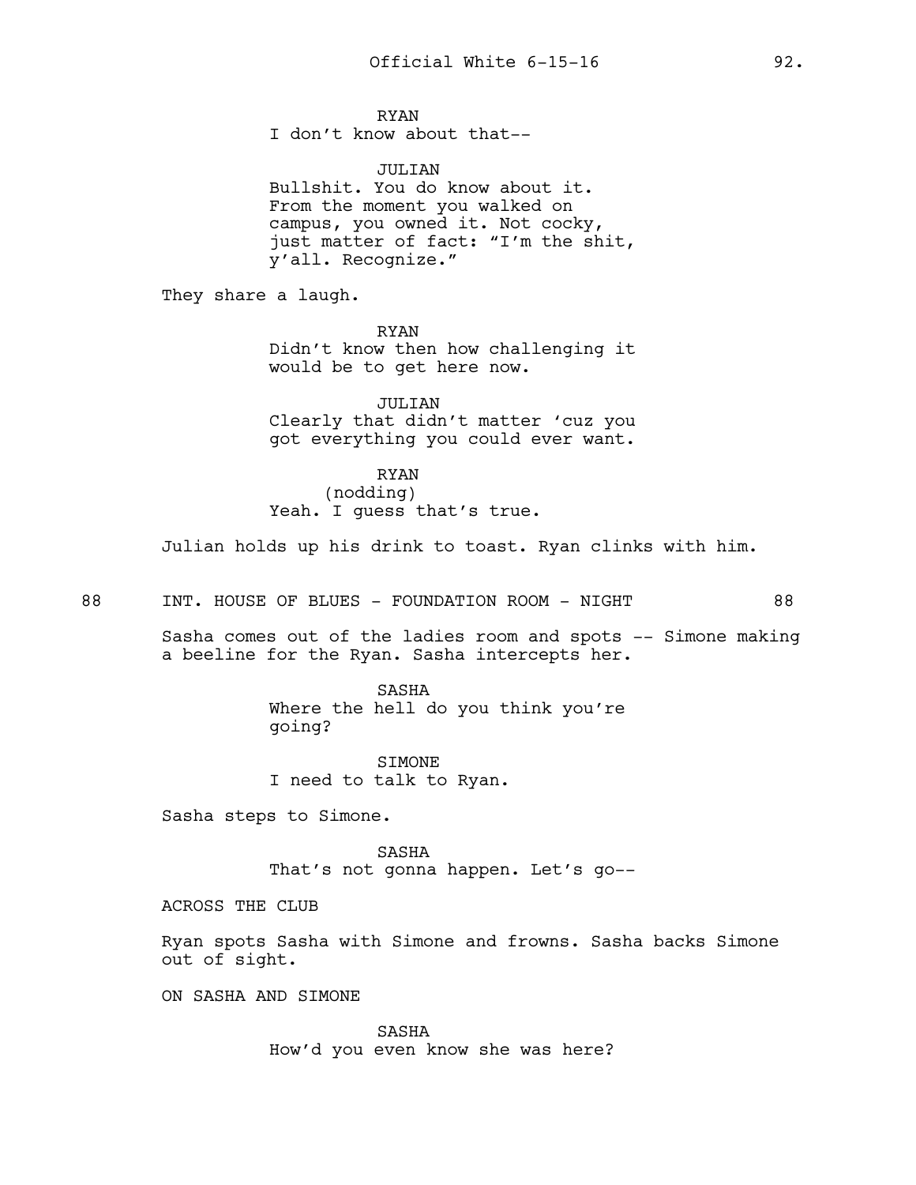RYAN
I don't know about that--

JULIAN
Bullshit. You do know about it. From the moment you walked on campus, you owned it. Not cocky, just matter of fact: "I'm the shit, y'all. Recognize."

They share a laugh.

RYAN
Didn't know then how challenging it would be to get here now.

JULIAN
Clearly that didn't matter 'cuz you got everything you could ever want.

RYAN
(nodding)
Yeah. I guess that's true.

Julian holds up his drink to toast. Ryan clinks with him.

88 INT. HOUSE OF BLUES - FOUNDATION ROOM - NIGHT 88

Sasha comes out of the ladies room and spots -- Simone making a beeline for the Ryan. Sasha intercepts her.

SASHA
Where the hell do you think you're going?

SIMONE
I need to talk to Ryan.

Sasha steps to Simone.

SASHA
That's not gonna happen. Let's go--

ACROSS THE CLUB

Ryan spots Sasha with Simone and frowns. Sasha backs Simone out of sight.

ON SASHA AND SIMONE

SASHA
How'd you even know she was here?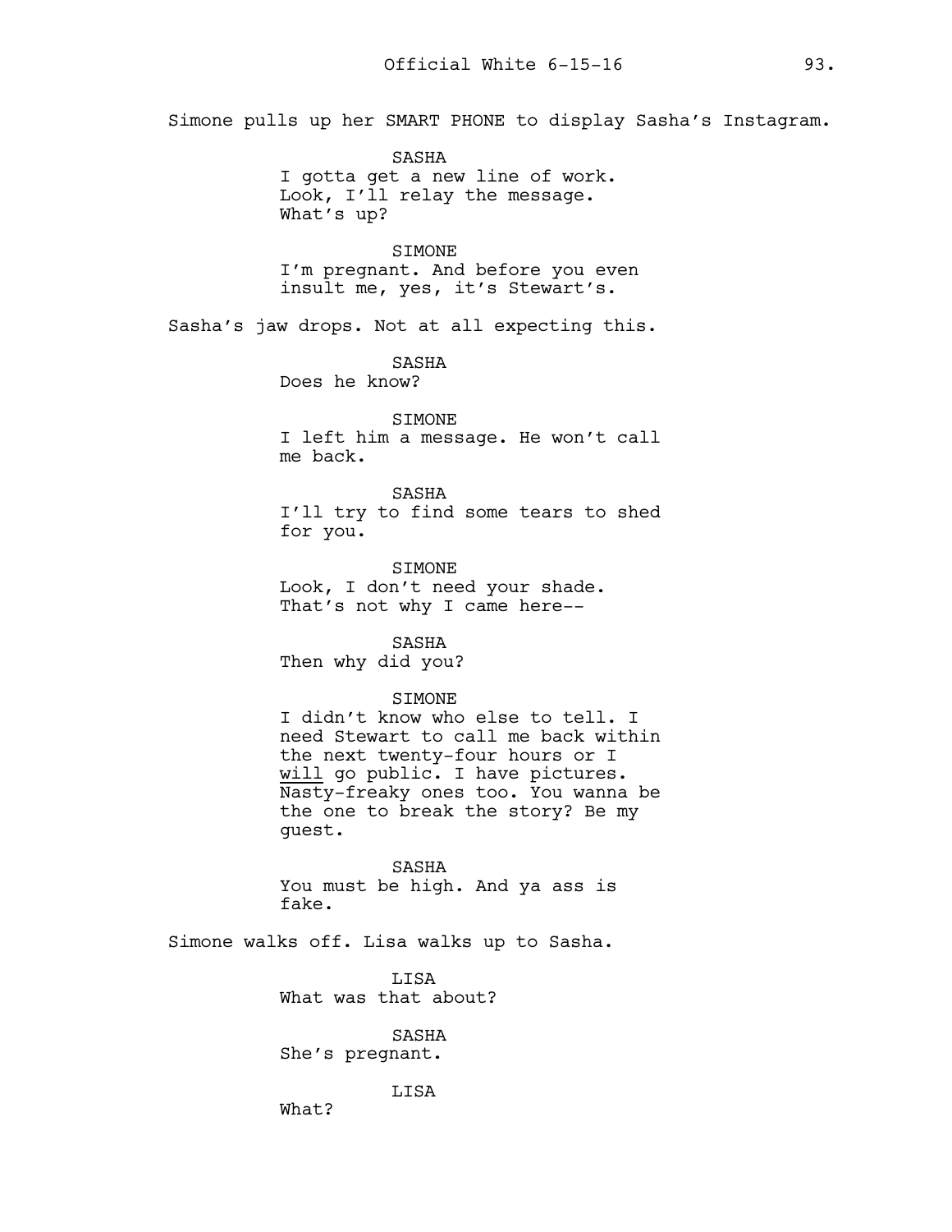Simone pulls up her SMART PHONE to display Sasha's Instagram.

SASHA
I gotta get a new line of work.
Look, I'll relay the message.
What's up?

SIMONE
I'm pregnant. And before you even
insult me, yes, it's Stewart's.

Sasha's jaw drops. Not at all expecting this.

SASHA
Does he know?

SIMONE
I left him a message. He won't call
me back.

SASHA
I'll try to find some tears to shed
for you.

SIMONE
Look, I don't need your shade.
That's not why I came here--

SASHA
Then why did you?

SIMONE
I didn't know who else to tell. I
need Stewart to call me back within
the next twenty-four hours or I
<u>will</u> go public. I have pictures.
Nasty-freaky ones too. You wanna be
the one to break the story? Be my
guest.

SASHA
You must be high. And ya ass is
fake.

Simone walks off. Lisa walks up to Sasha.

LISA
What was that about?

SASHA
She's pregnant.

LISA
What?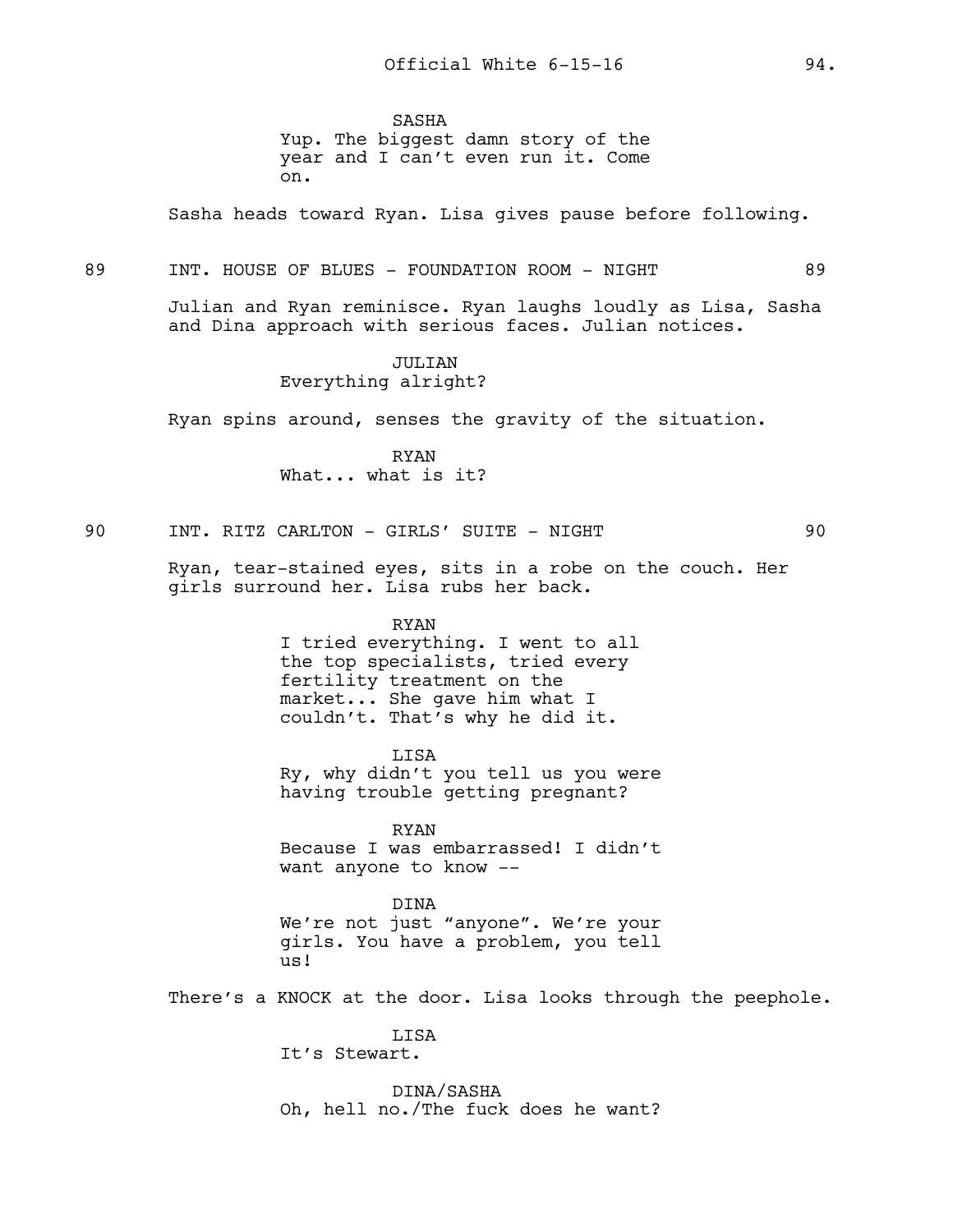SASHA
Yup. The biggest damn story of the year and I can't even run it. Come on.

Sasha heads toward Ryan. Lisa gives pause before following.

89 INT. HOUSE OF BLUES - FOUNDATION ROOM - NIGHT 89

Julian and Ryan reminisce. Ryan laughs loudly as Lisa, Sasha and Dina approach with serious faces. Julian notices.

JULIAN
Everything alright?

Ryan spins around, senses the gravity of the situation.

RYAN
What... what is it?

90 INT. RITZ CARLTON - GIRLS' SUITE - NIGHT 90

Ryan, tear-stained eyes, sits in a robe on the couch. Her girls surround her. Lisa rubs her back.

RYAN
I tried everything. I went to all the top specialists, tried every fertility treatment on the market... She gave him what I couldn't. That's why he did it.

LISA
Ry, why didn't you tell us you were having trouble getting pregnant?

RYAN
Because I was embarrassed! I didn't want anyone to know --

DINA
We're not just "anyone". We're your girls. You have a problem, you tell us!

There's a KNOCK at the door. Lisa looks through the peephole.

LISA
It's Stewart.

DINA/SASHA
Oh, hell no./The fuck does he want?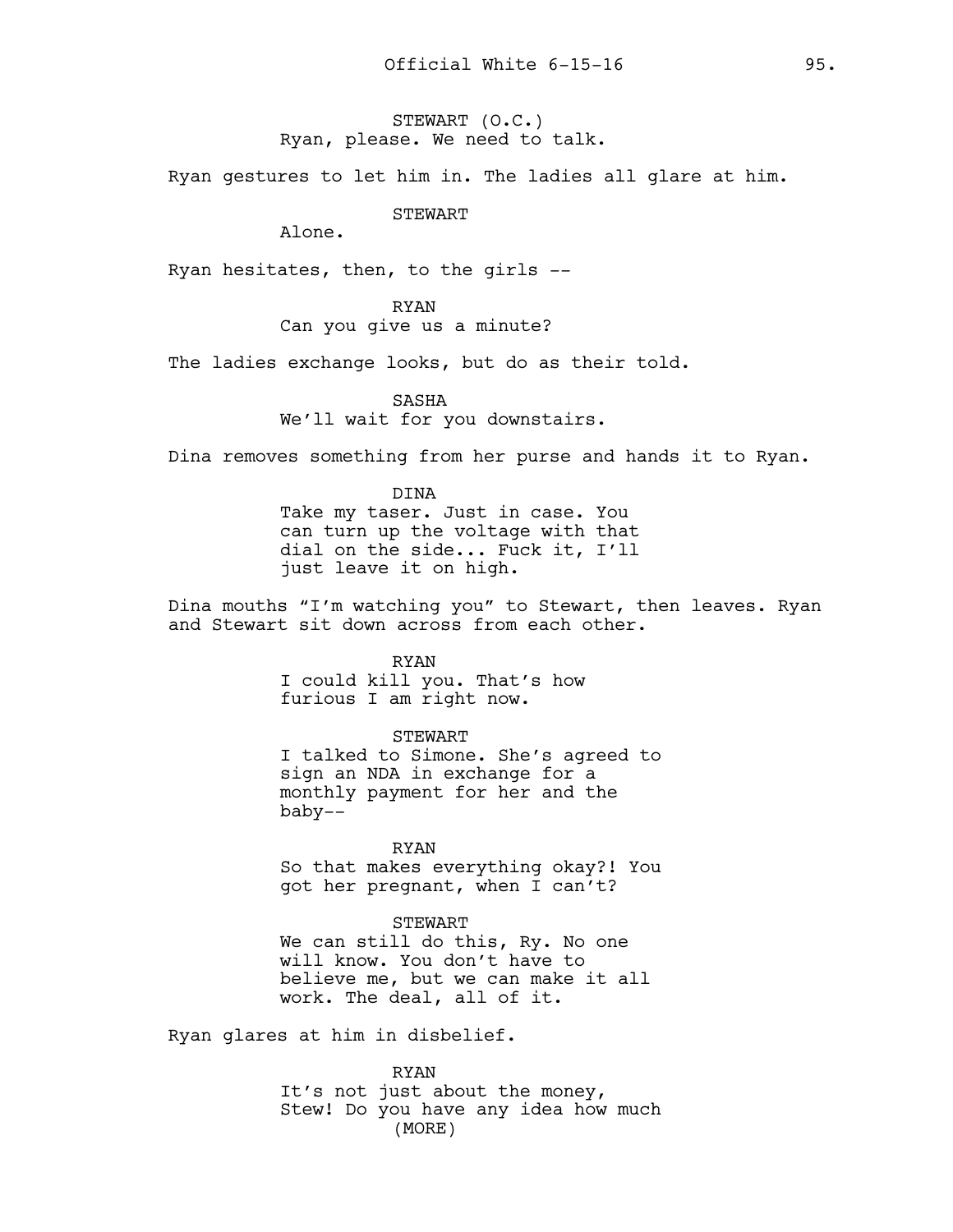STEWART (O.C.)
Ryan, please. We need to talk.

Ryan gestures to let him in. The ladies all glare at him.

STEWART
Alone.

Ryan hesitates, then, to the girls --

RYAN
Can you give us a minute?

The ladies exchange looks, but do as their told.

SASHA
We'll wait for you downstairs.

Dina removes something from her purse and hands it to Ryan.

DINA
Take my taser. Just in case. You can turn up the voltage with that dial on the side... Fuck it, I'll just leave it on high.

Dina mouths "I'm watching you" to Stewart, then leaves. Ryan and Stewart sit down across from each other.

RYAN
I could kill you. That's how furious I am right now.

STEWART
I talked to Simone. She's agreed to sign an NDA in exchange for a monthly payment for her and the baby--

RYAN
So that makes everything okay?! You got her pregnant, when I can't?

STEWART
We can still do this, Ry. No one will know. You don't have to believe me, but we can make it all work. The deal, all of it.

Ryan glares at him in disbelief.

RYAN
It's not just about the money, Stew! Do you have any idea how much
(MORE)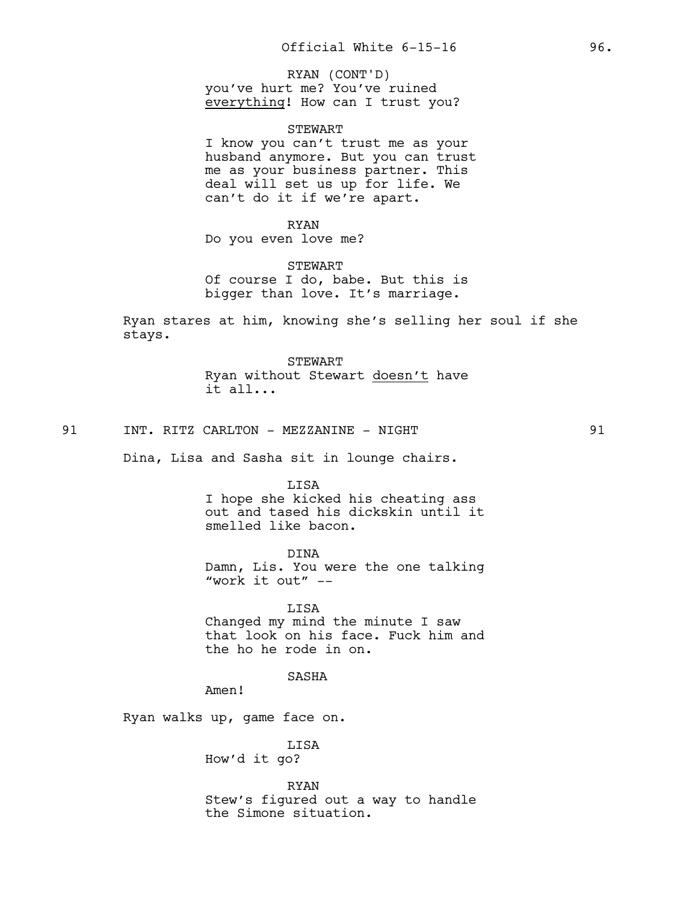RYAN (CONT'D)
you've hurt me? You've ruined <u>everything</u>! How can I trust you?

STEWART
I know you can't trust me as your husband anymore. But you can trust me as your business partner. This deal will set us up for life. We can't do it if we're apart.

RYAN
Do you even love me?

STEWART
Of course I do, babe. But this is bigger than love. It's marriage.

Ryan stares at him, knowing she's selling her soul if she stays.

STEWART
Ryan without Stewart <u>doesn't</u> have it all...

91 INT. RITZ CARLTON - MEZZANINE - NIGHT 91

Dina, Lisa and Sasha sit in lounge chairs.

LISA
I hope she kicked his cheating ass out and tased his dickskin until it smelled like bacon.

DINA
Damn, Lis. You were the one talking "work it out" --

LISA
Changed my mind the minute I saw that look on his face. Fuck him and the ho he rode in on.

SASHA
Amen!

Ryan walks up, game face on.

LISA
How'd it go?

RYAN
Stew's figured out a way to handle the Simone situation.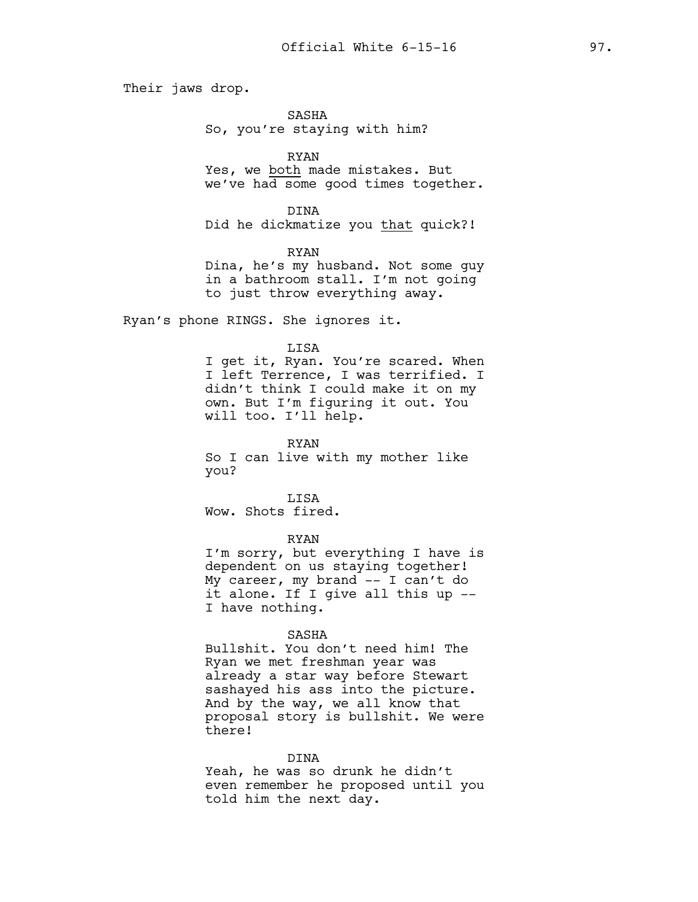Their jaws drop.

SASHA
So, you're staying with him?

RYAN
Yes, we <u>both</u> made mistakes. But we've had some good times together.

DINA
Did he dickmatize you <u>that</u> quick?!

RYAN
Dina, he's my husband. Not some guy in a bathroom stall. I'm not going to just throw everything away.

Ryan's phone RINGS. She ignores it.

LISA
I get it, Ryan. You're scared. When I left Terrence, I was terrified. I didn't think I could make it on my own. But I'm figuring it out. You will too. I'll help.

RYAN
So I can live with my mother like you?

LISA
Wow. Shots fired.

RYAN
I'm sorry, but everything I have is dependent on us staying together! My career, my brand -- I can't do it alone. If I give all this up -- I have nothing.

SASHA
Bullshit. You don't need him! The Ryan we met freshman year was already a star way before Stewart sashayed his ass into the picture. And by the way, we all know that proposal story is bullshit. We were there!

DINA
Yeah, he was so drunk he didn't even remember he proposed until you told him the next day.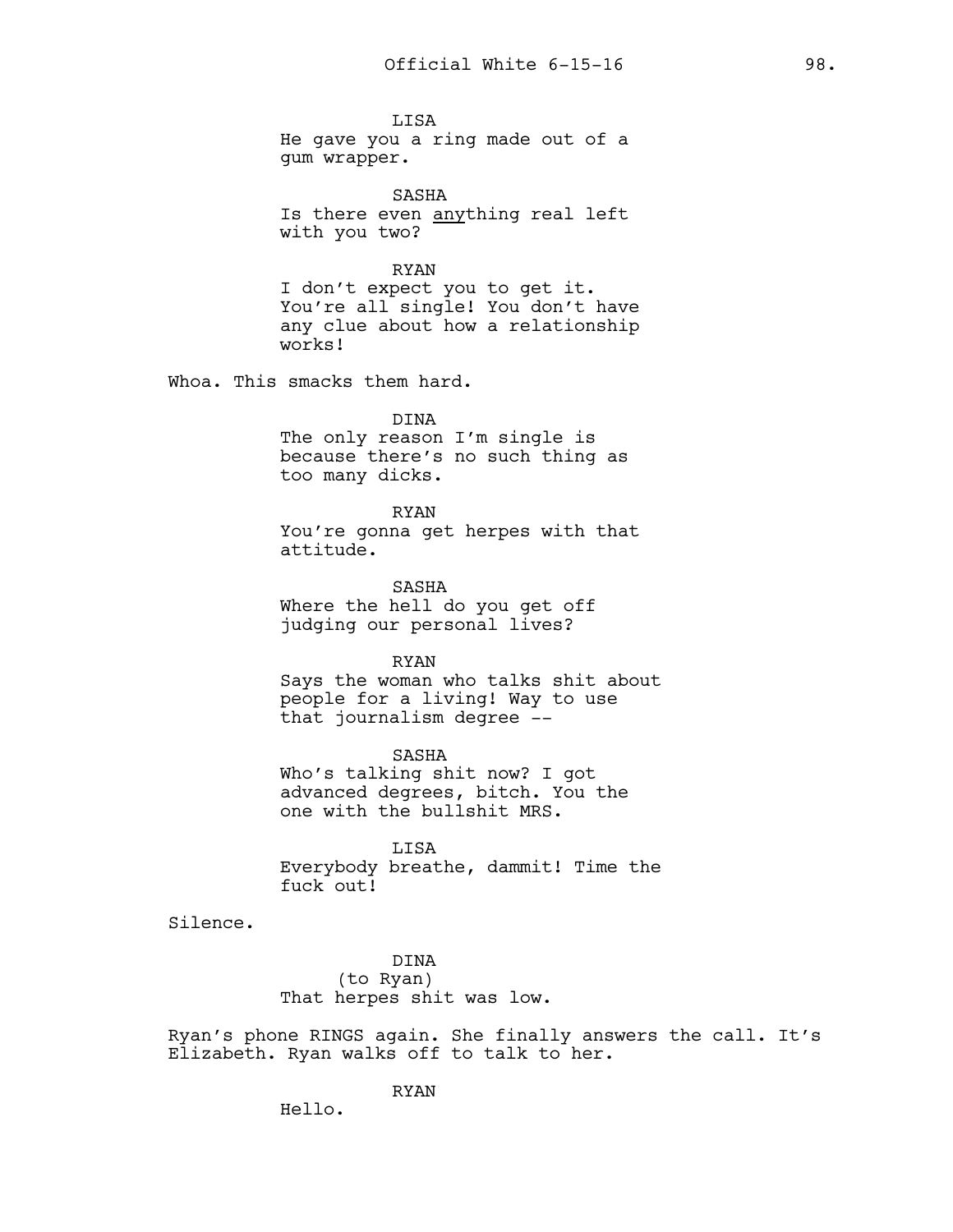LISA
He gave you a ring made out of a gum wrapper.

SASHA
Is there even <u>any</u>thing real left with you two?

RYAN
I don't expect you to get it. You're all single! You don't have any clue about how a relationship works!

Whoa. This smacks them hard.

DINA
The only reason I'm single is because there's no such thing as too many dicks.

RYAN
You're gonna get herpes with that attitude.

SASHA
Where the hell do you get off judging our personal lives?

RYAN
Says the woman who talks shit about people for a living! Way to use that journalism degree --

SASHA
Who's talking shit now? I got advanced degrees, bitch. You the one with the bullshit MRS.

LISA
Everybody breathe, dammit! Time the fuck out!

Silence.

DINA
(to Ryan)
That herpes shit was low.

Ryan's phone RINGS again. She finally answers the call. It's Elizabeth. Ryan walks off to talk to her.

RYAN
Hello.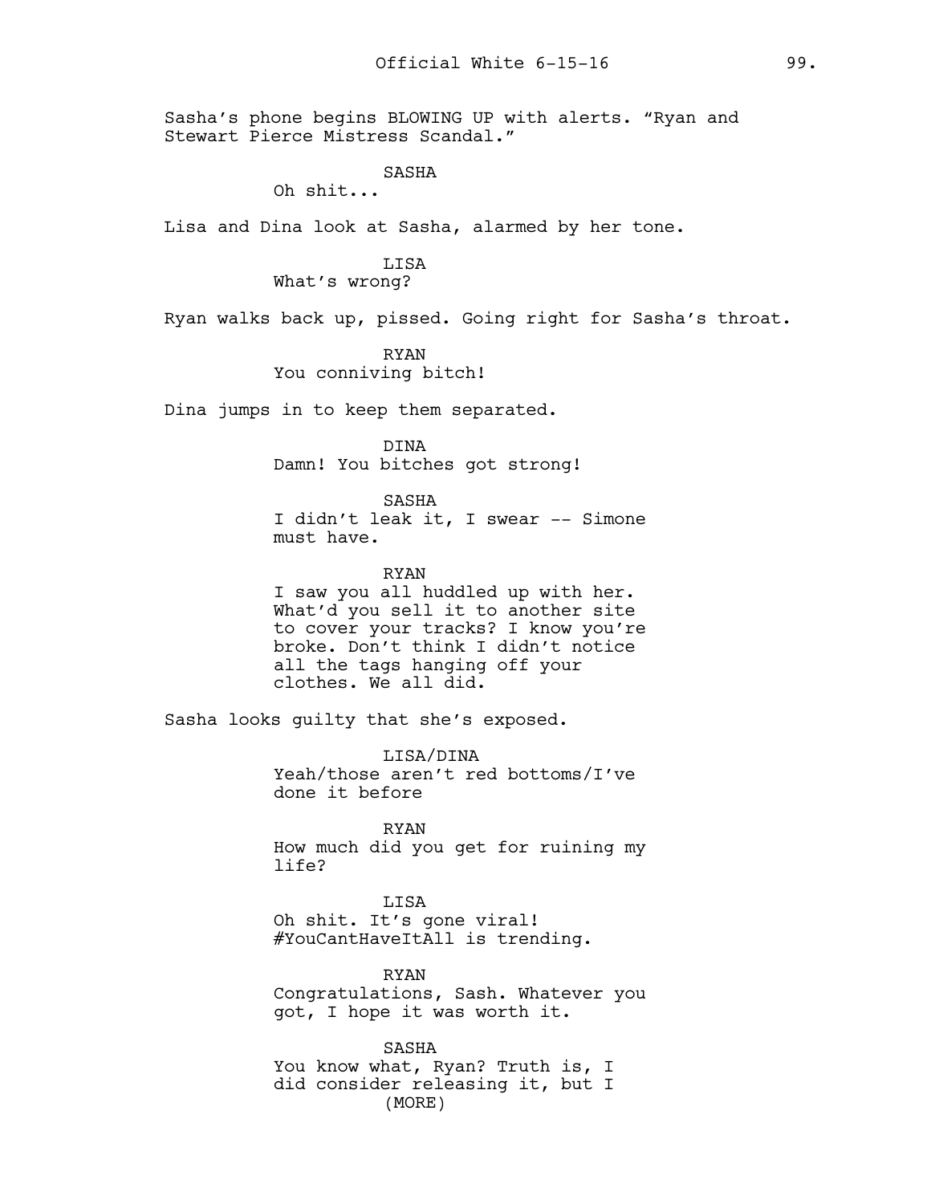Sasha's phone begins BLOWING UP with alerts. "Ryan and Stewart Pierce Mistress Scandal."

SASHA
Oh shit...

Lisa and Dina look at Sasha, alarmed by her tone.

LISA
What's wrong?

Ryan walks back up, pissed. Going right for Sasha's throat.

RYAN
You conniving bitch!

Dina jumps in to keep them separated.

DINA
Damn! You bitches got strong!

SASHA
I didn't leak it, I swear -- Simone must have.

RYAN
I saw you all huddled up with her. What'd you sell it to another site to cover your tracks? I know you're broke. Don't think I didn't notice all the tags hanging off your clothes. We all did.

Sasha looks guilty that she's exposed.

LISA/DINA
Yeah/those aren't red bottoms/I've done it before

RYAN
How much did you get for ruining my life?

LISA
Oh shit. It's gone viral! #YouCantHaveItAll is trending.

RYAN
Congratulations, Sash. Whatever you got, I hope it was worth it.

SASHA
You know what, Ryan? Truth is, I did consider releasing it, but I
(MORE)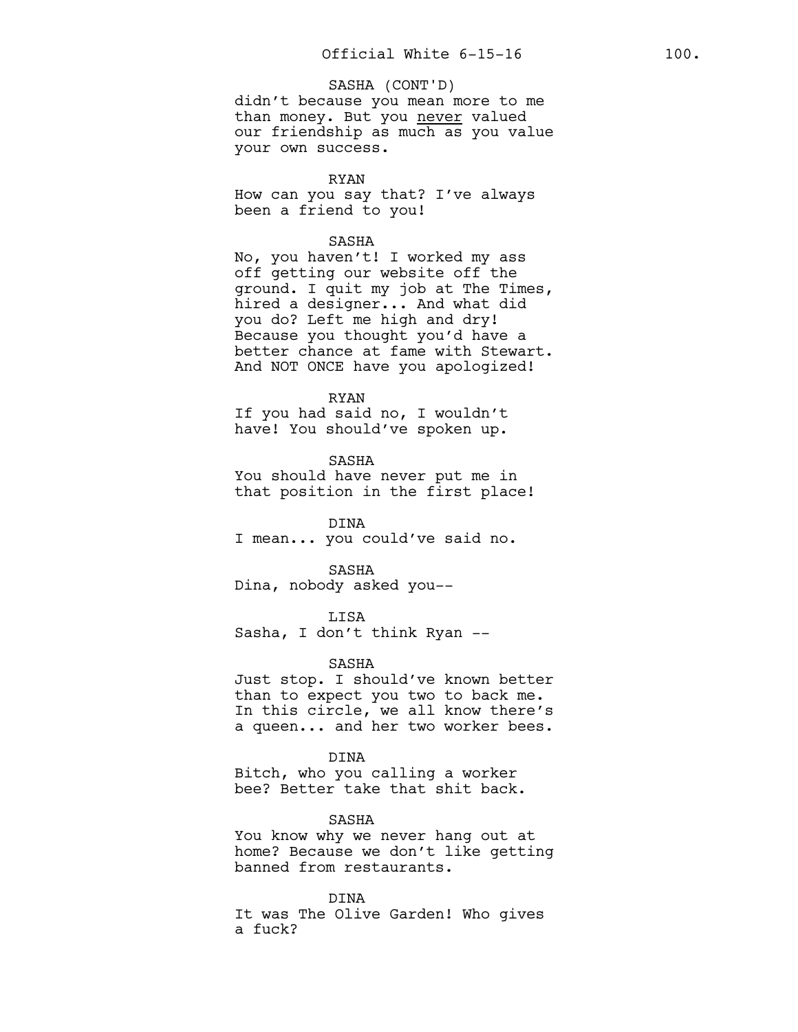SASHA (CONT'D)

didn't because you mean more to me than money. But you <u>never</u> valued our friendship as much as you value your own success.

RYAN

How can you say that? I've always been a friend to you!

SASHA

No, you haven't! I worked my ass off getting our website off the ground. I quit my job at The Times, hired a designer... And what did you do? Left me high and dry! Because you thought you'd have a better chance at fame with Stewart. And NOT ONCE have you apologized!

RYAN

If you had said no, I wouldn't have! You should've spoken up.

SASHA

You should have never put me in that position in the first place!

DINA

I mean... you could've said no.

SASHA

Dina, nobody asked you--

LISA

Sasha, I don't think Ryan --

SASHA

Just stop. I should've known better than to expect you two to back me. In this circle, we all know there's a queen... and her two worker bees.

DINA

Bitch, who you calling a worker bee? Better take that shit back.

SASHA

You know why we never hang out at home? Because we don't like getting banned from restaurants.

DINA

It was The Olive Garden! Who gives a fuck?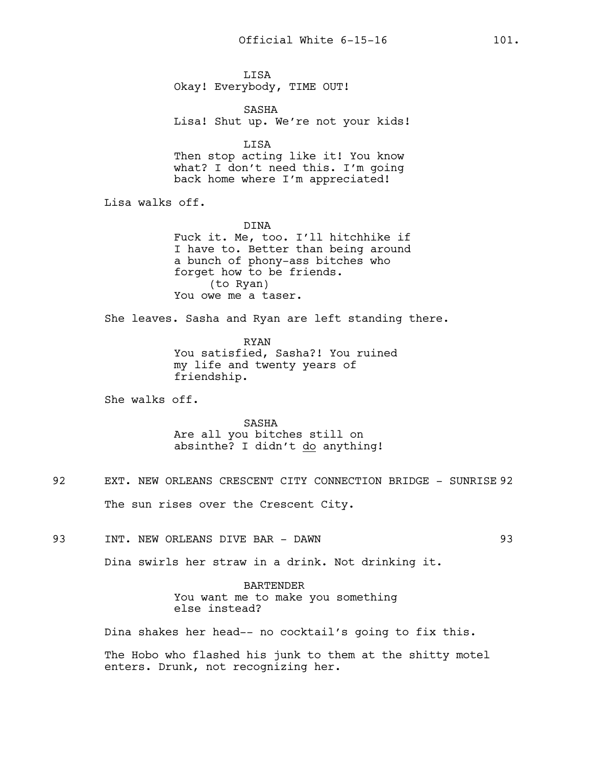LISA
Okay! Everybody, TIME OUT!

SASHA
Lisa! Shut up. We're not your kids!

LISA
Then stop acting like it! You know what? I don't need this. I'm going back home where I'm appreciated!

Lisa walks off.

DINA
Fuck it. Me, too. I'll hitchhike if I have to. Better than being around a bunch of phony-ass bitches who forget how to be friends.
(to Ryan)
You owe me a taser.

She leaves. Sasha and Ryan are left standing there.

RYAN
You satisfied, Sasha?! You ruined my life and twenty years of friendship.

She walks off.

SASHA
Are all you bitches still on absinthe? I didn't _do_ anything!

92 EXT. NEW ORLEANS CRESCENT CITY CONNECTION BRIDGE - SUNRISE 92

The sun rises over the Crescent City.

93 INT. NEW ORLEANS DIVE BAR - DAWN 93

Dina swirls her straw in a drink. Not drinking it.

BARTENDER
You want me to make you something else instead?

Dina shakes her head-- no cocktail's going to fix this.

The Hobo who flashed his junk to them at the shitty motel enters. Drunk, not recognizing her.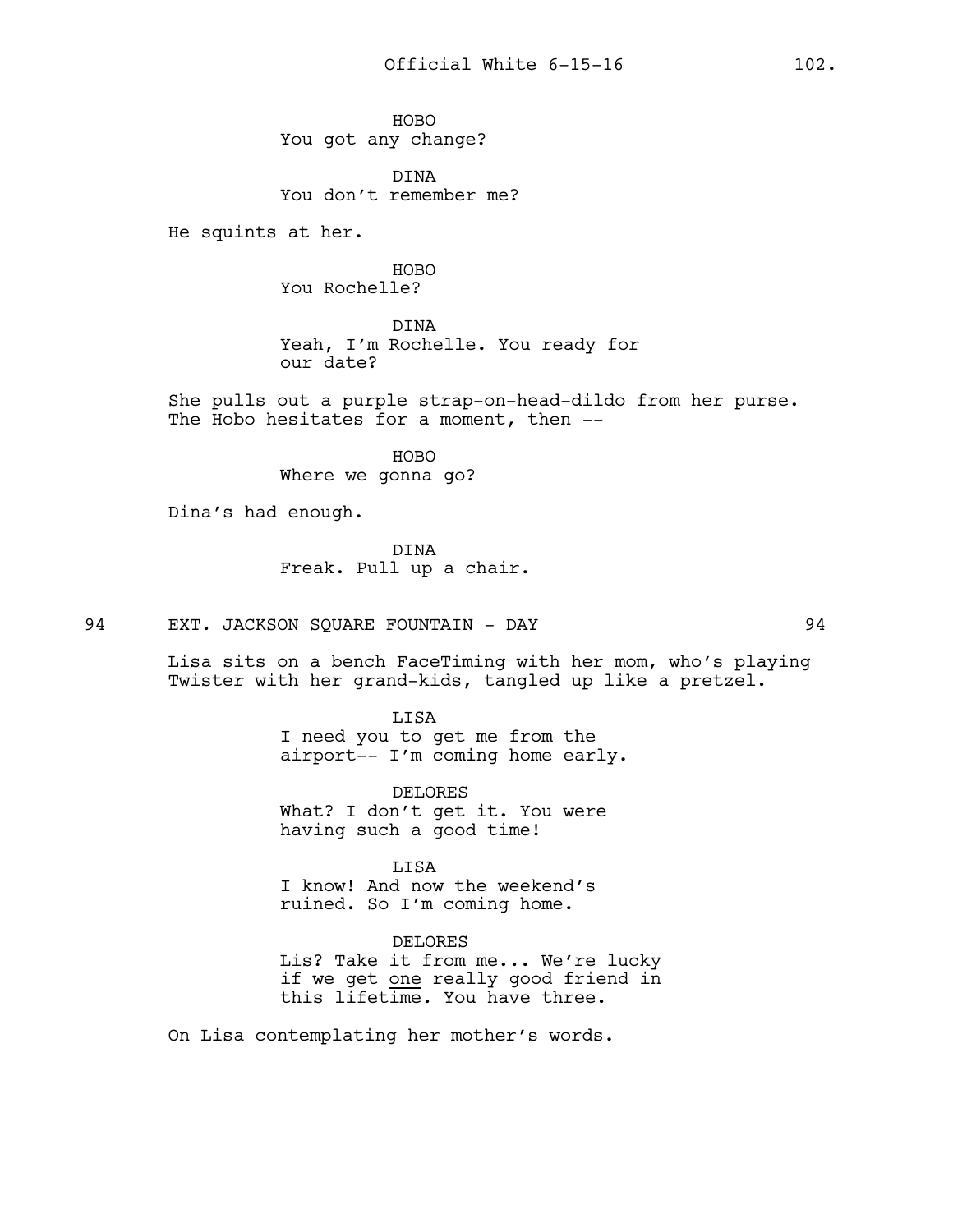HOBO
You got any change?

DINA
You don't remember me?

He squints at her.

HOBO
You Rochelle?

DINA
Yeah, I'm Rochelle. You ready for our date?

She pulls out a purple strap-on-head-dildo from her purse. The Hobo hesitates for a moment, then --

HOBO
Where we gonna go?

Dina's had enough.

DINA
Freak. Pull up a chair.

94 EXT. JACKSON SQUARE FOUNTAIN - DAY 94

Lisa sits on a bench FaceTiming with her mom, who's playing Twister with her grand-kids, tangled up like a pretzel.

LISA
I need you to get me from the airport-- I'm coming home early.

DELORES
What? I don't get it. You were having such a good time!

LISA
I know! And now the weekend's ruined. So I'm coming home.

DELORES
Lis? Take it from me... We're lucky if we get <u>one</u> really good friend in this lifetime. You have three.

On Lisa contemplating her mother's words.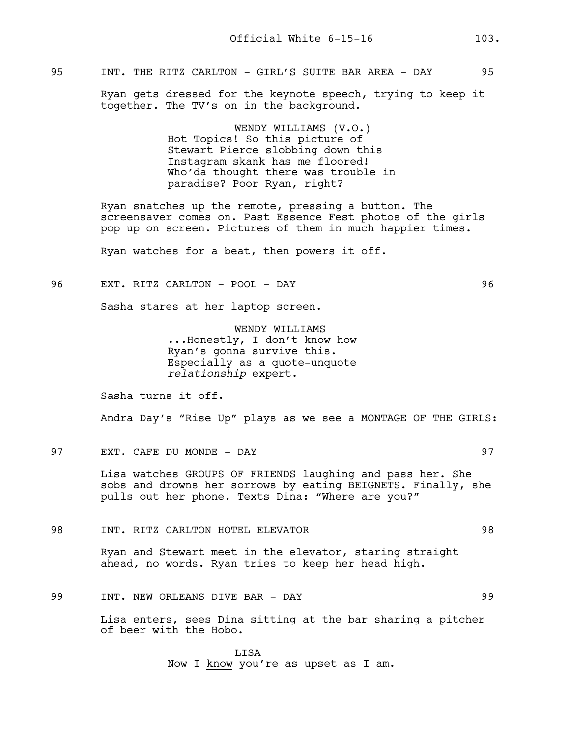95 INT. THE RITZ CARLTON - GIRL'S SUITE BAR AREA - DAY 95

Ryan gets dressed for the keynote speech, trying to keep it together. The TV's on in the background.

WENDY WILLIAMS (V.O.)
Hot Topics! So this picture of Stewart Pierce slobbing down this Instagram skank has me floored! Who'da thought there was trouble in paradise? Poor Ryan, right?

Ryan snatches up the remote, pressing a button. The screensaver comes on. Past Essence Fest photos of the girls pop up on screen. Pictures of them in much happier times.

Ryan watches for a beat, then powers it off.

96 EXT. RITZ CARLTON - POOL - DAY 96

Sasha stares at her laptop screen.

WENDY WILLIAMS
...Honestly, I don't know how Ryan's gonna survive this. Especially as a quote-unquote *relationship* expert.

Sasha turns it off.

Andra Day's "Rise Up" plays as we see a MONTAGE OF THE GIRLS:

97 EXT. CAFE DU MONDE - DAY 97

Lisa watches GROUPS OF FRIENDS laughing and pass her. She sobs and drowns her sorrows by eating BEIGNETS. Finally, she pulls out her phone. Texts Dina: "Where are you?"

98 INT. RITZ CARLTON HOTEL ELEVATOR 98

Ryan and Stewart meet in the elevator, staring straight ahead, no words. Ryan tries to keep her head high.

99 INT. NEW ORLEANS DIVE BAR - DAY 99

Lisa enters, sees Dina sitting at the bar sharing a pitcher of beer with the Hobo.

LISA
Now I <u>know</u> you're as upset as I am.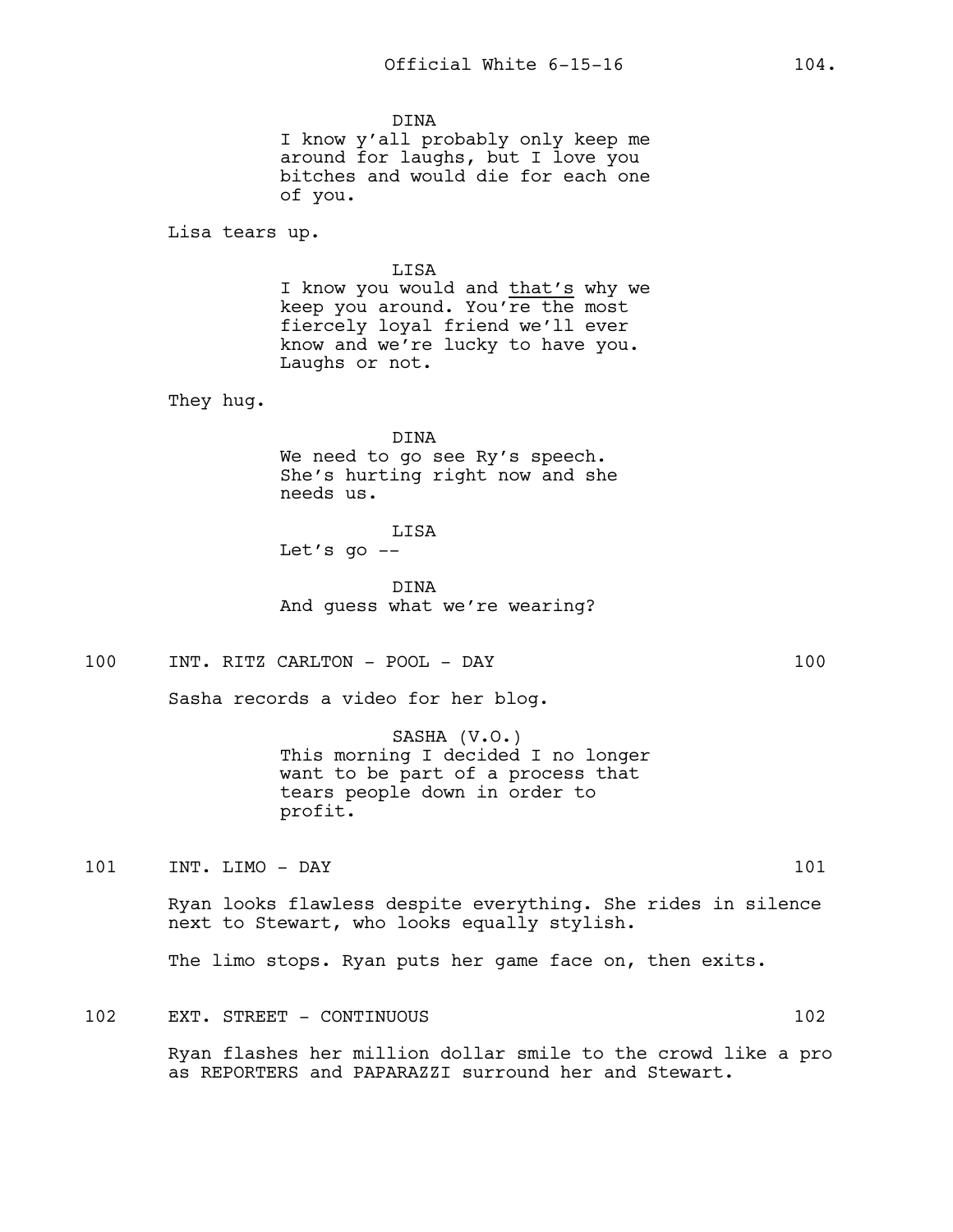DINA
I know y'all probably only keep me around for laughs, but I love you bitches and would die for each one of you.

Lisa tears up.

LISA
I know you would and _that's_ why we keep you around. You're the most fiercely loyal friend we'll ever know and we're lucky to have you. Laughs or not.

They hug.

DINA
We need to go see Ry's speech. She's hurting right now and she needs us.

LISA
Let's go --

DINA
And guess what we're wearing?

100 INT. RITZ CARLTON - POOL - DAY 100

Sasha records a video for her blog.

SASHA (V.O.)
This morning I decided I no longer want to be part of a process that tears people down in order to profit.

101 INT. LIMO - DAY 101

Ryan looks flawless despite everything. She rides in silence next to Stewart, who looks equally stylish.

The limo stops. Ryan puts her game face on, then exits.

102 EXT. STREET - CONTINUOUS 102

Ryan flashes her million dollar smile to the crowd like a pro as REPORTERS and PAPARAZZI surround her and Stewart.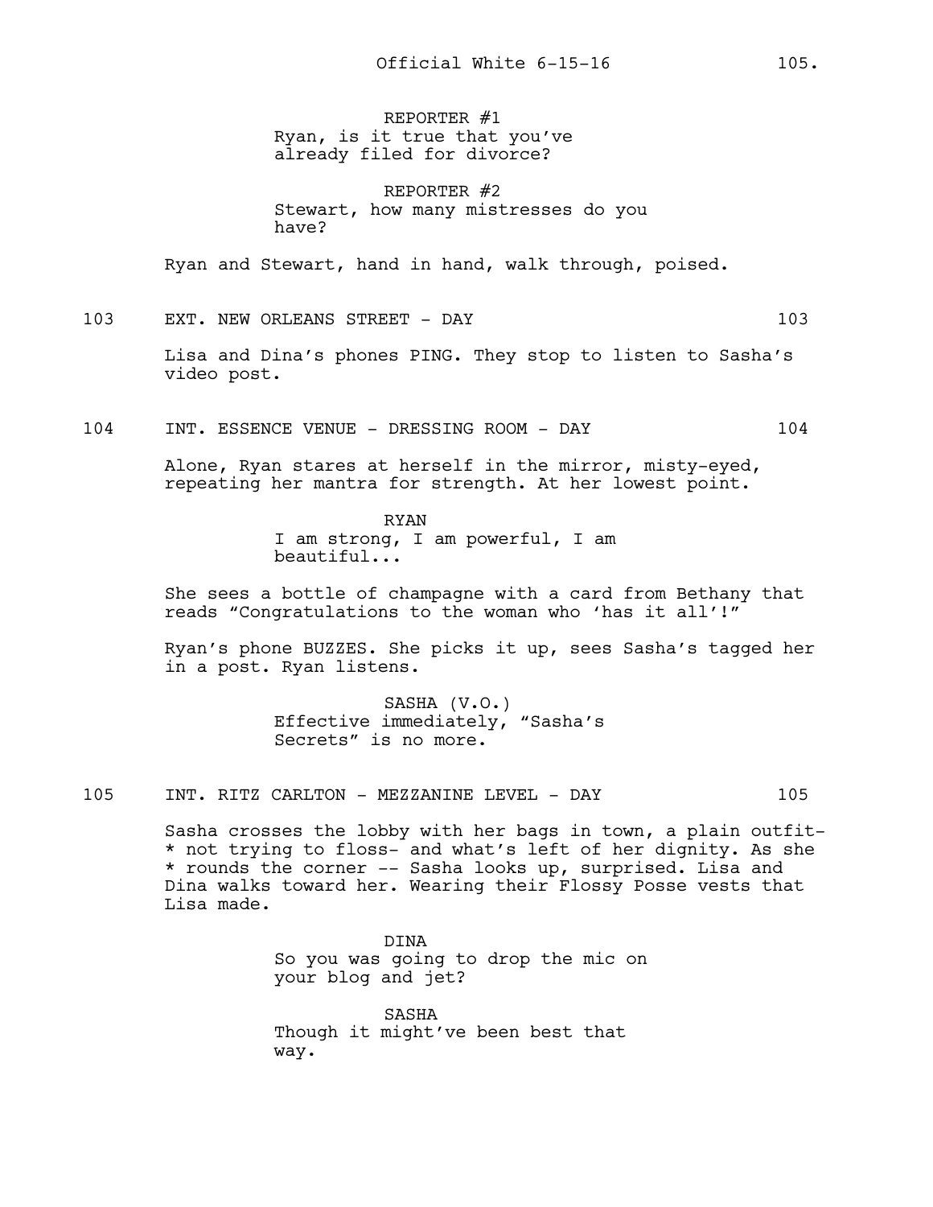REPORTER #1
Ryan, is it true that you've already filed for divorce?

REPORTER #2
Stewart, how many mistresses do you have?

Ryan and Stewart, hand in hand, walk through, poised.

103 EXT. NEW ORLEANS STREET - DAY 103

Lisa and Dina's phones PING. They stop to listen to Sasha's video post.

104 INT. ESSENCE VENUE - DRESSING ROOM - DAY 104

Alone, Ryan stares at herself in the mirror, misty-eyed, repeating her mantra for strength. At her lowest point.

RYAN
I am strong, I am powerful, I am beautiful...

She sees a bottle of champagne with a card from Bethany that reads "Congratulations to the woman who 'has it all'!"

Ryan's phone BUZZES. She picks it up, sees Sasha's tagged her in a post. Ryan listens.

SASHA (V.O.)
Effective immediately, "Sasha's Secrets" is no more.

105 INT. RITZ CARLTON - MEZZANINE LEVEL - DAY 105

Sasha crosses the lobby with her bags in town, a plain outfit- * not trying to floss- and what's left of her dignity. As she * rounds the corner -- Sasha looks up, surprised. Lisa and Dina walks toward her. Wearing their Flossy Posse vests that Lisa made.

DINA
So you was going to drop the mic on your blog and jet?

SASHA
Though it might've been best that way.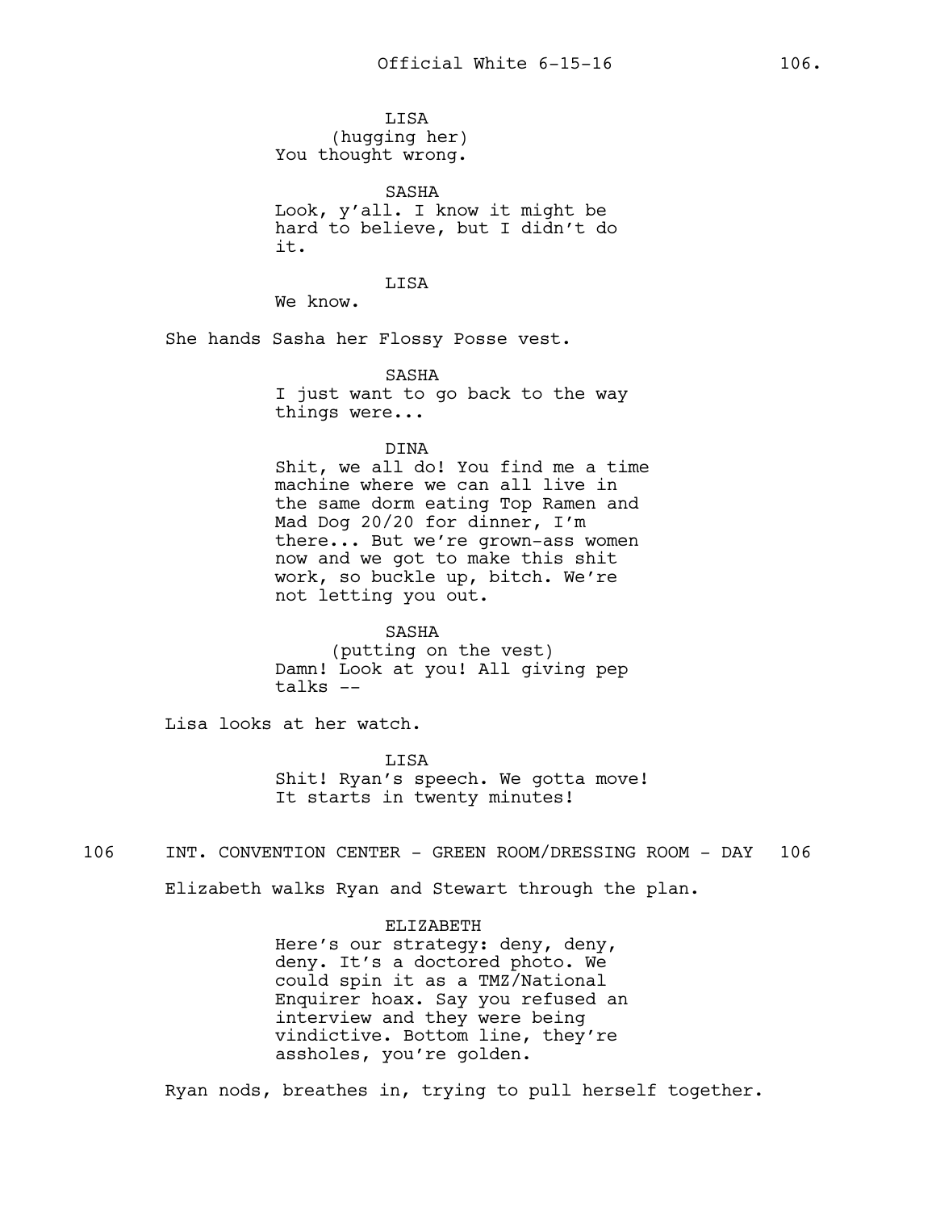LISA
(hugging her)
You thought wrong.

SASHA
Look, y'all. I know it might be hard to believe, but I didn't do it.

LISA
We know.

She hands Sasha her Flossy Posse vest.

SASHA
I just want to go back to the way things were...

DINA
Shit, we all do! You find me a time machine where we can all live in the same dorm eating Top Ramen and Mad Dog 20/20 for dinner, I'm there... But we're grown-ass women now and we got to make this shit work, so buckle up, bitch. We're not letting you out.

SASHA
(putting on the vest)
Damn! Look at you! All giving pep talks --

Lisa looks at her watch.

LISA
Shit! Ryan's speech. We gotta move! It starts in twenty minutes!

## 106 INT. CONVENTION CENTER - GREEN ROOM/DRESSING ROOM - DAY 106

Elizabeth walks Ryan and Stewart through the plan.

ELIZABETH
Here's our strategy: deny, deny, deny. It's a doctored photo. We could spin it as a TMZ/National Enquirer hoax. Say you refused an interview and they were being vindictive. Bottom line, they're assholes, you're golden.

Ryan nods, breathes in, trying to pull herself together.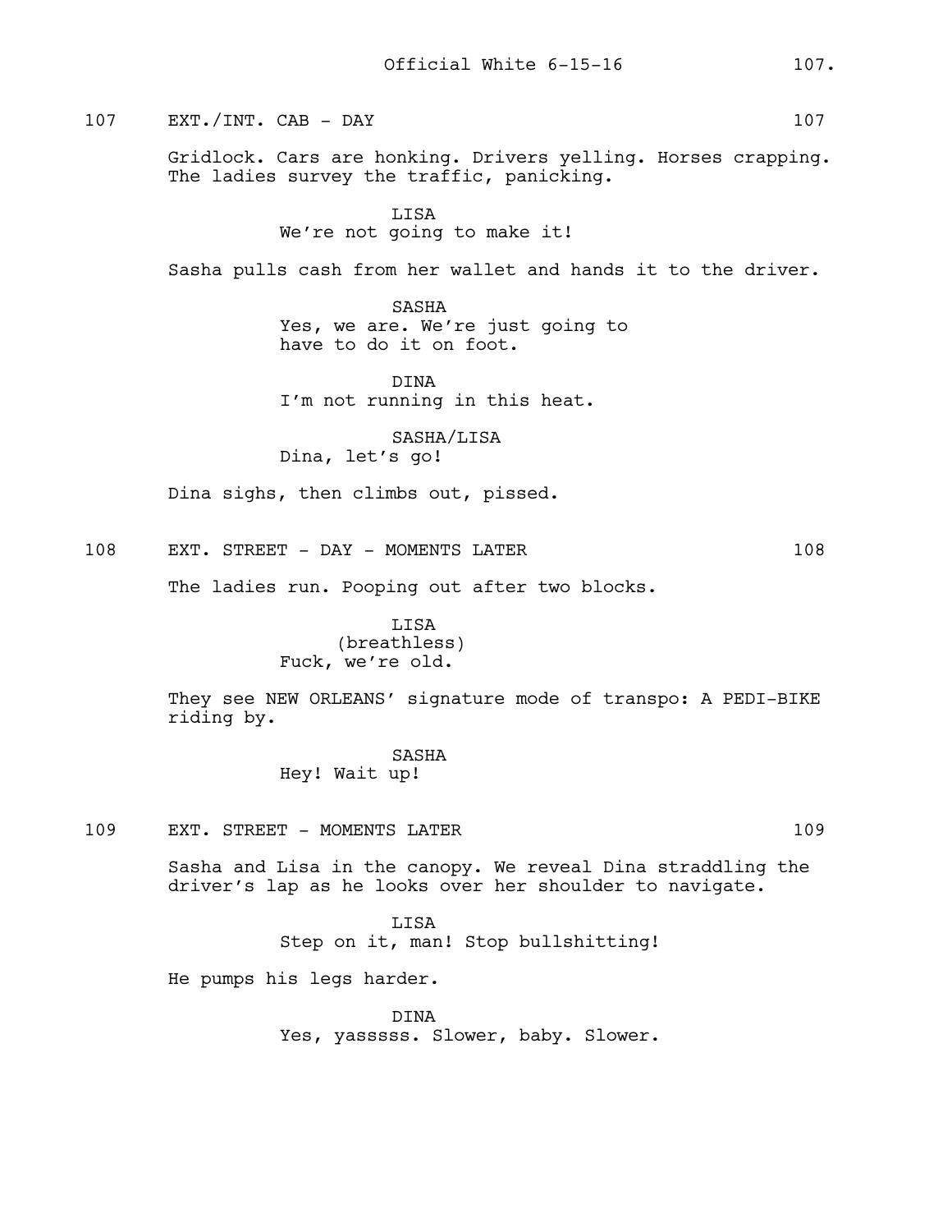107 EXT./INT. CAB - DAY 107

Gridlock. Cars are honking. Drivers yelling. Horses crapping. The ladies survey the traffic, panicking.

LISA
We're not going to make it!

Sasha pulls cash from her wallet and hands it to the driver.

SASHA
Yes, we are. We're just going to have to do it on foot.

DINA
I'm not running in this heat.

SASHA/LISA
Dina, let's go!

Dina sighs, then climbs out, pissed.

108 EXT. STREET - DAY - MOMENTS LATER 108

The ladies run. Pooping out after two blocks.

LISA
(breathless)
Fuck, we're old.

They see NEW ORLEANS' signature mode of transpo: A PEDI-BIKE riding by.

SASHA
Hey! Wait up!

109 EXT. STREET - MOMENTS LATER 109

Sasha and Lisa in the canopy. We reveal Dina straddling the driver's lap as he looks over her shoulder to navigate.

LISA
Step on it, man! Stop bullshitting!

He pumps his legs harder.

DINA
Yes, yasssss. Slower, baby. Slower.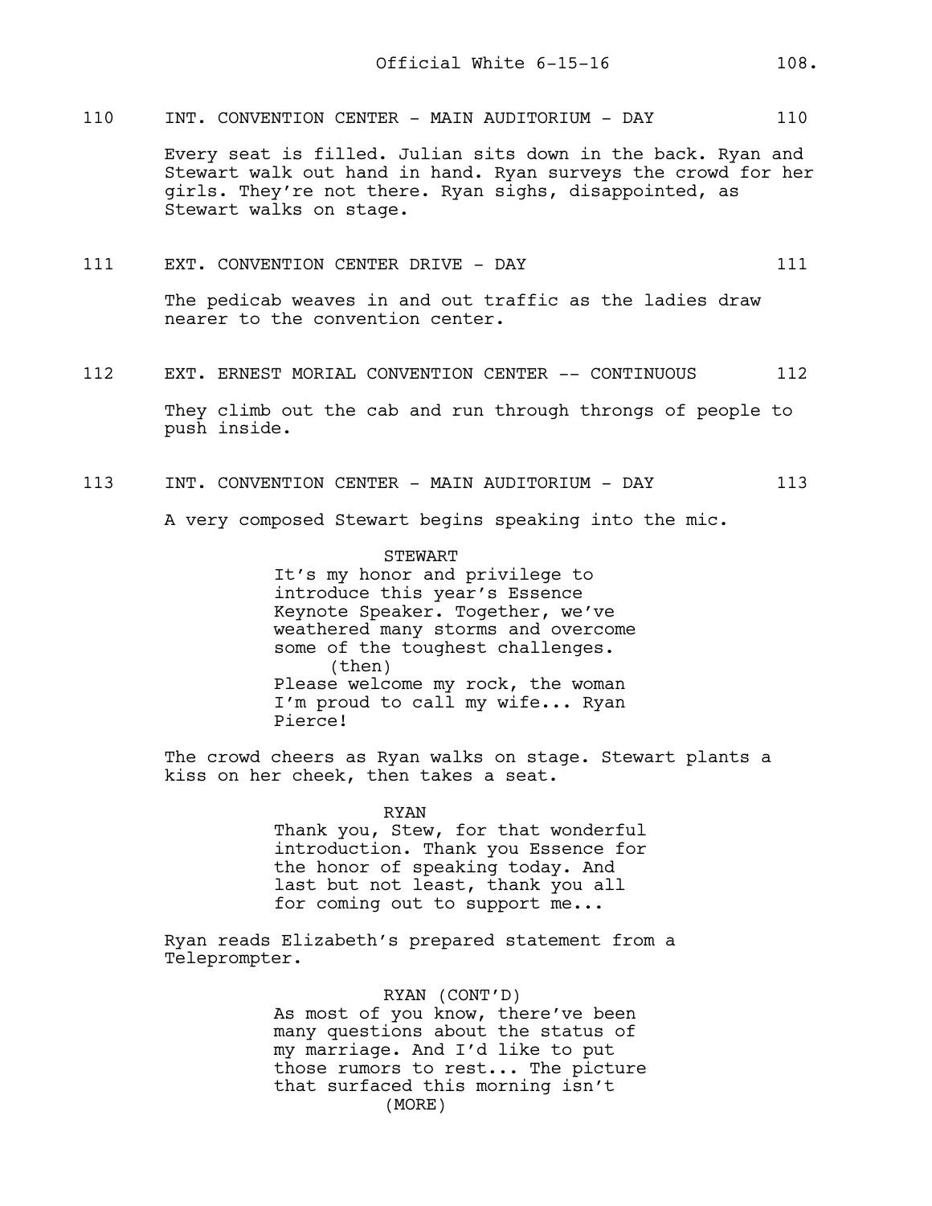110 INT. CONVENTION CENTER - MAIN AUDITORIUM - DAY 110

Every seat is filled. Julian sits down in the back. Ryan and Stewart walk out hand in hand. Ryan surveys the crowd for her girls. They're not there. Ryan sighs, disappointed, as Stewart walks on stage.

111 EXT. CONVENTION CENTER DRIVE - DAY 111

The pedicab weaves in and out traffic as the ladies draw nearer to the convention center.

112 EXT. ERNEST MORIAL CONVENTION CENTER -- CONTINUOUS 112

They climb out the cab and run through throngs of people to push inside.

113 INT. CONVENTION CENTER - MAIN AUDITORIUM - DAY 113

A very composed Stewart begins speaking into the mic.

STEWART
It's my honor and privilege to introduce this year's Essence Keynote Speaker. Together, we've weathered many storms and overcome some of the toughest challenges.
(then)
Please welcome my rock, the woman I'm proud to call my wife... Ryan Pierce!

The crowd cheers as Ryan walks on stage. Stewart plants a kiss on her cheek, then takes a seat.

RYAN
Thank you, Stew, for that wonderful introduction. Thank you Essence for the honor of speaking today. And last but not least, thank you all for coming out to support me...

Ryan reads Elizabeth's prepared statement from a Teleprompter.

RYAN (CONT'D)
As most of you know, there've been many questions about the status of my marriage. And I'd like to put those rumors to rest... The picture that surfaced this morning isn't
(MORE)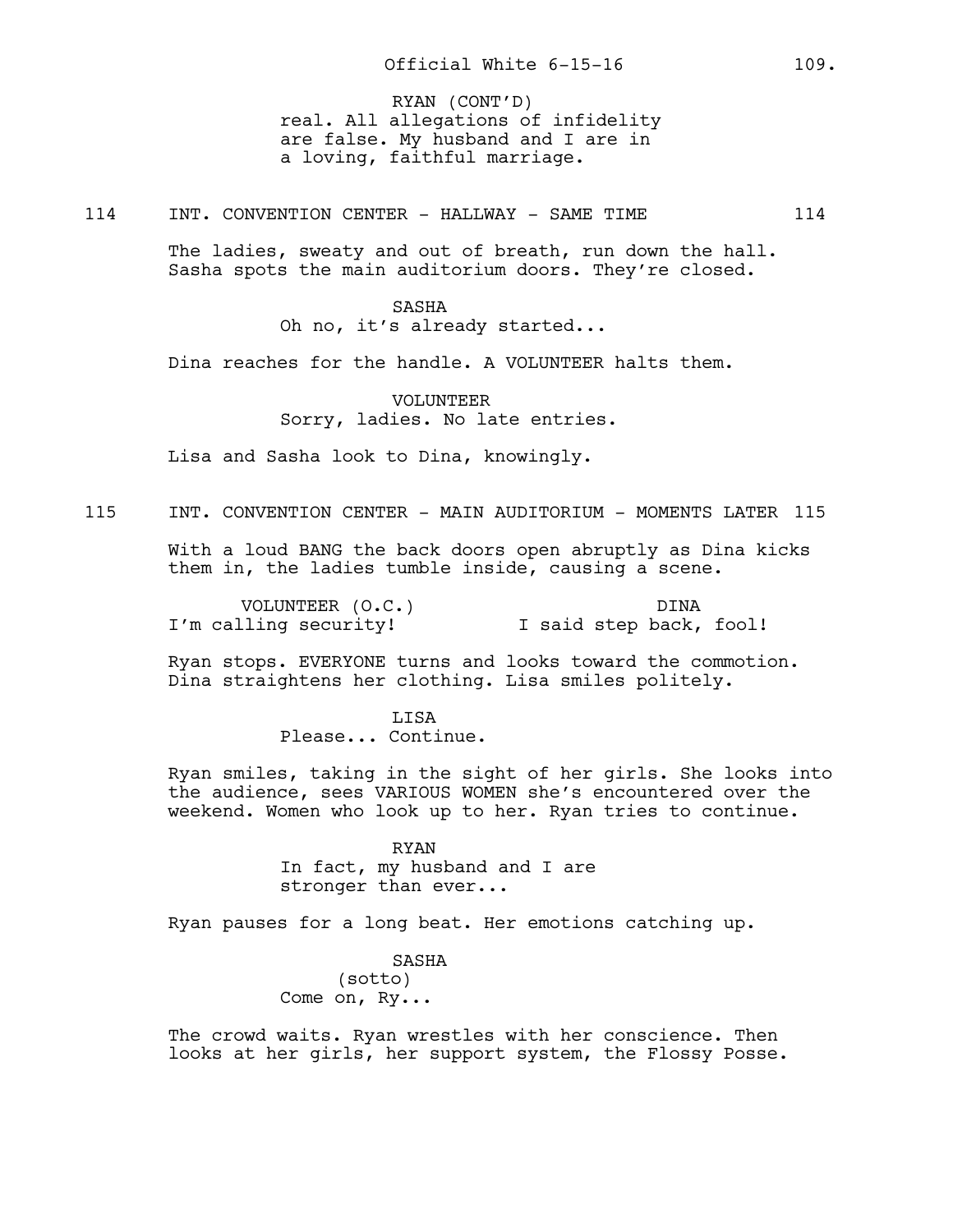RYAN (CONT'D)
real. All allegations of infidelity are false. My husband and I are in a loving, faithful marriage.

114 INT. CONVENTION CENTER - HALLWAY - SAME TIME 114

The ladies, sweaty and out of breath, run down the hall. Sasha spots the main auditorium doors. They're closed.

SASHA
Oh no, it's already started...

Dina reaches for the handle. A VOLUNTEER halts them.

VOLUNTEER
Sorry, ladies. No late entries.

Lisa and Sasha look to Dina, knowingly.

115 INT. CONVENTION CENTER - MAIN AUDITORIUM - MOMENTS LATER 115

With a loud BANG the back doors open abruptly as Dina kicks them in, the ladies tumble inside, causing a scene.

VOLUNTEER (O.C.)
I'm calling security!

DINA
I said step back, fool!

Ryan stops. EVERYONE turns and looks toward the commotion. Dina straightens her clothing. Lisa smiles politely.

LISA
Please... Continue.

Ryan smiles, taking in the sight of her girls. She looks into the audience, sees VARIOUS WOMEN she's encountered over the weekend. Women who look up to her. Ryan tries to continue.

RYAN
In fact, my husband and I are stronger than ever...

Ryan pauses for a long beat. Her emotions catching up.

SASHA
(sotto)
Come on, Ry...

The crowd waits. Ryan wrestles with her conscience. Then looks at her girls, her support system, the Flossy Posse.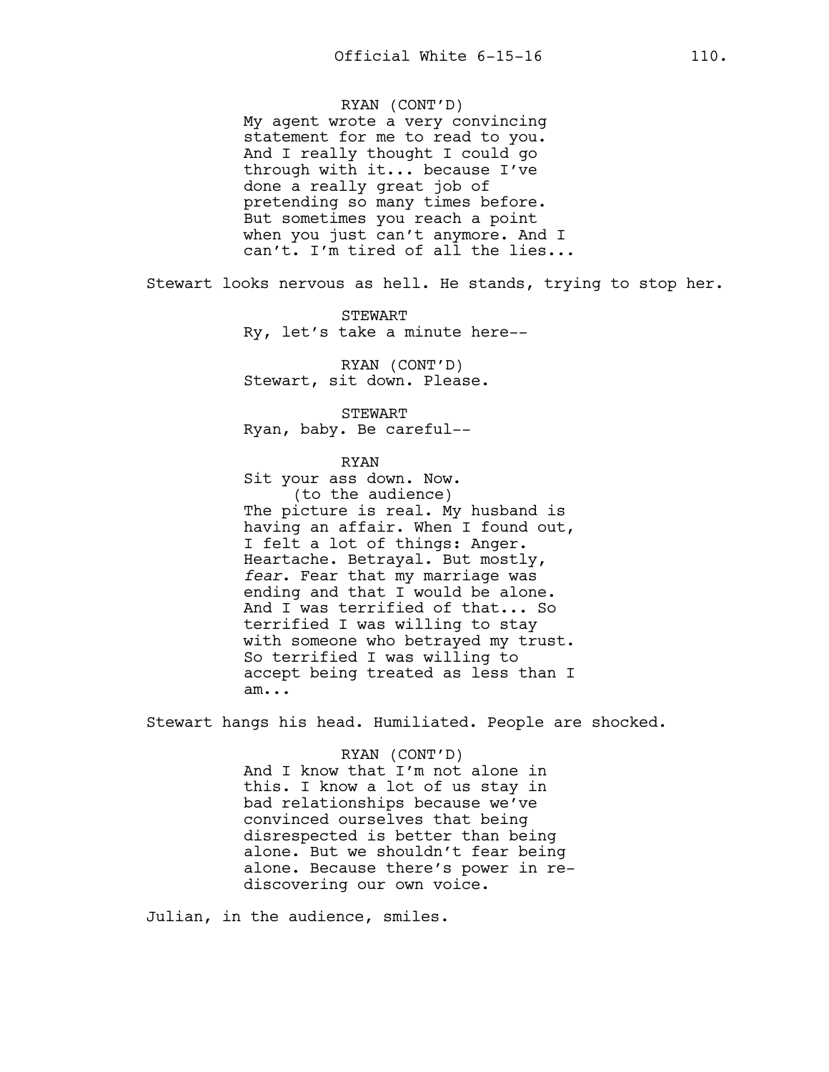RYAN (CONT'D)
My agent wrote a very convincing statement for me to read to you. And I really thought I could go through with it... because I've done a really great job of pretending so many times before. But sometimes you reach a point when you just can't anymore. And I can't. I'm tired of all the lies...

Stewart looks nervous as hell. He stands, trying to stop her.

STEWART
Ry, let's take a minute here--

RYAN (CONT'D)
Stewart, sit down. Please.

STEWART
Ryan, baby. Be careful--

RYAN
Sit your ass down. Now.
(to the audience)
The picture is real. My husband is having an affair. When I found out, I felt a lot of things: Anger. Heartache. Betrayal. But mostly, *fear*. Fear that my marriage was ending and that I would be alone. And I was terrified of that... So terrified I was willing to stay with someone who betrayed my trust. So terrified I was willing to accept being treated as less than I am...

Stewart hangs his head. Humiliated. People are shocked.

RYAN (CONT'D)
And I know that I'm not alone in this. I know a lot of us stay in bad relationships because we've convinced ourselves that being disrespected is better than being alone. But we shouldn't fear being alone. Because there's power in re-discovering our own voice.

Julian, in the audience, smiles.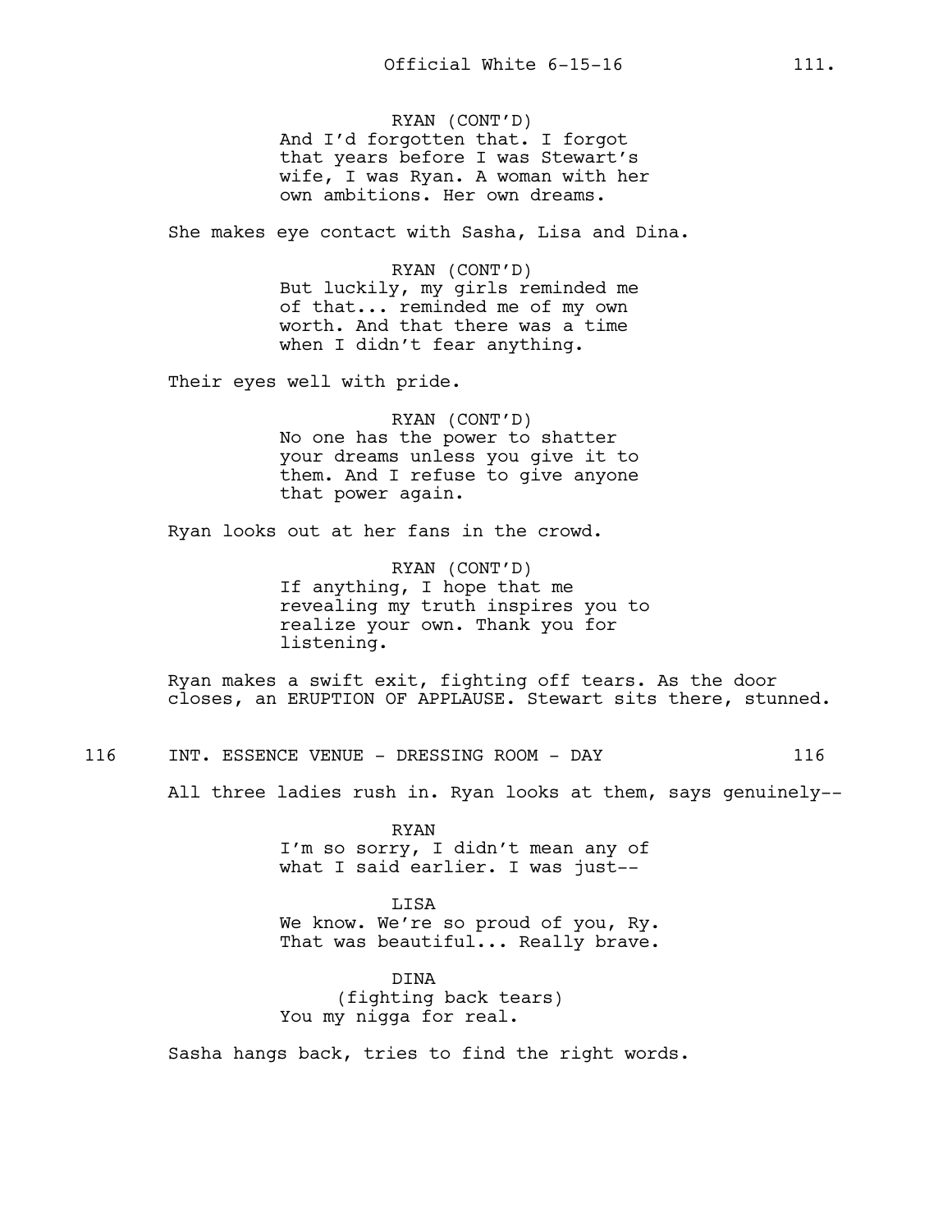RYAN (CONT'D)
And I'd forgotten that. I forgot that years before I was Stewart's wife, I was Ryan. A woman with her own ambitions. Her own dreams.

She makes eye contact with Sasha, Lisa and Dina.

RYAN (CONT'D)
But luckily, my girls reminded me of that... reminded me of my own worth. And that there was a time when I didn't fear anything.

Their eyes well with pride.

RYAN (CONT'D)
No one has the power to shatter your dreams unless you give it to them. And I refuse to give anyone that power again.

Ryan looks out at her fans in the crowd.

RYAN (CONT'D)
If anything, I hope that me revealing my truth inspires you to realize your own. Thank you for listening.

Ryan makes a swift exit, fighting off tears. As the door closes, an ERUPTION OF APPLAUSE. Stewart sits there, stunned.

116 INT. ESSENCE VENUE - DRESSING ROOM - DAY 116

All three ladies rush in. Ryan looks at them, says genuinely--

RYAN
I'm so sorry, I didn't mean any of what I said earlier. I was just--

LISA
We know. We're so proud of you, Ry. That was beautiful... Really brave.

DINA
(fighting back tears)
You my nigga for real.

Sasha hangs back, tries to find the right words.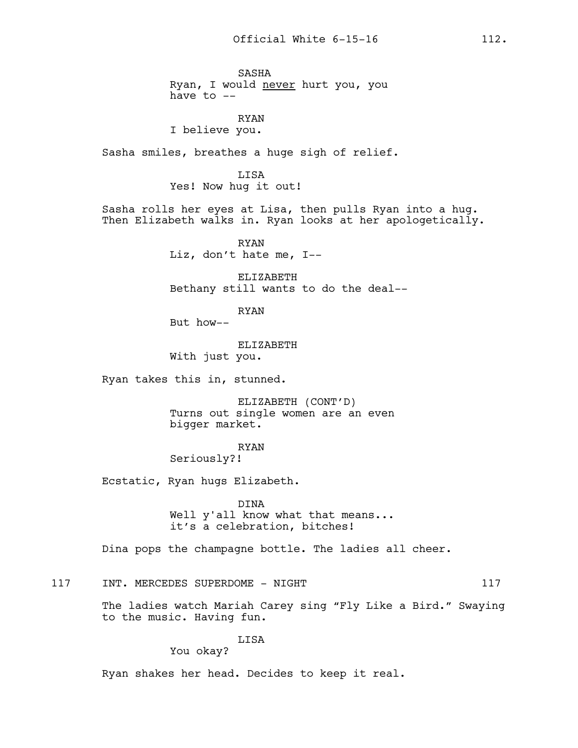SASHA
Ryan, I would <u>never</u> hurt you, you have to --

RYAN
I believe you.

Sasha smiles, breathes a huge sigh of relief.

LISA
Yes! Now hug it out!

Sasha rolls her eyes at Lisa, then pulls Ryan into a hug. Then Elizabeth walks in. Ryan looks at her apologetically.

RYAN
Liz, don't hate me, I--

ELIZABETH
Bethany still wants to do the deal--

RYAN
But how--

ELIZABETH
With just you.

Ryan takes this in, stunned.

ELIZABETH (CONT'D)
Turns out single women are an even bigger market.

RYAN
Seriously?!

Ecstatic, Ryan hugs Elizabeth.

DINA
Well y'all know what that means... it's a celebration, bitches!

Dina pops the champagne bottle. The ladies all cheer.

117 INT. MERCEDES SUPERDOME - NIGHT 117

The ladies watch Mariah Carey sing "Fly Like a Bird." Swaying to the music. Having fun.

LISA
You okay?

Ryan shakes her head. Decides to keep it real.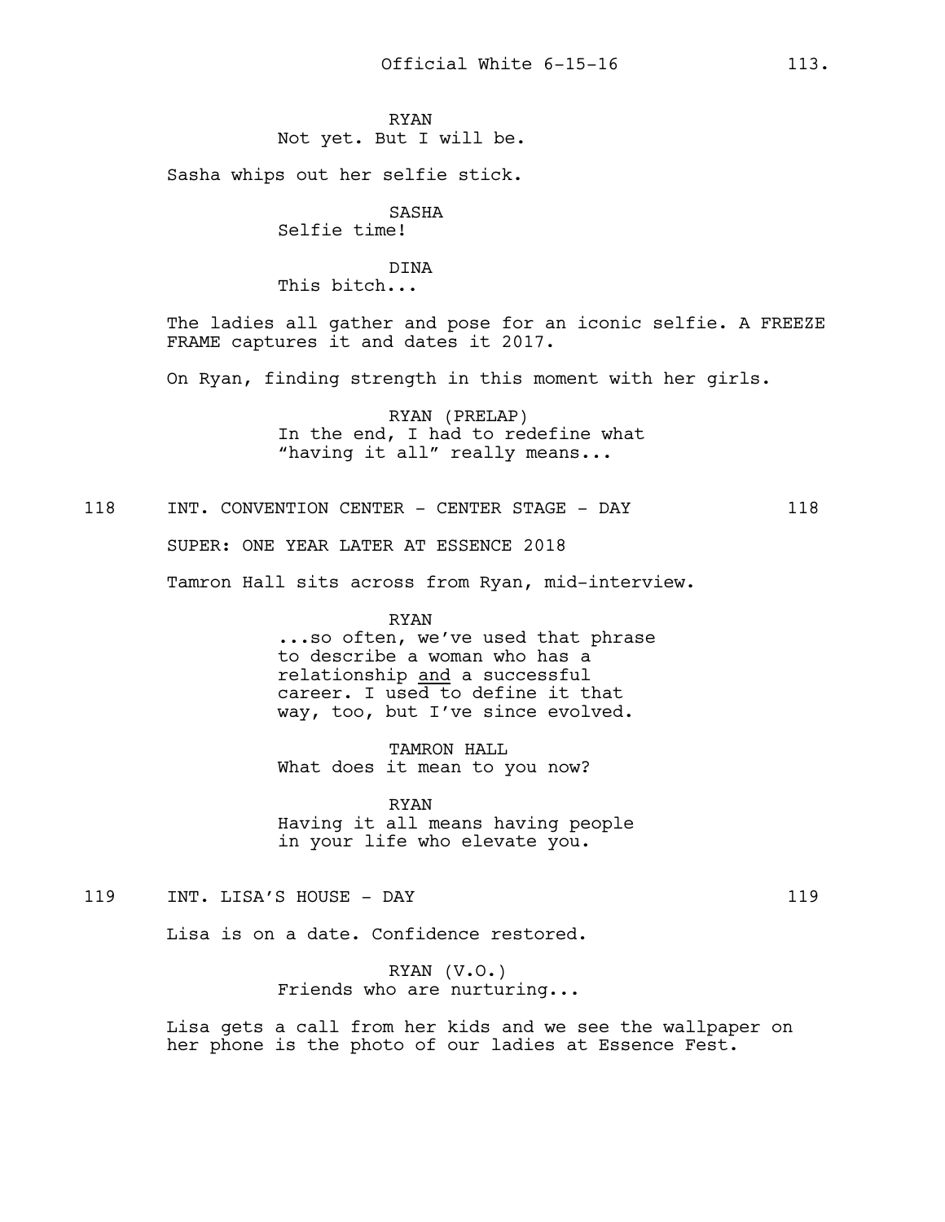RYAN
Not yet. But I will be.

Sasha whips out her selfie stick.

SASHA
Selfie time!

DINA
This bitch...

The ladies all gather and pose for an iconic selfie. A FREEZE FRAME captures it and dates it 2017.

On Ryan, finding strength in this moment with her girls.

RYAN (PRELAP)
In the end, I had to redefine what "having it all" really means...

118 INT. CONVENTION CENTER - CENTER STAGE - DAY 118

SUPER: ONE YEAR LATER AT ESSENCE 2018

Tamron Hall sits across from Ryan, mid-interview.

RYAN
...so often, we've used that phrase to describe a woman who has a relationship <u>and</u> a successful career. I used to define it that way, too, but I've since evolved.

TAMRON HALL
What does it mean to you now?

RYAN
Having it all means having people in your life who elevate you.

119 INT. LISA'S HOUSE - DAY 119

Lisa is on a date. Confidence restored.

RYAN (V.O.)
Friends who are nurturing...

Lisa gets a call from her kids and we see the wallpaper on her phone is the photo of our ladies at Essence Fest.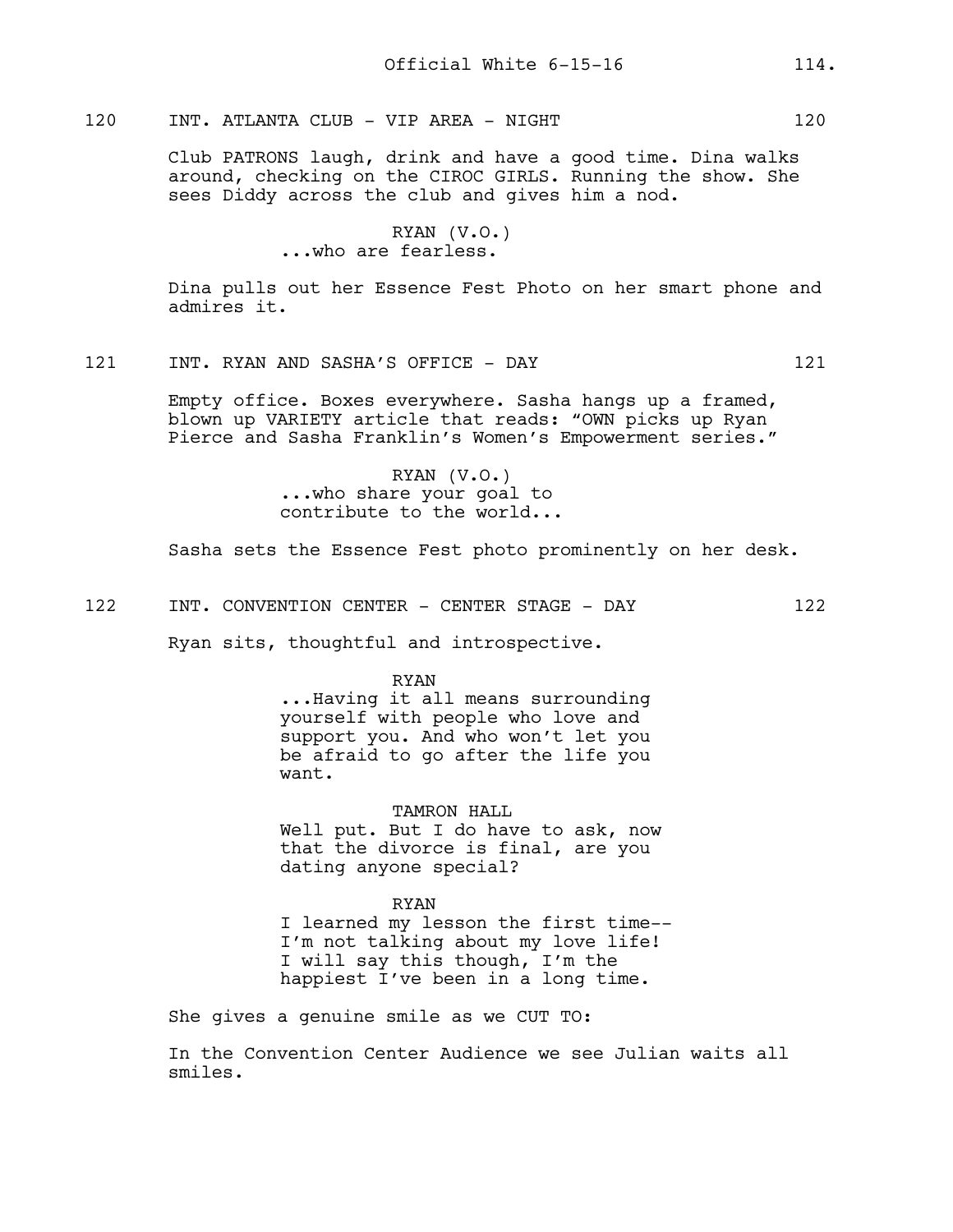120 INT. ATLANTA CLUB - VIP AREA - NIGHT 120

Club PATRONS laugh, drink and have a good time. Dina walks around, checking on the CIROC GIRLS. Running the show. She sees Diddy across the club and gives him a nod.

RYAN (V.O.)
...who are fearless.

Dina pulls out her Essence Fest Photo on her smart phone and admires it.

121 INT. RYAN AND SASHA'S OFFICE - DAY 121

Empty office. Boxes everywhere. Sasha hangs up a framed, blown up VARIETY article that reads: "OWN picks up Ryan Pierce and Sasha Franklin's Women's Empowerment series."

RYAN (V.O.)
...who share your goal to contribute to the world...

Sasha sets the Essence Fest photo prominently on her desk.

122 INT. CONVENTION CENTER - CENTER STAGE - DAY 122

Ryan sits, thoughtful and introspective.

RYAN
...Having it all means surrounding yourself with people who love and support you. And who won't let you be afraid to go after the life you want.

TAMRON HALL
Well put. But I do have to ask, now that the divorce is final, are you dating anyone special?

RYAN
I learned my lesson the first time-- I'm not talking about my love life! I will say this though, I'm the happiest I've been in a long time.

She gives a genuine smile as we CUT TO:

In the Convention Center Audience we see Julian waits all smiles.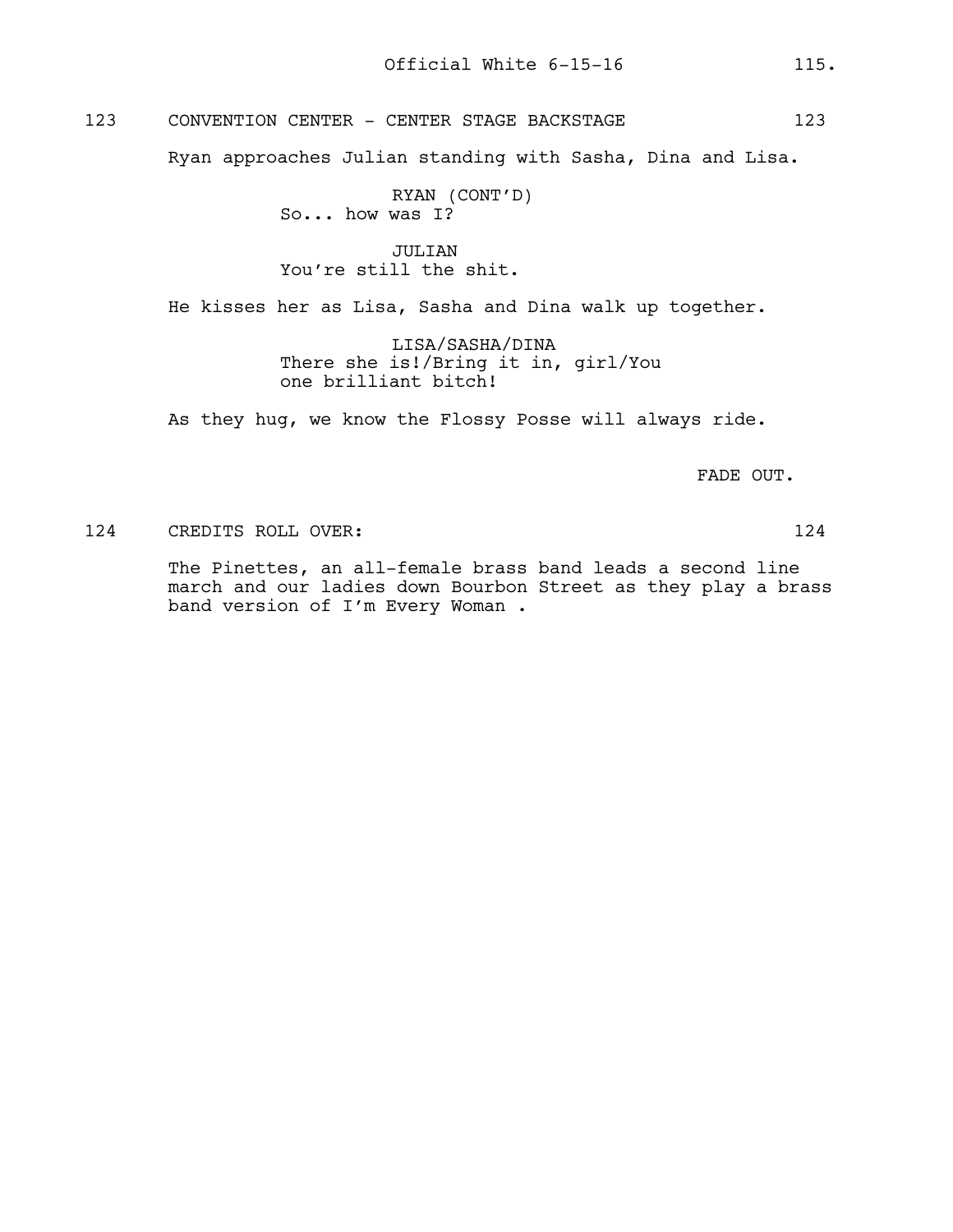123 CONVENTION CENTER - CENTER STAGE BACKSTAGE 123

Ryan approaches Julian standing with Sasha, Dina and Lisa.

RYAN (CONT'D)
So... how was I?

JULIAN
You're still the shit.

He kisses her as Lisa, Sasha and Dina walk up together.

LISA/SASHA/DINA
There she is!/Bring it in, girl/You one brilliant bitch!

As they hug, we know the Flossy Posse will always ride.

FADE OUT.

124 CREDITS ROLL OVER: 124

The Pinettes, an all-female brass band leads a second line march and our ladies down Bourbon Street as they play a brass band version of I'm Every Woman .